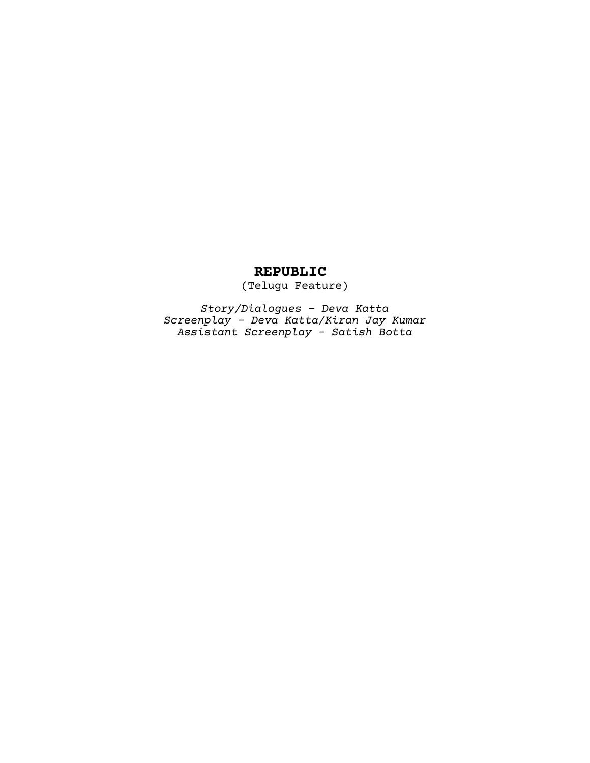# **REPUBLIC**

(Telugu Feature)

*Story/Dialogues - Deva Katta*
*Screenplay - Deva Katta/Kiran Jay Kumar*
*Assistant Screenplay - Satish Botta*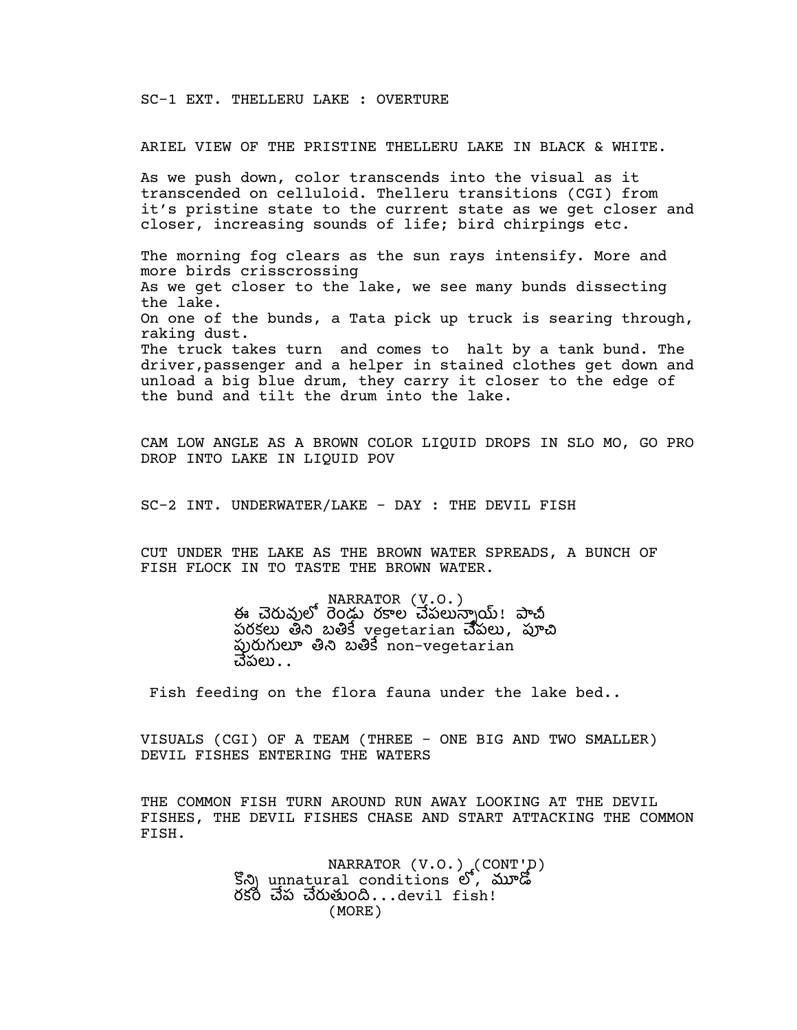SC-1 EXT. THELLERU LAKE : OVERTURE

ARIEL VIEW OF THE PRISTINE THELLERU LAKE IN BLACK & WHITE.

As we push down, color transcends into the visual as it transcended on celluloid. Thelleru transitions (CGI) from it's pristine state to the current state as we get closer and closer, increasing sounds of life; bird chirpings etc.

The morning fog clears as the sun rays intensify. More and more birds crisscrossing
As we get closer to the lake, we see many bunds dissecting the lake.
On one of the bunds, a Tata pick up truck is searing through, raking dust.
The truck takes turn  and comes to  halt by a tank bund. The driver,passenger and a helper in stained clothes get down and unload a big blue drum, they carry it closer to the edge of the bund and tilt the drum into the lake.

CAM LOW ANGLE AS A BROWN COLOR LIQUID DROPS IN SLO MO, GO PRO DROP INTO LAKE IN LIQUID POV

SC-2 INT. UNDERWATER/LAKE - DAY : THE DEVIL FISH

CUT UNDER THE LAKE AS THE BROWN WATER SPREADS, A BUNCH OF FISH FLOCK IN TO TASTE THE BROWN WATER.

NARRATOR (V.O.)
ఈ చెరువులో రెండు రకాల చేపలున్నాయ్! పాచి పరకలు తిని బతికే vegetarian చేపలు, పూచి పురుగులూ తిని బతికే non-vegetarian చేపలు..

Fish feeding on the flora fauna under the lake bed..

VISUALS (CGI) OF A TEAM (THREE - ONE BIG AND TWO SMALLER) DEVIL FISHES ENTERING THE WATERS

THE COMMON FISH TURN AROUND RUN AWAY LOOKING AT THE DEVIL FISHES, THE DEVIL FISHES CHASE AND START ATTACKING THE COMMON FISH.

NARRATOR (V.O.) (CONT'D)
కొన్ని unnatural conditions లో, మూడో రకం చేప చేరుతుంది...devil fish!
(MORE)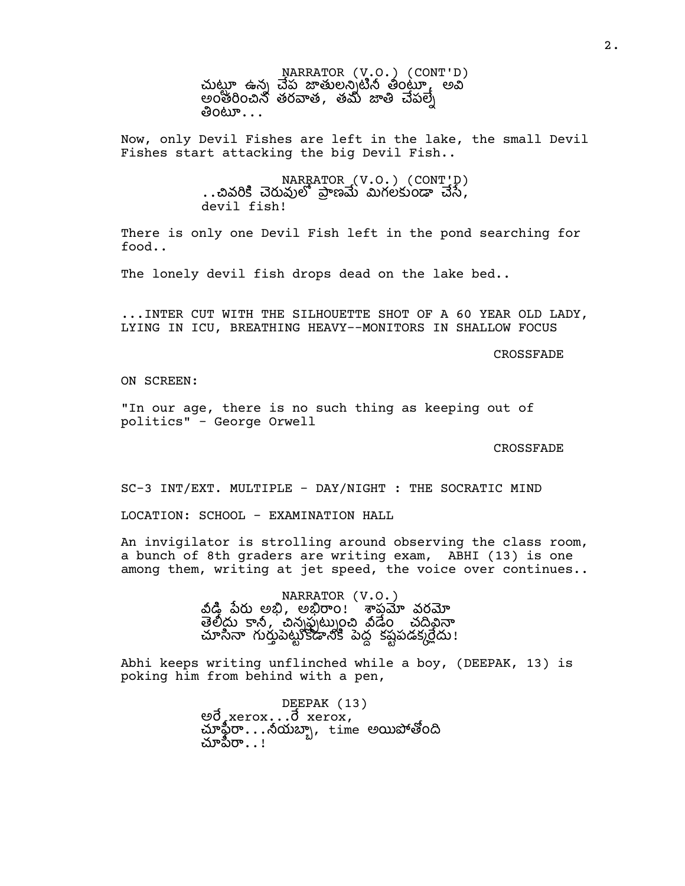NARRATOR (V.O.) (CONT'D)
చుట్టూ ఉన్న చేప జాతులన్నిటినీ తింటూ, అవి అంతరించిన తరవాత, తమ జాతి చేపల్నే తింటూ...

Now, only Devil Fishes are left in the lake, the small Devil Fishes start attacking the big Devil Fish..

NARRATOR (V.O.) (CONT'D)
..చివరికి చెరువులో ప్రాణమే మిగలకుండా చేసే, devil fish!

There is only one Devil Fish left in the pond searching for food..

The lonely devil fish drops dead on the lake bed..

...INTER CUT WITH THE SILHOUETTE SHOT OF A 60 YEAR OLD LADY, LYING IN ICU, BREATHING HEAVY--MONITORS IN SHALLOW FOCUS

CROSSFADE

ON SCREEN:

"In our age, there is no such thing as keeping out of politics" - George Orwell

CROSSFADE

SC-3 INT/EXT. MULTIPLE - DAY/NIGHT : THE SOCRATIC MIND

LOCATION: SCHOOL - EXAMINATION HALL

An invigilator is strolling around observing the class room, a bunch of 8th graders are writing exam, ABHI (13) is one among them, writing at jet speed, the voice over continues..

NARRATOR (V.O.)
వీడి పేరు అభి, అభిరాం! శాపమో వరమో తెలీదు కానీ, చిన్నప్పట్నుంచి వీడేం చదివినా చూసినా గుర్తుపెట్టుకోడానికి పెద్ద కష్టపడక్కర్లేదు!

Abhi keeps writing unflinched while a boy, (DEEPAK, 13) is poking him from behind with a pen,

DEEPAK (13)
అరే xerox...రే xerox, చూపీరా...నీయబ్బా, time అయిపోతోంది చూపీరా..!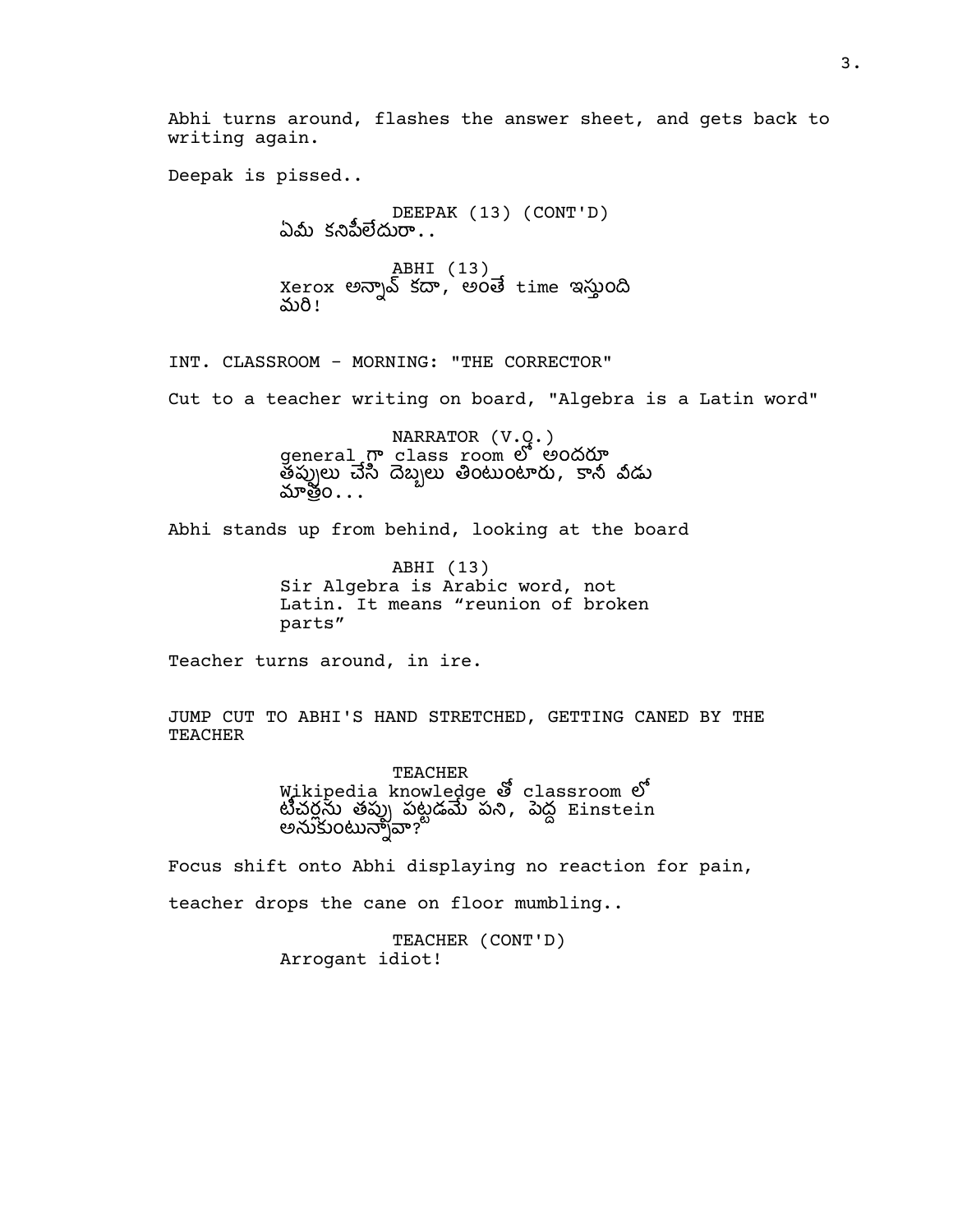Abhi turns around, flashes the answer sheet, and gets back to writing again.

Deepak is pissed..

DEEPAK (13) (CONT'D)
ఏమీ కనిపీలేదురా..

ABHI (13)
Xerox అన్నావ్ కదా, అంతే time ఇస్తుంది మరి!

INT. CLASSROOM - MORNING: "THE CORRECTOR"

Cut to a teacher writing on board, "Algebra is a Latin word"

NARRATOR (V.O.)
general గా class room లో అందరూ తప్పులు చేసి దెబ్బలు తింటుంటారు, కానీ వీడు మాత్రం...

Abhi stands up from behind, looking at the board

ABHI (13)
Sir Algebra is Arabic word, not Latin. It means "reunion of broken parts"

Teacher turns around, in ire.

JUMP CUT TO ABHI'S HAND STRETCHED, GETTING CANED BY THE TEACHER

TEACHER
Wikipedia knowledge తో classroom లో టీచర్లను తప్పు పట్టడమే పని, పెద్ద Einstein అనుకుంటున్నావా?

Focus shift onto Abhi displaying no reaction for pain,

teacher drops the cane on floor mumbling..

TEACHER (CONT'D)
Arrogant idiot!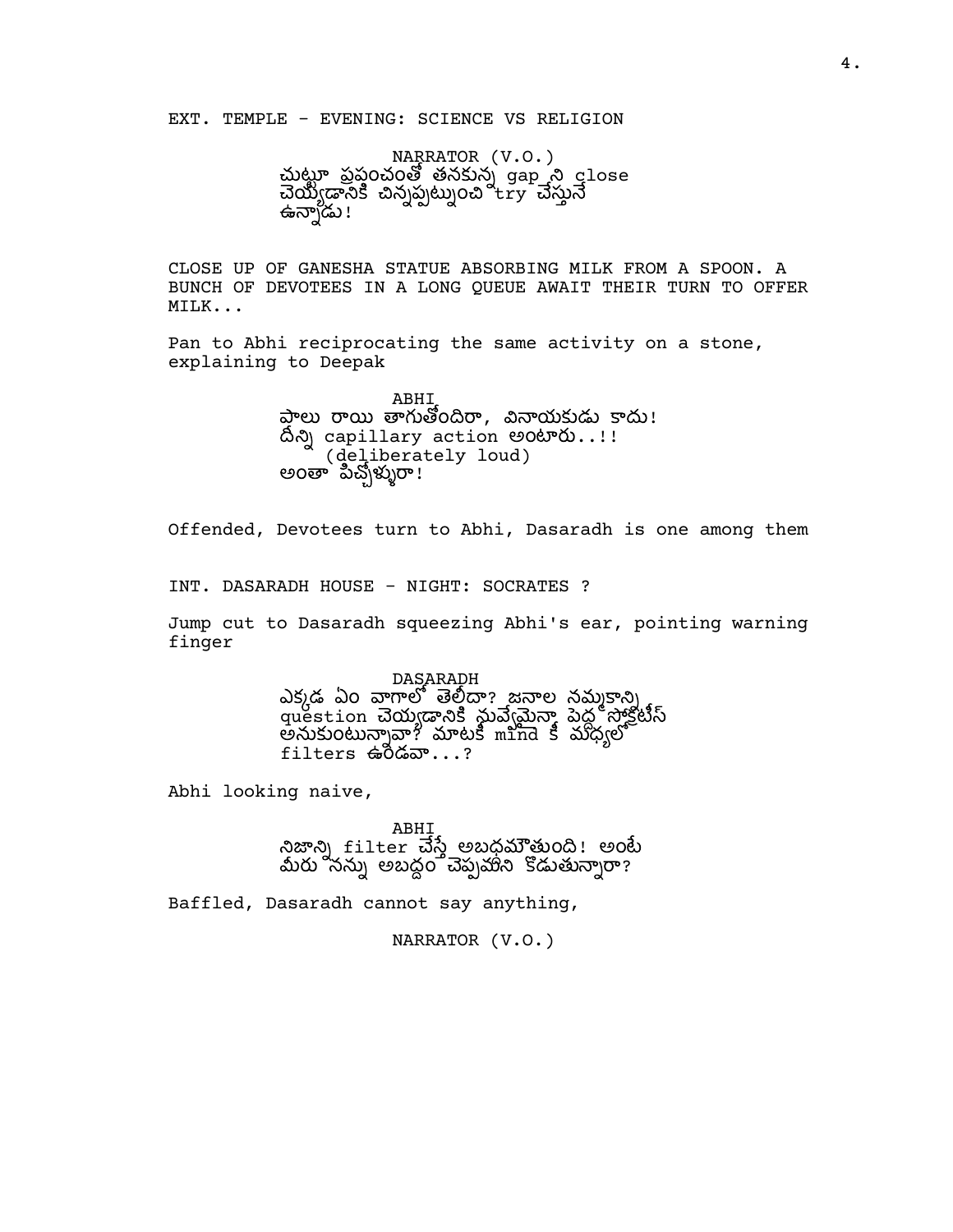EXT. TEMPLE - EVENING: SCIENCE VS RELIGION

NARRATOR (V.O.)
చుట్టూ ప్రపంచంతో తనకున్న gap ని close చెయ్యడానికి చిన్నప్పట్నుంచి try చేస్తునే ఉన్నాడు!

CLOSE UP OF GANESHA STATUE ABSORBING MILK FROM A SPOON. A BUNCH OF DEVOTEES IN A LONG QUEUE AWAIT THEIR TURN TO OFFER MILK...

Pan to Abhi reciprocating the same activity on a stone, explaining to Deepak

ABHI
పాలు రాయి తాగుతోందిరా, వినాయకుడు కాదు! దీన్ని capillary action అంటారు..!!
(deliberately loud)
అంతా పిచ్చోళ్ళురా!

Offended, Devotees turn to Abhi, Dasaradh is one among them

INT. DASARADH HOUSE - NIGHT: SOCRATES ?

Jump cut to Dasaradh squeezing Abhi's ear, pointing warning finger

DASARADH
ఎక్కడ ఏం వాగాలో తెలీదా? జనాల నమ్మకాన్ని question చెయ్యడానికి నువ్వేమైనా పెద్ద సోక్రటీస్ అనుకుంటున్నావా? మాటకీ mind కీ మధ్యలో filters ఉండవా...?

Abhi looking naive,

ABHI
నిజాన్ని filter చేస్తే అబధమౌతుంది! అంటే మీరు నన్ను అబద్దం చెప్పమని కొడుతున్నారా?

Baffled, Dasaradh cannot say anything,

NARRATOR (V.O.)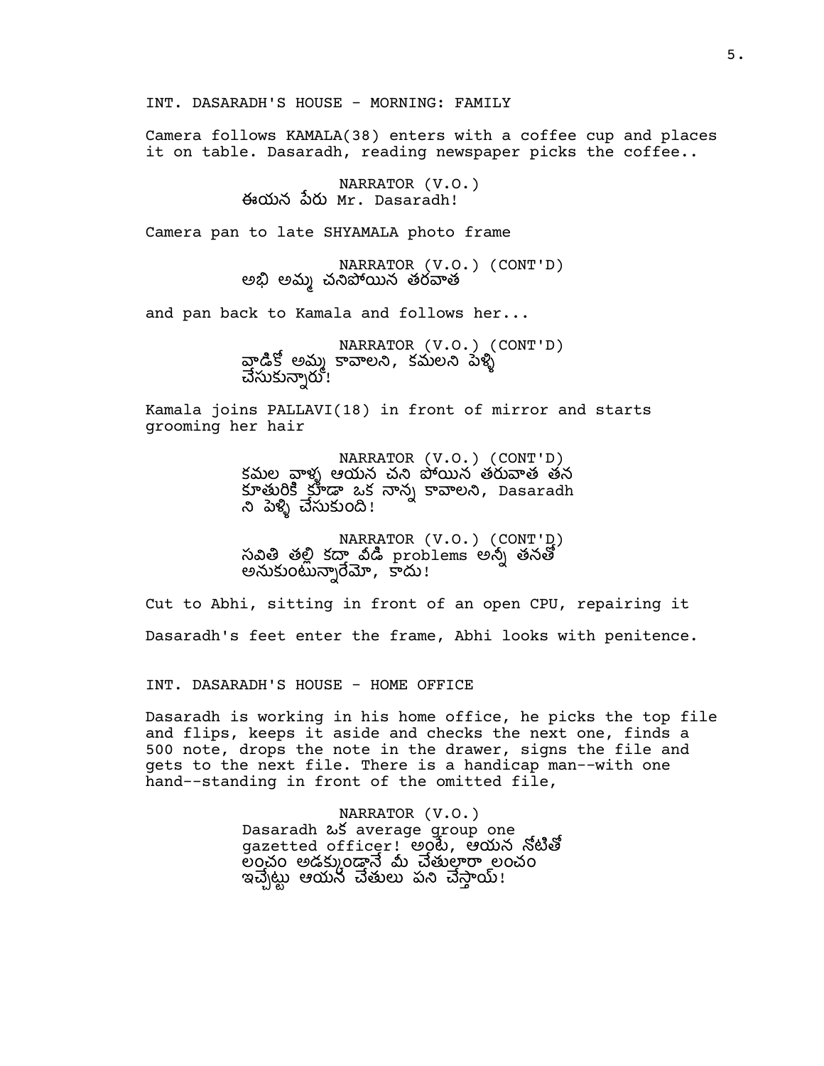INT. DASARADH'S HOUSE - MORNING: FAMILY

Camera follows KAMALA(38) enters with a coffee cup and places it on table. Dasaradh, reading newspaper picks the coffee..

NARRATOR (V.O.)
ఈయన పేరు Mr. Dasaradh!

Camera pan to late SHYAMALA photo frame

NARRATOR (V.O.) (CONT'D)
అభి అమ్మ చనిపోయిన తరవాత

and pan back to Kamala and follows her...

NARRATOR (V.O.) (CONT'D)
వాడికో అమ్మ కావాలని, కమలని పెళ్ళి చేసుకున్నారు!

Kamala joins PALLAVI(18) in front of mirror and starts grooming her hair

NARRATOR (V.O.) (CONT'D)
కమల వాళ్ళ ఆయన చని పోయిన తరువాత తన కూతురికి కూడా ఒక నాన్న కావాలని, Dasaradh ని పెళ్ళి చేసుకుంది!

NARRATOR (V.O.) (CONT'D)
సవితి తల్లి కదా వీడి problems అన్నీ తనతో అనుకుంటున్నారేమో, కాదు!

Cut to Abhi, sitting in front of an open CPU, repairing it

Dasaradh's feet enter the frame, Abhi looks with penitence.

INT. DASARADH'S HOUSE - HOME OFFICE

Dasaradh is working in his home office, he picks the top file and flips, keeps it aside and checks the next one, finds a 500 note, drops the note in the drawer, signs the file and gets to the next file. There is a handicap man--with one hand--standing in front of the omitted file,

NARRATOR (V.O.)
Dasaradh ఒక average group one gazetted officer! అంటే, ఆయన నోటితో లంచం అడక్కుండానే మీ చేతులారా లంచం ఇచ్చేట్టు ఆయన చేతులు పని చేస్తాయ్!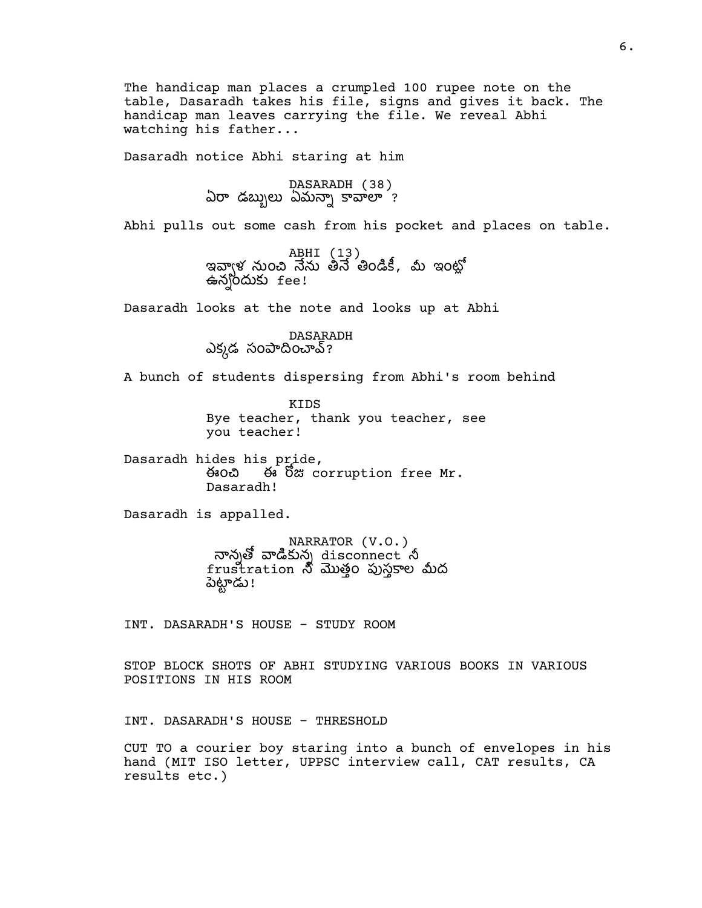The handicap man places a crumpled 100 rupee note on the table, Dasaradh takes his file, signs and gives it back. The handicap man leaves carrying the file. We reveal Abhi watching his father...

Dasaradh notice Abhi staring at him

DASARADH (38)
ఏరా డబ్బులు ఏమన్నా కావాలా ?

Abhi pulls out some cash from his pocket and places on table.

ABHI (13)
ఇవ్వాళ నుంచి నేను తినే తిండికీ, మీ ఇంట్లో ఉన్నందుకు fee!

Dasaradh looks at the note and looks up at Abhi

DASARADH
ఎక్కడ సంపాదించావ్?

A bunch of students dispersing from Abhi's room behind

KIDS
Bye teacher, thank you teacher, see you teacher!

Dasaradh hides his pride,
ఈంచి ఈ రోజు corruption free Mr. Dasaradh!

Dasaradh is appalled.

NARRATOR (V.O.)
నాన్నతో వాడికున్న disconnect నీ frustration నీ మొత్తం పుస్తకాల మీద పెట్టాడు!

INT. DASARADH'S HOUSE - STUDY ROOM

STOP BLOCK SHOTS OF ABHI STUDYING VARIOUS BOOKS IN VARIOUS POSITIONS IN HIS ROOM

INT. DASARADH'S HOUSE - THRESHOLD

CUT TO a courier boy staring into a bunch of envelopes in his hand (MIT ISO letter, UPPSC interview call, CAT results, CA results etc.)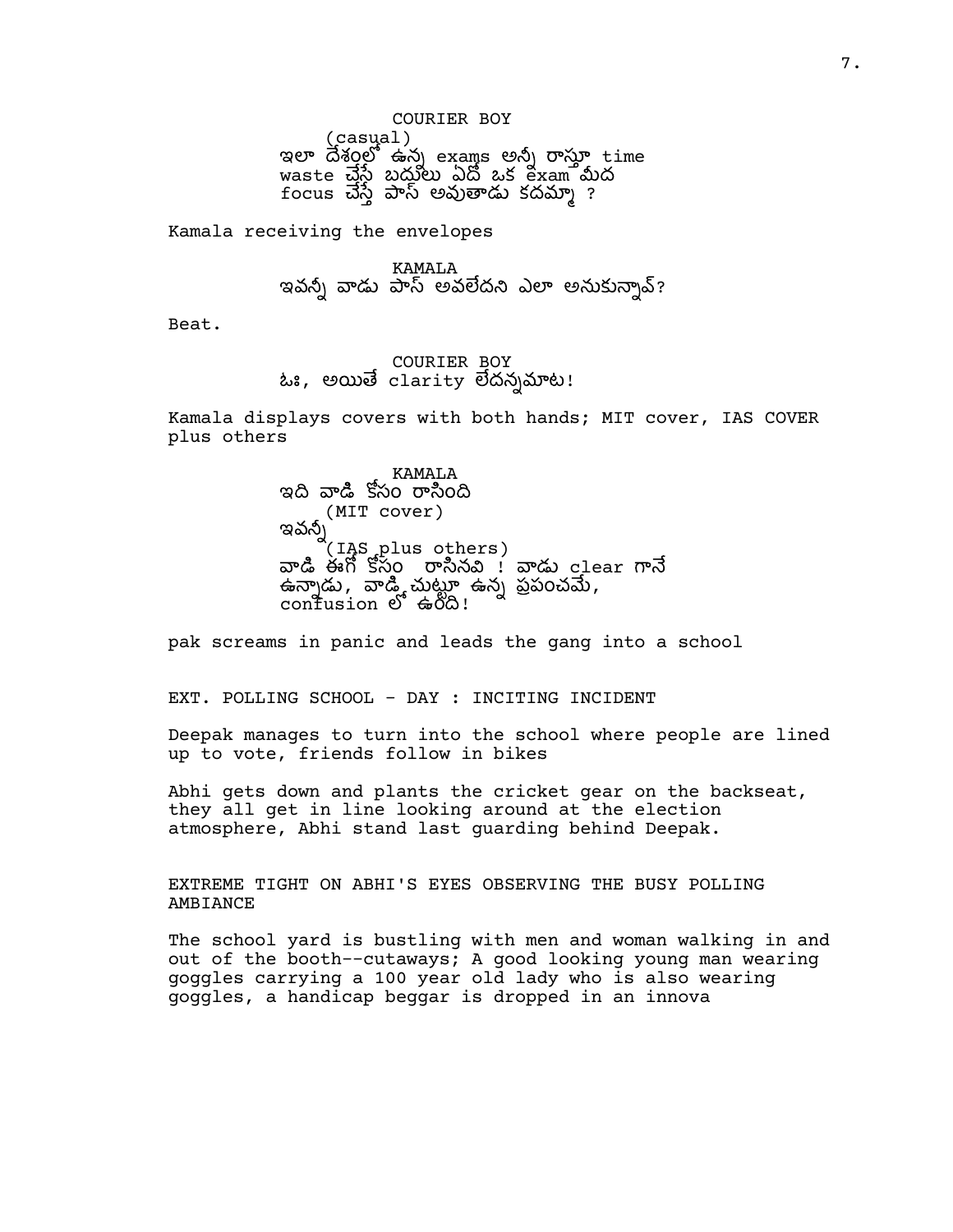COURIER BOY
(casual)
ఇలా దేశంలో ఉన్న exams అన్నీ రాస్తూ time waste చేసే బదులు ఏదో ఒక exam మీద focus చేస్తే పాస్ అవుతాడు కదమ్మా ?

Kamala receiving the envelopes

KAMALA
ఇవన్నీ వాడు పాస్ అవలేదని ఎలా అనుకున్నావ్?

Beat.

COURIER BOY
ఓః, అయితే clarity లేదన్నమాట!

Kamala displays covers with both hands; MIT cover, IAS COVER plus others

KAMALA
ఇది వాడి కోసం రాసింది
(MIT cover)
ఇవన్నీ
(IAS plus others)
వాడి ఈగో కోసం రాసినవి ! వాడు clear గానే ఉన్నాడు, వాడి చుట్టూ ఉన్న ప్రపంచమే, confusion లో ఉంది!

pak screams in panic and leads the gang into a school

EXT. POLLING SCHOOL - DAY : INCITING INCIDENT

Deepak manages to turn into the school where people are lined up to vote, friends follow in bikes

Abhi gets down and plants the cricket gear on the backseat, they all get in line looking around at the election atmosphere, Abhi stand last guarding behind Deepak.

EXTREME TIGHT ON ABHI'S EYES OBSERVING THE BUSY POLLING AMBIANCE

The school yard is bustling with men and woman walking in and out of the booth--cutaways; A good looking young man wearing goggles carrying a 100 year old lady who is also wearing goggles, a handicap beggar is dropped in an innova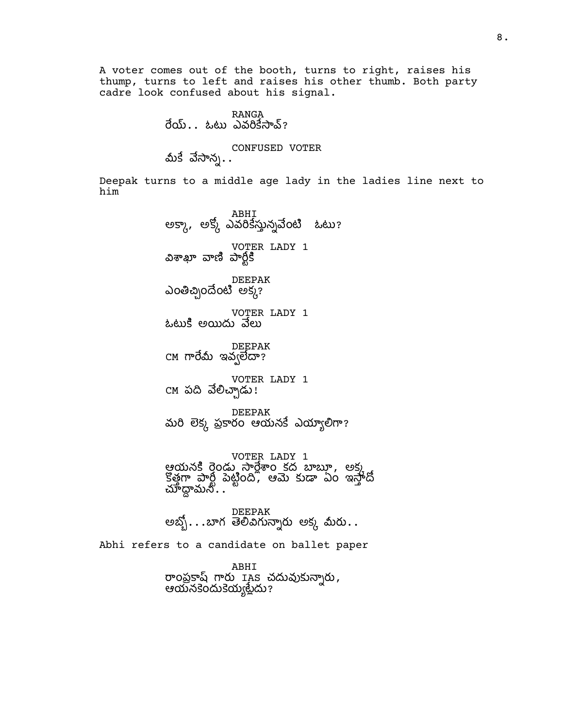A voter comes out of the booth, turns to right, raises his thump, turns to left and raises his other thumb. Both party cadre look confused about his signal.

RANGA
రేయ్.. ఓటు ఎవరికేసావ్?

CONFUSED VOTER
మీకే వేసాన్న..

Deepak turns to a middle age lady in the ladies line next to him

ABHI
అక్కా, అక్కో ఎవరికేస్తున్నవేంటి  ఓటు?

VOTER LADY 1
విశాఖా వాణి పార్టీకి

DEEPAK
ఎంతిచ్చిందేంటి అక్క?

VOTER LADY 1
ఓటుకి అయిదు వేలు

DEEPAK
CM గారేమి ఇవ్వలేదా?

VOTER LADY 1
CM పది వేలిచ్చాడు!

DEEPAK
మరి లెక్క ప్రకారం ఆయనకే ఎయ్యాలిగా?

VOTER LADY 1
ఆయనకి రెండు సార్లేశాం కద బాబూ, అక్క కొత్తగా పార్టీ పెట్టింది, ఆమె కుడా ఏం ఇస్తాదో చూద్దామనీ..

DEEPAK
అబ్బో...బాగ తెలివిగున్నారు అక్క మీరు..

Abhi refers to a candidate on ballet paper

ABHI
రాంప్రకాష్ గారు IAS చదువుకున్నారు, ఆయనకెందుకెయ్యట్లేదు?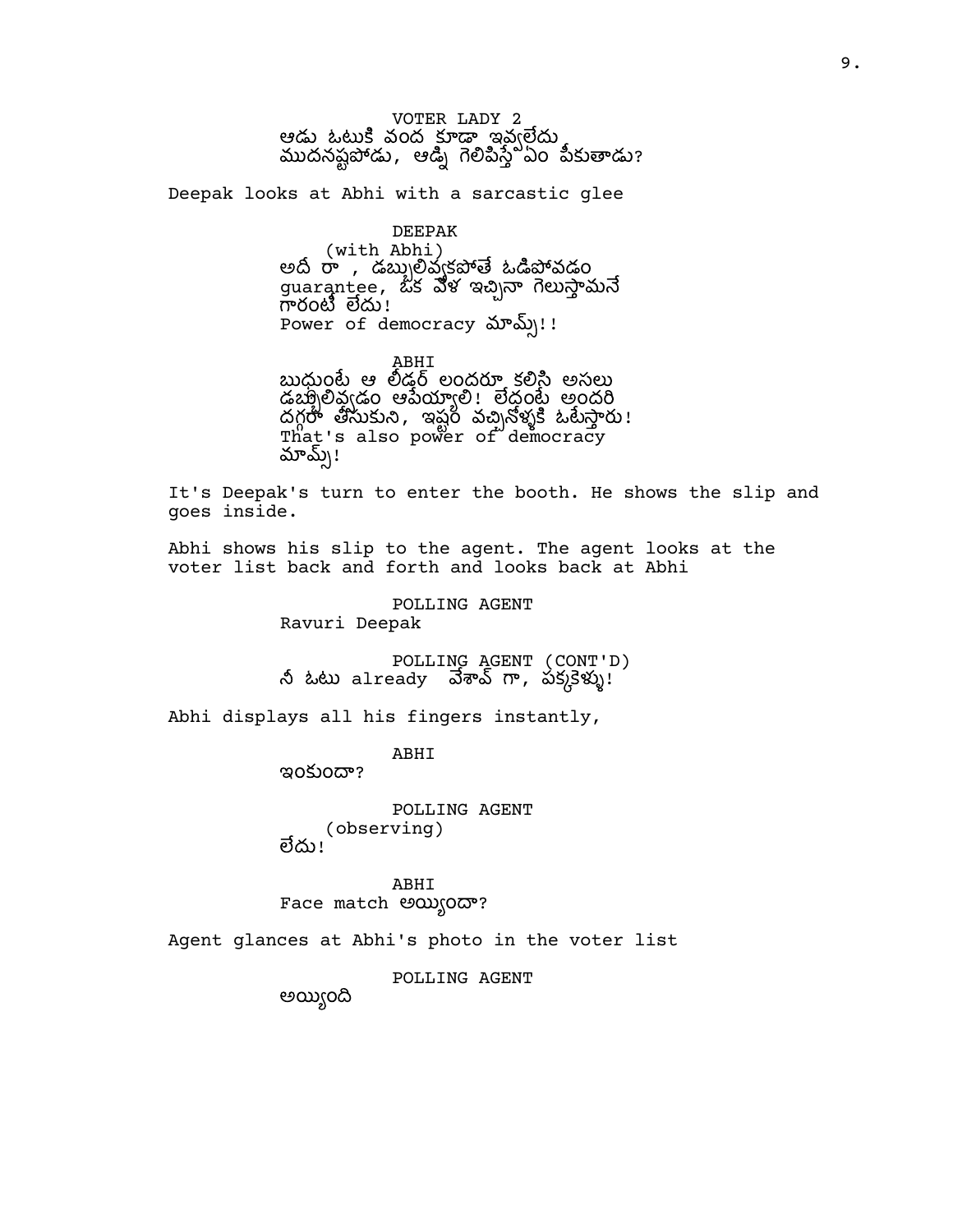VOTER LADY 2

ఆడు ఓటుకి వంద కూడా ఇవ్వలేదు
ముదనష్టపోడు, ఆడ్ని గెలిపిస్తే ఏం పీకుతాడు?

Deepak looks at Abhi with a sarcastic glee

DEEPAK

(with Abhi)

అదీ రా , డబ్బులివ్వకపోతే ఓడిపోవడం
guarantee, ఒక వేళ ఇచ్చినా గెలుస్తామనే
గారంటీ లేదు!
Power of democracy మామ్స్!!

ABHI

బుద్ధుంటే ఆ లీడర్ లందరూ కలిసి అసలు
డబ్బులివ్వడం ఆపెయ్యాలి! లేదంటే అందరి
దగ్గరా తీసుకుని, ఇష్టం వచ్చినోళ్ళకి ఓటేస్తారు!
That's also power of democracy
మామ్స్!

It's Deepak's turn to enter the booth. He shows the slip and goes inside.

Abhi shows his slip to the agent. The agent looks at the voter list back and forth and looks back at Abhi

POLLING AGENT

Ravuri Deepak

POLLING AGENT (CONT'D)

నీ ఓటు already వేశావ్ గా, పక్కకెళ్ళు!

Abhi displays all his fingers instantly,

ABHI

ఇంకుందా?

POLLING AGENT

(observing)

లేదు!

ABHI

Face match అయ్యిందా?

Agent glances at Abhi's photo in the voter list

POLLING AGENT

అయ్యింది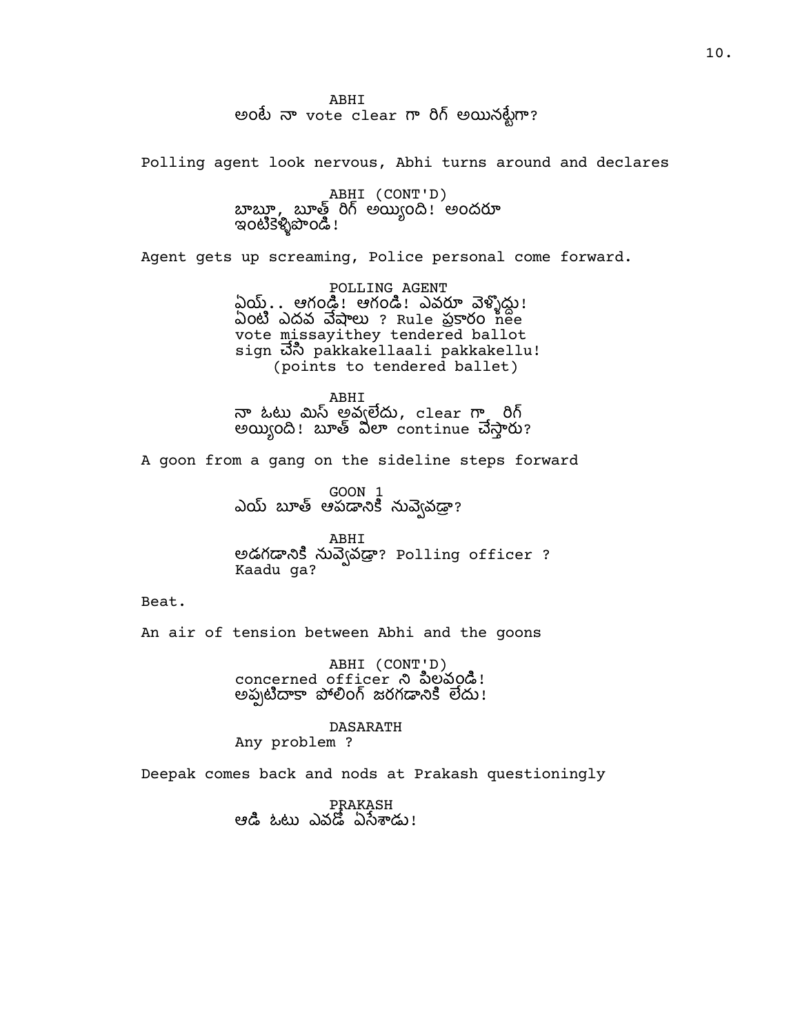ABHI
అంటే నా vote clear గా రిగ్ అయినట్టేగా?

Polling agent look nervous, Abhi turns around and declares

ABHI (CONT'D)
బాబూ, బూత్ రిగ్ అయ్యింది! అందరూ ఇంటికెళ్ళిపొండి!

Agent gets up screaming, Police personal come forward.

POLLING AGENT
ఏయ్.. ఆగండి! ఆగండి! ఎవరూ వెళ్ళొద్దు! ఏంటి ఎదవ వేషాలు ? Rule ప్రకారం nee vote missayithey tendered ballot sign చేసి pakkakellaali pakkakellu!
(points to tendered ballet)

ABHI
నా ఓటు మిస్ అవ్వలేదు, clear గా రిగ్ అయ్యింది! బూత్ ఎలా continue చేస్తారు?

A goon from a gang on the sideline steps forward

GOON 1
ఎయ్ బూత్ ఆపడానికి నువ్వెవడ్రా?

ABHI
అడగడానికి నువ్వెవడ్రా? Polling officer ? Kaadu ga?

Beat.

An air of tension between Abhi and the goons

ABHI (CONT'D)
concerned officer ని పిలవండి! అప్పటిదాకా పోలింగ్ జరగడానికి లేదు!

DASARATH
Any problem ?

Deepak comes back and nods at Prakash questioningly

PRAKASH
ఆడి ఓటు ఎవడో ఏసేశాడు!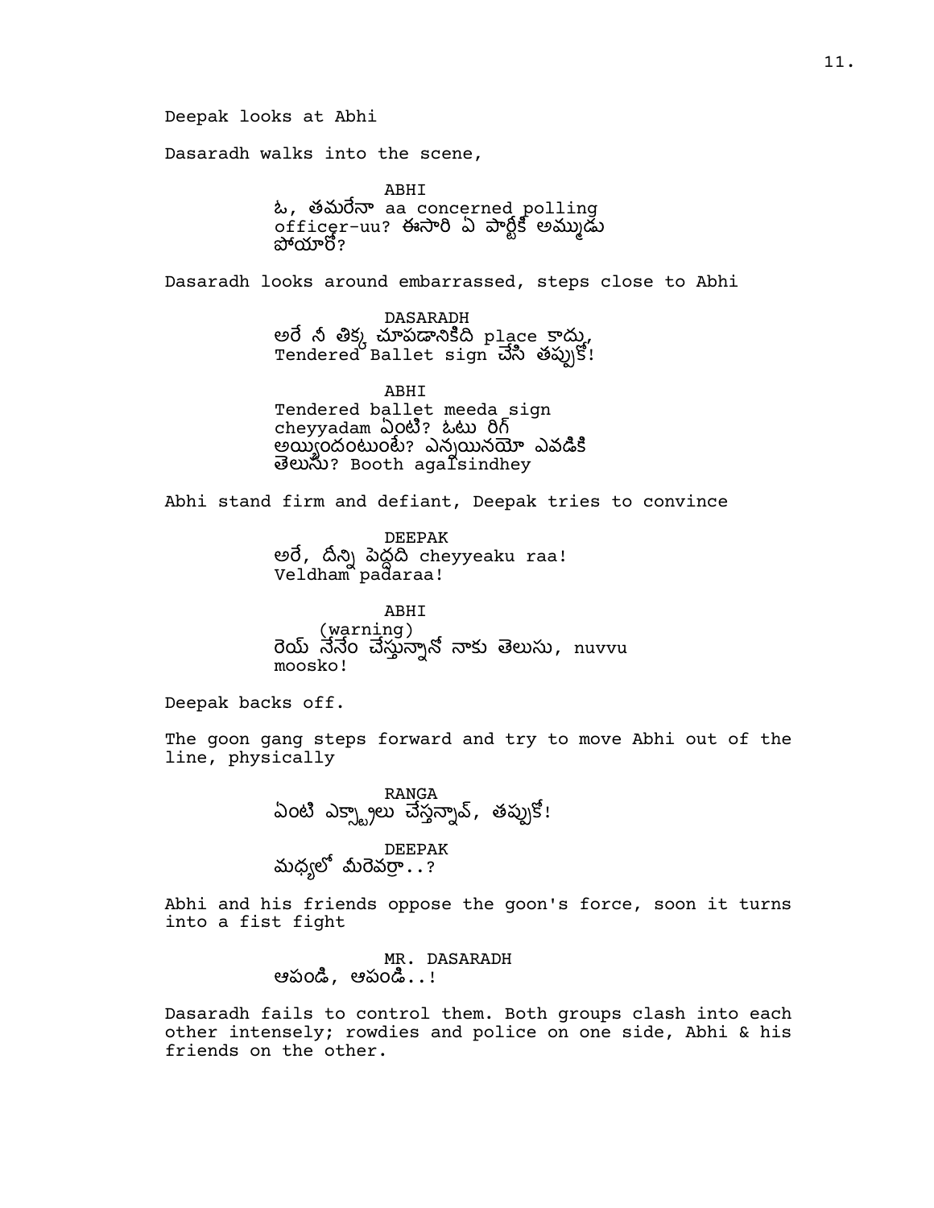Deepak looks at Abhi

Dasaradh walks into the scene,

ABHI
ఓ, తమరేనా aa concerned polling officer-uu? ఈసారి ఏ పార్టీకి అమ్ముడు పోయారో?

Dasaradh looks around embarrassed, steps close to Abhi

DASARADH
అరే నీ తిక్క చూపడానికిది place కాదు, Tendered Ballet sign చేసి తప్పుకో!

ABHI
Tendered ballet meeda sign cheyyadam ఏంటి? ఓటు రిగ్ అయ్యిందంటుంటే? ఎన్నియినయో ఎవడికి తెలుసు? Booth agaIsindhey

Abhi stand firm and defiant, Deepak tries to convince

DEEPAK
అరే, దీన్ని పెద్దది cheyyeaku raa! Veldham padaraa!

ABHI
(warning)
రెయ్ నేనేం చేస్తున్నానో నాకు తెలుసు, nuvvu moosko!

Deepak backs off.

The goon gang steps forward and try to move Abhi out of the line, physically

RANGA
ఏంటి ఎక్స్ట్రాలు చేస్తన్నావ్, తప్పుకో!

DEEPAK
మధ్యలో మీరెవర్రా..?

Abhi and his friends oppose the goon's force, soon it turns into a fist fight

MR. DASARADH
ఆపండి, ఆపండి..!

Dasaradh fails to control them. Both groups clash into each other intensely; rowdies and police on one side, Abhi & his friends on the other.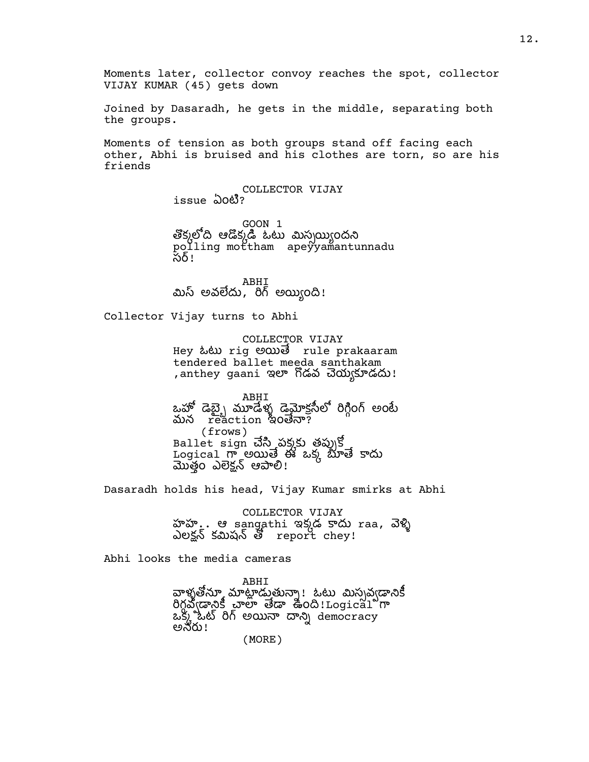Moments later, collector convoy reaches the spot, collector VIJAY KUMAR (45) gets down

Joined by Dasaradh, he gets in the middle, separating both the groups.

Moments of tension as both groups stand off facing each other, Abhi is bruised and his clothes are torn, so are his friends

COLLECTOR VIJAY
issue ఏంటి?

GOON 1
తొక్కలోది ఆడొక్కడి ఓటు మిస్సయ్యిందని polling mottham apeyyamantunnadu సర్!

ABHI
మిస్ అవలేదు, రిగ్ అయ్యింది!

Collector Vijay turns to Abhi

COLLECTOR VIJAY
Hey ఓటు rig అయితే rule prakaaram tendered ballet meeda santhakam ,anthey gaani ఇలా గొడవ చెయ్యకూడదు!

ABHI
ఒహో డెబ్బై మూడేళ్ళ డెమొక్రసీలో రిగ్గింగ్ అంటే మన reaction ఇంతేనా?
(frows)
Ballet sign చేసి పక్కకు తప్పుకో
Logical గా అయితే ఈ ఒక్క బూతే కాదు మొత్తం ఎలెక్షన్ ఆపాలి!

Dasaradh holds his head, Vijay Kumar smirks at Abhi

COLLECTOR VIJAY
హహ.. ఆ sangathi ఇక్కడ కాదు raa, వెళ్ళి ఎలక్షన్ కమిషన్ తో report chey!

Abhi looks the media cameras

ABHI
వాళ్ళతోనూ మాట్లాడుతున్నా! ఓటు మిస్సవ్వడానికీ రిగ్గవ్వడానికీ చాలా తేడా ఉంది!Logical గా ఒక్క ఓట్ రిగ్ అయినా దాన్ని democracy అనరు!
(MORE)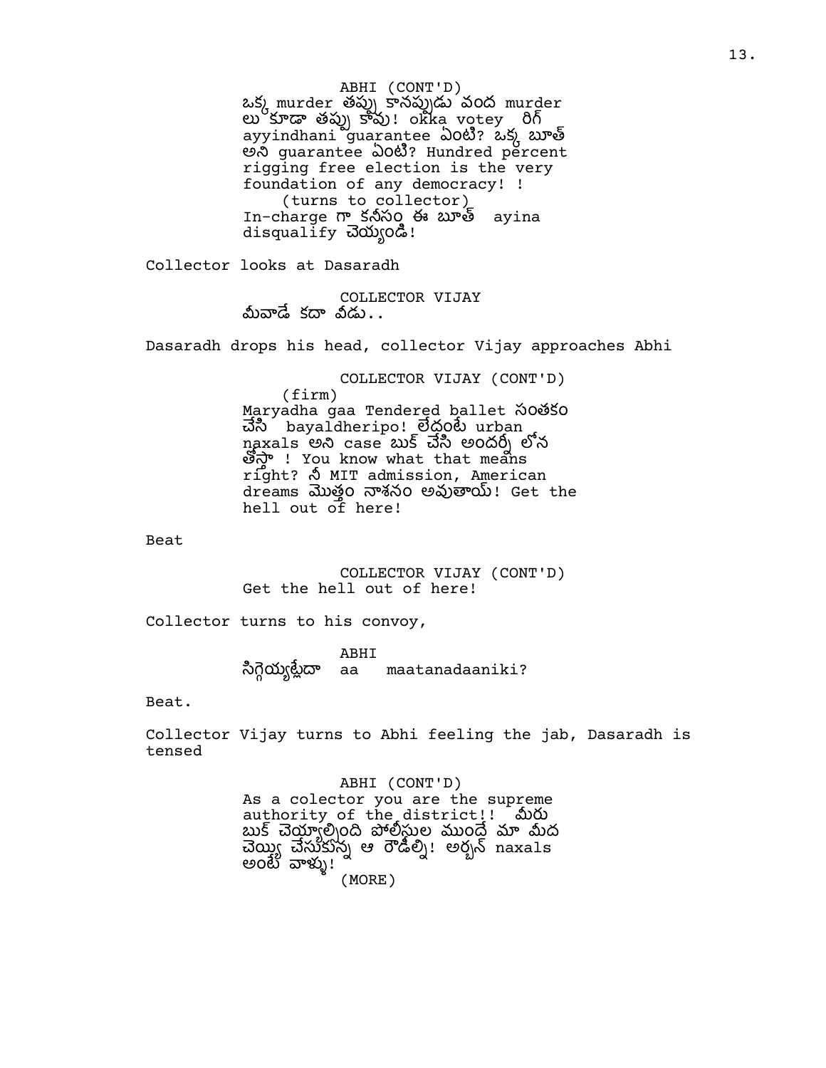ABHI (CONT'D)
ఒక్క murder తప్పు కానప్పుడు వంద murder లు కూడా తప్పు కావు! okka votey రిగ్ ayyindhani guarantee ఏంటి? ఒక్క బూత్ అని guarantee ఏంటి? Hundred percent rigging free election is the very foundation of any democracy! !
(turns to collector)
In-charge గా కనీసం ఈ బూత్ ayina disqualify చెయ్యండి!

Collector looks at Dasaradh

COLLECTOR VIJAY
మీవాడే కదా వీడు..

Dasaradh drops his head, collector Vijay approaches Abhi

COLLECTOR VIJAY (CONT'D)
(firm)
Maryadha gaa Tendered ballet సంతకం చేసి bayaldheripo! లేదంటే urban naxals అని case బుక్ చేసి అందర్నీ లోన తోస్తా ! You know what that means right? నీ MIT admission, American dreams మొత్తం నాశనం అవుతాయ్! Get the hell out of here!

Beat

COLLECTOR VIJAY (CONT'D)
Get the hell out of here!

Collector turns to his convoy,

ABHI
సిగ్గెయ్యట్లేదా aa maatanadaaniki?

Beat.

Collector Vijay turns to Abhi feeling the jab, Dasaradh is tensed

ABHI (CONT'D)
As a colector you are the supreme authority of the district!! మీరు బుక్ చెయ్యాల్సింది పోలీసుల ముందే మా మీద చెయ్యి చేసుకున్న ఆ రౌడీల్ని! అర్బన్ naxals అంటే వాళ్ళు!
(MORE)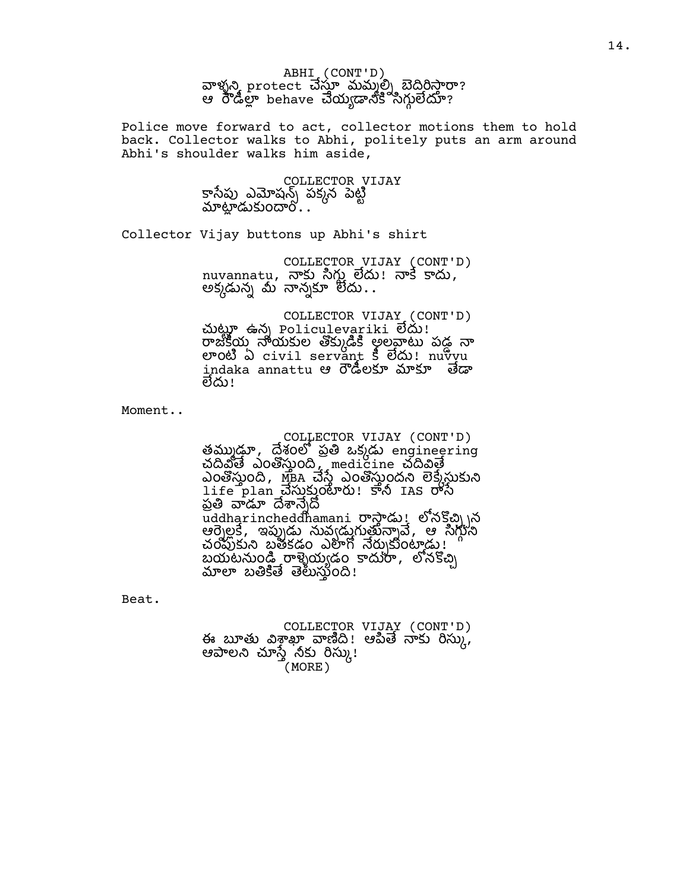ABHI (CONT'D)
వాళ్ళని protect చేస్తూ మమ్మల్ని బెదిరిస్తారా? ఆ రౌడీల్లా behave చెయ్యడానికి సిగ్గులేదూ?

Police move forward to act, collector motions them to hold back. Collector walks to Abhi, politely puts an arm around Abhi's shoulder walks him aside,

COLLECTOR VIJAY
కాసేపు ఎమోషన్స్ పక్కన పెట్టి మాట్లాడుకుందాం..

Collector Vijay buttons up Abhi's shirt

COLLECTOR VIJAY (CONT'D)
nuvannatu, నాకు సిగ్గు లేదు! నాకే కాదు, అక్కడున్న మీ నాన్నకూ లేదు..

COLLECTOR VIJAY (CONT'D)
చుట్టూ ఉన్న Policulevariki లేదు! రాజకీయ నాయకుల తొక్కుడికి అలవాటు పడ్డ నా లాంటి ఏ civil servant కి లేదు! nuvvu indaka annattu ఆ రౌడీలకూ మాకూ తేడా లేదు!

Moment..

COLLECTOR VIJAY (CONT'D)
తమ్ముడూ, దేశంలో ప్రతి ఒక్కడు engineering చదివితే ఎంతొస్తుంది, medicine చదివితే ఎంతొస్తుంది, MBA చేస్తే ఎంతొస్తుందని లెక్కేసుకుని life plan చేసుకుంటారు! కానీ IAS రాసే ప్రతి వాడూ దేశాన్నేదో uddharincheddhamani రాస్తాడు! లోనకొచ్చిన ఆర్నెల్లకే, ఇప్పుడు నువ్వడుగుతున్నావే, ఆ సిగ్గుని చంపుకుని బతకడం ఎలాగో నేర్చుకుంటాడు! బయటనుండి రాళ్ళెయ్యడం కాదురా, లోనకొచ్చి మాలా బతికితే తెలుస్తుంది!

Beat.

COLLECTOR VIJAY (CONT'D)
ఈ బూతు విశాఖా వాణిది! ఆపితే నాకు రిస్కు, ఆపాలని చూస్తే నీకు రిస్కు!
(MORE)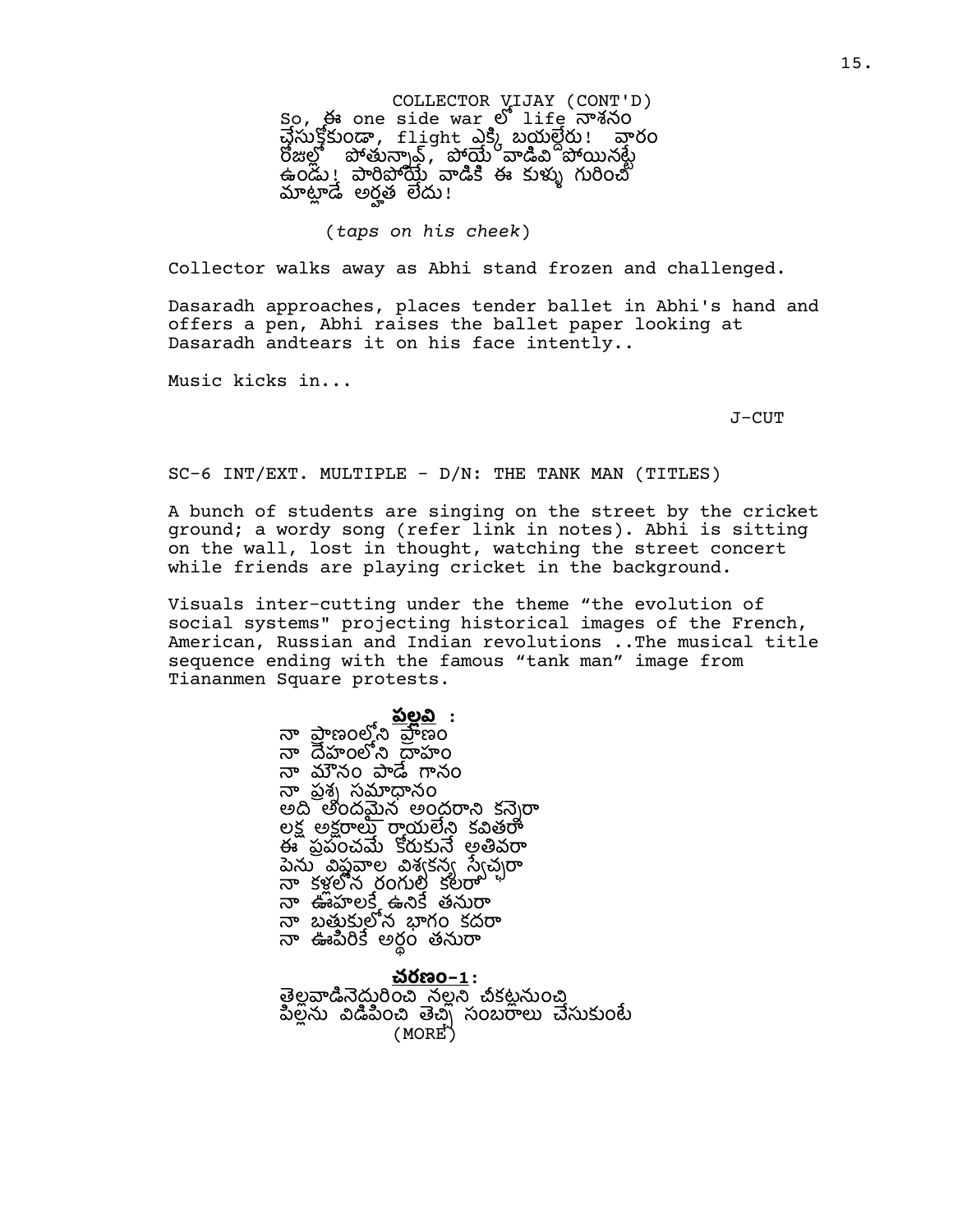COLLECTOR VIJAY (CONT'D)
So, ఈ one side war లో life నాశనం చేసుకోకుండా, flight ఎక్కి బయల్దేరు! వారం రోజుల్లో పోతున్నావ్, పోయే వాడివి పోయినట్టే ఉండు! పారిపోయే వాడికి ఈ కుళ్ళు గురించి మాట్లాడే అర్హత లేదు!

(*taps on his cheek*)

Collector walks away as Abhi stand frozen and challenged.

Dasaradh approaches, places tender ballet in Abhi's hand and offers a pen, Abhi raises the ballet paper looking at Dasaradh andtears it on his face intently..

Music kicks in...

J-CUT

SC-6 INT/EXT. MULTIPLE - D/N: THE TANK MAN (TITLES)

A bunch of students are singing on the street by the cricket ground; a wordy song (refer link in notes). Abhi is sitting on the wall, lost in thought, watching the street concert while friends are playing cricket in the background.

Visuals inter-cutting under the theme "the evolution of social systems" projecting historical images of the French, American, Russian and Indian revolutions ..The musical title sequence ending with the famous "tank man" image from Tiananmen Square protests.

**పల్లవి** :
నా ప్రాణంలోని ప్రాణం
నా దేహంలోని దాహం
నా మౌనం పాడే గానం
నా ప్రశ్న సమాధానం
అది అందమైన అందరాని కన్నెరా
లక్ష అక్షరాలు రాయలేని కవితరా
ఈ ప్రపంచమే కోరుకునే అతివరా
పేను విప్లవాల విశ్వకన్య స్వేచ్ఛరా
నా కళ్ళలోన రంగులే కలరా
నా ఊహలకే ఉనికే తనురా
నా బతుకులోన భాగం కదరా
నా ఊపిరికే అర్థం తనురా

**చరణం-1**:
తెల్లవాడినెదురించి నల్లని చీకట్లనుంచి
పిల్లను విడిపించి తెచ్చి సంబరాలు చేసుకుంటే
(MORE)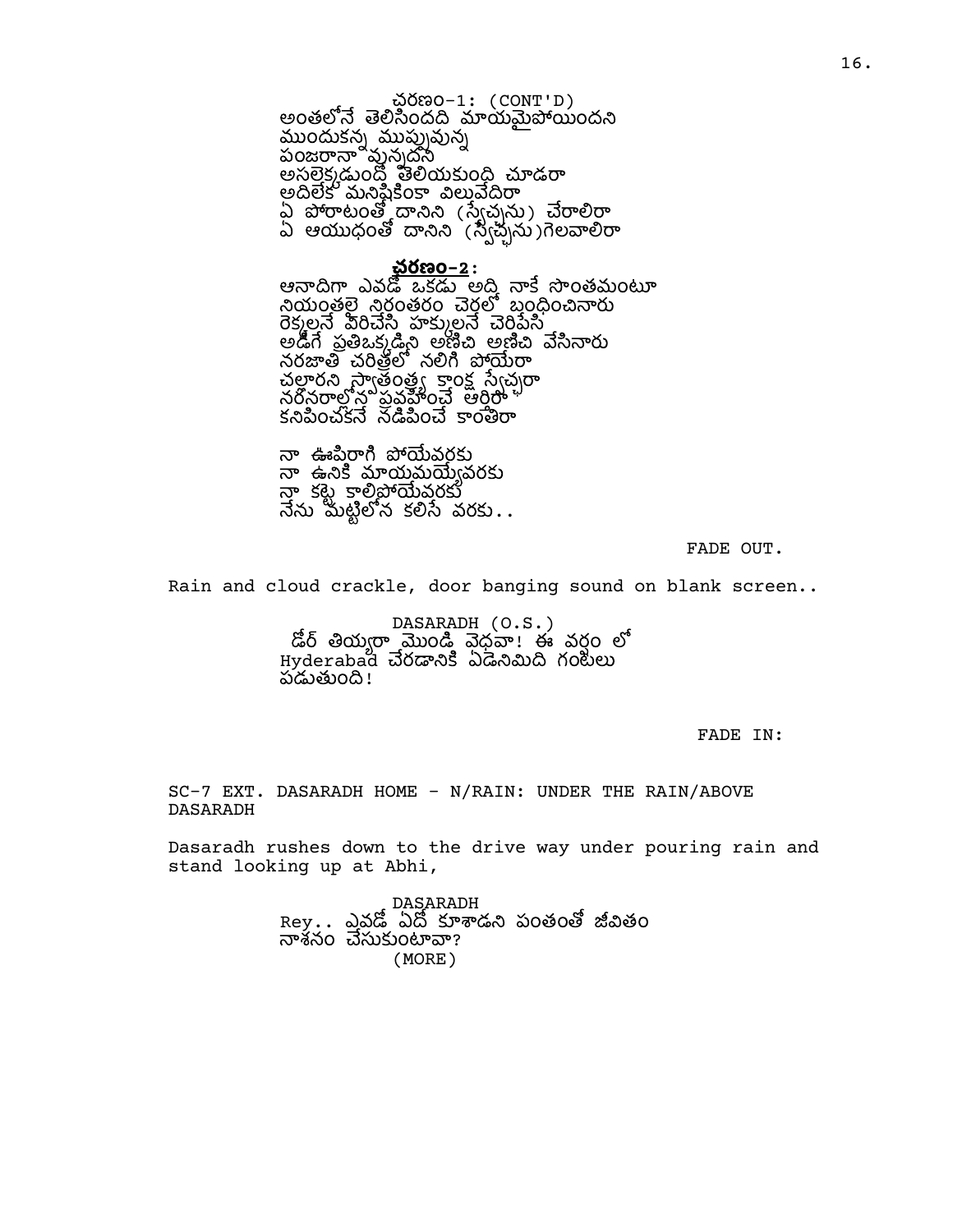చరణం-1: (CONT'D)
అంతలోనే తెలిసిందది మాయమైపోయిందని
ముందుకన్న ముప్పువున్న
పంజరానా వున్నదని
అసలెక్కడుందో తెలియకుంది చూడరా
అదిలేక మనిషికింకా విలువేదిరా
ఏ పోరాటంతో దానిని (స్వేచ్ఛను) చేరాలిరా
ఏ ఆయుధంతో దానిని (స్వేచ్ఛను)గెలవాలిరా

**చరణం-2:**
ఆనాదిగా ఎవడో ఒకడు అద్ది నాకే సొంతమంటూ
నియంతలై నిరంతరం చెరల్లో బంధించినారు
రెక్కలనే విరిచేసి హక్కులనే చెరిపేసి
అడిగే ప్రతిఒక్కడ్నీ అణిచి అణిచి వేసినారు
నరజాతి చరిత్రలో నలిగి పోయేరా
చల్లారని స్వాతంత్ర్య కాంక్ష స్వేచ్ఛరా
నరనరాల్లోన ప్రవహించే ఆర్తిరా
కనిపించకనే నడిపించే కాంతిరా

నా ఊపిరాగి పోయేవరకు
నా ఉనికి మాయమయ్యేవరకు
నా కట్టె కాలిపోయేవరకు
నేను మట్టిలోన కలిసే వరకు..

FADE OUT.

Rain and cloud crackle, door banging sound on blank screen..

DASARADH (O.S.)
డోర్ తియ్యరా మొండి వెధవా! ఈ వర్షం లో Hyderabad చేరడానికి ఏడెనిమిది గంటలు పడుతుంది!

FADE IN:

SC-7 EXT. DASARADH HOME - N/RAIN: UNDER THE RAIN/ABOVE DASARADH

Dasaradh rushes down to the drive way under pouring rain and stand looking up at Abhi,

DASARADH
Rey.. ఎవడో ఏదో కూశాడని పంతంతో జీవితం నాశనం చేసుకుంటావా?
(MORE)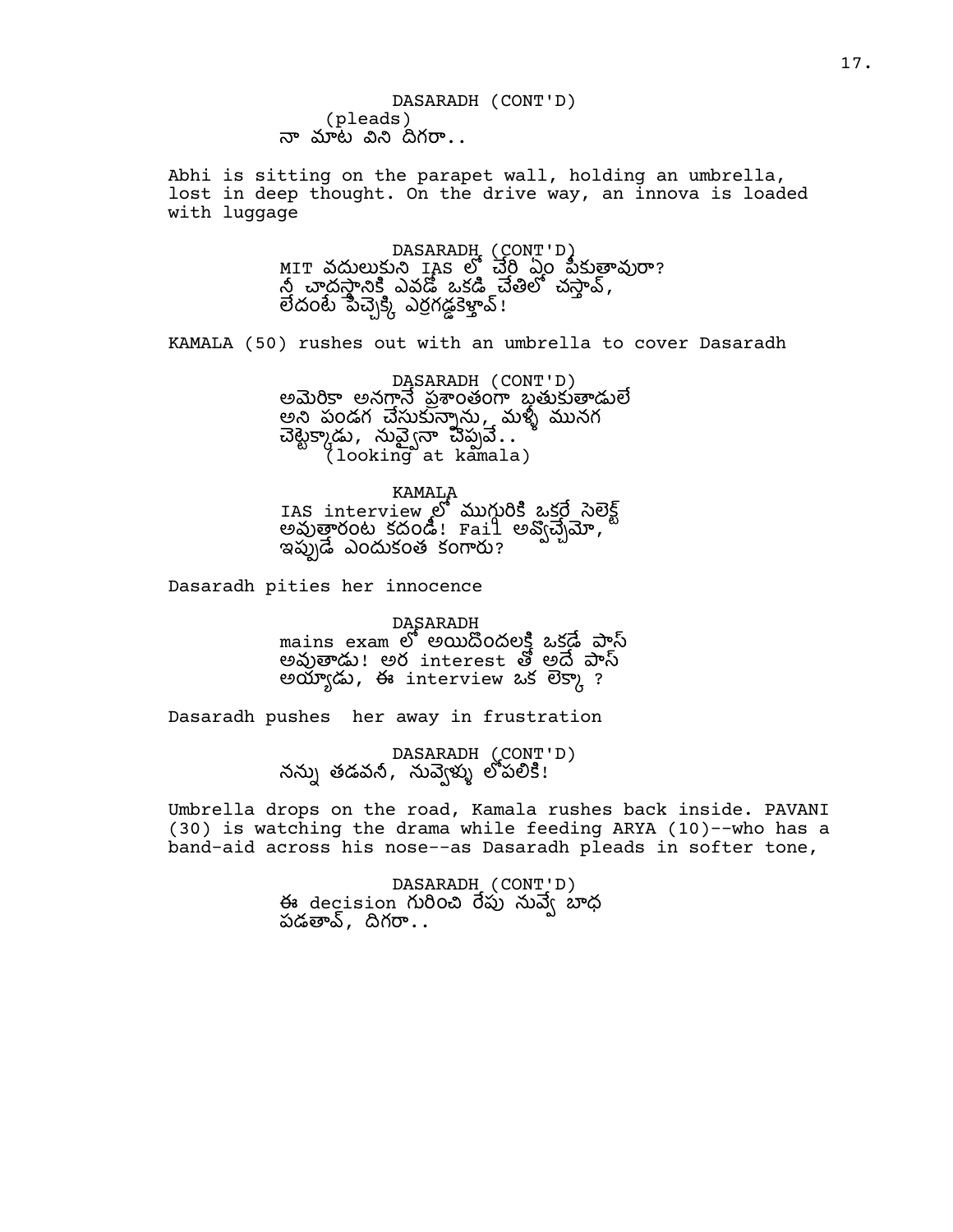DASARADH (CONT'D)
(pleads)
నా మాట విని దిగరా..

Abhi is sitting on the parapet wall, holding an umbrella, lost in deep thought. On the drive way, an innova is loaded with luggage

DASARADH (CONT'D)
MIT వదులుకుని IAS లో చేరి ఏం పీకుతావురా?
నీ చాదస్తానికి ఎవడో ఒకడి చేతిలో చస్తావ్,
లేదంటే పిచ్చెక్కి ఎర్రగడ్డకెళ్తావ్!

KAMALA (50) rushes out with an umbrella to cover Dasaradh

DASARADH (CONT'D)
అమెరికా అనగానే ప్రశాంతంగా బతుకుతాడులే
అని పండగ చేసుకున్నాను, మళ్ళీ మునగ
చెట్టెక్కాడు, నువ్వైనా చెప్పవే..
(looking at kamala)

KAMALA
IAS interview లో ముగ్గురికి ఒకరే సెలెక్ట్
అవుతారంట కదండీ! Fail అవ్వొచ్చేమో,
ఇప్పుడే ఎందుకంత కంగారు?

Dasaradh pities her innocence

DASARADH
mains exam లో అయిదొందలక్కి ఒకడే పాస్
అవుతాడు! అర interest తో అదే పాస్
అయ్యాడు, ఈ interview ఒక లెక్కా ?

Dasaradh pushes her away in frustration

DASARADH (CONT'D)
నన్ను తడవనీ, నువ్వెళ్ళు లోపలికి!

Umbrella drops on the road, Kamala rushes back inside. PAVANI (30) is watching the drama while feeding ARYA (10)--who has a band-aid across his nose--as Dasaradh pleads in softer tone,

DASARADH (CONT'D)
ఈ decision గురించి రేపు నువ్వే బాధ
పడతావ్, దిగరా..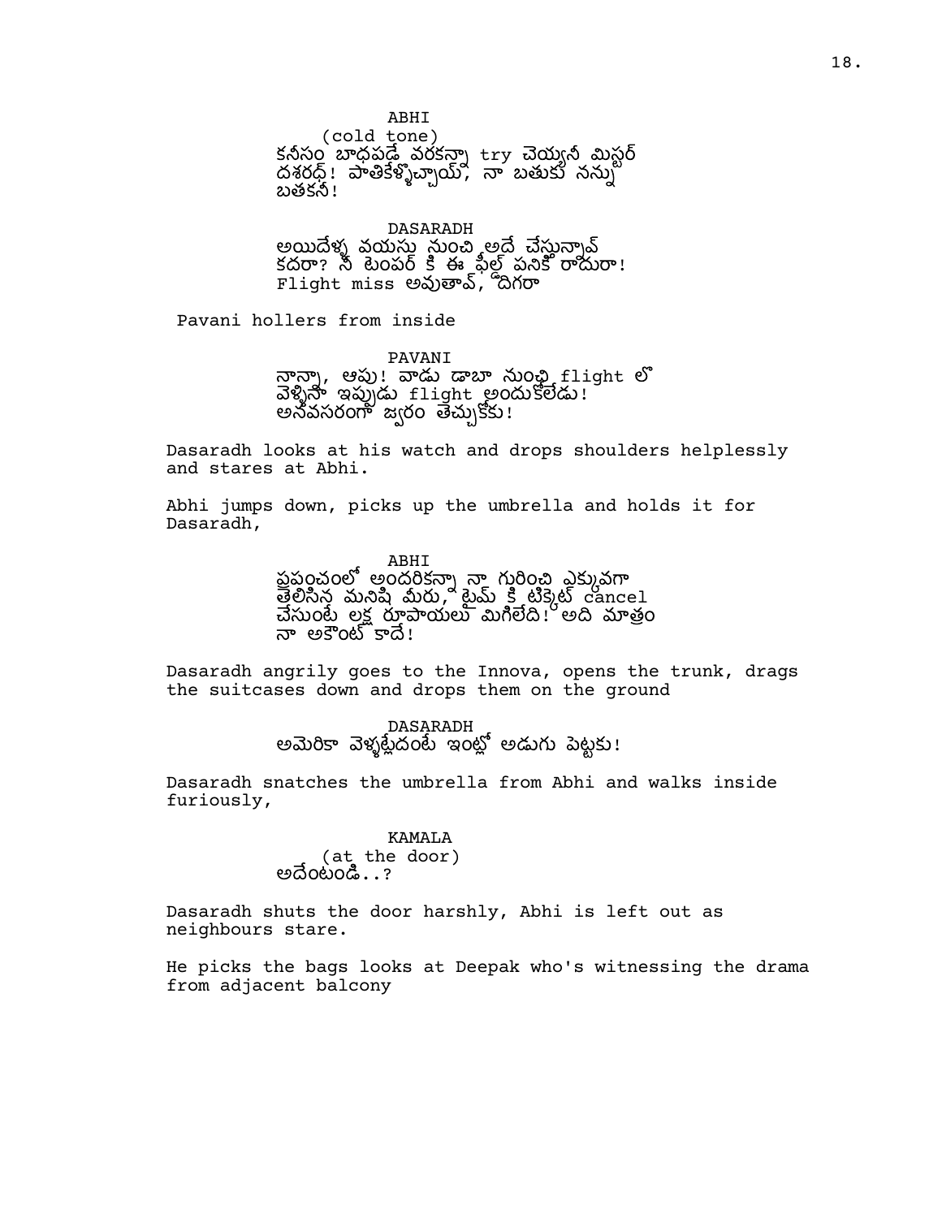ABHI
(cold tone)
కనీసం బాధపడే వరకన్నా try చెయ్యనీ మిస్టర్ దశరధ్! పాతికేళ్ళొచ్చాయ్, నా బతుకు నన్ను బతకనీ!

DASARADH
అయిదేళ్ళ వయసు నుంచి అదే చేస్తున్నావ్ కదరా? నీ టెంపర్ కి ఈ ఫీల్డ్ పనికి రాదురా! Flight miss అవుతావ్, దిగరా

Pavani hollers from inside

PAVANI
నాన్నా, ఆపు! వాడు డాబా నుంచి flight లో వెళ్ళినా ఇప్పుడు flight అందుకోలేడు! అనవసరంగా జ్వరం తెచ్చుకోకు!

Dasaradh looks at his watch and drops shoulders helplessly and stares at Abhi.

Abhi jumps down, picks up the umbrella and holds it for Dasaradh,

ABHI
ప్రపంచంలో అందరికన్నా నా గురించి ఎక్కువగా తెలిసిన మనిషి మీరు, టైమ్ కి టిక్కెట్ cancel చేసుంటే లక్ష రూపాయలు మిగిలేది! అది మాత్రం నా అకౌంట్ కాదే!

Dasaradh angrily goes to the Innova, opens the trunk, drags the suitcases down and drops them on the ground

DASARADH
అమెరికా వెళ్ళట్లేదంటే ఇంట్లో అడుగు పెట్టకు!

Dasaradh snatches the umbrella from Abhi and walks inside furiously,

KAMALA
(at the door)
అదేంటండి..?

Dasaradh shuts the door harshly, Abhi is left out as neighbours stare.

He picks the bags looks at Deepak who's witnessing the drama from adjacent balcony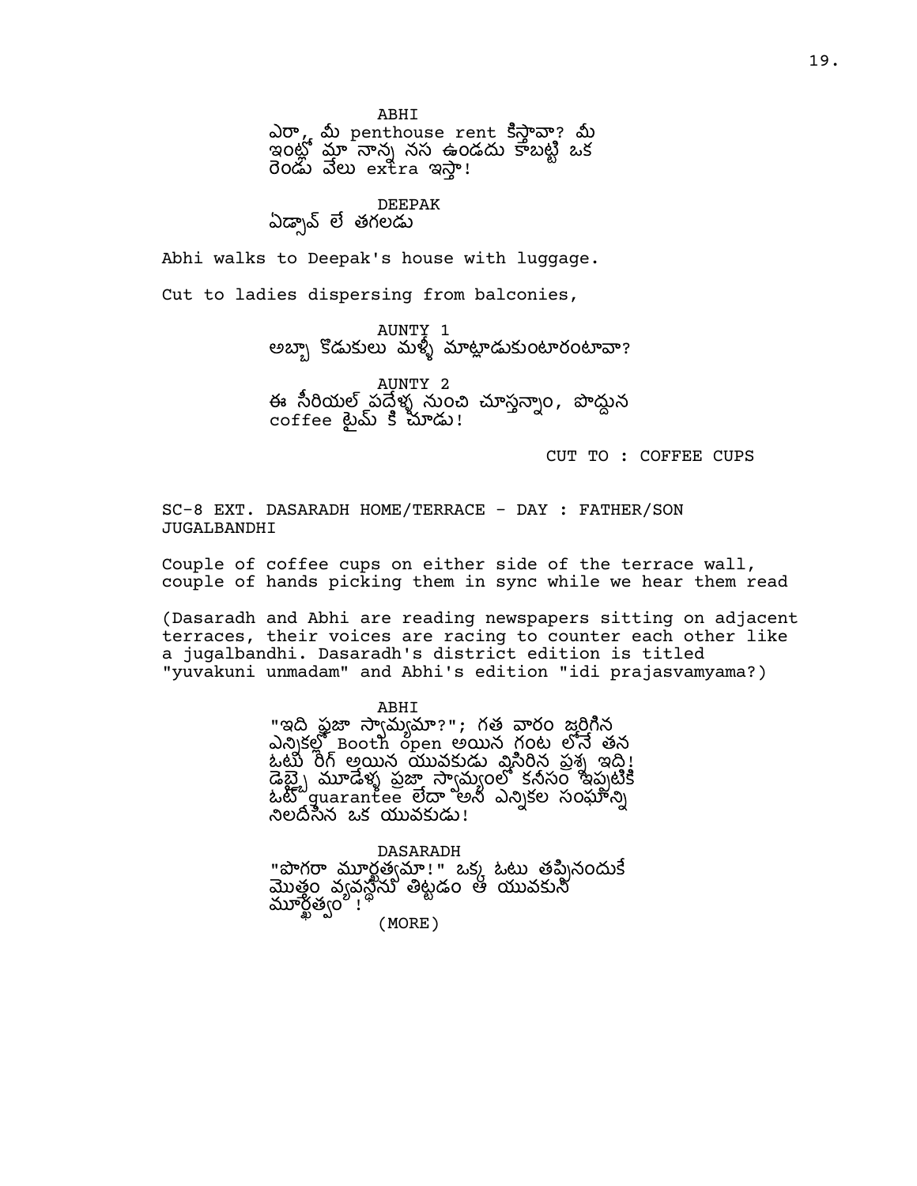ABHI
ఎరా, మీ penthouse rent కిస్తావా? మీ ఇంట్లో మా నాన్న నస ఉండదు కాబట్టి ఒక రెండు వేలు extra ఇస్తా!

DEEPAK
ఏడ్చావ్ లే తగలడు

Abhi walks to Deepak's house with luggage.

Cut to ladies dispersing from balconies,

AUNTY 1
అబ్బా కొడుకులు మళ్ళీ మాట్లాడుకుంటారంటావా?

AUNTY 2
ఈ సీరియల్ పదేళ్ళ నుంచి చూస్తున్నాం, పొద్దున coffee టైమ్ కి చూడు!

CUT TO : COFFEE CUPS

SC-8 EXT. DASARADH HOME/TERRACE - DAY : FATHER/SON JUGALBANDHI

Couple of coffee cups on either side of the terrace wall, couple of hands picking them in sync while we hear them read

(Dasaradh and Abhi are reading newspapers sitting on adjacent terraces, their voices are racing to counter each other like a jugalbandhi. Dasaradh's district edition is titled "yuvakuni unmadam" and Abhi's edition "idi prajasvamyama?)

ABHI
"ఇది ప్రజా స్వామ్యమా?"; గత వారం జరిగిన ఎన్నికల్లో Booth open అయిన గంట లోనే తన ఓటు రిగ్ అయిన యువకుడు విసిరిన ప్రశ్న ఇది! డెబ్భై మూడేళ్ళ ప్రజా స్వామ్యంలో కనీసం ఇప్పటికీ ఓటు guarantee లేదా అని ఎన్నికల సంఘాన్ని నిలదీసిన ఒక యువకుడు!

DASARADH
"పొగరా మూర్ఖత్వమా!" ఒక్క ఓటు తప్పినందుకే మొత్తం వ్యవస్థను తిట్టడం ఆ యువకుని మూర్ఖత్వం!

(MORE)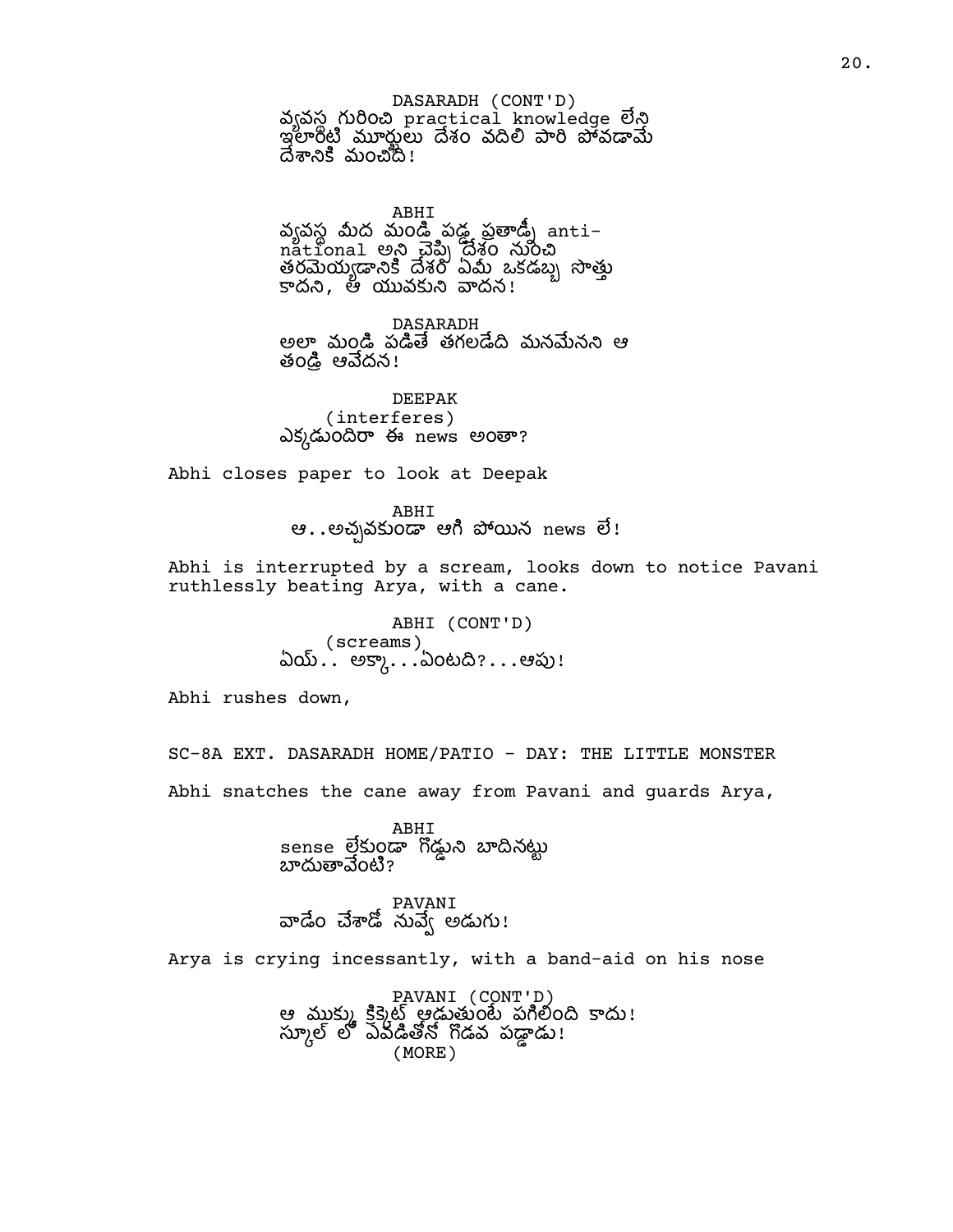DASARADH (CONT'D)
వ్యవస్థ గురించి practical knowledge లేని
ఇలాంటి మూర్ఖులు దేశం వదిలి పారి పోవడమే
దేశానికి మంచిది!

ABHI
వ్యవస్థ మీద మండి పడ్డ ప్రతాడ్నీ anti-
national అని చెప్పి దేశం నుంచి
తరమెయ్యడానికి దేశం ఏమీ ఒకడబ్బ సొత్తు
కాదని, ఆ యువకుని వాదన!

DASARADH
అలా మండి పడితే తగలడేది మనమేనని ఆ
తండ్రి ఆవేదన!

DEEPAK
(interferes)
ఎక్కడుందిరా ఈ news అంతా?

Abhi closes paper to look at Deepak

ABHI
ఆ..అచ్చవకుండా ఆగి పోయిన news లే!

Abhi is interrupted by a scream, looks down to notice Pavani ruthlessly beating Arya, with a cane.

ABHI (CONT'D)
(screams)
ఏయ్.. అక్కా...ఏంటది?...ఆపు!

Abhi rushes down,

SC-8A EXT. DASARADH HOME/PATIO - DAY: THE LITTLE MONSTER

Abhi snatches the cane away from Pavani and guards Arya,

ABHI
sense లేకుండా గొడ్డుని బాదినట్టు
బాదుతావేంటి?

PAVANI
వాడేం చేశాడో నువ్వే అడుగు!

Arya is crying incessantly, with a band-aid on his nose

PAVANI (CONT'D)
ఆ ముక్కు క్రికెట్ ఆడుతుంటే పగిలింది కాదు!
స్కూల్ లో ఎవడితోనో గొడవ పడ్డాడు!
(MORE)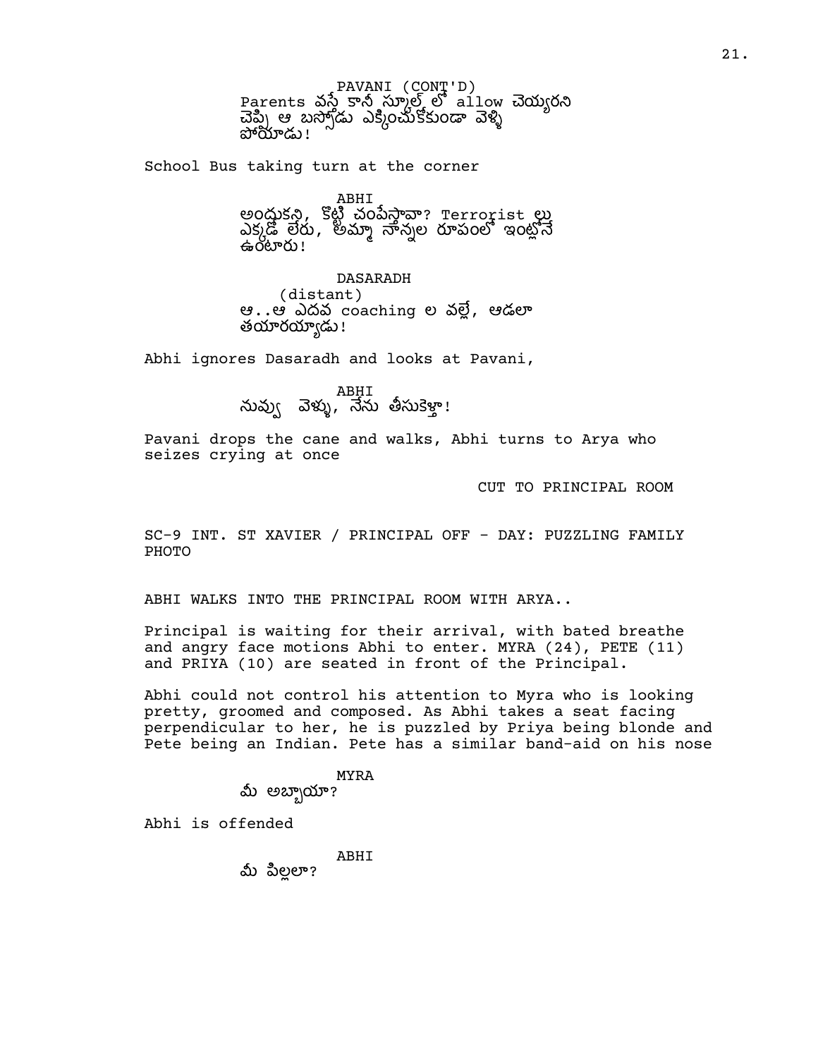PAVANI (CONT'D)
Parents వస్తే కానీ స్కూల్ లో allow చెయ్యరని చెప్పి ఆ బస్సోడు ఎక్కించుకోకుండా వెళ్ళి పోయాడు!

School Bus taking turn at the corner

ABHI
అంధుకని, కొట్టి చంపేస్తావా? Terrorist లు ఎక్కడో లేరు, అమ్మా నాన్నల రూపంలో ఇంట్లోనే ఉంటారు!

DASARADH
(distant)
ఆ..ఆ ఎదవ coaching ల వల్లే, ఆడలా తయారయ్యాడు!

Abhi ignores Dasaradh and looks at Pavani,

ABHI
నువ్వు వెళ్ళు, నేను తీసుకెళ్తా!

Pavani drops the cane and walks, Abhi turns to Arya who seizes crying at once

CUT TO PRINCIPAL ROOM

SC-9 INT. ST XAVIER / PRINCIPAL OFF - DAY: PUZZLING FAMILY PHOTO

ABHI WALKS INTO THE PRINCIPAL ROOM WITH ARYA..

Principal is waiting for their arrival, with bated breathe and angry face motions Abhi to enter. MYRA (24), PETE (11) and PRIYA (10) are seated in front of the Principal.

Abhi could not control his attention to Myra who is looking pretty, groomed and composed. As Abhi takes a seat facing perpendicular to her, he is puzzled by Priya being blonde and Pete being an Indian. Pete has a similar band-aid on his nose

MYRA
మీ అబ్బాయా?

Abhi is offended

ABHI
మీ పిల్లలా?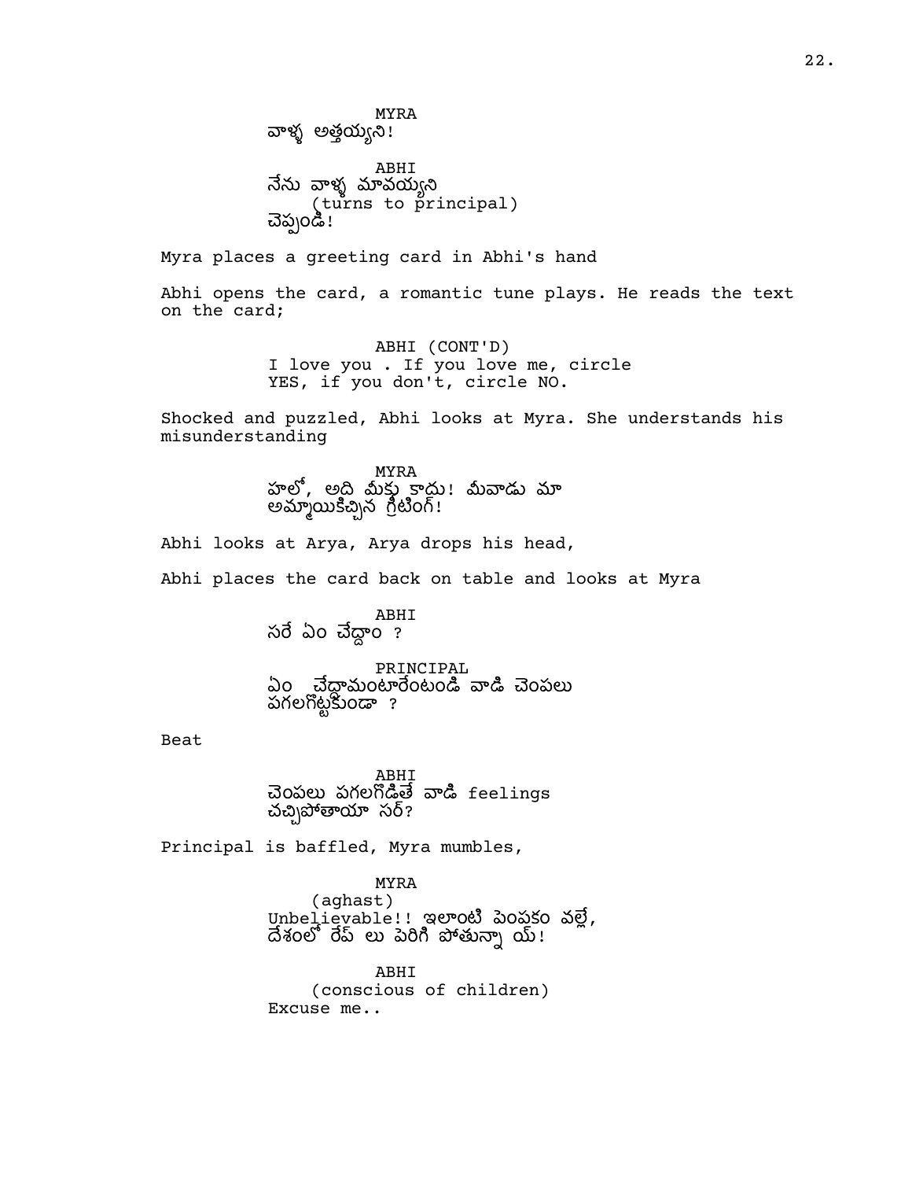MYRA
వాళ్ళ అత్తయ్యని!

ABHI
నేను వాళ్ళ మావయ్యని
(turns to principal)
చెప్పండి!

Myra places a greeting card in Abhi's hand

Abhi opens the card, a romantic tune plays. He reads the text on the card;

ABHI (CONT'D)
I love you . If you love me, circle YES, if you don't, circle NO.

Shocked and puzzled, Abhi looks at Myra. She understands his misunderstanding

MYRA
హలో, అది మీకు కాదు! మీవాడు మా అమ్మాయికిచ్చిన గ్రీటింగ్!

Abhi looks at Arya, Arya drops his head,

Abhi places the card back on table and looks at Myra

ABHI
సరే ఏం చేద్దాం ?

PRINCIPAL
ఏం చేద్దామంటారేంటండి వాడి చెంపలు పగలగొట్టకుండా ?

Beat

ABHI
చెంపలు పగలగొడితే వాడి feelings చచ్చిపోతాయా సర్?

Principal is baffled, Myra mumbles,

MYRA
(aghast)
Unbelievable!! ఇలాంటి పెంపకం వల్లే, దేశంలో రేప్ లు పెరిగి పోతున్నా య్!

ABHI
(conscious of children)
Excuse me..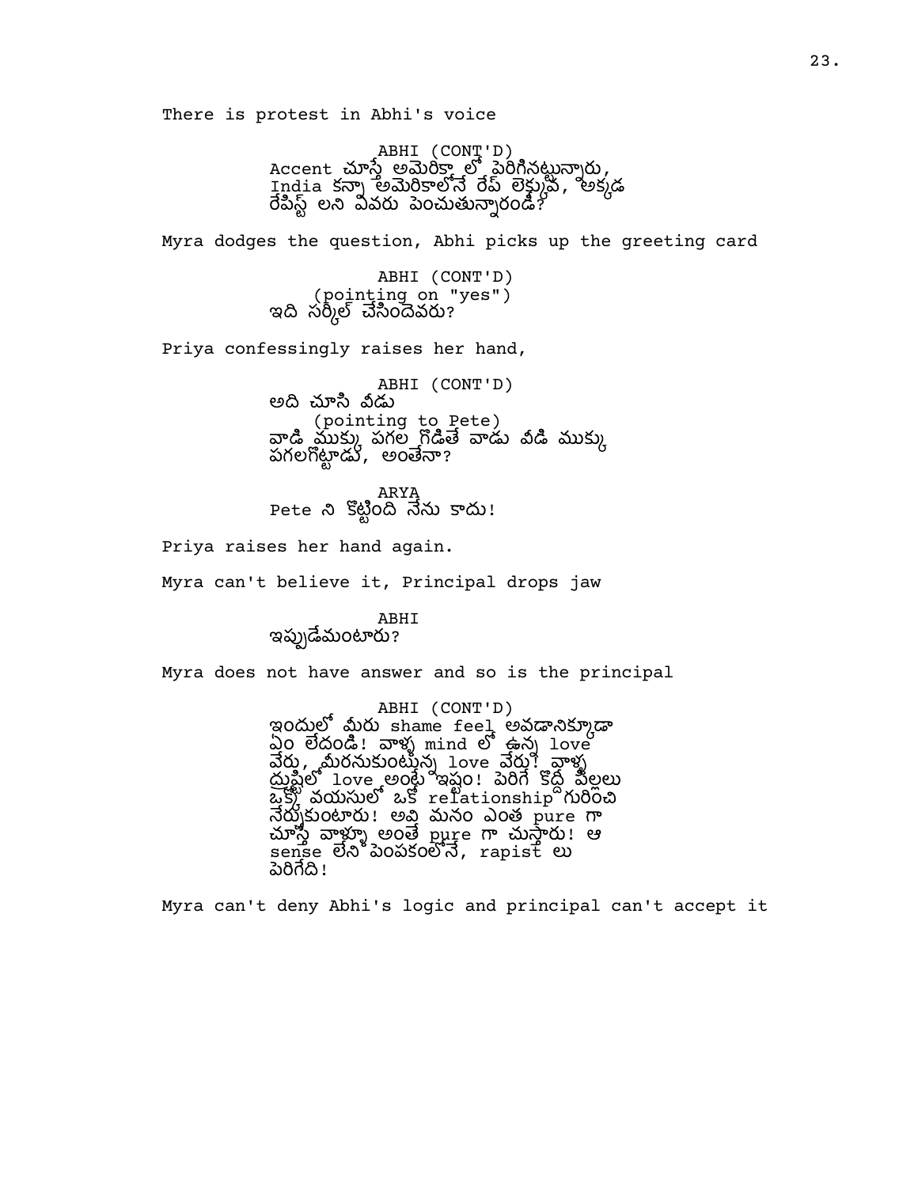There is protest in Abhi's voice

ABHI (CONT'D)
Accent చూస్తే అమెరికా లో పెరిగినట్టున్నారు, India కన్నా అమెరికాలోనే రేప్ లెక్కువ, అక్కడ రేపిస్ట్ లని ఎవరు పెంచుతున్నారండి?

Myra dodges the question, Abhi picks up the greeting card

ABHI (CONT'D)
(pointing on "yes")
ఇది సర్కిల్ చేసిందెవరు?

Priya confessingly raises her hand,

ABHI (CONT'D)
అది చూసి వీడు
(pointing to Pete)
వాడి ముక్కు పగల గొడితే వాడు వీడి ముక్కు పగలగొట్టాడు, అంతేనా?

ARYA
Pete ని కొట్టింది నేను కాదు!

Priya raises her hand again.

Myra can't believe it, Principal drops jaw

ABHI
ఇప్పుడేమంటారు?

Myra does not have answer and so is the principal

ABHI (CONT'D)
ఇందులో మీరు shame feel అవడానిక్కూడా ఏం లేదండి! వాళ్ళ mind లో ఉన్న love వేరు, మీరనుకుంటున్న love వేరు! వాళ్ళ దృష్టిలో love అంటే ఇష్టం! పెరిగే కొద్ది పిల్లలు ఒక్కో వయసులో ఒకో relationship గురించి నేర్చుకుంటారు! అవి మనం ఎంత pure గా చూస్తే వాళ్ళూ అంతే pure గా చుస్తారు! ఆ sense లేని పెంపకంలోనే, rapist లు పెరిగేది!

Myra can't deny Abhi's logic and principal can't accept it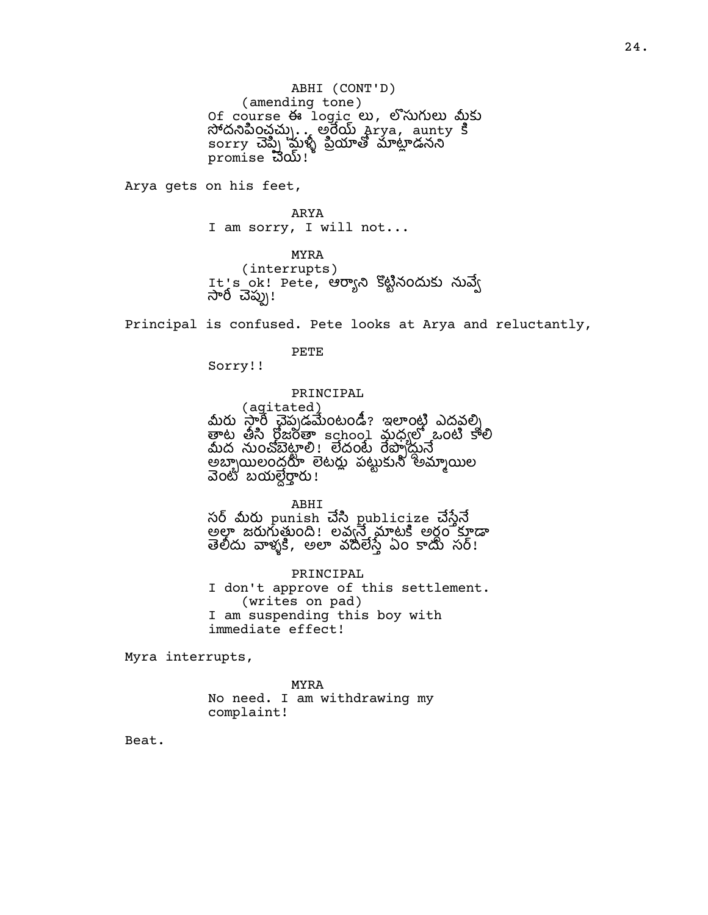ABHI (CONT'D)
(amending tone)
Of course ఈ logic లు, లొసుగులు మీకు సోదనిపించచ్చు.. అరేయ్ Arya, aunty కి sorry చెప్పి మళ్ళీ ప్రియాతో మాట్లాడనని promise చెయ్!

Arya gets on his feet,

ARYA
I am sorry, I will not...

MYRA
(interrupts)
It's ok! Pete, ఆర్యాని కొట్టినందుకు నువ్వే సారీ చెప్పు!

Principal is confused. Pete looks at Arya and reluctantly,

PETE
Sorry!!

PRINCIPAL
(agitated)
మీరు సారీ చెప్పడమేంటండీ? ఇలాంటి ఎదవల్ని తాట తీసి రోజంతా school మధ్యలో ఒంటి కాలి మీద నుంచోబెట్టాలి! లేదంటే రేపొద్దునే అబ్బాయిలందరూ లెటర్లు పట్టుకుని అమ్మాయిల వెంట బయల్దేర్తారు!

ABHI
సర్ మీరు punish చేసి publicize చేస్తేనే అలా జరుగుతుంది! లవ్వనే మాటకి అర్థం కూడా తెలీదు వాళ్ళకి, అలా వదిలేస్తే ఏం కాదు సర్!

PRINCIPAL
I don't approve of this settlement.
(writes on pad)
I am suspending this boy with immediate effect!

Myra interrupts,

MYRA
No need. I am withdrawing my complaint!

Beat.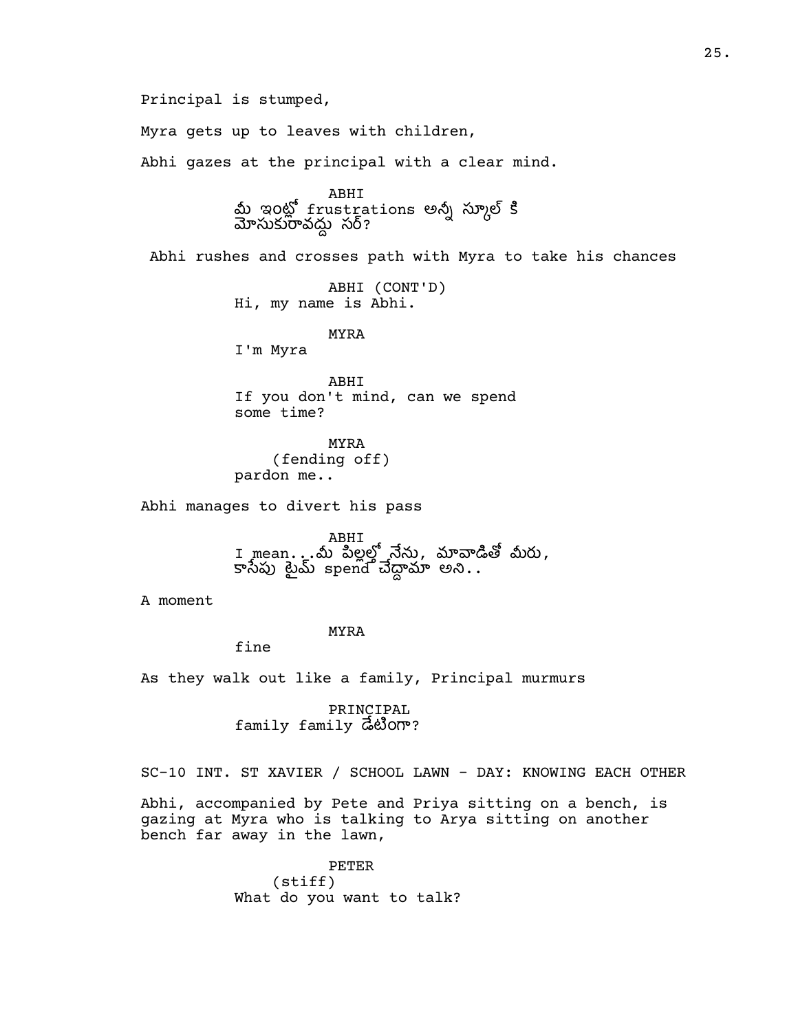Principal is stumped,

Myra gets up to leaves with children,

Abhi gazes at the principal with a clear mind.

ABHI
మీ ఇంట్లో frustrations అన్నీ స్కూల్ కి మోసుకురావద్దు సర్?

Abhi rushes and crosses path with Myra to take his chances

ABHI (CONT'D)
Hi, my name is Abhi.

MYRA
I'm Myra

ABHI
If you don't mind, can we spend some time?

MYRA
(fending off)
pardon me..

Abhi manages to divert his pass

ABHI
I mean...మీ పిల్లల్తో నేను, మావాడితో మీరు, కాసేపు టైమ్ spend చేద్దామా అని..

A moment

MYRA
fine

As they walk out like a family, Principal murmurs

PRINCIPAL
family family డేటింగా?

SC-10 INT. ST XAVIER / SCHOOL LAWN - DAY: KNOWING EACH OTHER

Abhi, accompanied by Pete and Priya sitting on a bench, is gazing at Myra who is talking to Arya sitting on another bench far away in the lawn,

PETER
(stiff)
What do you want to talk?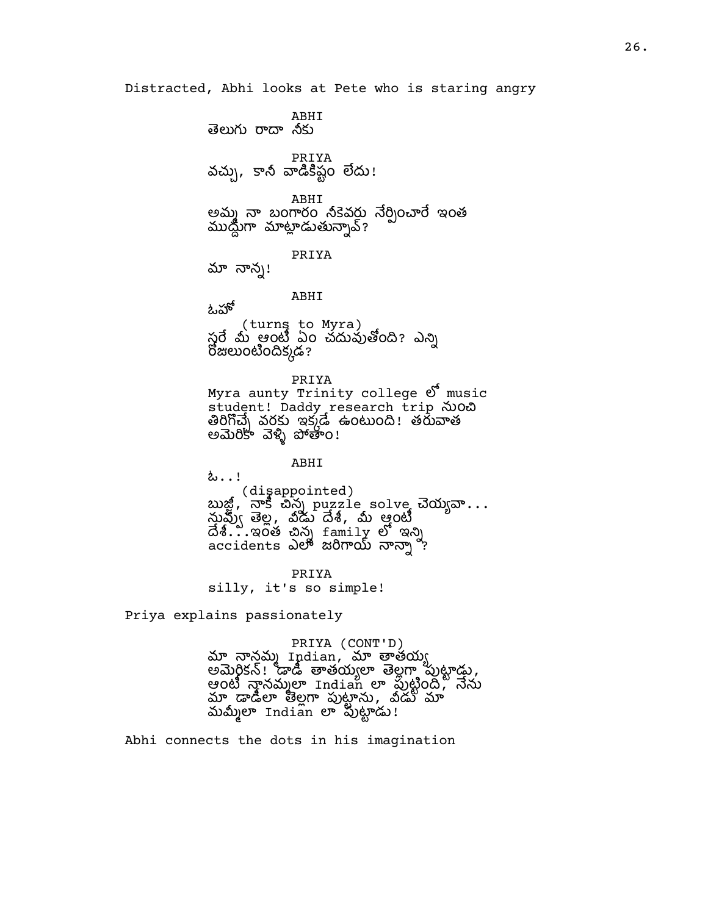Distracted, Abhi looks at Pete who is staring angry

ABHI
తెలుగు రాదా నీకు

PRIYA
వచ్చు, కానీ వాడికిష్టం లేదు!

ABHI
అమ్మ నా బంగారం నీకెవరు నేర్పించారే ఇంత ముద్దుగా మాట్లాడుతున్నావ్?

PRIYA
మా నాన్న!

ABHI
ఓహో
(turns to Myra)
సరే మీ ఆంటీ ఏం చదువుతోంది? ఎన్ని రోజులుంటిందిక్కడ?

PRIYA
Myra aunty Trinity college లో music student! Daddy research trip నుంచి తిరిగొచ్చే వరకు ఇక్కడే ఉంటుంది! తరువాత అమెరికా వెళ్ళి పోతాం!

ABHI
ఓ..!
(disappointed)
బుజ్జీ, నాకో చిన్న puzzle solve చెయ్యవా... నువ్వు తెల్ల, వీడు దేశీ, మీ ఆంటీ దేశీ...ఇంత చిన్న family లో ఇన్ని accidents ఎలా జరిగాయ్ నాన్నా ?

PRIYA
silly, it's so simple!

Priya explains passionately

PRIYA (CONT'D)
మా నానమ్మ Indian, మా తాతయ్య అమెరికన్! డాడీ తాతయ్యలా తెల్లగా పుట్టాడు, ఆంటీ నానమ్మలా Indian లా పుట్టింది, నేను మా డాడీలా తెల్లగా పుట్టాను, వీడు మా మమ్మీలా Indian లా పుట్టాడు!

Abhi connects the dots in his imagination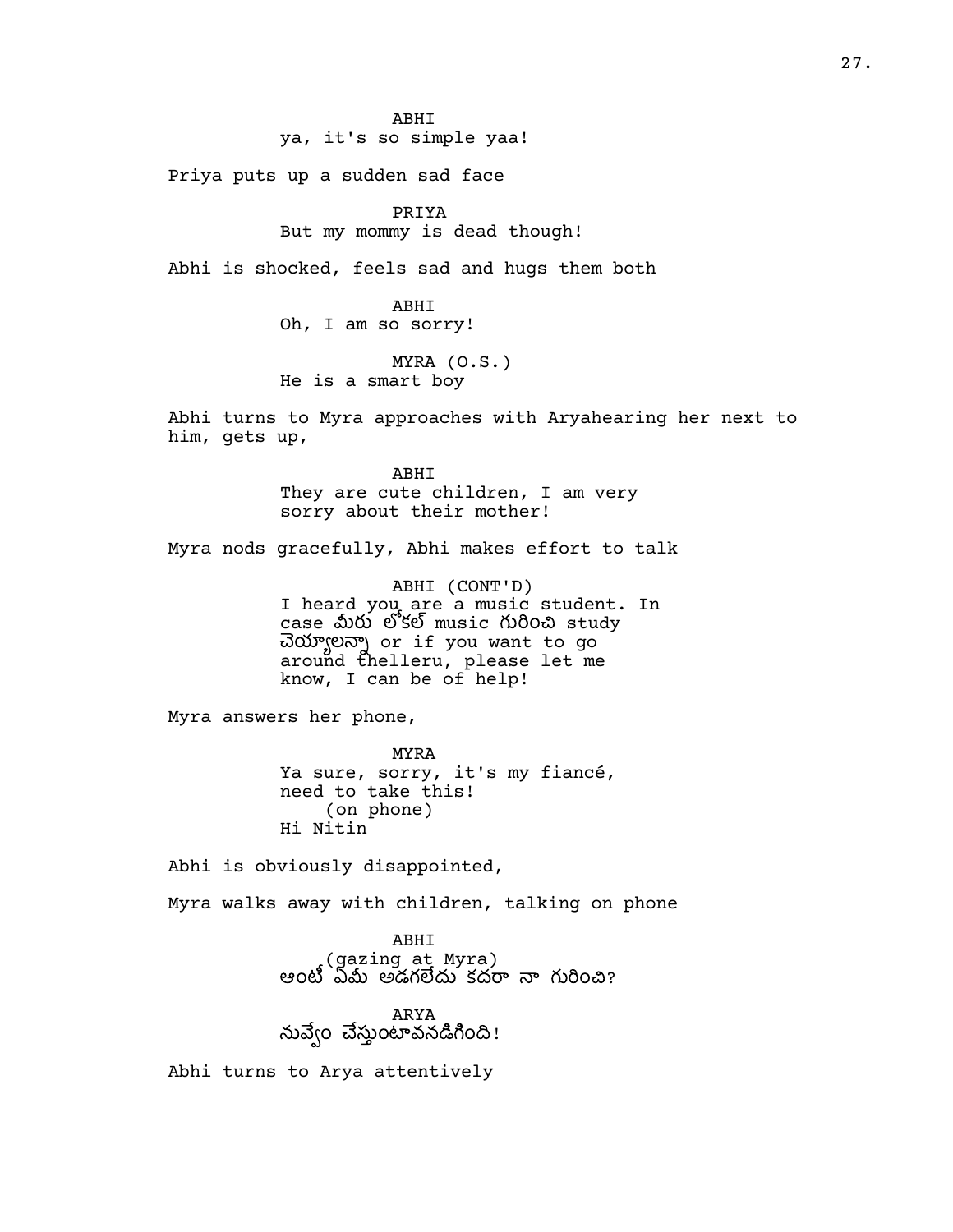ABHI
ya, it's so simple yaa!

Priya puts up a sudden sad face

PRIYA
But my mommy is dead though!

Abhi is shocked, feels sad and hugs them both

ABHI
Oh, I am so sorry!

MYRA (O.S.)
He is a smart boy

Abhi turns to Myra approaches with Aryahearing her next to him, gets up,

ABHI
They are cute children, I am very sorry about their mother!

Myra nods gracefully, Abhi makes effort to talk

ABHI (CONT'D)
I heard you are a music student. In case మీరు లోకల్ music గురించి study చెయ్యాలన్నా or if you want to go around thelleru, please let me know, I can be of help!

Myra answers her phone,

MYRA
Ya sure, sorry, it's my fiancé, need to take this!
(on phone)
Hi Nitin

Abhi is obviously disappointed,

Myra walks away with children, talking on phone

ABHI
(gazing at Myra)
ఆంటీ ఏమీ అడగలేదు కదరా నా గురించి?

ARYA
నువ్వేం చేస్తుంటావనడిగింది!

Abhi turns to Arya attentively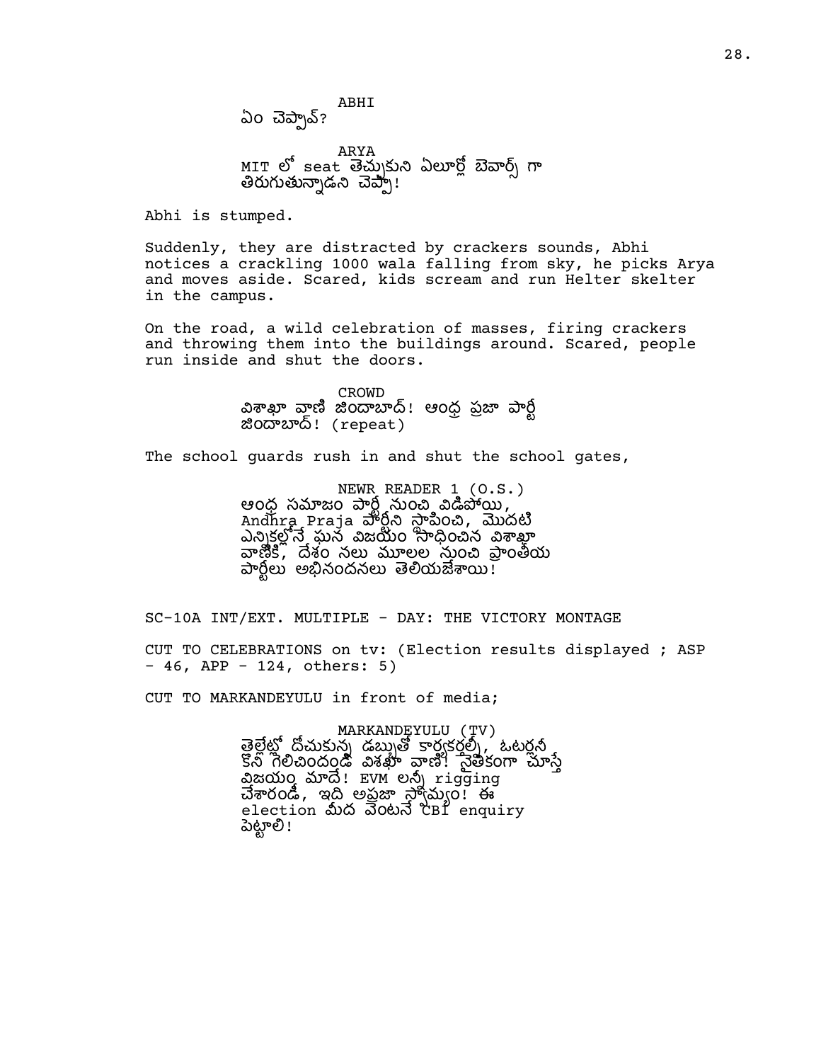ABHI
ఏం చెప్పావ్?

ARYA
MIT లో seat తెచ్చుకుని ఏలూర్లో బెవార్స్ గా తిరుగుతున్నాడని చెప్పా!

Abhi is stumped.

Suddenly, they are distracted by crackers sounds, Abhi notices a crackling 1000 wala falling from sky, he picks Arya and moves aside. Scared, kids scream and run Helter skelter in the campus.

On the road, a wild celebration of masses, firing crackers and throwing them into the buildings around. Scared, people run inside and shut the doors.

CROWD
విశాఖా వాణి జిందాబాద్! ఆంధ్ర ప్రజా పార్టీ జిందాబాద్! (repeat)

The school guards rush in and shut the school gates,

NEWR READER 1 (O.S.)
ఆంధ్ర సమాజం పార్టీ నుంచి విడిపోయి, Andhra Praja పార్టీని స్థాపించి, మొదటి ఎన్నికల్లోనే ఘన విజయం సాధించిన విశాఖా వాణికి, దేశం నలు మూలల నుంచి ప్రాంతీయ పార్టీలు అభినందనలు తెలియజేశాయి!

SC-10A INT/EXT. MULTIPLE - DAY: THE VICTORY MONTAGE

CUT TO CELEBRATIONS on tv: (Election results displayed ; ASP - 46, APP - 124, others: 5)

CUT TO MARKANDEYULU in front of media;

MARKANDEYULU (TV)
తెల్లేట్లో దోచుకున్న డబ్బుతో కార్యకర్తల్నీ, ఓటర్లనీ కొని గెలిచిందండి విశఖా వాణి! నైతికంగా చూస్తే విజయం మాదే! EVM లన్నీ rigging చేశారండి, ఇది అప్రజా స్వామ్యం! ఈ election మీద వెంటనే CBI enquiry పెట్టాలి!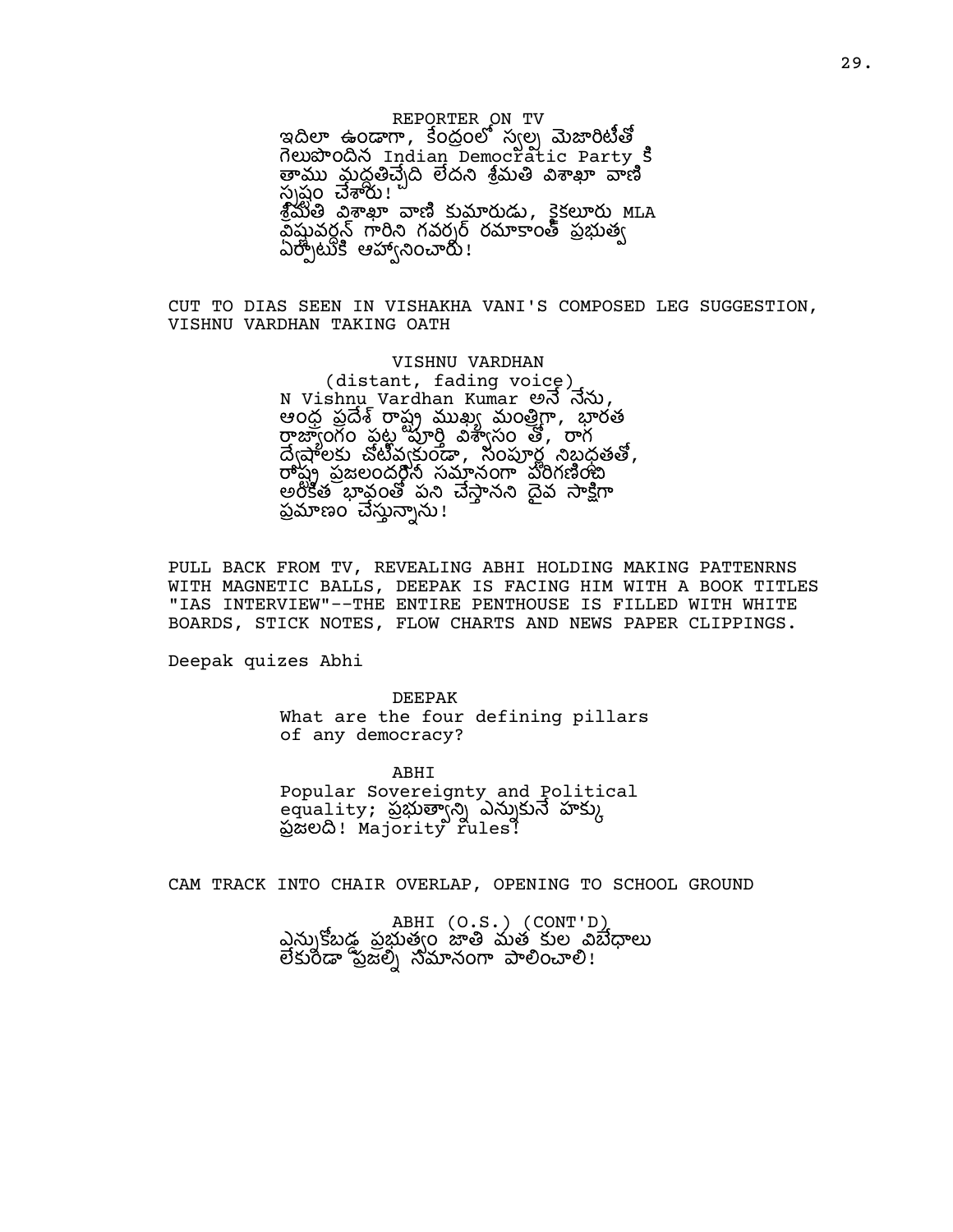REPORTER ON TV
ఇదిలా ఉండాగా, కేంద్రంలో స్వల్ప మెజారిటీతో గెలుపొందిన Indian Democratic Party కి తాము మద్దతిచ్చేది లేదని శ్రీమతి విశాఖా వాణి స్పష్టం చేశారు!
శ్రీమతి విశాఖా వాణి కుమారుడు, కైకలూరు MLA విష్ణువర్ధన్ గారిని గవర్నర్ రమాకాంత్ ప్రభుత్వ ఏర్పాటుకి ఆహ్వానించారు!

CUT TO DIAS SEEN IN VISHAKHA VANI'S COMPOSED LEG SUGGESTION, VISHNU VARDHAN TAKING OATH

VISHNU VARDHAN
(distant, fading voice)
N Vishnu Vardhan Kumar అనే నేను, ఆంధ్ర ప్రదేశ్ రాష్ట్ర ముఖ్య మంత్రిగా, భారత రాజ్యాంగం పట్ల పూర్తి విశ్వాసం తో, రాగ ద్వేషాలకు చోటివ్వకుండా, సంపూర్ణ నిబద్ధతతో, రాష్ట్ర ప్రజలందరినీ సమానంగా పరిగణించి అంకిత భావంతో పని చేస్తానని దైవ సాక్షిగా ప్రమాణం చేస్తున్నాను!

PULL BACK FROM TV, REVEALING ABHI HOLDING MAKING PATTENRNS WITH MAGNETIC BALLS, DEEPAK IS FACING HIM WITH A BOOK TITLES "IAS INTERVIEW"--THE ENTIRE PENTHOUSE IS FILLED WITH WHITE BOARDS, STICK NOTES, FLOW CHARTS AND NEWS PAPER CLIPPINGS.

Deepak quizes Abhi

DEEPAK
What are the four defining pillars of any democracy?

ABHI
Popular Sovereignty and Political equality; ప్రభుత్వాన్ని ఎన్నుకునే హక్కు ప్రజలది! Majority rules!

CAM TRACK INTO CHAIR OVERLAP, OPENING TO SCHOOL GROUND

ABHI (O.S.) (CONT'D)
ఎన్నుకోబడ్డ ప్రభుత్వం జాతి మత కుల విభేధాలు లేకుండా ప్రజల్ని సమానంగా పాలించాలి!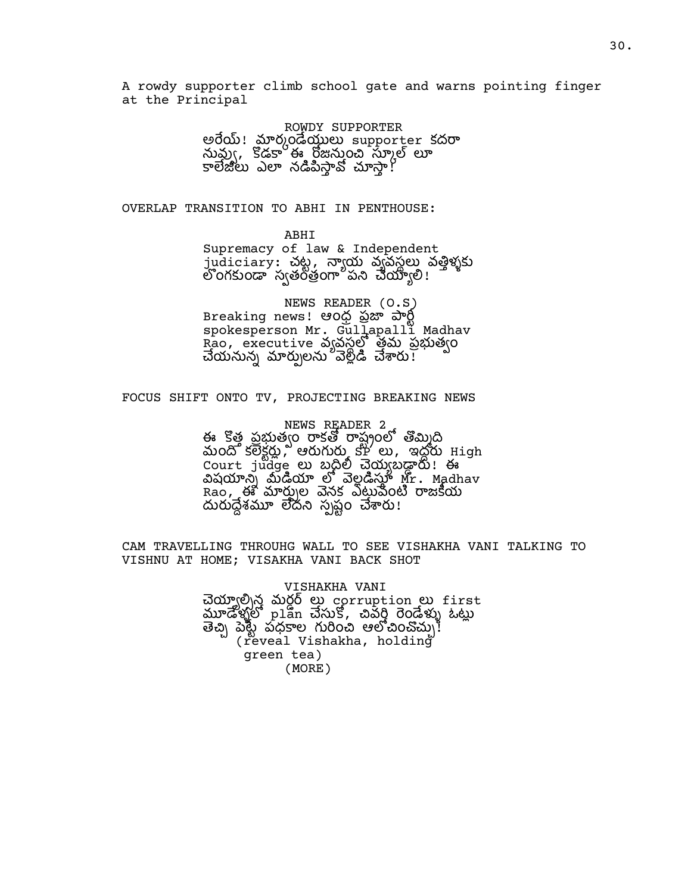A rowdy supporter climb school gate and warns pointing finger at the Principal

ROWDY SUPPORTER
అరేయ్! మార్కండేయులు supporter కదరా నువ్వు, కొడకా ఈ రోజునుంచి స్కూల్ లూ కాలేజీలు ఎలా నడిపిస్తావో చూస్తా!

OVERLAP TRANSITION TO ABHI IN PENTHOUSE:

ABHI
Supremacy of law & Independent judiciary: చట్ట, న్యాయ వ్యవస్థలు వత్తిళ్ళకు లొంగకుండా స్వతంత్రంగా పని చెయ్యాలి!

NEWS READER (O.S)
Breaking news! ఆంధ్ర ప్రజా పార్టీ spokesperson Mr. Gullapalli Madhav Rao, executive వ్యవస్థలో తమ ప్రభుత్వం చేయనున్న మార్పులను వెల్లడి చేశారు!

FOCUS SHIFT ONTO TV, PROJECTING BREAKING NEWS

NEWS READER 2
ఈ కొత్త ప్రభుత్వం రాకతో రాష్ట్రంలో తొమ్మిది మంది కలెక్టర్లు, ఆరుగురు SP లు, ఇద్దరు High Court judge లు బదిలీ చెయ్యబడ్డారు! ఈ విషయాన్ని మీడియా లో వెల్లడిస్తూ Mr. Madhav Rao, ఈ మార్పుల వెనక ఎటువంటి రాజకీయ దురుద్దేశమూ లేదని స్పష్టం చేశారు!

CAM TRAVELLING THROUHG WALL TO SEE VISHAKHA VANI TALKING TO VISHNU AT HOME; VISAKHA VANI BACK SHOT

VISHAKHA VANI
చెయ్యాల్సిన మర్డర్ లు corruption లు first మూడేళ్ళలో plan చేసుకో, చివరి రెండేళ్ళు ఓట్లు తెచ్చి పెట్టే పథకాల గురించి ఆలోచించొచ్చు!
(reveal Vishakha, holding green tea)
(MORE)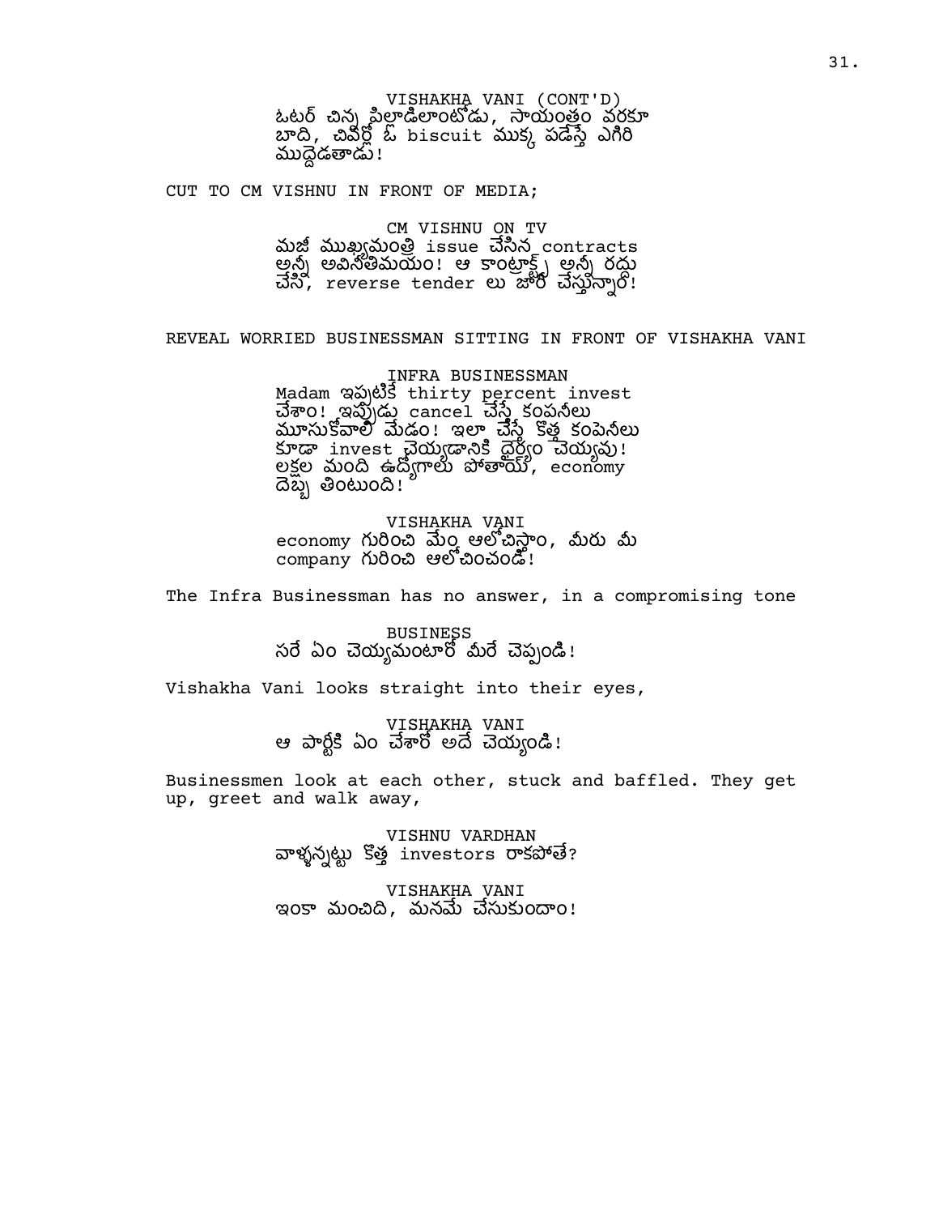VISHAKHA VANI (CONT'D)
ఓటర్ చిన్న పిల్లాడిలాంటోడు, సాయంత్రం వరకూ బాది, చివర్లో ఓ biscuit ముక్క పడేస్తే ఎగిరి ముద్దెడతాడు!

CUT TO CM VISHNU IN FRONT OF MEDIA;

CM VISHNU ON TV
మజీ ముఖ్యమంత్రి issue చేసిన contracts అన్నీ అవినీతిమయం! ఆ కాంట్రాక్ట్స్ అన్నీ రద్దు చేసి, reverse tender లు జారీ చేస్తున్నాం!

REVEAL WORRIED BUSINESSMAN SITTING IN FRONT OF VISHAKHA VANI

INFRA BUSINESSMAN
Madam ఇప్పటికే thirty percent invest చేశాం! ఇప్పుడు cancel చేస్తే కంపనీలు మూసుకోవాలి మేడం! ఇలా చేస్తే కొత్త కంపెనీలు కూడా invest చెయ్యడానికి ధైర్యం చెయ్యవు! లక్షల మంది ఉద్యోగాలు పోతాయ్, economy దెబ్బ తింటుంది!

VISHAKHA VANI
economy గురించి మేం ఆలోచిస్తాం, మీరు మీ company గురించి ఆలోచించండి!

The Infra Businessman has no answer, in a compromising tone

BUSINESS
సరే ఏం చెయ్యమంటారో మీరే చెప్పండి!

Vishakha Vani looks straight into their eyes,

VISHAKHA VANI
ఆ పార్టీకి ఏం చేశారో అదే చెయ్యండి!

Businessmen look at each other, stuck and baffled. They get up, greet and walk away,

VISHNU VARDHAN
వాళ్ళన్నట్టు కొత్త investors రాకపోతే?

VISHAKHA VANI
ఇంకా మంచిది, మనమే చేసుకుందాం!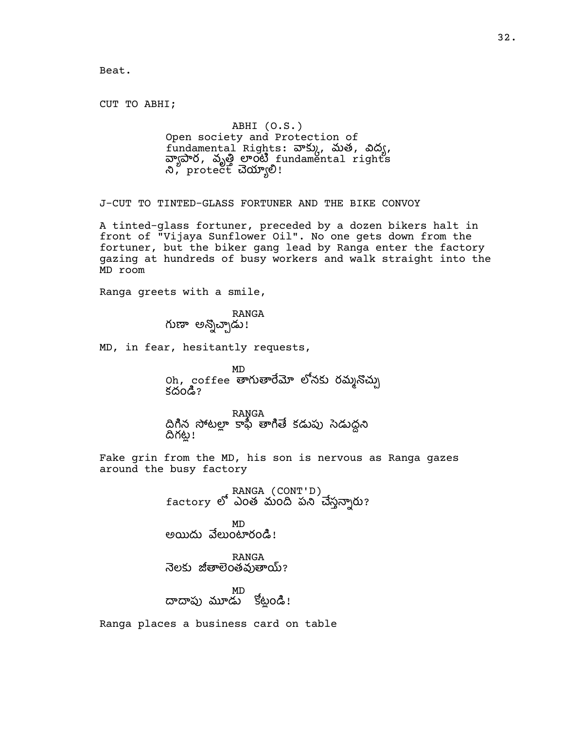Beat.

CUT TO ABHI;

ABHI (O.S.)
Open society and Protection of fundamental Rights: వాక్కు, మత, విద్య, వ్యాపార, వృత్తి లాంటి fundamental rights ని, protect చెయ్యాలి!

J-CUT TO TINTED-GLASS FORTUNER AND THE BIKE CONVOY

A tinted-glass fortuner, preceded by a dozen bikers halt in front of "Vijaya Sunflower Oil". No one gets down from the fortuner, but the biker gang lead by Ranga enter the factory gazing at hundreds of busy workers and walk straight into the MD room

Ranga greets with a smile,

RANGA
గుణా అన్నొచ్చాడు!

MD, in fear, hesitantly requests,

MD
Oh, coffee తాగుతారేమో లోనకు రమ్మనొచ్చు కదండి?

RANGA
దిగిన సోటల్లా కాఫీ తాగితే కడుపు సెడుద్దని దిగట్ల!

Fake grin from the MD, his son is nervous as Ranga gazes around the busy factory

RANGA (CONT'D)
factory లో ఎంత మంది పని చేస్తున్నారు?

MD
అయిదు వేలుంటారండి!

RANGA
నెలకు జీతాలెంతవుతాయ్?

MD
దాదాపు మూడు కోట్లండి!

Ranga places a business card on table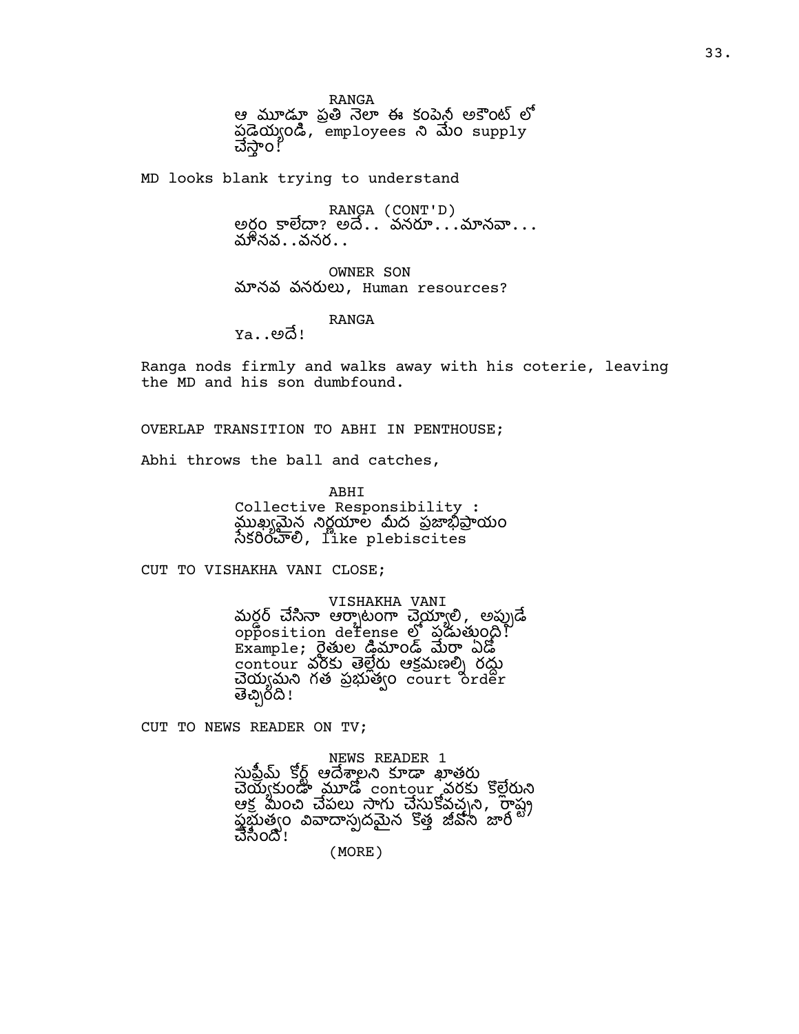RANGA
ఆ మూడూ ప్రతి నెలా ఈ కంపెనీ అకౌంట్ లో పడెయ్యండి, employees ని మేం supply చేస్తాం!

MD looks blank trying to understand

RANGA (CONT'D)
అర్థం కాలేదా? అదే.. వనరూ...మానవా... మానవ..వనర..

OWNER SON
మానవ వనరులు, Human resources?

RANGA
Ya..అదే!

Ranga nods firmly and walks away with his coterie, leaving the MD and his son dumbfound.

OVERLAP TRANSITION TO ABHI IN PENTHOUSE;

Abhi throws the ball and catches,

ABHI
Collective Responsibility : ముఖ్యమైన నిర్ణయాల మీద ప్రజాభిప్రాయం సేకరించాలి, like plebiscites

CUT TO VISHAKHA VANI CLOSE;

VISHAKHA VANI
మర్డర్ చేసినా ఆర్భాటంగా చెయ్యాలి, అప్పుడే opposition defense లో పడుతుంది! Example; రైతుల డిమాండ్ మేరా ఏడో contour వరకు తెల్లేరు ఆక్రమణల్ని రద్దు చెయ్యమని గత ప్రభుత్వం court order తెచ్చింది!

CUT TO NEWS READER ON TV;

NEWS READER 1
సుప్రీమ్ కోర్ట్ ఆదేశాలని కూడా ఖాతరు చెయ్యకుండా మూడో contour వరకు కొల్లేరుని ఆక్రమించి చేపలు సాగు చేసుకోవచ్చని, రాష్ట్ర ప్రభుత్వం వివాదాస్పదమైన కొత్త జీవోని జారీ చేసింది!

(MORE)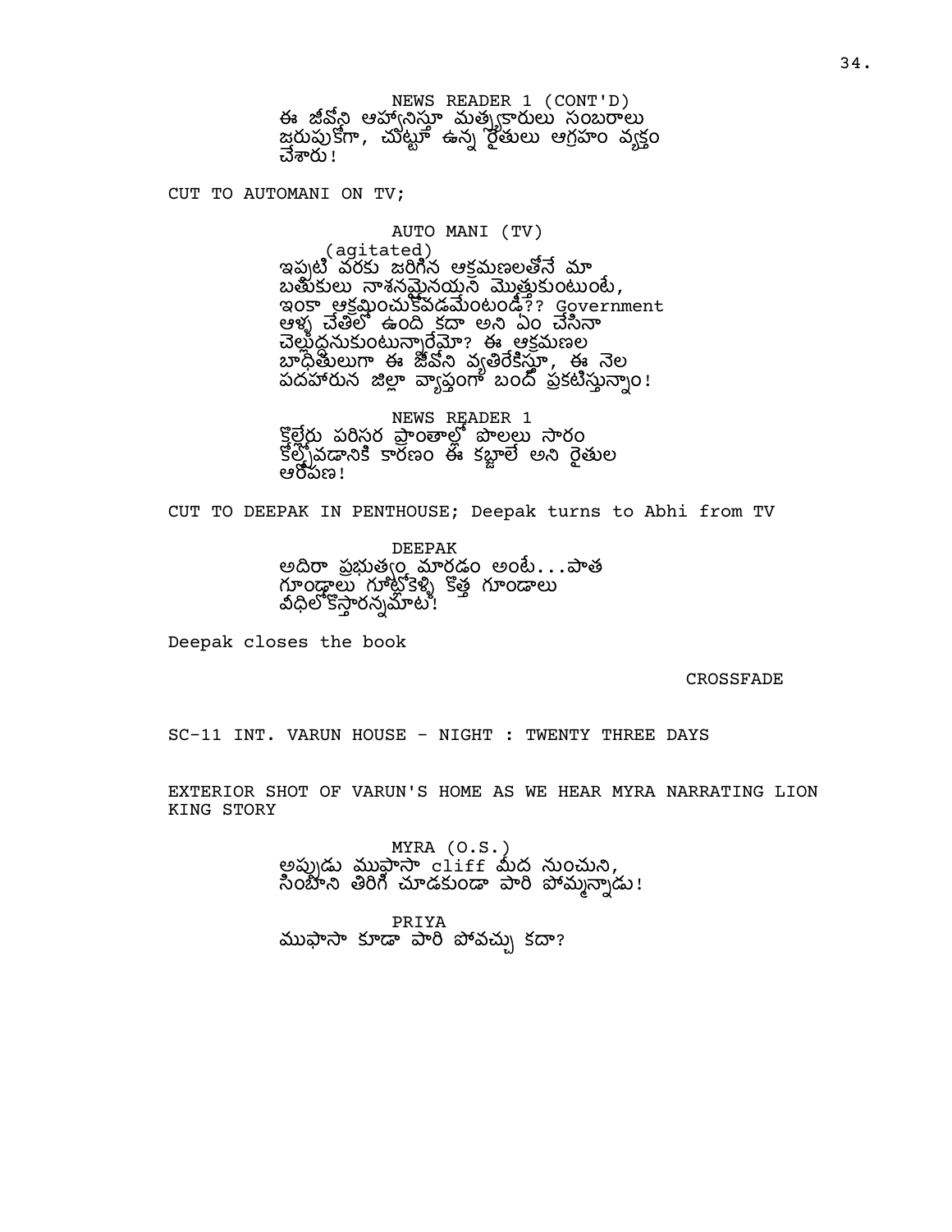NEWS READER 1 (CONT'D)
ఈ జీవోని ఆహ్వానిస్తూ మత్స్యకారులు సంబరాలు జరుపుకోగా, చుట్టూ ఉన్న రైతులు ఆగ్రహం వ్యక్తం చేశారు!

CUT TO AUTOMANI ON TV;

AUTO MANI (TV)
(agitated)
ఇప్పటి వరకు జరిగిన ఆక్రమణలతోనే మా బతుకులు నాశనమైనయని మొత్తుకుంటుంటే, ఇంకా ఆక్రమించుకోవడమేంటండీ?? Government ఆళ్ళ చేతిలో ఉంది కదా అని ఏం చేసినా చెల్లుద్దనుకుంటున్నారేమో? ఈ ఆక్రమణల బాధితులుగా ఈ జీవోని వ్యతిరేకిస్తూ, ఈ నెల పదహారున జిల్లా వ్యాప్తంగా బంద్ ప్రకటిస్తున్నాం!

NEWS READER 1
కొల్లేరు పరిసర ప్రాంతాల్లో పొలలు సారం కోల్పోవడానికి కారణం ఈ కబ్జాలే అని రైతుల ఆరోపణ!

CUT TO DEEPAK IN PENTHOUSE; Deepak turns to Abhi from TV

DEEPAK
అదిరా ప్రభుత్వం మారడం అంటే...పాత గూండాలు గూట్లోకెళ్ళి కొత్త గూండాలు వీధిలోకొస్తారన్నమాట!

Deepak closes the book

CROSSFADE

SC-11 INT. VARUN HOUSE - NIGHT : TWENTY THREE DAYS

EXTERIOR SHOT OF VARUN'S HOME AS WE HEAR MYRA NARRATING LION KING STORY

MYRA (O.S.)
అప్పుడు ముఫాసా cliff మీద నుంచుని, సింబాని తిరిగి చూడకుండా పారి పొమ్మన్నాడు!

PRIYA
ముఫాసా కూడా పారి పోవచ్చు కదా?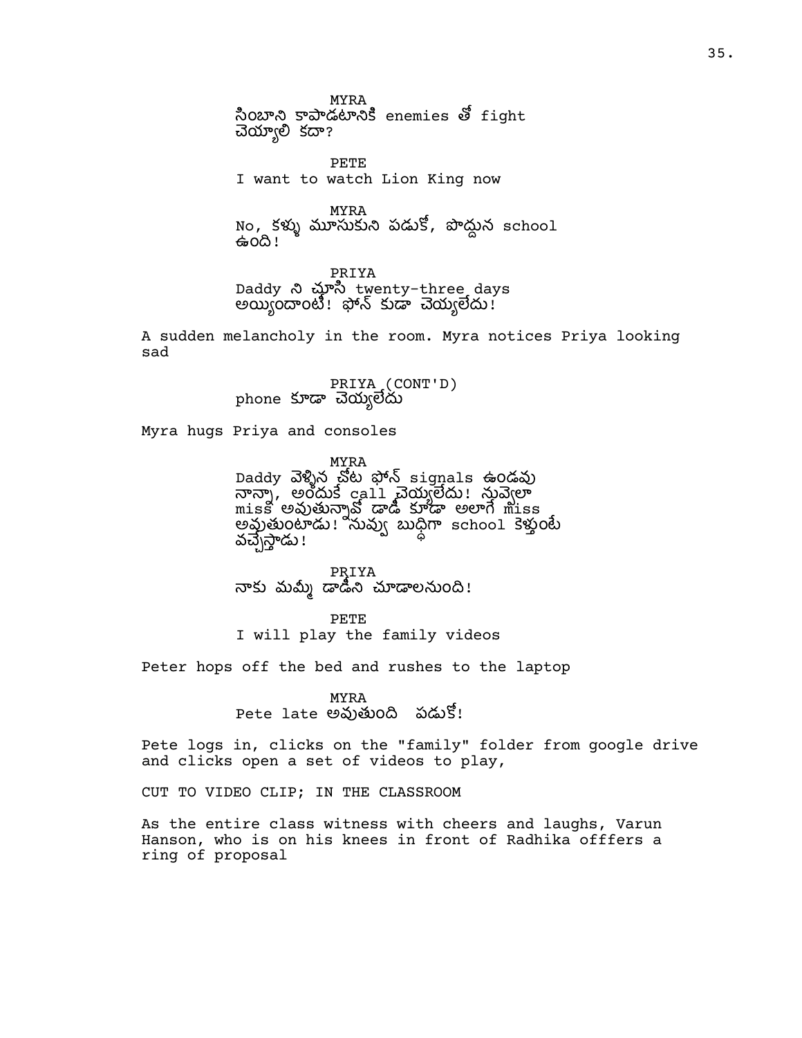MYRA
సింబాని కాపాడటానికి enemies తో fight
చెయ్యాలి కదా?

PETE
I want to watch Lion King now

MYRA
No, కళ్ళు మూసుకుని పడుకో, పొద్దున school
ఉంది!

PRIYA
Daddy ని చూసి twenty-three days
అయ్యిందాంటే! ఫోన్ కుడా చెయ్యలేదు!

A sudden melancholy in the room. Myra notices Priya looking sad

PRIYA (CONT'D)
phone కూడా చెయ్యలేదు

Myra hugs Priya and consoles

MYRA
Daddy వెళ్ళిన చోట ఫోన్ signals ఉండవు
నాన్నా, అందుకే call చెయ్యలేదు! నువ్వెలా
miss అవుతున్నావో డాడీ కూడా అలాగే miss
అవుతుంటాడు! నువ్వు బుద్ధిగా school కెళ్తుంటే
వచ్చేస్తాడు!

PRIYA
నాకు మమ్మీ డాడీని చూడాలనుంది!

PETE
I will play the family videos

Peter hops off the bed and rushes to the laptop

MYRA
Pete late అవుతుంది  పడుకో!

Pete logs in, clicks on the "family" folder from google drive and clicks open a set of videos to play,

CUT TO VIDEO CLIP; IN THE CLASSROOM

As the entire class witness with cheers and laughs, Varun Hanson, who is on his knees in front of Radhika offfers a ring of proposal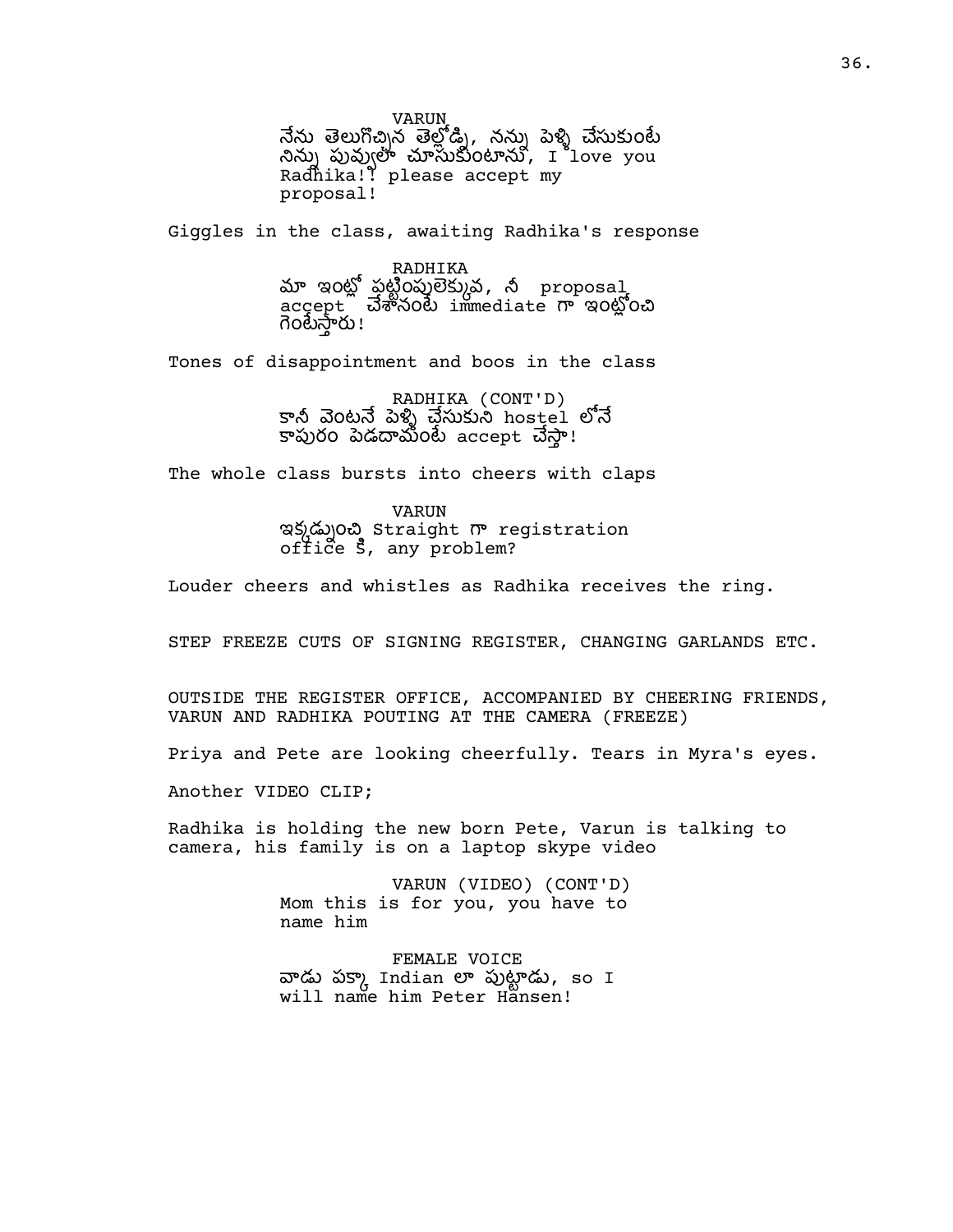VARUN
నేను తెలుగొచ్చిన తెల్లోడ్ని, నన్ను పెళ్ళి చేసుకుంటే నిన్ను పువ్వులా చూసుకుంటాను, I love you Radhika!! please accept my proposal!

Giggles in the class, awaiting Radhika's response

RADHIKA
మా ఇంట్లో పట్టింపులెక్కువ, నీ proposal accept చేశానంటే immediate గా ఇంట్లోంచి గెంటేస్తారు!

Tones of disappointment and boos in the class

RADHIKA (CONT'D)
కానీ వెంటనే పెళ్ళి చేసుకుని hostel లోనే కాపురం పెడదామంటే accept చేస్తా!

The whole class bursts into cheers with claps

VARUN
ఇక్కడ్నుంచి Straight గా registration office కి, any problem?

Louder cheers and whistles as Radhika receives the ring.

STEP FREEZE CUTS OF SIGNING REGISTER, CHANGING GARLANDS ETC.

OUTSIDE THE REGISTER OFFICE, ACCOMPANIED BY CHEERING FRIENDS, VARUN AND RADHIKA POUTING AT THE CAMERA (FREEZE)

Priya and Pete are looking cheerfully. Tears in Myra's eyes.

Another VIDEO CLIP;

Radhika is holding the new born Pete, Varun is talking to camera, his family is on a laptop skype video

VARUN (VIDEO) (CONT'D)
Mom this is for you, you have to name him

FEMALE VOICE
వాడు పక్కా Indian లా పుట్టాడు, so I will name him Peter Hansen!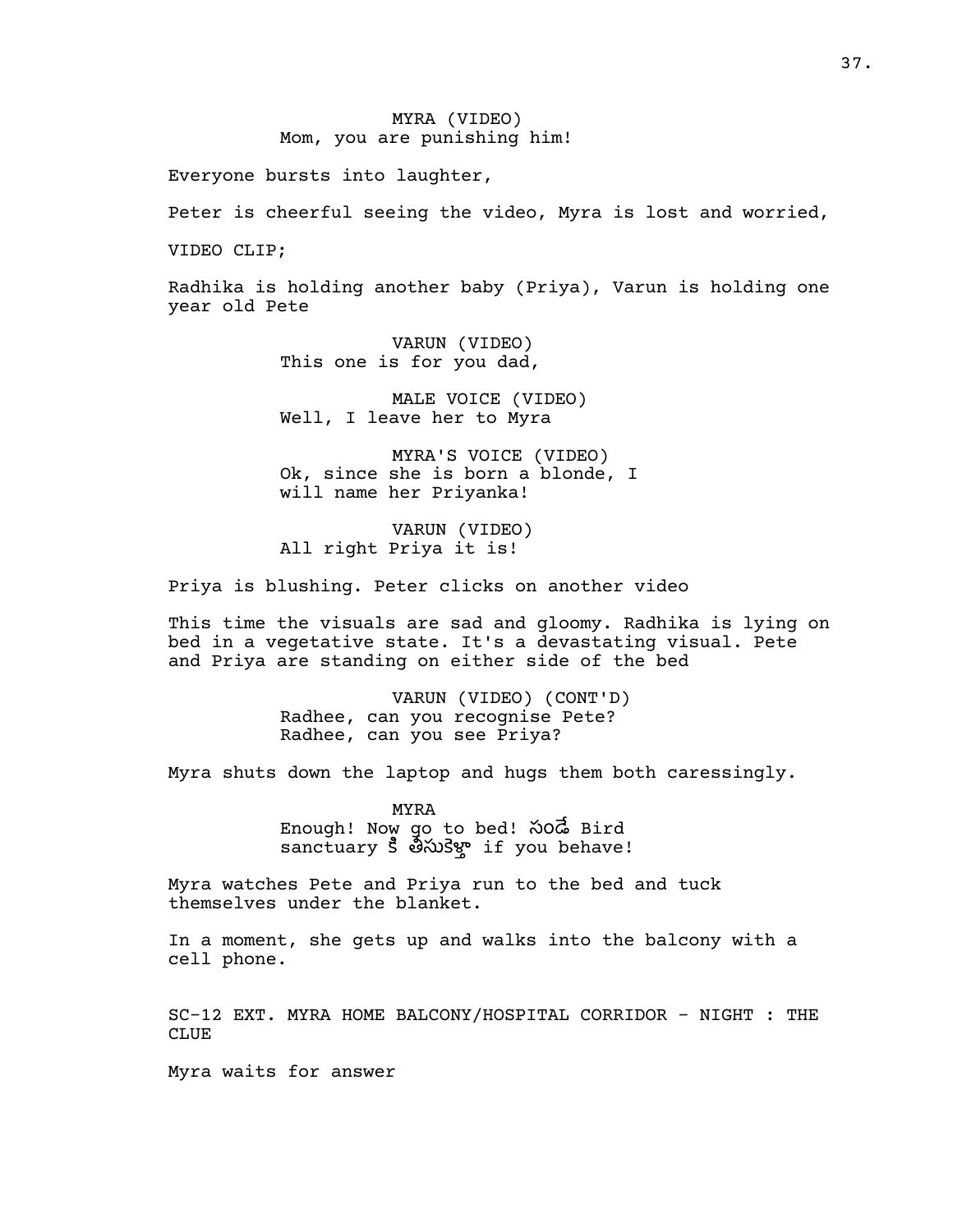MYRA (VIDEO)
Mom, you are punishing him!

Everyone bursts into laughter,

Peter is cheerful seeing the video, Myra is lost and worried,

VIDEO CLIP;

Radhika is holding another baby (Priya), Varun is holding one year old Pete

VARUN (VIDEO)
This one is for you dad,

MALE VOICE (VIDEO)
Well, I leave her to Myra

MYRA'S VOICE (VIDEO)
Ok, since she is born a blonde, I will name her Priyanka!

VARUN (VIDEO)
All right Priya it is!

Priya is blushing. Peter clicks on another video

This time the visuals are sad and gloomy. Radhika is lying on bed in a vegetative state. It's a devastating visual. Pete and Priya are standing on either side of the bed

VARUN (VIDEO) (CONT'D)
Radhee, can you recognise Pete?
Radhee, can you see Priya?

Myra shuts down the laptop and hugs them both caressingly.

MYRA
Enough! Now go to bed! సండే Bird sanctuary కి తీసుకెళ్తా if you behave!

Myra watches Pete and Priya run to the bed and tuck themselves under the blanket.

In a moment, she gets up and walks into the balcony with a cell phone.

SC-12 EXT. MYRA HOME BALCONY/HOSPITAL CORRIDOR - NIGHT : THE CLUE

Myra waits for answer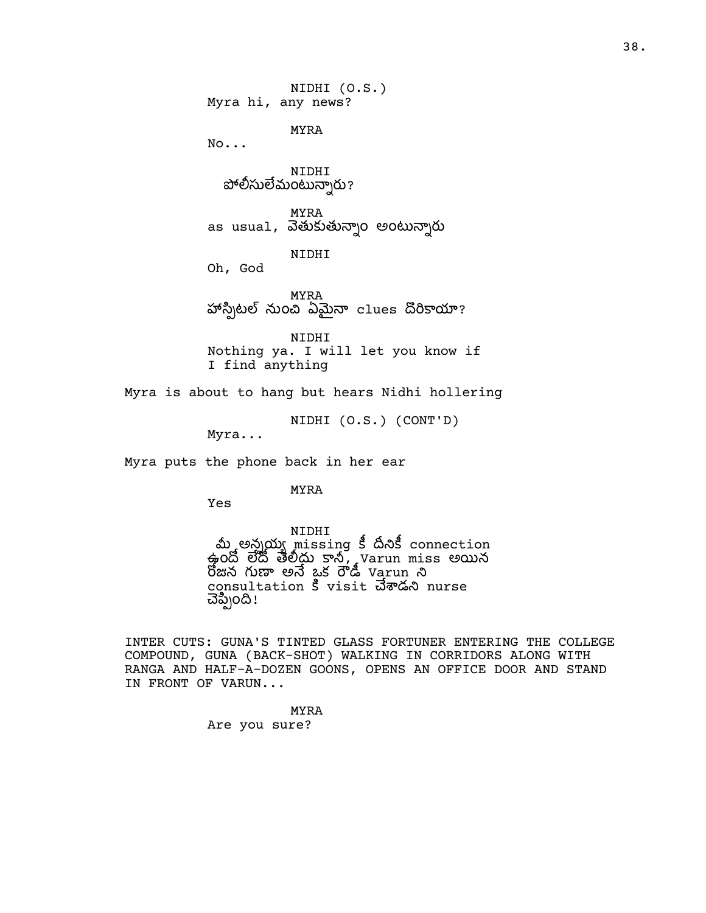NIDHI (O.S.)
Myra hi, any news?

MYRA
No...

NIDHI
పోలీసులేమంటున్నారు?

MYRA
as usual, వెతుకుతున్నాం అంటున్నారు

NIDHI
Oh, God

MYRA
హాస్పిటల్ నుంచి ఏమైనా clues దొరికాయా?

NIDHI
Nothing ya. I will let you know if I find anything

Myra is about to hang but hears Nidhi hollering

NIDHI (O.S.) (CONT'D)
Myra...

Myra puts the phone back in her ear

MYRA
Yes

NIDHI
మీ అన్నయ్య missing కీ దీనికీ connection ఉందో లేదో తెలీదు కానీ, Varun miss అయిన రోజున గుణా అనే ఒక రౌడీ Varun ని consultation కి visit చేశాడని nurse చెప్పింది!

INTER CUTS: GUNA'S TINTED GLASS FORTUNER ENTERING THE COLLEGE COMPOUND, GUNA (BACK-SHOT) WALKING IN CORRIDORS ALONG WITH RANGA AND HALF-A-DOZEN GOONS, OPENS AN OFFICE DOOR AND STAND IN FRONT OF VARUN...

MYRA
Are you sure?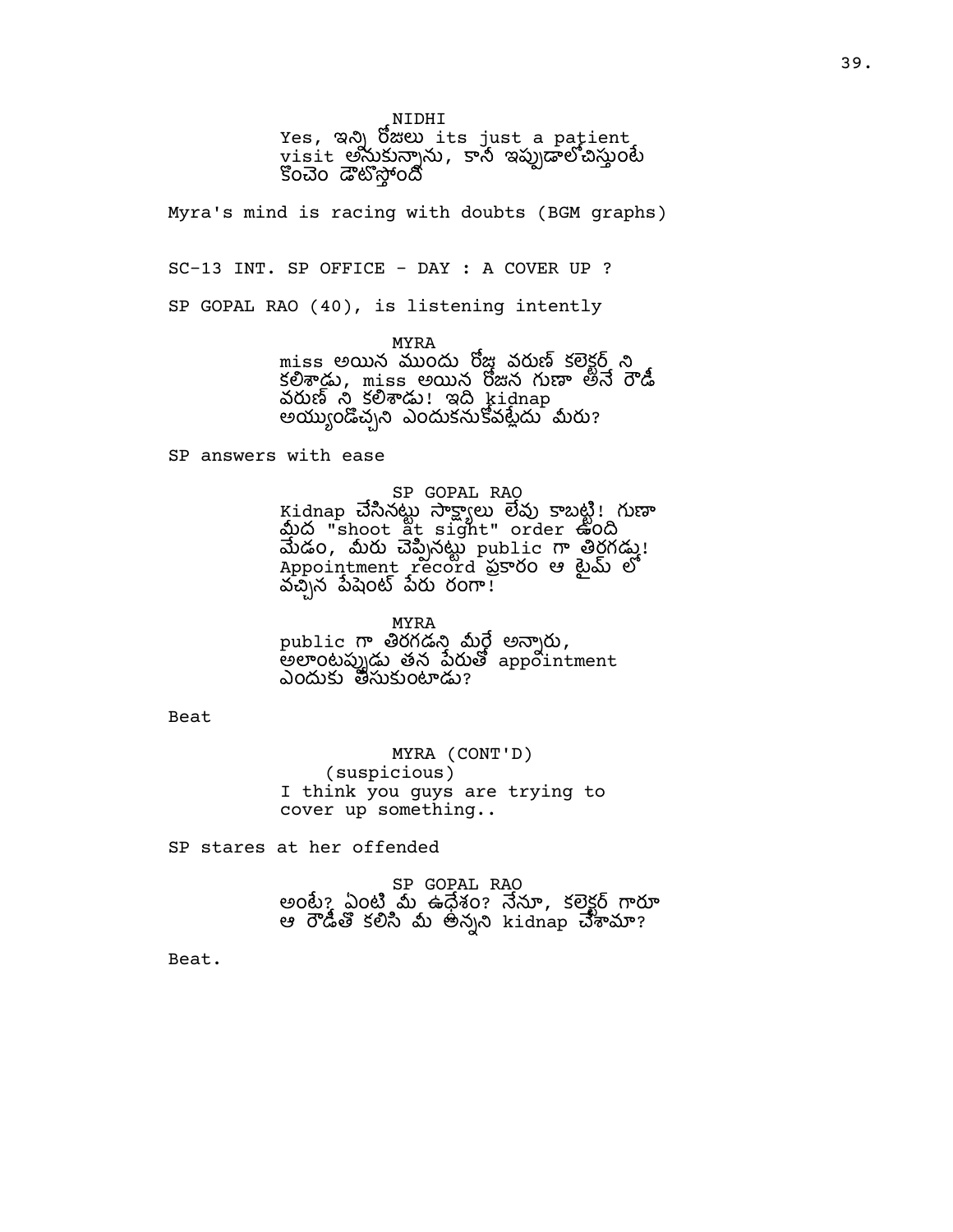NIDHI

Yes, ఇన్ని రోజులు its just a patient visit అనుకున్నాను, కానీ ఇప్పుడాలోచిస్తుంటే కొంచెం డౌటొస్తోంది

Myra's mind is racing with doubts (BGM graphs)

SC-13 INT. SP OFFICE - DAY : A COVER UP ?

SP GOPAL RAO (40), is listening intently

MYRA

miss అయిన ముందు రోజు వరుణ్ కలెక్టర్ ని కలిశాడు, miss అయిన రోజున గుణా అనే రౌడీ వరుణ్ ని కలిశాడు! ఇది kidnap అయ్యుండొచ్చని ఎందుకనుకోవట్లేదు మీరు?

SP answers with ease

SP GOPAL RAO

Kidnap చేసినట్టు సాక్ష్యాలు లేవు కాబట్టి! గుణా మీద "shoot at sight" order ఉంది మేడం, మీరు చెప్పినట్టు public గా తిరగడు! Appointment record ప్రకారం ఆ టైమ్ లో వచ్చిన పేషెంట్ పేరు రంగా!

MYRA

public గా తిరగడని మీరే అన్నారు, అలాంటప్పుడు తన పేరుతో appointment ఎందుకు తీసుకుంటాడు?

Beat

MYRA (CONT'D)

(suspicious)

I think you guys are trying to cover up something..

SP stares at her offended

SP GOPAL RAO

అంటే? ఏంటి మీ ఉద్దేశం? నేనూ, కలెక్టర్ గారూ ఆ రౌడీతో కలిసి మీ అన్నని kidnap చేశామా?

Beat.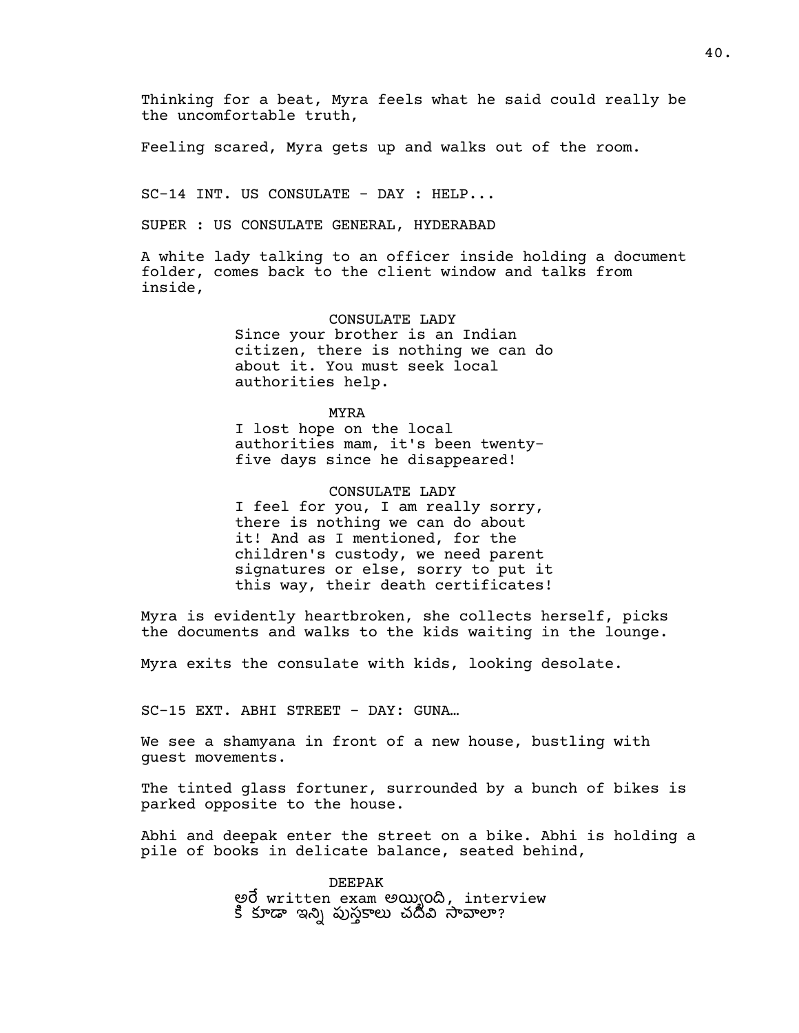Thinking for a beat, Myra feels what he said could really be the uncomfortable truth,

Feeling scared, Myra gets up and walks out of the room.

SC-14 INT. US CONSULATE - DAY : HELP...

SUPER : US CONSULATE GENERAL, HYDERABAD

A white lady talking to an officer inside holding a document folder, comes back to the client window and talks from inside,

CONSULATE LADY
Since your brother is an Indian citizen, there is nothing we can do about it. You must seek local authorities help.

MYRA
I lost hope on the local authorities mam, it's been twenty-five days since he disappeared!

CONSULATE LADY
I feel for you, I am really sorry, there is nothing we can do about it! And as I mentioned, for the children's custody, we need parent signatures or else, sorry to put it this way, their death certificates!

Myra is evidently heartbroken, she collects herself, picks the documents and walks to the kids waiting in the lounge.

Myra exits the consulate with kids, looking desolate.

SC-15 EXT. ABHI STREET - DAY: GUNA…

We see a shamyana in front of a new house, bustling with guest movements.

The tinted glass fortuner, surrounded by a bunch of bikes is parked opposite to the house.

Abhi and deepak enter the street on a bike. Abhi is holding a pile of books in delicate balance, seated behind,

DEEPAK
అరే written exam అయ్యింది, interview కి కూడా ఇన్ని పుస్తకాలు చదివి సావాలా?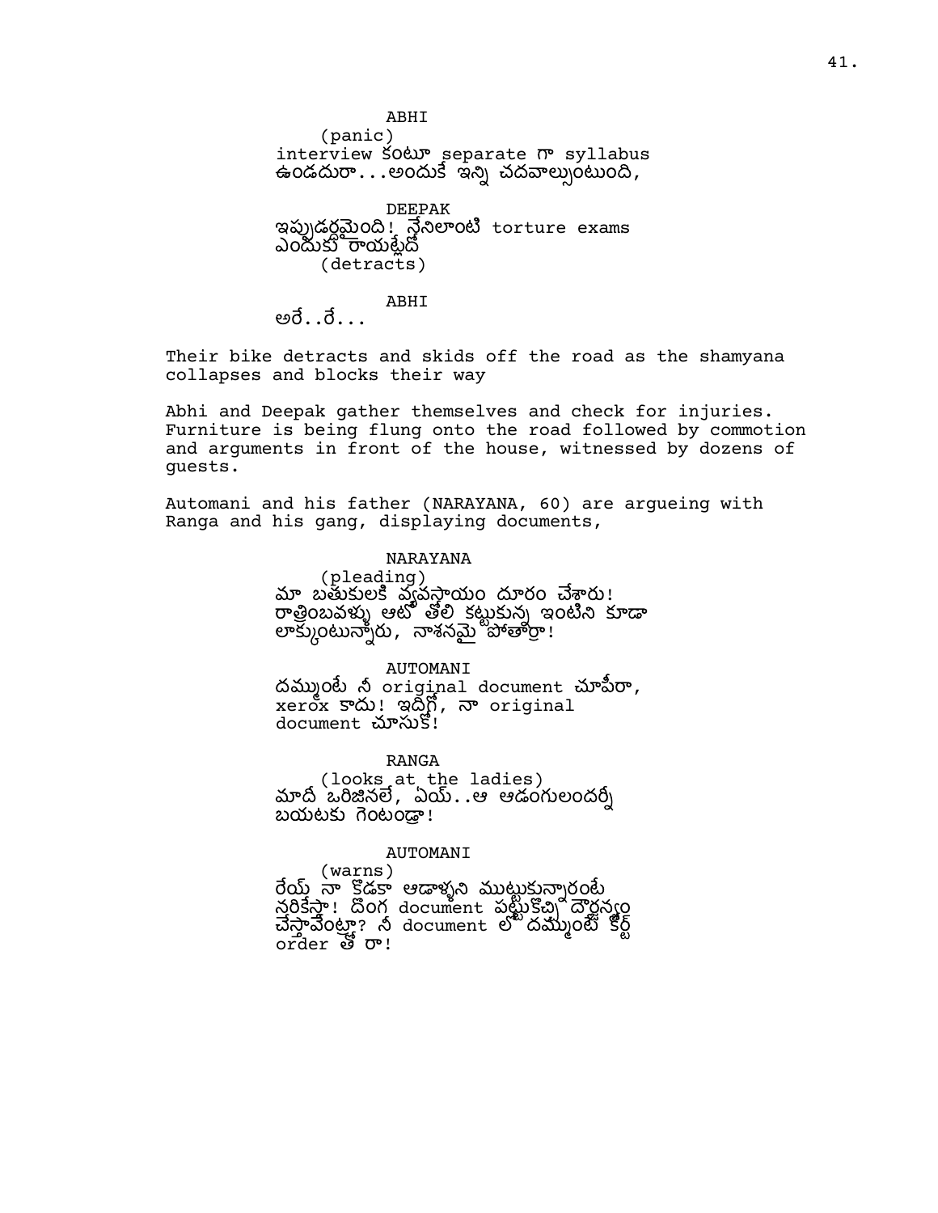ABHI
(panic)
interview కంటూ separate గా syllabus ఉండదురా...అందుకే ఇన్ని చదవాల్సొంటుంది,

DEEPAK
ఇప్పుడర్థమైంది! నేనిలాంటి torture exams ఎందుకు రాయట్లేదో
(detracts)

ABHI
అరే..రే...

Their bike detracts and skids off the road as the shamyana collapses and blocks their way

Abhi and Deepak gather themselves and check for injuries. Furniture is being flung onto the road followed by commotion and arguments in front of the house, witnessed by dozens of guests.

Automani and his father (NARAYANA, 60) are argueing with Ranga and his gang, displaying documents,

NARAYANA
(pleading)
మా బతుకులకి వ్యవస్థాయం దూరం చేశారు! రాత్రింబవళ్ళు ఆటో తోలి కట్టుకున్న ఇంటిని కూడా లాక్కుంటున్నారు, నాశనమై పోతార్రా!

AUTOMANI
దమ్ముంటే నీ original document చూపీరా, xerox కాదు! ఇదిగో, నా original document చూసుకో!

RANGA
(looks at the ladies)
మాదీ ఒరిజినలే, ఏయ్..ఆ ఆడంగులందర్నీ బయటకు గెంటండ్రా!

AUTOMANI
(warns)
రేయ్ నా కొడకా ఆడాళ్ళని ముట్టుకున్నారంటే నరికేస్తా! దొంగ document పట్టుకొచ్చి దౌర్జన్యం చేస్తావేంట్రా? నీ document లో దమ్ముంటే కోర్ట్ order తో రా!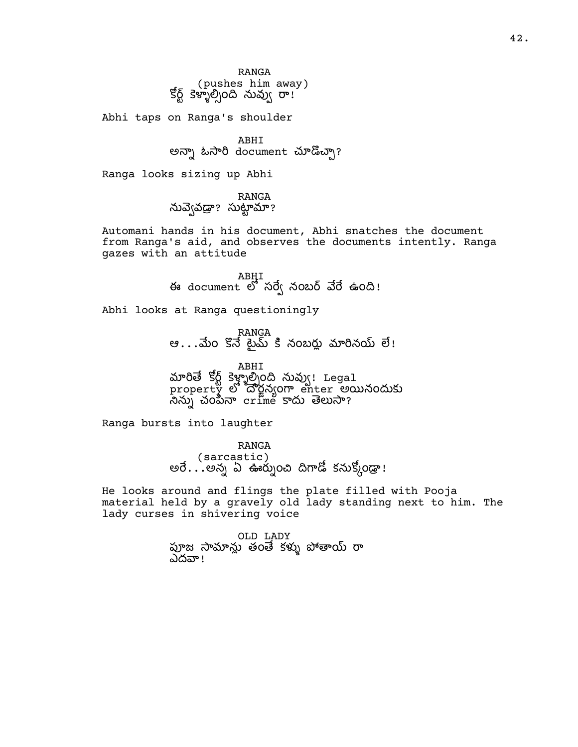RANGA
(pushes him away)
కోర్ట్ కెళ్ళాల్సింది నువ్వు రా!

Abhi taps on Ranga's shoulder

ABHI
అన్నా ఓసారి document చూడొచ్చా?

Ranga looks sizing up Abhi

RANGA
నువ్వెవడ్రా? సుట్టామా?

Automani hands in his document, Abhi snatches the document from Ranga's aid, and observes the documents intently. Ranga gazes with an attitude

ABHI
ఈ document లో సర్వే నంబర్ వేరే ఉంది!

Abhi looks at Ranga questioningly

RANGA
ఆ...మేం కొనే టైమ్ కి నంబర్లు మారినయ్ లే!

ABHI
మారితే కోర్ట్ కెళ్ళాల్సింది నువ్వు! Legal property లో దౌర్జన్యంగా enter అయినందుకు నిన్ను చంపినా crime కాదు తెలుసా?

Ranga bursts into laughter

RANGA
(sarcastic)
అరే...అన్న ఏ ఊర్నుంచి దిగాడో కనుక్కోండ్రా!

He looks around and flings the plate filled with Pooja material held by a gravely old lady standing next to him. The lady curses in shivering voice

OLD LADY
పూజ సామాన్లు తంతే కళ్ళు పోతాయ్ రా ఎదవా!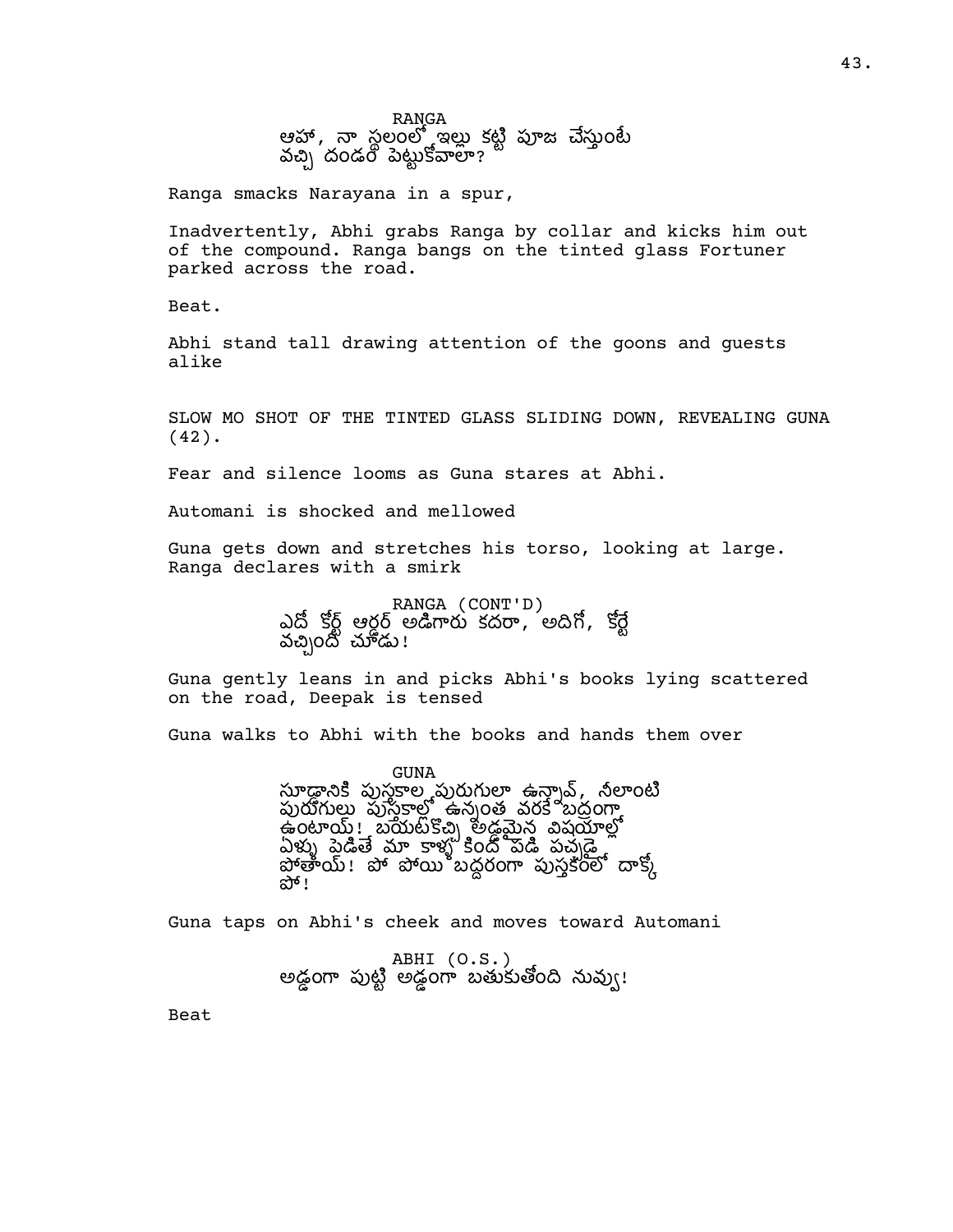RANGA

ఆహా, నా స్థలంలో ఇల్లు కట్టి పూజ చేస్తుంటే వచ్చి దండరో పెట్టుకోవాలా?

Ranga smacks Narayana in a spur,

Inadvertently, Abhi grabs Ranga by collar and kicks him out of the compound. Ranga bangs on the tinted glass Fortuner parked across the road.

Beat.

Abhi stand tall drawing attention of the goons and guests alike

SLOW MO SHOT OF THE TINTED GLASS SLIDING DOWN, REVEALING GUNA (42).

Fear and silence looms as Guna stares at Abhi.

Automani is shocked and mellowed

Guna gets down and stretches his torso, looking at large. Ranga declares with a smirk

RANGA (CONT'D)

ఎదో కోర్ట్ ఆర్డర్ అడిగారు కదరా, అదిగో, కోర్టే వచ్చింది చూడు!

Guna gently leans in and picks Abhi's books lying scattered on the road, Deepak is tensed

Guna walks to Abhi with the books and hands them over

GUNA

సూడ్డానికి పుస్తకాల పురుగులా ఉన్నావ్, నీలాంటి పురుగులు పుస్తకాల్లో ఉన్నంత వరకే బద్రంగా ఉంటాయ్! బయటకొచ్చి అడ్డమైన విషయాల్లో వేళ్ళు పెడితే మా కాళ్ళ కింద పడి పచ్చడై పోతాయ్! పో పోయి బద్దరంగా పుస్తకంలో దాక్కో పో!

Guna taps on Abhi's cheek and moves toward Automani

ABHI (O.S.)

అడ్డంగా పుట్టి అడ్డంగా బతుకుతోంది నువ్వు!

Beat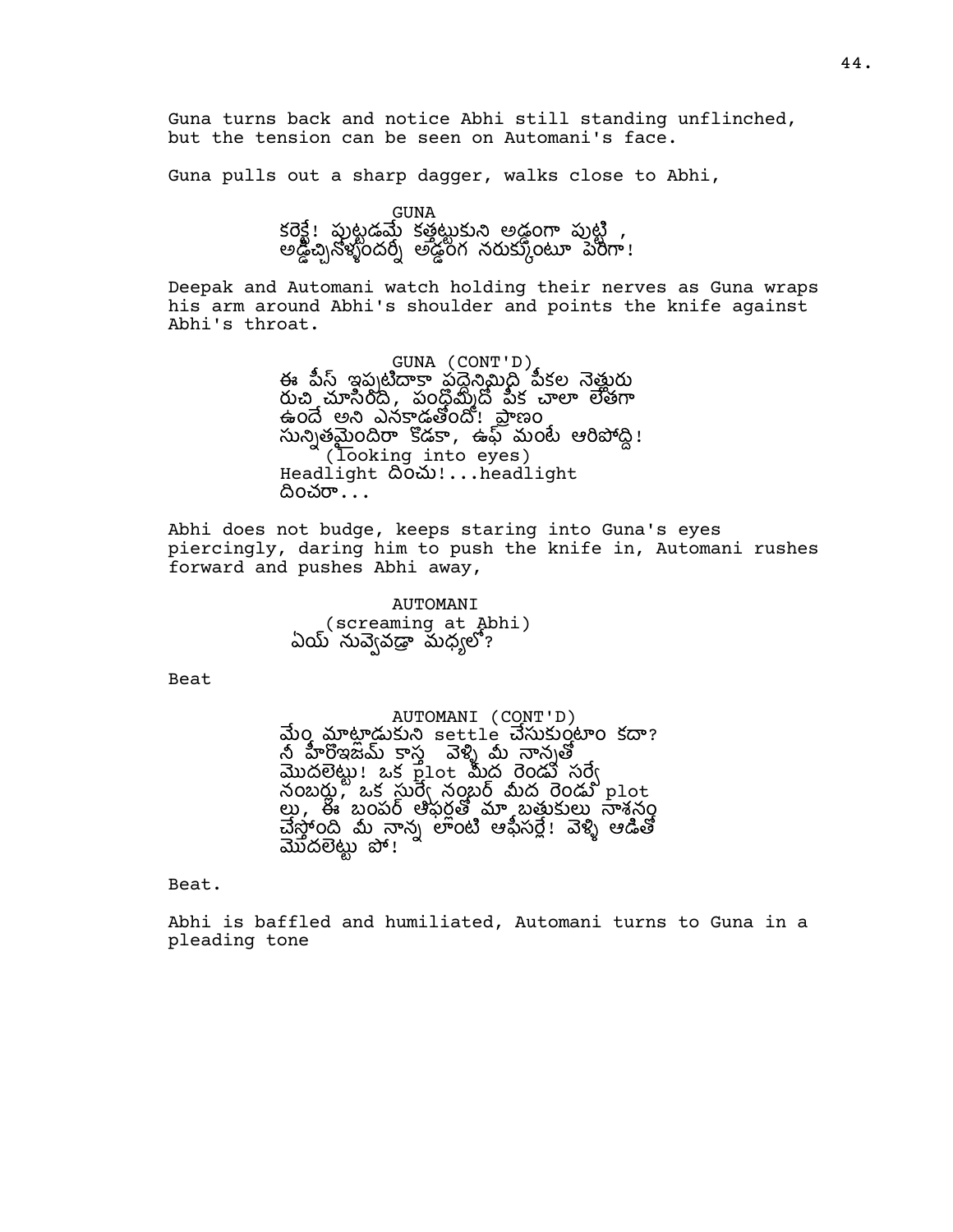Guna turns back and notice Abhi still standing unflinched, but the tension can be seen on Automani's face.

Guna pulls out a sharp dagger, walks close to Abhi,

GUNA
కరెక్టే! పుట్టడమే కత్తట్టుకుని అడ్డంగా పుట్టి , అడ్డొచ్చినోళ్ళందర్నీ అడ్డంగ నరుక్కుంటూ పెరిగా!

Deepak and Automani watch holding their nerves as Guna wraps his arm around Abhi's shoulder and points the knife against Abhi's throat.

GUNA (CONT'D)
ఈ పీస్ ఇప్పటిదాకా పద్దెనిమిది పీకల నెత్తురు రుచి చూసిరిది, పంద్దొమ్మిది పీక చాలా లేతగా ఉందే అని ఎనకాడతాంది! ప్రాణం సున్నితమైందిరా కొడకా, ఉఫ్ మంటే ఆరిపోద్ది!
(looking into eyes)
Headlight దించు!...headlight దించరా...

Abhi does not budge, keeps staring into Guna's eyes piercingly, daring him to push the knife in, Automani rushes forward and pushes Abhi away,

AUTOMANI
(screaming at Abhi)
ఏయ్ నువ్వెవడ్రా మధ్యలో?

Beat

AUTOMANI (CONT'D)
మేం మాట్లాడుకుని settle చేసుకుంటాం కదా? నీ హీరోఇజమ్ కాస్త వెళ్ళి మీ నాన్నతో మొదలెట్టు! ఒక plot మీద రెండు సర్వే నంబర్లు, ఒక సర్వే నంబర్ మీద రెండు plot లు, ఈ బంపర్ ఆఫర్లతో మా బతుకులు నాశనం చేస్తోంది మీ నాన్న లాంటి ఆఫీసర్లే! వెళ్ళి ఆడితో మొదలెట్టు పో!

Beat.

Abhi is baffled and humiliated, Automani turns to Guna in a pleading tone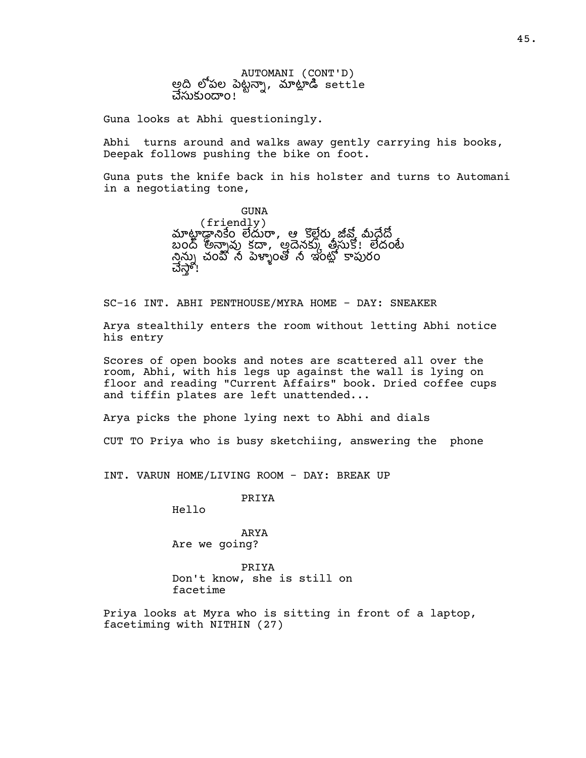AUTOMANI (CONT'D)
అది లోపల పెట్టన్నా, మాట్లాడి settle చేసుకుందాం!

Guna looks at Abhi questioningly.

Abhi turns around and walks away gently carrying his books, Deepak follows pushing the bike on foot.

Guna puts the knife back in his holster and turns to Automani in a negotiating tone,

GUNA
(friendly)
మాట్లాడానికేం లేదురా, ఆ కొల్లేరు జీవో మీదేదో బంద్ అన్నావు కదా, అదెనక్కు తీసుకో! లేదంటే నిన్ను చంపి నీ పెళ్ళాంతో నీ ఇంట్లో కాపురం చేస్తా!

SC-16 INT. ABHI PENTHOUSE/MYRA HOME - DAY: SNEAKER

Arya stealthily enters the room without letting Abhi notice his entry

Scores of open books and notes are scattered all over the room, Abhi, with his legs up against the wall is lying on floor and reading "Current Affairs" book. Dried coffee cups and tiffin plates are left unattended...

Arya picks the phone lying next to Abhi and dials

CUT TO Priya who is busy sketchiing, answering the phone

INT. VARUN HOME/LIVING ROOM - DAY: BREAK UP

PRIYA
Hello

ARYA
Are we going?

PRIYA
Don't know, she is still on facetime

Priya looks at Myra who is sitting in front of a laptop, facetiming with NITHIN (27)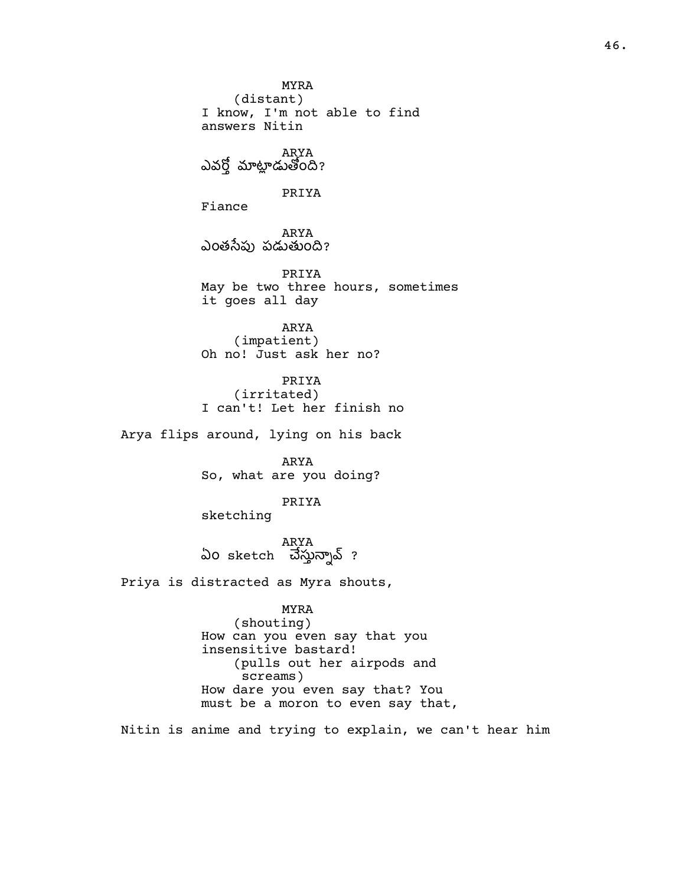MYRA
(distant)
I know, I'm not able to find answers Nitin

ARYA
ఎవర్తో మాట్లాడుతోంది?

PRIYA
Fiance

ARYA
ఎంతసేపు పడుతుంది?

PRIYA
May be two three hours, sometimes it goes all day

ARYA
(impatient)
Oh no! Just ask her no?

PRIYA
(irritated)
I can't! Let her finish no

Arya flips around, lying on his back

ARYA
So, what are you doing?

PRIYA
sketching

ARYA
ఏం sketch  చేస్తున్నావ్ ?

Priya is distracted as Myra shouts,

MYRA
(shouting)
How can you even say that you insensitive bastard!
(pulls out her airpods and screams)
How dare you even say that? You must be a moron to even say that,

Nitin is anime and trying to explain, we can't hear him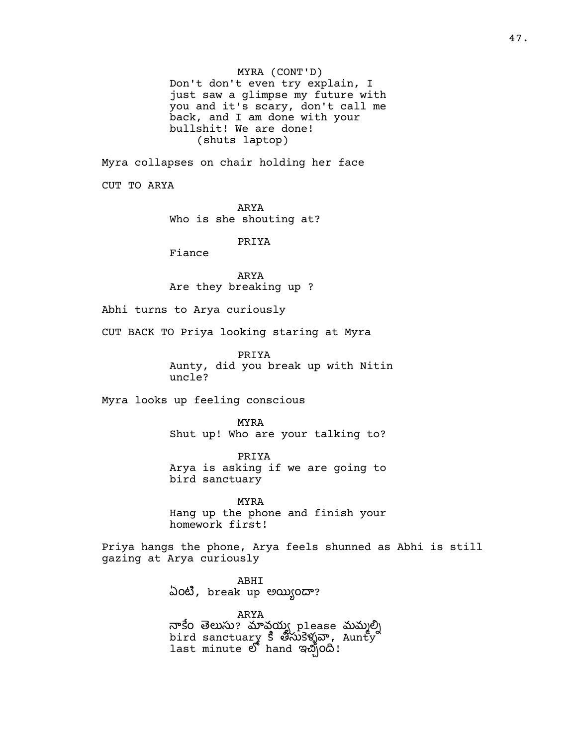MYRA (CONT'D)
Don't don't even try explain, I just saw a glimpse my future with you and it's scary, don't call me back, and I am done with your bullshit! We are done!
(shuts laptop)

Myra collapses on chair holding her face

CUT TO ARYA

ARYA
Who is she shouting at?

PRIYA
Fiance

ARYA
Are they breaking up ?

Abhi turns to Arya curiously

CUT BACK TO Priya looking staring at Myra

PRIYA
Aunty, did you break up with Nitin uncle?

Myra looks up feeling conscious

MYRA
Shut up! Who are your talking to?

PRIYA
Arya is asking if we are going to bird sanctuary

MYRA
Hang up the phone and finish your homework first!

Priya hangs the phone, Arya feels shunned as Abhi is still gazing at Arya curiously

ABHI
ఏంటి, break up అయ్యిందా?

ARYA
నాకేం తెలుసు? మావయ్య please మమ్మల్ని bird sanctuary కి తీసుకెళ్ళవా, Aunty last minute లో hand ఇచ్చింది!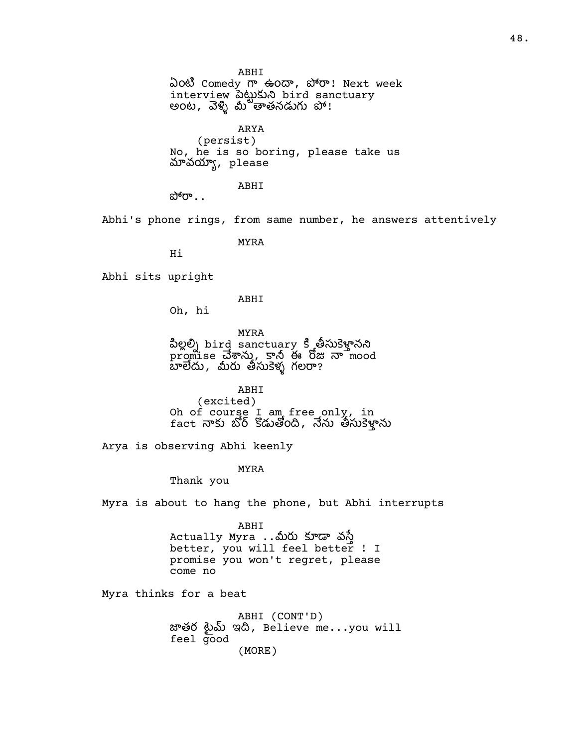ABHI
ఏంటి Comedy గా ఉందా, పోరా! Next week interview పెట్టుకుని bird sanctuary అంట, వెళ్ళి మీ తాతనడుగు పో!

ARYA
(persist)
No, he is so boring, please take us మావయ్యా, please

ABHI
పోరా..

Abhi's phone rings, from same number, he answers attentively

MYRA
Hi

Abhi sits upright

ABHI
Oh, hi

MYRA
పిల్లల్ని bird sanctuary కి తీసుకెళ్తానని promise చేశాను, కానీ ఈ రోజు నా mood బాలేదు, మీరు తీసుకెళ్ళ గలరా?

ABHI
(excited)
Oh of course I am free only, in fact నాకు బోర్ కొడుతోంది, నేను తీసుకెళ్తాను

Arya is observing Abhi keenly

MYRA
Thank you

Myra is about to hang the phone, but Abhi interrupts

ABHI
Actually Myra ..మీరు కూడా వస్తే better, you will feel better ! I promise you won't regret, please come no

Myra thinks for a beat

ABHI (CONT'D)
జాతర టైమ్ ఇది, Believe me...you will feel good
(MORE)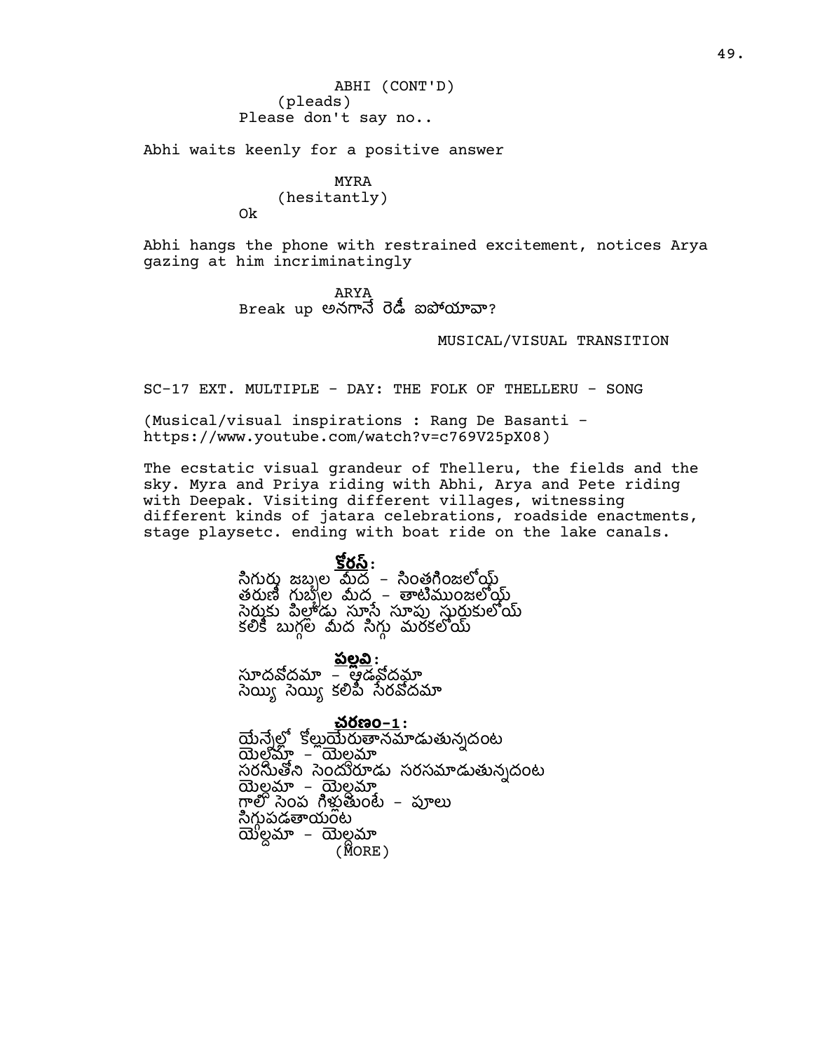ABHI (CONT'D)
(pleads)
Please don't say no..

Abhi waits keenly for a positive answer

MYRA
(hesitantly)
Ok

Abhi hangs the phone with restrained excitement, notices Arya gazing at him incriminatingly

ARYA
Break up అనగానే రెడీ ఐపోయావా?

MUSICAL/VISUAL TRANSITION

SC-17 EXT. MULTIPLE - DAY: THE FOLK OF THELLERU - SONG

(Musical/visual inspirations : Rang De Basanti - https://www.youtube.com/watch?v=c769V25pX08)

The ecstatic visual grandeur of Thelleru, the fields and the sky. Myra and Priya riding with Abhi, Arya and Pete riding with Deepak. Visiting different villages, witnessing different kinds of jatara celebrations, roadside enactments, stage playsetc. ending with boat ride on the lake canals.

**కోరస్:**
సిగుర్లు జబ్బల మీద - సింతగింజలోయ్
తరుణి గుబ్బల మీద - తాటిముంజలోయ్
సెర్లుకు పిల్లోడు సూసే సూపు స్తురుకులోయ్
కలికి బుగ్గల మీద సిగ్గు మరకలోయ్

**పల్లవి:**
సూదవోదమా - ఆడవోదమా
సెయ్యి సెయ్యి కలిపి సేరవోదమా

**చరణం-1:**
యేన్నెల్లో కోల్లుయేరుతానమాడుతున్నదంట
యెల్లమా - యెల్లమా
సరసుతోని సెందురూడు సరసమాడుతున్నదంట
యెల్లమా - యెల్లమా
గాలో సెంప గిల్లుతుంటే - పూలు
సిగ్గుపడతాయంట
యెల్లమా - యెల్లమా
(MORE)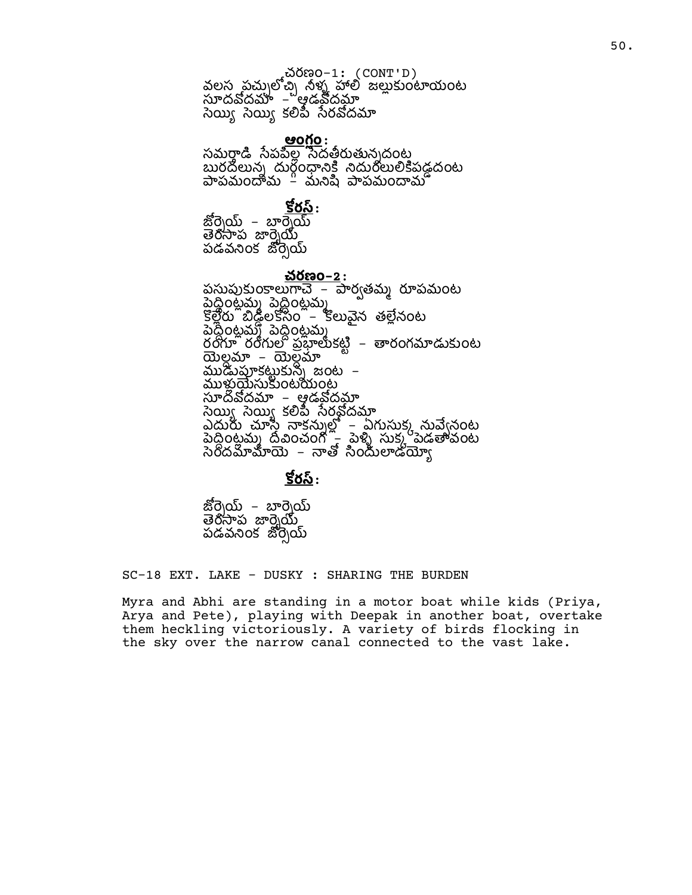చరణం-1: (CONT'D)
వలస పచ్చులొచ్చి నీళ్ళ హోలి జల్లుకుంటాయంట
సూదవోదమా - ఆడవోదమా
సెయ్యి సెయ్యి కలిపి సేరవోదమా

**ఆంగం:**
సమర్తాడి సేపపిల్ల సెదతీరుతున్నదంట
బురదలున్న దుర్గంధానికి నిదురలులికిపడ్డదంట
పాపమందామ - మనిషి పాపమందామా

**కోరస్:**
జోర్సెయ్ - బార్సెయ్
తెరసాప జార్సెయ్
పడవనింక జోర్సెయ్

**చరణం-2:**
పసుపుకుంకాలుగాచె - పార్వతమ్మ రూపమంట
పెద్దింట్లమ్మ పెద్దింట్లమ్మ
కొల్లేరు బిడ్డలకోసం - కొలువైన తల్లేనంట
పెద్దింట్లమ్మ పెద్దింట్లమ్మ
రంగూ రంగుల ప్రభాలుకట్టి - తారంగమాడుకుంట
యెల్లమా - యెల్లమా
ముడుపూకట్టుకున్న జంట -
ముళ్ళుయేసుకుంటయంట
సూదవోదమా - ఆడవోదమా
సెయ్యి సెయ్యి కలిపి సేరవోదమా
ఎదురు చూసె నాకన్నుల్లో - ఏగుసుక్క నువ్వేనంట
పెద్దింట్లమ్మ దీవించంగ - పెళ్ళి సుక్క పెడతావంట
సెరిదమామాయె - నాతో సిందులాడయ్యో

**కోరస్:**

జోర్సెయ్ - బార్సెయ్
తెరసాప జార్సెయ్
పడవనింక జోర్సెయ్

SC-18 EXT. LAKE - DUSKY : SHARING THE BURDEN

Myra and Abhi are standing in a motor boat while kids (Priya, Arya and Pete), playing with Deepak in another boat, overtake them heckling victoriously. A variety of birds flocking in the sky over the narrow canal connected to the vast lake.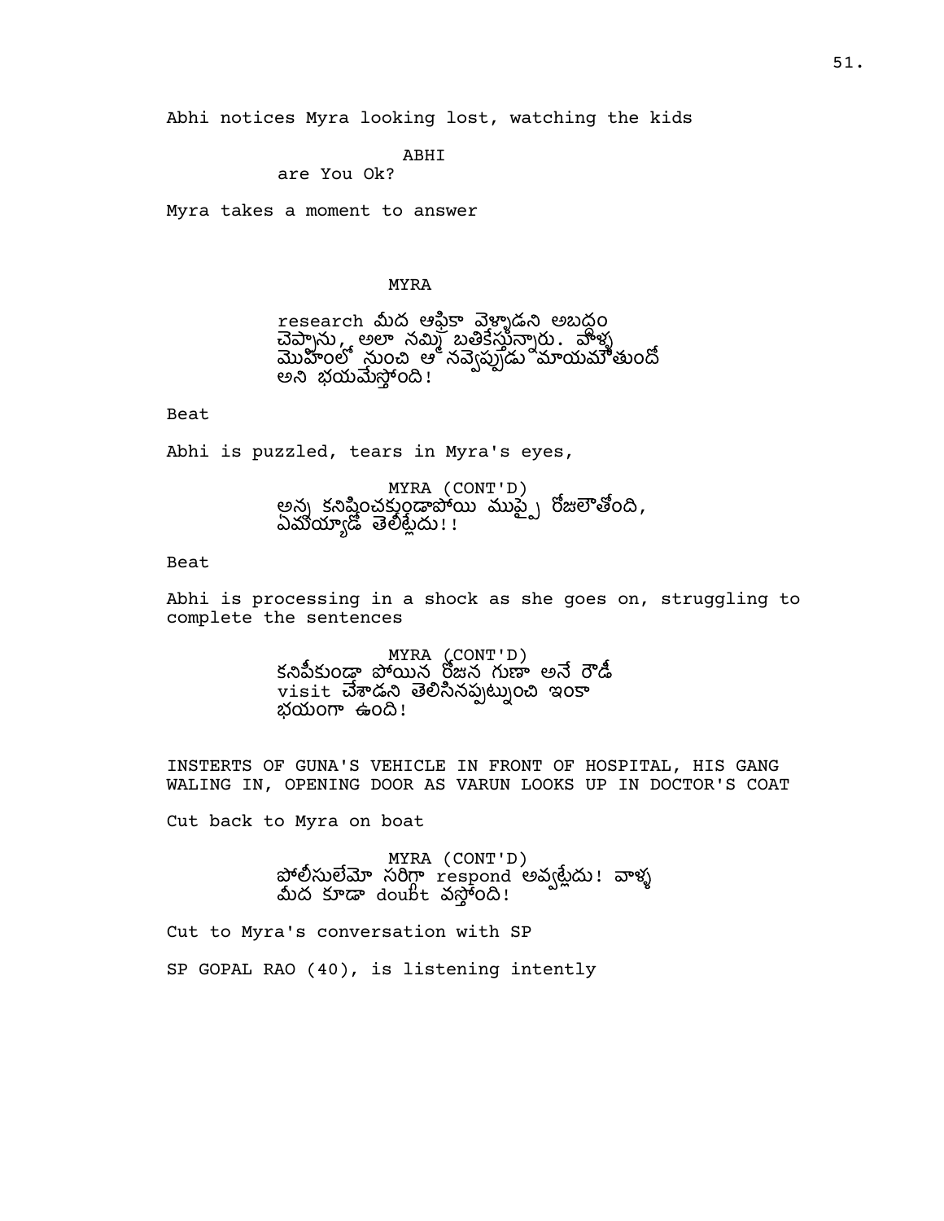Abhi notices Myra looking lost, watching the kids

ABHI
are You Ok?

Myra takes a moment to answer

MYRA
research మీద ఆఫ్రికా వెళ్ళాడని అబద్ధం చెప్పాను, అలా నమ్మి బతికేస్తున్నారు. వాళ్ళ మొహంలో నుంచి ఆ నవ్వెప్పుడు మాయమౌతుందో అని భయమేస్తోంది!

Beat

Abhi is puzzled, tears in Myra's eyes,

MYRA (CONT'D)
అన్న కనిపించకుండాపోయి ముప్పై రోజులౌతోంది, ఏమయ్యాడో తెలీట్లేదు!!

Beat

Abhi is processing in a shock as she goes on, struggling to complete the sentences

MYRA (CONT'D)
కనిపించకుండా పోయిన రోజున గుణా అనే రౌడీ visit చేశాడని తెలిసినప్పట్నుంచి ఇంకా భయంగా ఉంది!

INSTERTS OF GUNA'S VEHICLE IN FRONT OF HOSPITAL, HIS GANG WALING IN, OPENING DOOR AS VARUN LOOKS UP IN DOCTOR'S COAT

Cut back to Myra on boat

MYRA (CONT'D)
పోలీసులేమో సరిగా respond అవ్వట్లేదు! వాళ్ళ మీద కూడా doubt వస్తోంది!

Cut to Myra's conversation with SP

SP GOPAL RAO (40), is listening intently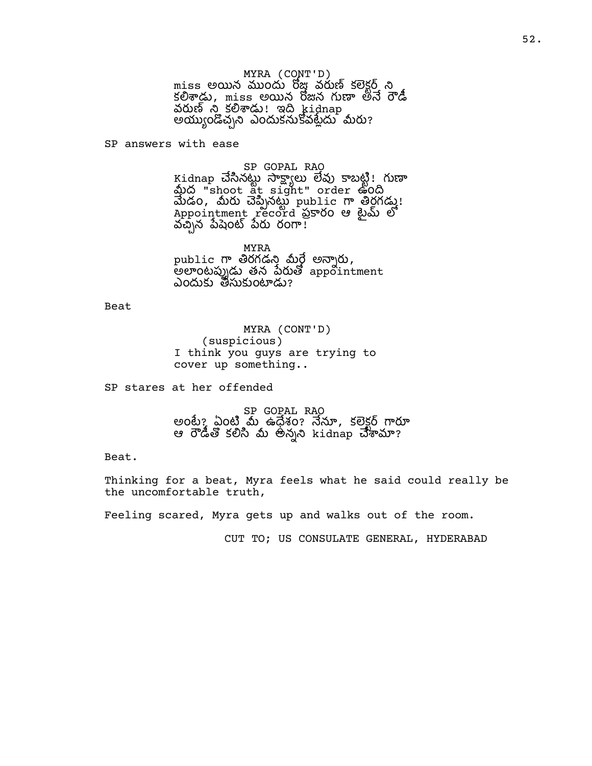MYRA (CONT'D)
miss అయిన ముందు రోజు వరుణ్ కలెక్టర్ ని కలిశాడు, miss అయిన రోజున గుణా అనే రౌడీ వరుణ్ ని కలిశాడు! ఇది kidnap అయ్యుండొచ్చని ఎందుకనుకోవట్లేదు మీరు?

SP answers with ease

SP GOPAL RAO
Kidnap చేసినట్టు సాక్ష్యాలు లేవు కాబట్టి! గుణా మీద "shoot at sight" order ఉంది మేడం, మీరు చెప్పినట్టు public గా తిరగడు! Appointment record ప్రకారం ఆ టైమ్ లో వచ్చిన పేషెంట్ పేరు రంగా!

MYRA
public గా తిరగడని మీర్తే అన్నారు, అలాంటప్పుడు తన పేరుతో appointment ఎందుకు తీసుకుంటాడు?

Beat

MYRA (CONT'D)
(suspicious)
I think you guys are trying to cover up something..

SP stares at her offended

SP GOPAL RAO
అంటే? ఏంటి మీ ఉద్దేశం? నేనూ, కలెక్టర్ గారూ ఆ రౌడీతో కలిసి మీ అన్నని kidnap చేశామా?

Beat.

Thinking for a beat, Myra feels what he said could really be the uncomfortable truth,

Feeling scared, Myra gets up and walks out of the room.

CUT TO; US CONSULATE GENERAL, HYDERABAD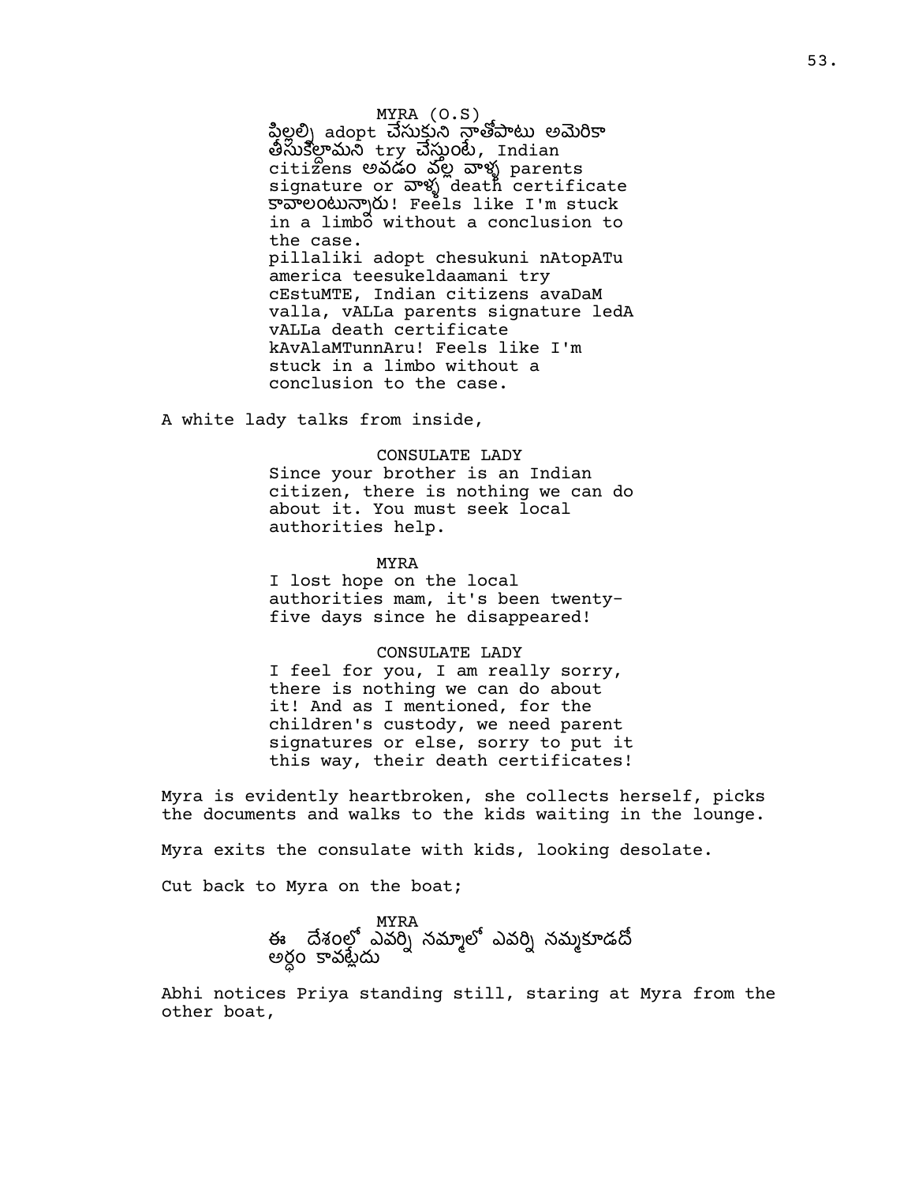MYRA (O.S)

పిల్లల్ని adopt చేసుకుని నాతోపాటు అమెరికా తీసుకెళ్దామని try చేస్తుంటే, Indian citizens అవడం వల్ల వాళ్ళ parents signature or వాళ్ళ death certificate కావాలంటున్నారు! Feels like I'm stuck in a limbo without a conclusion to the case.
pillaliki adopt chesukuni nAtopATu america teesukeldaamani try cEstuMTE, Indian citizens avaDaM valla, vALLa parents signature ledA vALLa death certificate kAvAlaMTunnAru! Feels like I'm stuck in a limbo without a conclusion to the case.

A white lady talks from inside,

CONSULATE LADY

Since your brother is an Indian citizen, there is nothing we can do about it. You must seek local authorities help.

MYRA

I lost hope on the local authorities mam, it's been twenty-five days since he disappeared!

CONSULATE LADY

I feel for you, I am really sorry, there is nothing we can do about it! And as I mentioned, for the children's custody, we need parent signatures or else, sorry to put it this way, their death certificates!

Myra is evidently heartbroken, she collects herself, picks the documents and walks to the kids waiting in the lounge.

Myra exits the consulate with kids, looking desolate.

Cut back to Myra on the boat;

MYRA

ఈ దేశంలో ఎవర్ని నమ్మాలో ఎవర్ని నమ్మకూడదో అర్థం కావట్లేదు

Abhi notices Priya standing still, staring at Myra from the other boat,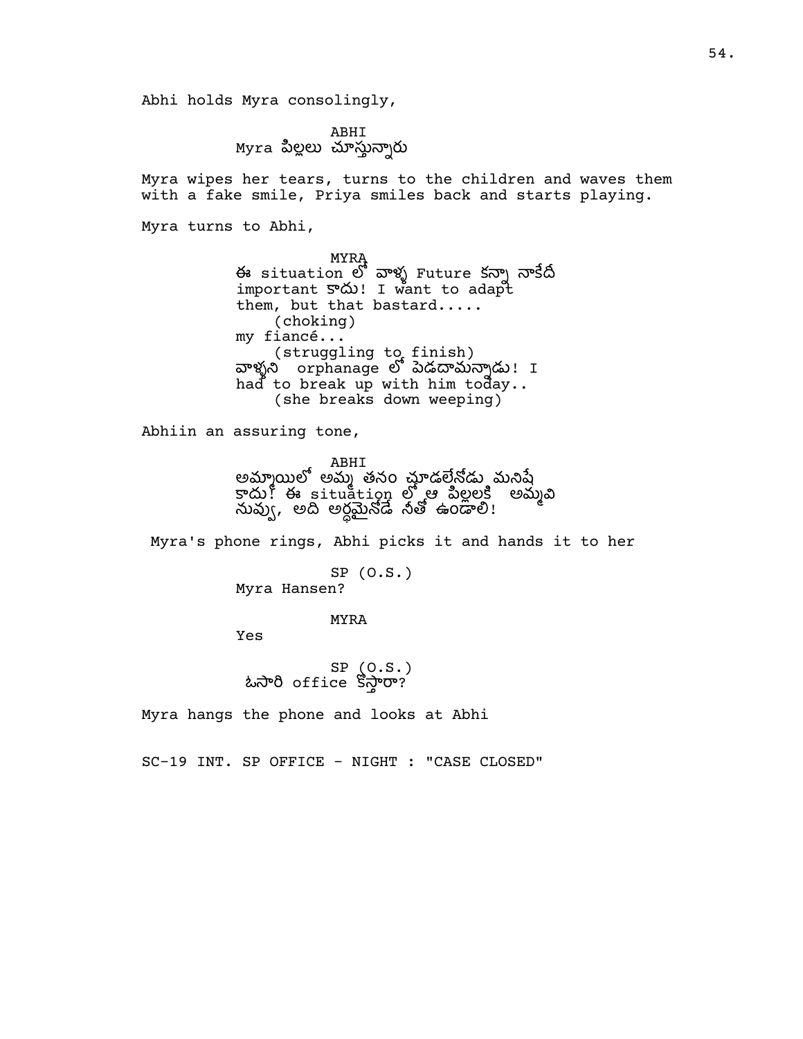Abhi holds Myra consolingly,

ABHI
Myra పిల్లలు చూస్తున్నారు

Myra wipes her tears, turns to the children and waves them with a fake smile, Priya smiles back and starts playing.

Myra turns to Abhi,

MYRA
ఈ situation లో వాళ్ళ Future కన్నా నాకేదీ important కాదు! I want to adapt them, but that bastard.....
(choking)
my fiancé...
(struggling to finish)
వాళ్ళని orphanage లో పెడదామన్నాడు! I had to break up with him today..
(she breaks down weeping)

Abhiin an assuring tone,

ABHI
అమ్మాయిలో అమ్మ తనం చూడలేనోడు మనిషే కాదు! ఈ situation లో ఆ పిల్లలకి అమ్మవి నువ్వు, అది అర్థమైనోడే నీతో ఉండాలి!

Myra's phone rings, Abhi picks it and hands it to her

SP (O.S.)
Myra Hansen?

MYRA
Yes

SP (O.S.)
ఓసారి office కొస్తారా?

Myra hangs the phone and looks at Abhi

SC-19 INT. SP OFFICE - NIGHT : "CASE CLOSED"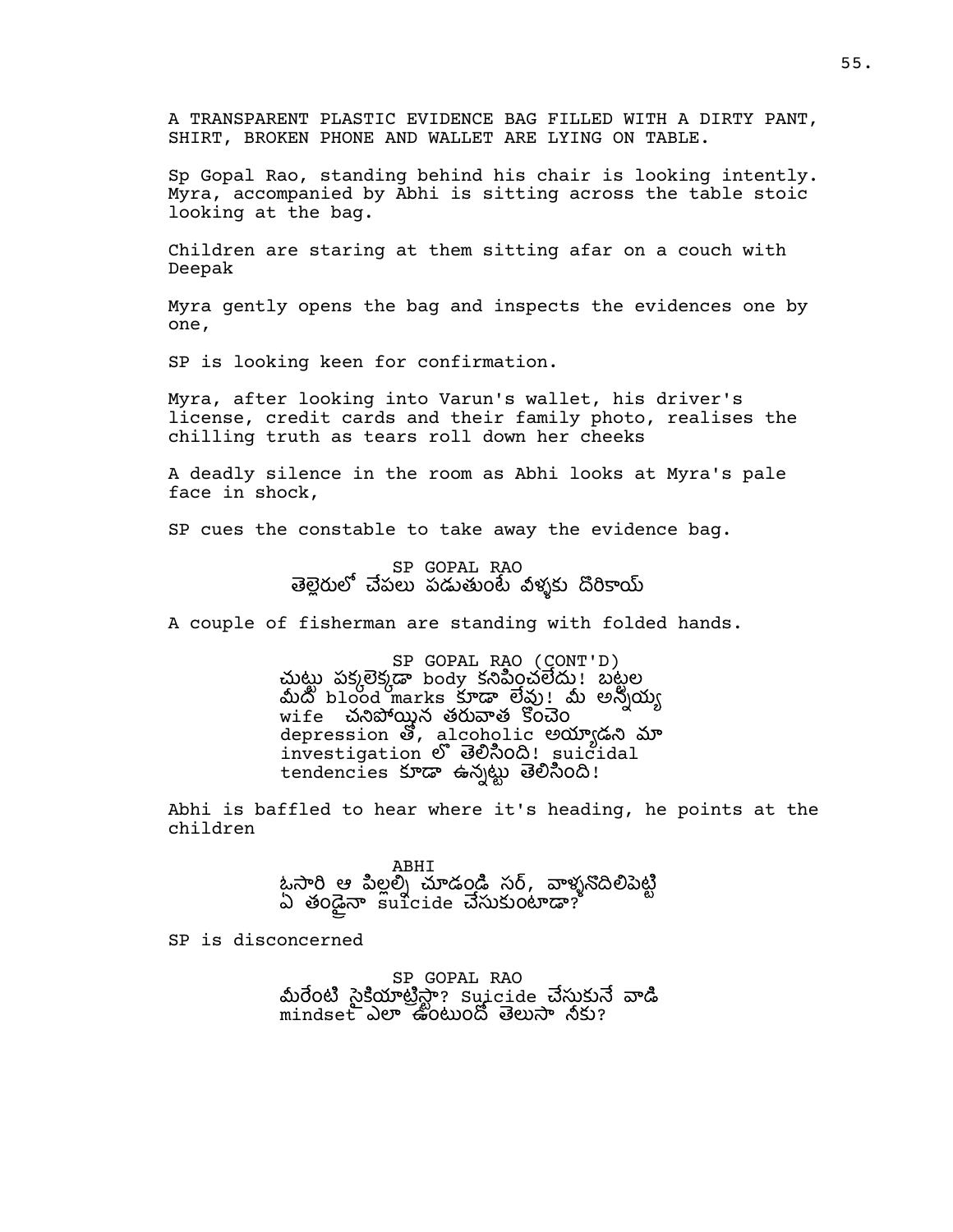A TRANSPARENT PLASTIC EVIDENCE BAG FILLED WITH A DIRTY PANT, SHIRT, BROKEN PHONE AND WALLET ARE LYING ON TABLE.

Sp Gopal Rao, standing behind his chair is looking intently. Myra, accompanied by Abhi is sitting across the table stoic looking at the bag.

Children are staring at them sitting afar on a couch with Deepak

Myra gently opens the bag and inspects the evidences one by one,

SP is looking keen for confirmation.

Myra, after looking into Varun's wallet, his driver's license, credit cards and their family photo, realises the chilling truth as tears roll down her cheeks

A deadly silence in the room as Abhi looks at Myra's pale face in shock,

SP cues the constable to take away the evidence bag.

SP GOPAL RAO
తెల్లెరులో చేపలు పడుతుంటే వీళ్ళకు దొరికాయ్

A couple of fisherman are standing with folded hands.

SP GOPAL RAO (CONT'D)
చుట్టు పక్కలెక్కడా body కనిపించలేదు! బట్టల మీద blood marks కూడా లేవు! మీ అన్నియ్య wife చనిపోయిన తరువాత కొంచెం depression తో, alcoholic అయ్యాడని మా investigation లో తెలిసింది! suicidal tendencies కూడా ఉన్నట్టు తెలిసింది!

Abhi is baffled to hear where it's heading, he points at the children

ABHI
ఒసారి ఆ పిల్లల్ని చూడండి సర్, వాళ్ళనొదిలిపెట్టి ఏ తండ్రైనా suicide చేసుకుంటాడా?

SP is disconcerned

SP GOPAL RAO
మీరేంటి సైకియాట్రిస్టా? Suicide చేసుకునే వాడి mindset ఎలా ఉంటుందో తెలుసా నీకు?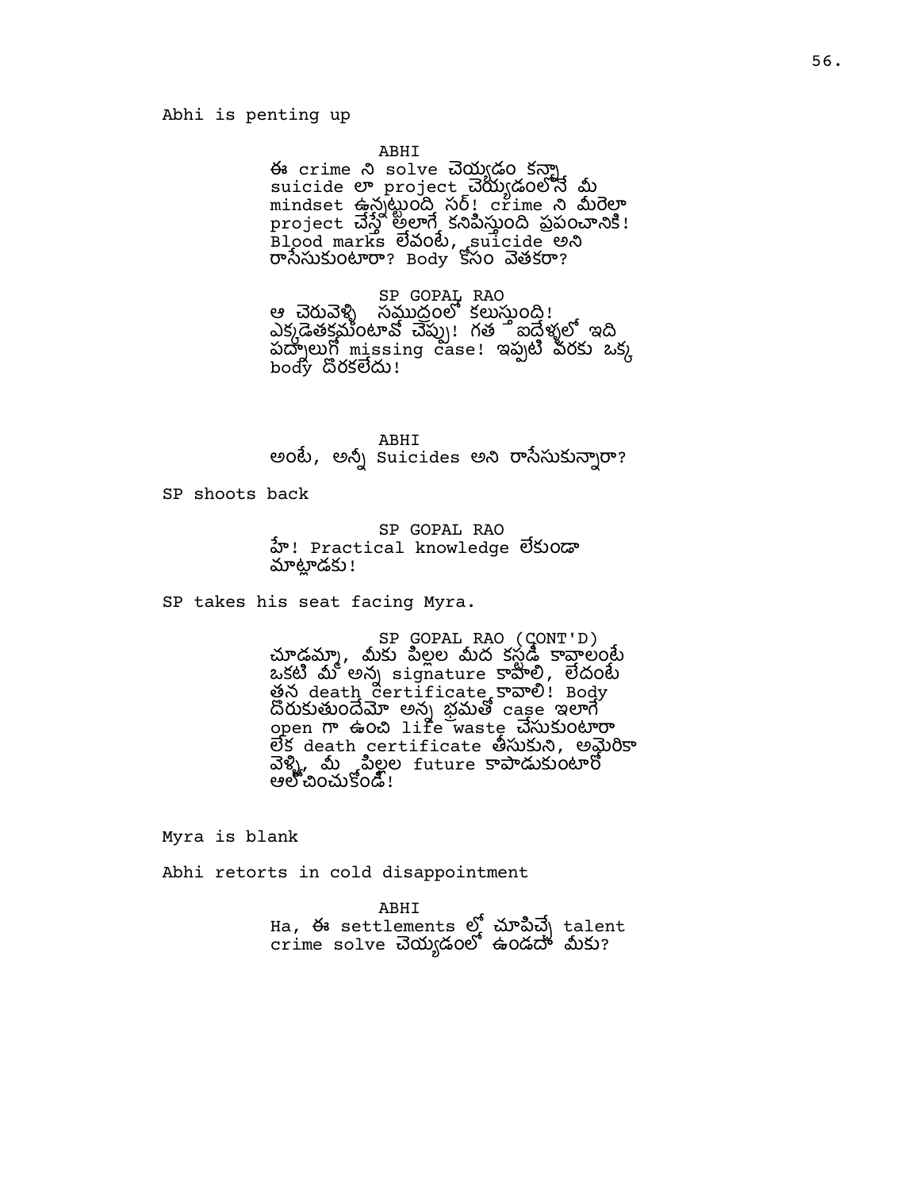Abhi is penting up

ABHI
ఈ crime ని solve చెయ్యడం కన్నా suicide లా project చెయ్యడంలోనే మీ mindset ఉన్నట్టుంది సర్! crime ని మీరెలా project చేస్తే అలాగే కనిపిస్తుంది ప్రపంచానికి! Blood marks లేవంటే, suicide అని రాసేసుకుంటారా? Body కోసం వెతకరా?

SP GOPAL RAO
ఆ చెరువెళ్ళి సముద్రంలో కలుస్తుంది! ఎక్కడెతక్కమంటావో చెప్పు! గత ఐదేళ్ళలో ఇది పద్నాలుగో missing case! ఇప్పటి వరకు ఒక్క body దొరకలేదు!

ABHI
అంటే, అన్నీ Suicides అని రాసేసుకున్నారా?

SP shoots back

SP GOPAL RAO
హే! Practical knowledge లేకుండా మాట్లాడకు!

SP takes his seat facing Myra.

SP GOPAL RAO (CONT'D)
చూడమ్మా, మీకు పిల్లల మీద కస్టడీ కావాలంటే ఒకటి మీ అన్న signature కావాలి, లేదంటే తన death certificate కావాలి! Body దొరుకుతుందేమో అన్న భ్రమతో case ఇలాగే open గా ఉంచి life waste చేసుకుంటారా లేక death certificate తీసుకుని, అమెరికా వెళ్ళి, మీ పిల్లల future కాపాడుకుంటారో ఆలోచించుకోండి!

Myra is blank

Abhi retorts in cold disappointment

ABHI
Ha, ఈ settlements లో చూపిచ్చే talent crime solve చెయ్యడంలో ఉండదా మీకు?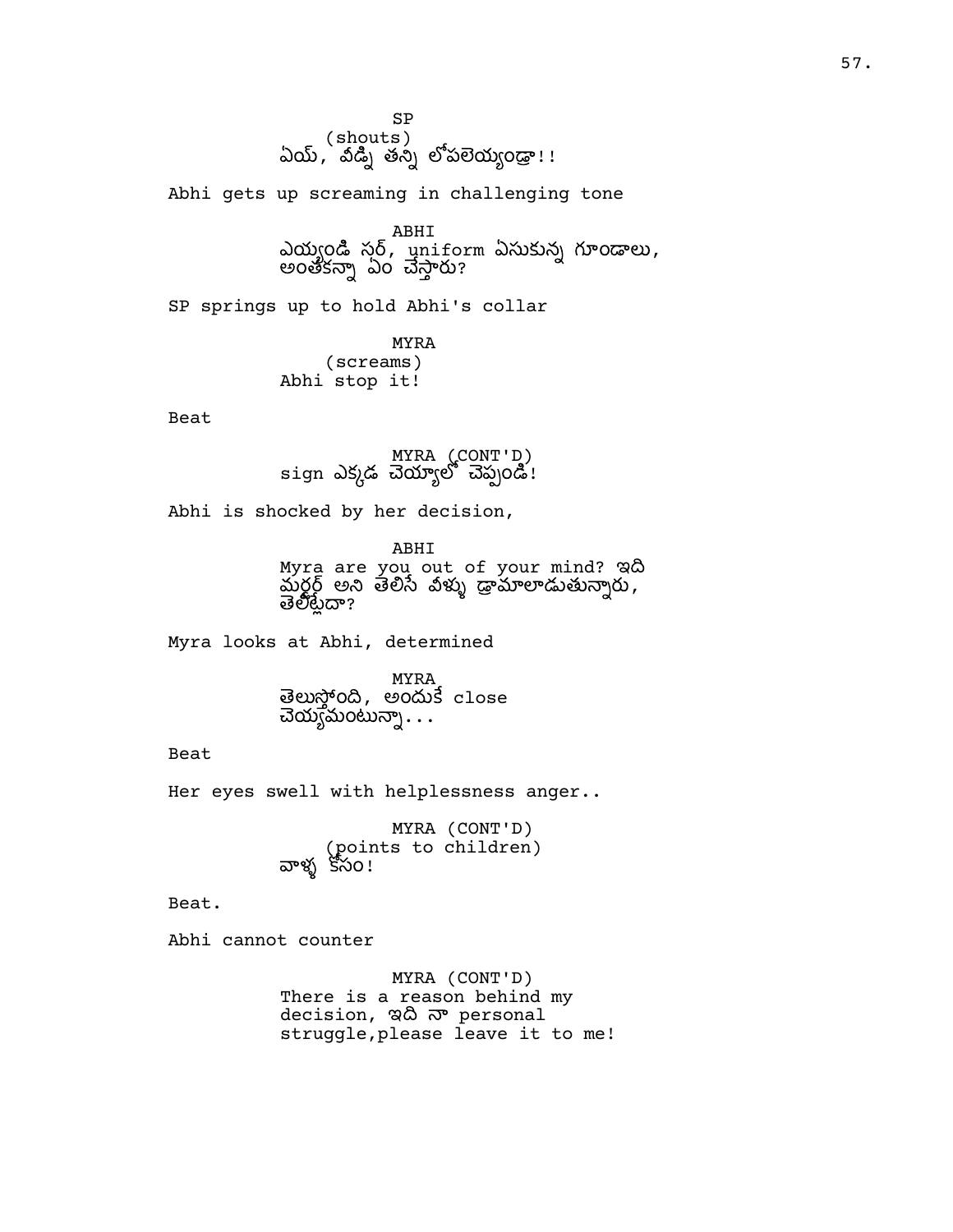SP
(shouts)
ఏయ్, వీడ్ని తన్ని లోపలెయ్యండ్రా!!

Abhi gets up screaming in challenging tone

ABHI
ఎయ్యండి సర్, uniform ఏసుకున్న గూండాలు, అంతకన్నా ఏం చేస్తారు?

SP springs up to hold Abhi's collar

MYRA
(screams)
Abhi stop it!

Beat

MYRA (CONT'D)
sign ఎక్కడ చెయ్యాలో చెప్పండి!

Abhi is shocked by her decision,

ABHI
Myra are you out of your mind? ఇది మర్డర్ అని తెలిసే వీళ్ళు డ్రామాలాడుతున్నారు, తెలీట్లేదా?

Myra looks at Abhi, determined

MYRA
తెలుస్తోంది, అందుకే close చెయ్యమంటున్నా...

Beat

Her eyes swell with helplessness anger..

MYRA (CONT'D)
(points to children)
వాళ్ళ కోసం!

Beat.

Abhi cannot counter

MYRA (CONT'D)
There is a reason behind my decision, ఇది నా personal struggle,please leave it to me!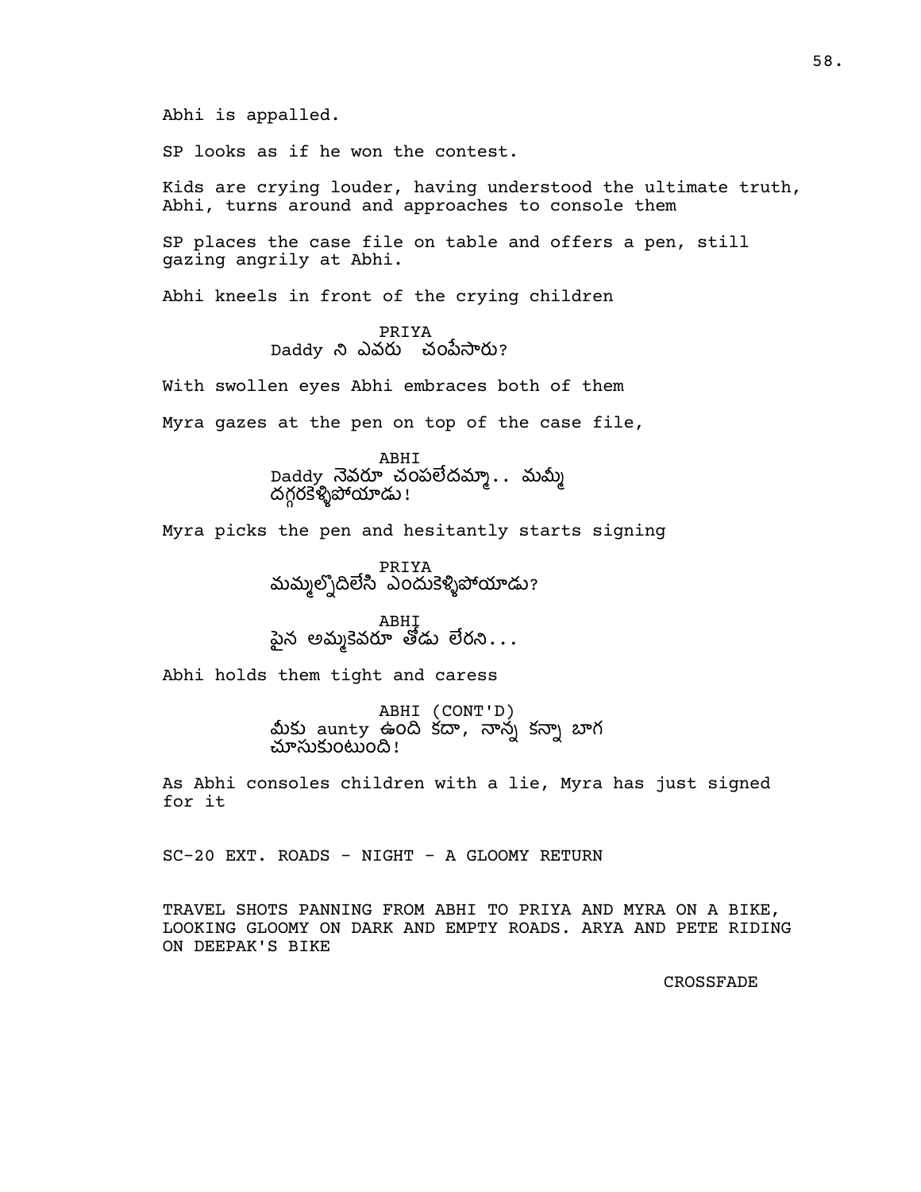Abhi is appalled.

SP looks as if he won the contest.

Kids are crying louder, having understood the ultimate truth, Abhi, turns around and approaches to console them

SP places the case file on table and offers a pen, still gazing angrily at Abhi.

Abhi kneels in front of the crying children

PRIYA
Daddy ని ఎవరు చంపేసారు?

With swollen eyes Abhi embraces both of them

Myra gazes at the pen on top of the case file,

ABHI
Daddy నెవరూ చంపలేదమ్మా.. మమ్మీ దగ్గరకెళ్ళిపోయాడు!

Myra picks the pen and hesitantly starts signing

PRIYA
మమ్మల్నొదిలేసి ఎందుకెళ్ళిపోయాడు?

ABHI
పైన అమ్మకెవరూ తోడు లేరని...

Abhi holds them tight and caress

ABHI (CONT'D)
మీకు aunty ఉంది కదా, నాన్న కన్నా బాగ చూసుకుంటుంది!

As Abhi consoles children with a lie, Myra has just signed for it

SC-20 EXT. ROADS - NIGHT - A GLOOMY RETURN

TRAVEL SHOTS PANNING FROM ABHI TO PRIYA AND MYRA ON A BIKE, LOOKING GLOOMY ON DARK AND EMPTY ROADS. ARYA AND PETE RIDING ON DEEPAK'S BIKE

CROSSFADE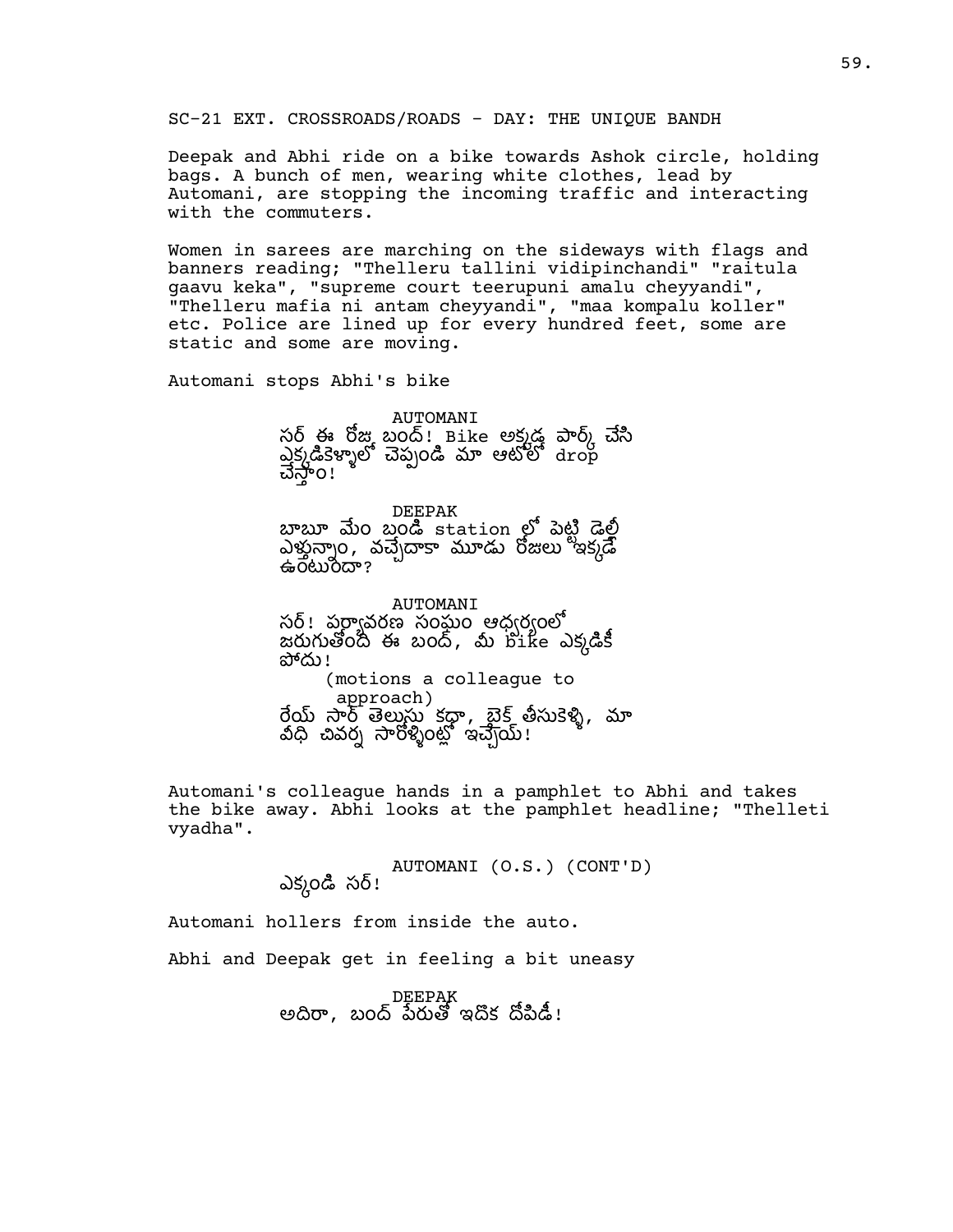SC-21 EXT. CROSSROADS/ROADS - DAY: THE UNIQUE BANDH

Deepak and Abhi ride on a bike towards Ashok circle, holding bags. A bunch of men, wearing white clothes, lead by Automani, are stopping the incoming traffic and interacting with the commuters.

Women in sarees are marching on the sideways with flags and banners reading; "Thelleru tallini vidipinchandi" "raitula gaavu keka", "supreme court teerupuni amalu cheyyandi", "Thelleru mafia ni antam cheyyandi", "maa kompalu koller" etc. Police are lined up for every hundred feet, some are static and some are moving.

Automani stops Abhi's bike

AUTOMANI
సర్ ఈ రోజు బంద్! Bike అక్కడ పార్క్ చేసి ఎక్కడికెళ్ళాలో చెప్పండి మా ఆటోలో drop చేస్తాం!

DEEPAK
బాబూ మేం బండి station లో పెట్టి డెల్లీ ఎళ్తున్నాం, వచ్చేదాకా మూడు రోజులు ఇక్కడే ఉంటుందా?

AUTOMANI
సర్! పర్యావరణ సంఘం ఆధ్వర్యంలో జరుగుతోంది ఈ బంద్, మీ bike ఎక్కడికీ పోదు!
(motions a colleague to approach)
రేయ్ సార్ తెలుసు కధా, బైక్ తీసుకెళ్ళి, మా వీధి చివర్న సారోళ్ళింట్లో ఇచ్చేయ్!

Automani's colleague hands in a pamphlet to Abhi and takes the bike away. Abhi looks at the pamphlet headline; "Thelleti vyadha".

AUTOMANI (O.S.) (CONT'D)
ఎక్కండి సర్!

Automani hollers from inside the auto.

Abhi and Deepak get in feeling a bit uneasy

DEEPAK
అదిరా, బంద్ పేరుతో ఇదొక దోపిడీ!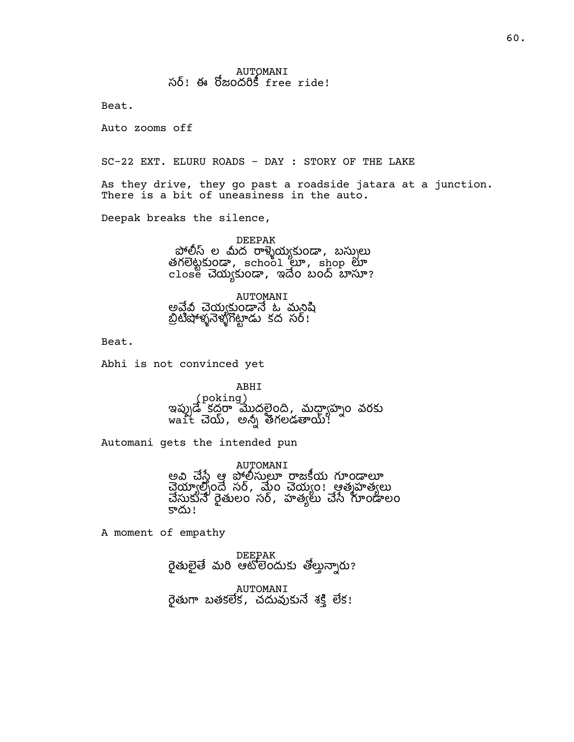AUTOMANI
సర్! ఈ రోజందరికీ free ride!

Beat.

Auto zooms off

SC-22 EXT. ELURU ROADS - DAY : STORY OF THE LAKE

As they drive, they go past a roadside jatara at a junction. There is a bit of uneasiness in the auto.

Deepak breaks the silence,

DEEPAK
పోలీస్ ల మీద రాళ్ళెయ్యకుండా, బస్సులు తగలెట్టకుండా, school లూ, shop లూ close చెయ్యకుండా, ఇదేం బంద్ బాసూ?

AUTOMANI
అవేవీ చెయ్యకుండానే ఓ మనిషి బ్రిటిషోళ్ళనెళ్ళగొట్టాడు కద సర్!

Beat.

Abhi is not convinced yet

ABHI
(poking)
ఇప్పుడే కదరా మొదలైంది, మధ్యాహ్నం వరకు wait చెయ్, అన్నీ తగలడతాయ్!

Automani gets the intended pun

AUTOMANI
అవి చేస్తే ఆ పోలీసులూ రాజకీయ గూండాలూ చెయ్యాల్సిందే సర్, మేం చెయ్యం! ఆత్మహత్యలు చేసుకునే రైతులం సర్, హత్యలు చేసే గూండాలం కాదు!

A moment of empathy

DEEPAK
రైతులైతే మరి ఆటోలెందుకు తోల్తున్నారు?

AUTOMANI
రైతుగా బతకలేక, చదువుకునే శక్తి లేక!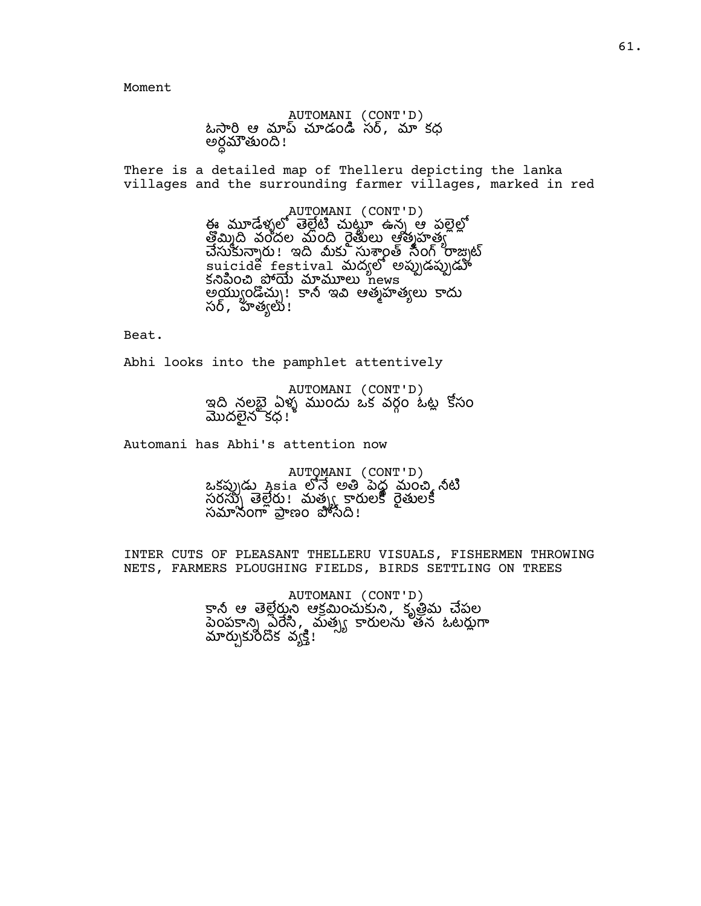Moment

AUTOMANI (CONT'D)
ఓసారి ఆ మాప్ చూడండి సర్, మా కథ అర్థమౌతుంది!

There is a detailed map of Thelleru depicting the lanka villages and the surrounding farmer villages, marked in red

AUTOMANI (CONT'D)
ఈ మూడేళ్ళలో తెల్లేటి చుట్టూ ఉన్న ఆ పల్లెల్లో తొమ్మిది వందల మంది రైతులు ఆత్మహత్య చేసుకున్నారు! ఇది మీకు సుశాంత్ సింగ్ రాజ్పుట్ suicide festival మధ్యలో అప్పుడప్పుడూ కనిపించి పోయే మామూలు news అయ్యుండొచ్చు! కానీ ఇవి ఆత్మహత్యలు కాదు సర్, హత్యలు!

Beat.

Abhi looks into the pamphlet attentively

AUTOMANI (CONT'D)
ఇది నలభై ఏళ్ళ ముందు ఒక వర్గం ఓట్ల కోసం మొదలైన కథ!

Automani has Abhi's attention now

AUTOMANI (CONT'D)
ఒకప్పుడు Asia లోనే అతి పెద్ద మంచి నీటి సరస్సు తెల్లేరు! మత్స్య కారులకి రైతులకి సమానంగా ప్రాణం పోసేది!

INTER CUTS OF PLEASANT THELLERU VISUALS, FISHERMEN THROWING NETS, FARMERS PLOUGHING FIELDS, BIRDS SETTLING ON TREES

AUTOMANI (CONT'D)
కానీ ఆ తెల్లేరుని ఆక్రమించుకుని, కృత్రిమ చేపల పెంపకాన్ని ఏరేసి, మత్స్య కారులను తన ఓటర్లుగా మార్చుకుందొక వ్యక్తి!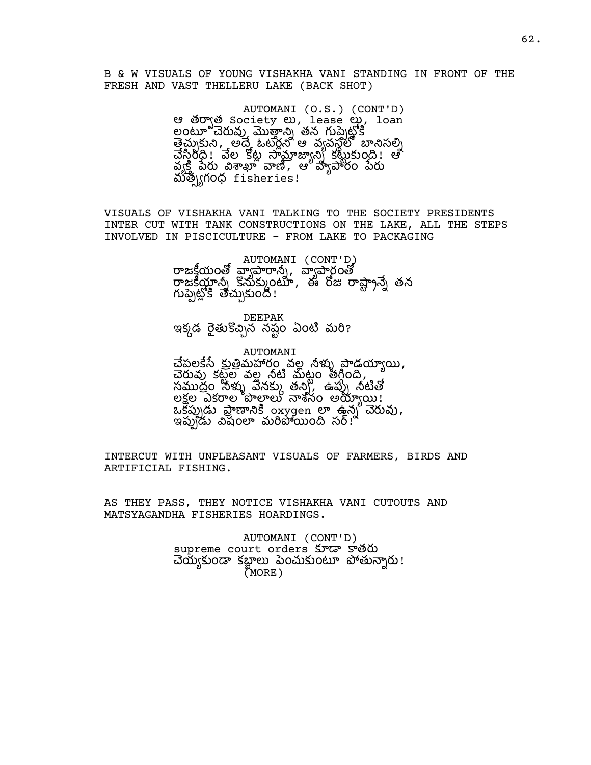B & W VISUALS OF YOUNG VISHAKHA VANI STANDING IN FRONT OF THE FRESH AND VAST THELLERU LAKE (BACK SHOT)

AUTOMANI (O.S.) (CONT'D)
ఆ తర్వాత Society లు, lease లు, loan లంటూ చెరువు మొత్తాన్ని తన గుప్పెట్లోకి తెచ్చుకుని, అదే ఓటర్లని ఆ వ్యవస్థలో బానిసల్ని చేసిరది! వేల కోట్ల సామ్రాజ్యాన్ని కట్టుకుంది! ఆ వ్యక్తి పేరు విశాఖా వాణి, ఆ వ్యాపారం పేరు మత్స్యగంధ fisheries!

VISUALS OF VISHAKHA VANI TALKING TO THE SOCIETY PRESIDENTS INTER CUT WITH TANK CONSTRUCTIONS ON THE LAKE, ALL THE STEPS INVOLVED IN PISCICULTURE - FROM LAKE TO PACKAGING

AUTOMANI (CONT'D)
రాజకీయంతో వ్యాపారాన్నీ, వ్యాపారంతో రాజకీయాన్నీ కొనుక్కుంటూ, ఈ రోజ రాష్ట్రాన్నే తన గుప్పెట్లోకి తెచ్చుకుంది!

DEEPAK
ఇక్కడ రైతుకొచ్చిన నష్టం ఏంటి మరి?

AUTOMANI
చేపలకేసే కృత్రిమహారం వల్ల నీళ్ళు పాడయ్యాయి, చెరువు కట్టల వల్ల నీటి మట్టం తగ్గింది, సముద్రం నీళ్ళు వెనక్కు తన్ని, ఉప్పు నీటితో లక్షల ఎకరాల పొలాలు నాశనం అయ్యాయి! ఒకప్పుడు ప్రాణానికి oxygen లా ఉన్న చెరువు, ఇప్పుడు విషంలా మరిపోయింది సర్!

INTERCUT WITH UNPLEASANT VISUALS OF FARMERS, BIRDS AND ARTIFICIAL FISHING.

AS THEY PASS, THEY NOTICE VISHAKHA VANI CUTOUTS AND MATSYAGANDHA FISHERIES HOARDINGS.

AUTOMANI (CONT'D)
supreme court orders కూడా కాతరు చెయ్యకుండా కబ్జాలు పెంచుకుంటూ పోతున్నారు!
(MORE)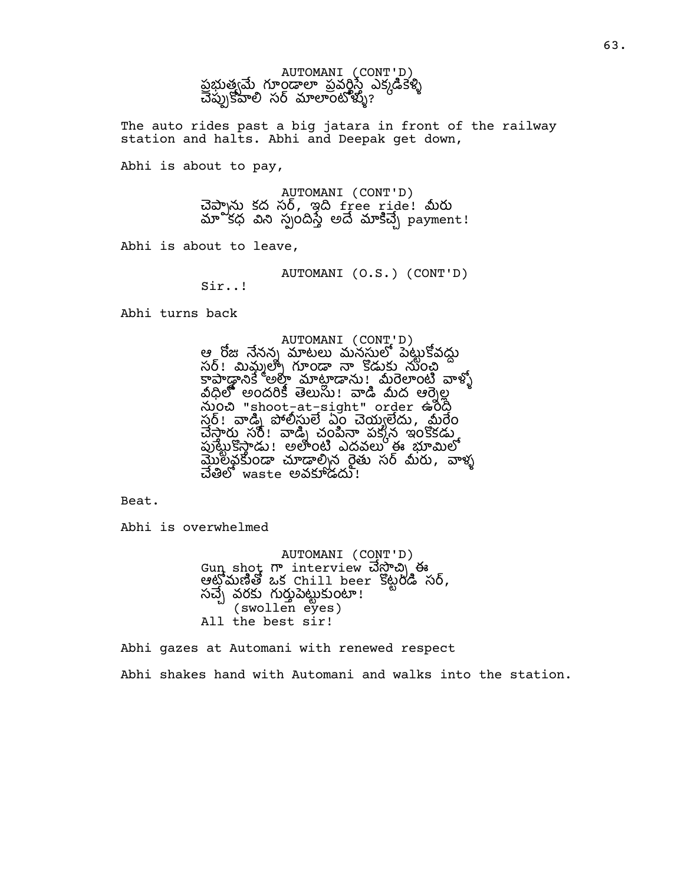AUTOMANI (CONT'D)
ప్రభుత్వమే గూండాలా ప్రవర్తిస్తే ఎక్కడికెళ్ళి
చెప్పుకోవాలి సర్ మాలాంటోళ్ళు?

The auto rides past a big jatara in front of the railway station and halts. Abhi and Deepak get down,

Abhi is about to pay,

AUTOMANI (CONT'D)
చెప్పాను కద సర్, ఇది free ride! మీరు
మా కథ విని స్పందిస్తే అదే మాకిచ్చే payment!

Abhi is about to leave,

AUTOMANI (O.S.) (CONT'D)
Sir..!

Abhi turns back

AUTOMANI (CONT'D)
ఆ రోజ నేనన్న మాటలు మనసులో పెట్టుకోవద్దు
సర్! మిమ్మల్ని గూండా నా కొడుకు నుంచి
కాపాడ్డానికే అట్లా మాట్లాడాను! మీరెలాంటి వాళ్ళో
వీధిలో అందరికీ తెలుసు! వాడి మీద ఆర్నెల్ల
నుంచి "shoot-at-sight" order ఉంది
సర్! వాడ్ని పోలీసులే ఏం చెయ్యలేదు, మీరేం
చేస్తారు సర్! వాడ్ని చంపినా పక్కన ఇంకొకడు
పుట్టుకొస్తాడు! అలాంటి ఎదవలు ఈ భూమిలో
మొలవకుండా చూడాల్సిన రైతు సర్ మీరు, వాళ్ళ
చేతిలో waste అవకూడదు!

Beat.

Abhi is overwhelmed

AUTOMANI (CONT'D)
Gun shot గా interview చేసొచ్చి ఈ
ఆటోమణితో ఒక Chill beer కొట్టరడి సర్,
సచ్చే వరకు గుర్తుపెట్టుకుంటా!
(swollen eyes)
All the best sir!

Abhi gazes at Automani with renewed respect

Abhi shakes hand with Automani and walks into the station.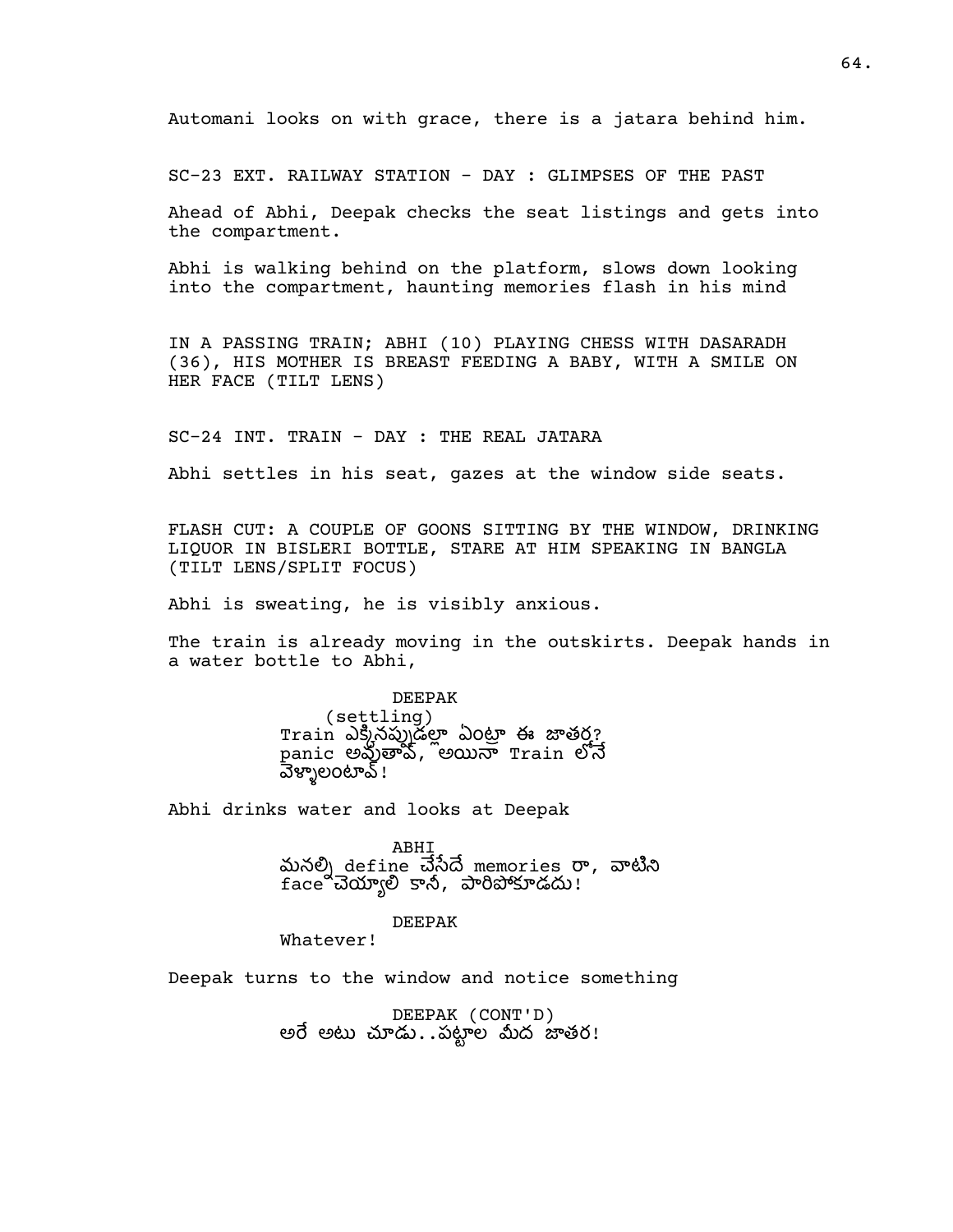Automani looks on with grace, there is a jatara behind him.

SC-23 EXT. RAILWAY STATION - DAY : GLIMPSES OF THE PAST

Ahead of Abhi, Deepak checks the seat listings and gets into the compartment.

Abhi is walking behind on the platform, slows down looking into the compartment, haunting memories flash in his mind

IN A PASSING TRAIN; ABHI (10) PLAYING CHESS WITH DASARADH (36), HIS MOTHER IS BREAST FEEDING A BABY, WITH A SMILE ON HER FACE (TILT LENS)

SC-24 INT. TRAIN - DAY : THE REAL JATARA

Abhi settles in his seat, gazes at the window side seats.

FLASH CUT: A COUPLE OF GOONS SITTING BY THE WINDOW, DRINKING LIQUOR IN BISLERI BOTTLE, STARE AT HIM SPEAKING IN BANGLA (TILT LENS/SPLIT FOCUS)

Abhi is sweating, he is visibly anxious.

The train is already moving in the outskirts. Deepak hands in a water bottle to Abhi,

DEEPAK
(settling)
Train ఎక్కినప్పుడల్లా ఏంట్రా ఈ జాతర?
panic అవుతావ్, అయినా Train లోనే
వెళ్ళాలంటావ్!

Abhi drinks water and looks at Deepak

ABHI
మనల్ని define చేసేదే memories రా, వాటిని
face చెయ్యాలి కానీ, పారిపోకూడదు!

DEEPAK
Whatever!

Deepak turns to the window and notice something

DEEPAK (CONT'D)
అరే అటు చూడు..పట్టాల మీద జాతర!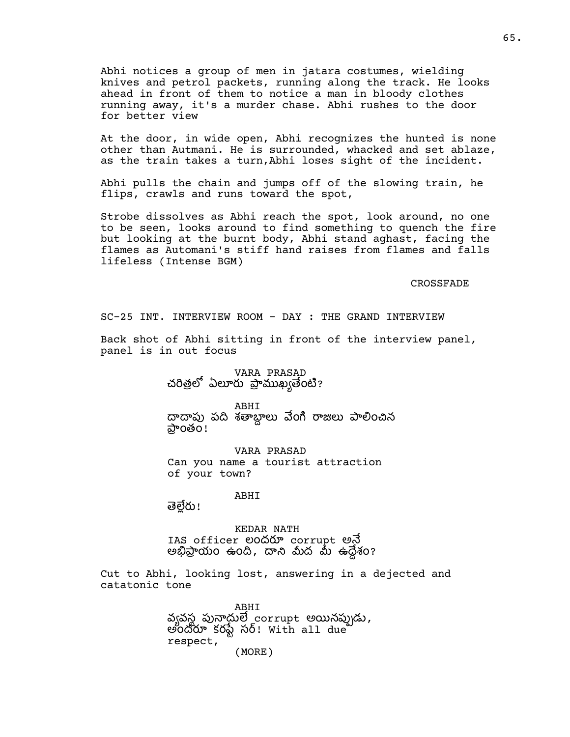Abhi notices a group of men in jatara costumes, wielding knives and petrol packets, running along the track. He looks ahead in front of them to notice a man in bloody clothes running away, it's a murder chase. Abhi rushes to the door for better view

At the door, in wide open, Abhi recognizes the hunted is none other than Autmani. He is surrounded, whacked and set ablaze, as the train takes a turn,Abhi loses sight of the incident.

Abhi pulls the chain and jumps off of the slowing train, he flips, crawls and runs toward the spot,

Strobe dissolves as Abhi reach the spot, look around, no one to be seen, looks around to find something to quench the fire but looking at the burnt body, Abhi stand aghast, facing the flames as Automani's stiff hand raises from flames and falls lifeless (Intense BGM)

CROSSFADE

SC-25 INT. INTERVIEW ROOM - DAY : THE GRAND INTERVIEW

Back shot of Abhi sitting in front of the interview panel, panel is in out focus

VARA PRASAD
చరిత్రలో ఏలూరు ప్రాముఖ్యతేంటి?

ABHI
దాదాపు పది శతాబ్దాలు వేంగి రాజులు పాలించిన ప్రాంతం!

VARA PRASAD
Can you name a tourist attraction of your town?

ABHI
తెల్లేరు!

KEDAR NATH
IAS officer లందరూ corrupt అనే అభిప్రాయం ఉంది, దాని మీద మీ ఉద్దేశం?

Cut to Abhi, looking lost, answering in a dejected and catatonic tone

ABHI
వ్యవస్థ పునాదులే corrupt అయినప్పుడు, అందరూ కరప్టే సర్! With all due respect,
(MORE)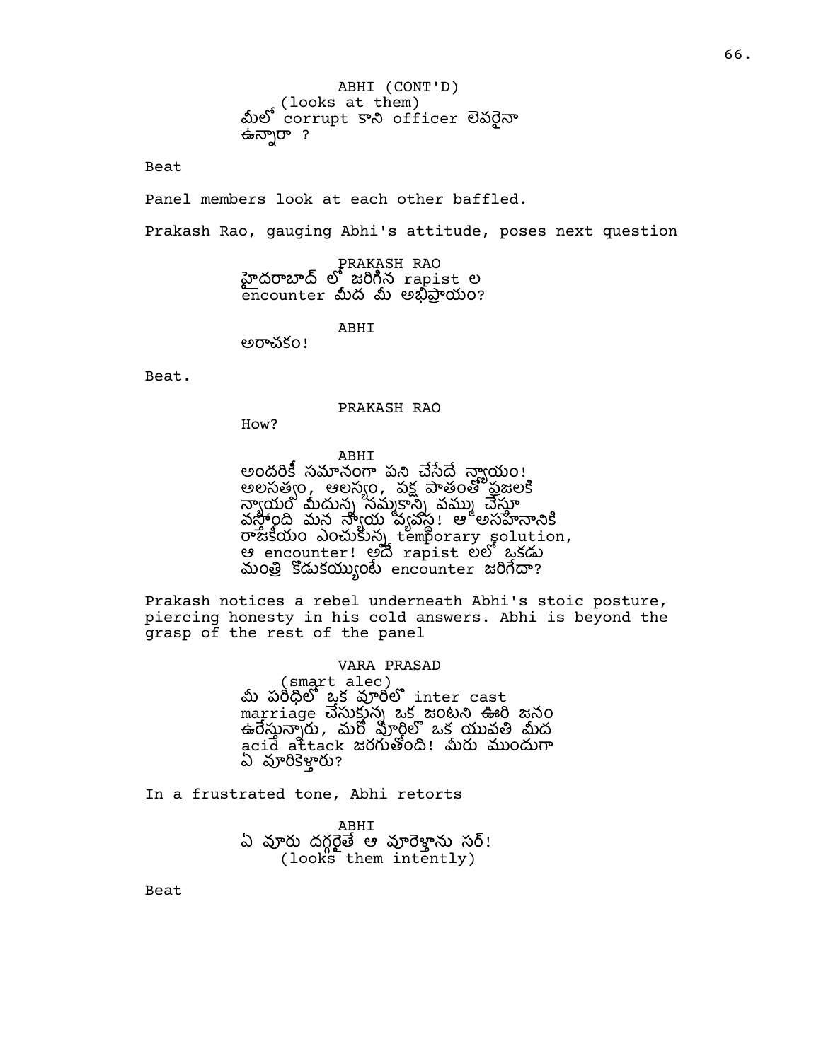ABHI (CONT'D)
(looks at them)
మీలో corrupt కాని officer లెవరైనా ఉన్నారా ?

Beat

Panel members look at each other baffled.

Prakash Rao, gauging Abhi's attitude, poses next question

PRAKASH RAO
హైదరాబాద్ లో జరిగిన rapist ల encounter మీద మీ అభిప్రాయం?

ABHI
అరాచకం!

Beat.

PRAKASH RAO
How?

ABHI
అందరికీ సమానంగా పని చేసేదే న్యాయం! అలసత్వం, ఆలస్యం, పక్ష పాతంతో ప్రజలకి న్యాయం మీదున్న నమ్మకాన్ని వమ్ము చేస్తూ వస్తోంది మన న్యాయ వ్యవస్థ! ఆ అసహనానికి రాజకీయం ఎంచుకున్న temporary solution, ఆ encounter! అదే rapist లలో ఒకడు మంత్రి కొడుకయ్యుంటే encounter జరిగేదా?

Prakash notices a rebel underneath Abhi's stoic posture, piercing honesty in his cold answers. Abhi is beyond the grasp of the rest of the panel

VARA PRASAD
(smart alec)
మీ పరిధిలో ఒక వూరిలో inter cast marriage చేసుకున్న ఒక జంటని ఊరి జనం ఉరేస్తున్నారు, మరో వూరిలో ఒక యువతి మీద acid attack జరుగుతోంది! మీరు ముందుగా ఏ వూరికెళ్తారు?

In a frustrated tone, Abhi retorts

ABHI
ఏ వూరు దగ్గరైతే ఆ వూరెళ్తాను సర్!
(looks them intently)

Beat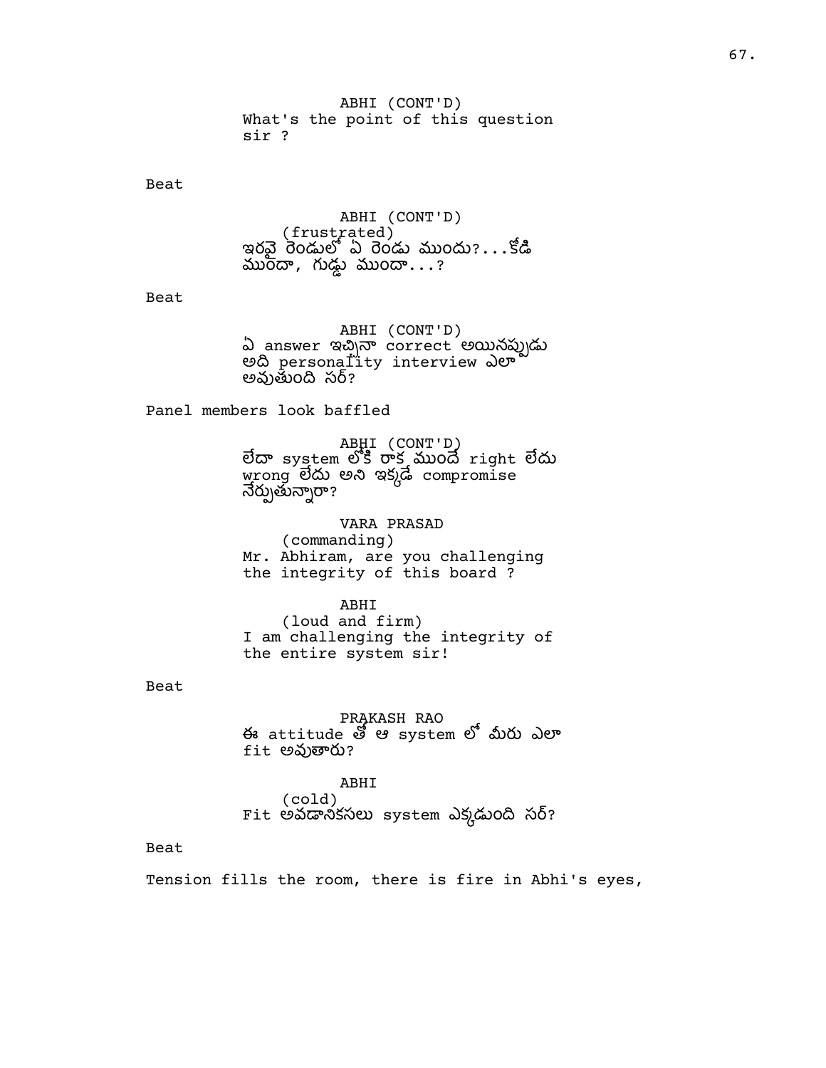ABHI (CONT'D)
What's the point of this question sir ?

Beat

ABHI (CONT'D)
(frustrated)
ఇరవై రెండులో ఏ రెండు ముందు?...కోడి ముందా, గుడ్డు ముందా...?

Beat

ABHI (CONT'D)
ఏ answer ఇచ్చినా correct అయినప్పుడు అది personality interview ఎలా అవుతుంది సర్?

Panel members look baffled

ABHI (CONT'D)
లేదా system లోకి రాక ముందే right లేదు wrong లేదు అని ఇక్కడే compromise నేర్పుతున్నారా?

VARA PRASAD
(commanding)
Mr. Abhiram, are you challenging the integrity of this board ?

ABHI
(loud and firm)
I am challenging the integrity of the entire system sir!

Beat

PRAKASH RAO
ఈ attitude తో ఆ system లో మీరు ఎలా fit అవుతారు?

ABHI
(cold)
Fit అవడానికసలు system ఎక్కడుంది సర్?

Beat

Tension fills the room, there is fire in Abhi's eyes,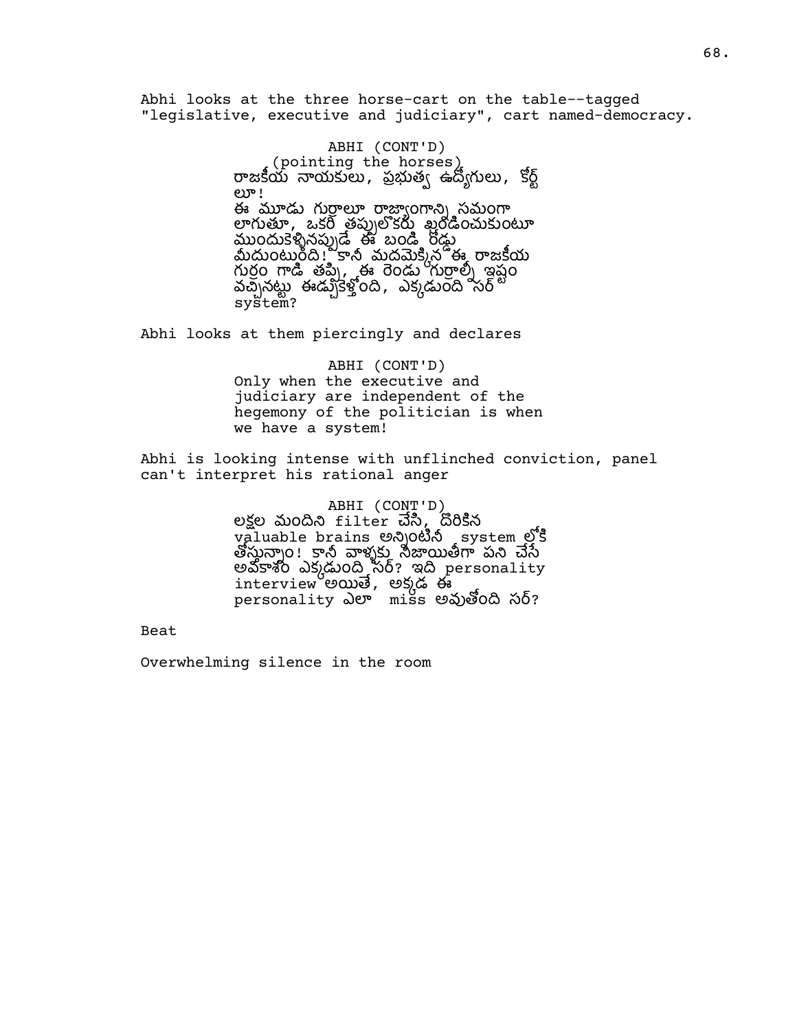Abhi looks at the three horse-cart on the table--tagged "legislative, executive and judiciary", cart named-democracy.

ABHI (CONT'D)
(pointing the horses)
రాజకీయ నాయకులు, ప్రభుత్వ ఉద్యోగులు, కోర్ట్ లూ!
ఈ మూడు గుర్రాలూ రాజ్యాంగాన్ని సమంగా లాగుతూ, ఒకరి తప్పులొకరు ఖండించుకుంటూ ముందుకెళ్ళినప్పుడే ఈ బండి రోడ్డు మీదుంటుంది! కానీ మదమెక్కిన ఈ రాజకీయ గుర్రం గాడి తప్పి, ఈ రెండు గుర్రాల్నీ ఇష్టం వచ్చినట్టు ఈడ్చుకెళ్తోంది, ఎక్కడుంది సర్ system?

Abhi looks at them piercingly and declares

ABHI (CONT'D)
Only when the executive and judiciary are independent of the hegemony of the politician is when we have a system!

Abhi is looking intense with unflinched conviction, panel can't interpret his rational anger

ABHI (CONT'D)
లక్షల మందిని filter చేసి, దొరికిన valuable brains అన్నింటినీ system లోకి తోస్తున్నాం! కానీ వాళ్ళకు నిజాయితీగా పని చేసే అవకాశం ఎక్కడుంది సర్? ఇది personality interview అయితే, అక్కడ ఈ personality ఎలా miss అవుతోంది సర్?

Beat

Overwhelming silence in the room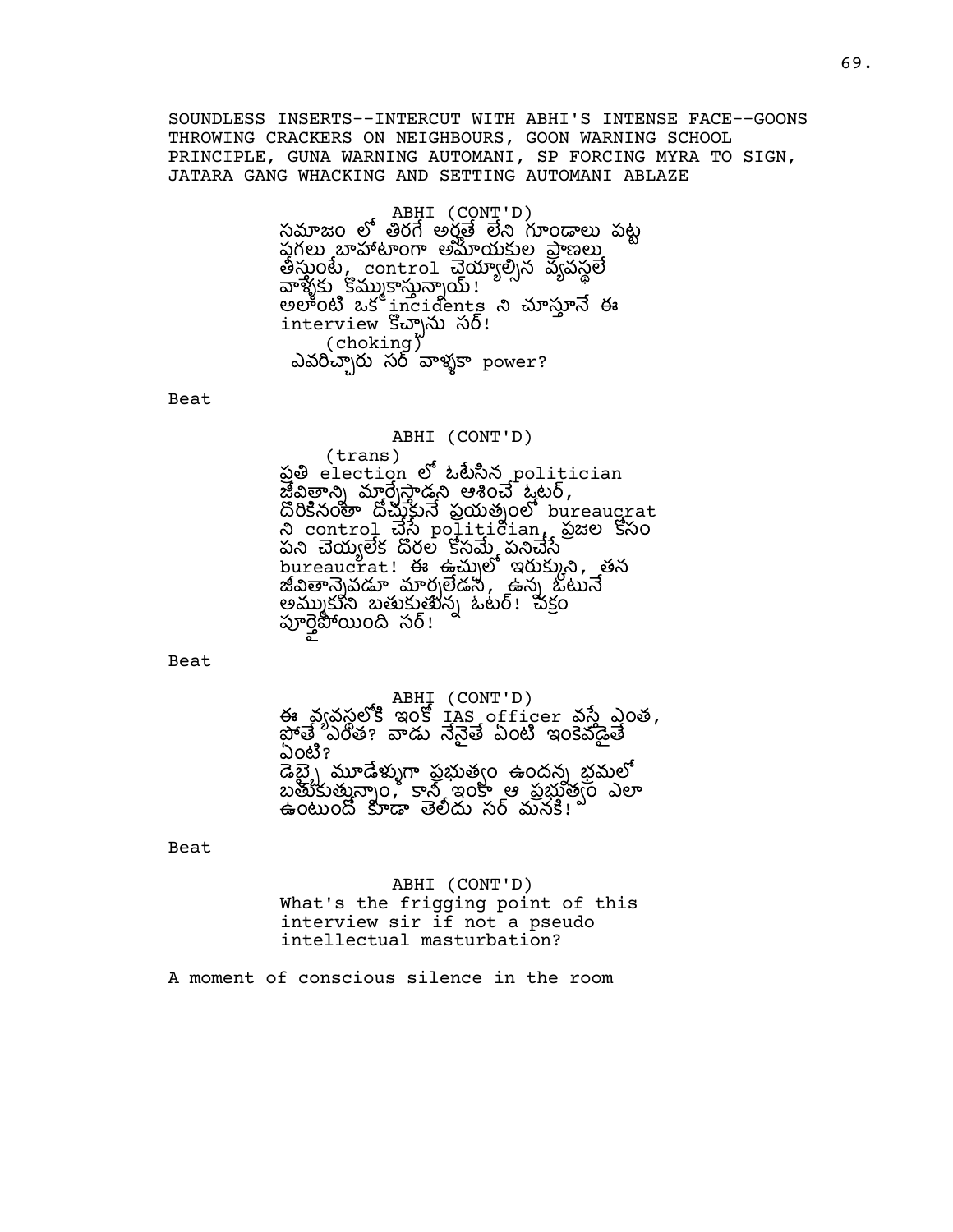SOUNDLESS INSERTS--INTERCUT WITH ABHI'S INTENSE FACE--GOONS THROWING CRACKERS ON NEIGHBOURS, GOON WARNING SCHOOL PRINCIPLE, GUNA WARNING AUTOMANI, SP FORCING MYRA TO SIGN, JATARA GANG WHACKING AND SETTING AUTOMANI ABLAZE

ABHI (CONT'D)
సమాజం లో తిరగే అర్హతే లేని గూండాలు పట్ట పగలు బాహాటంగా అమాయకుల ప్రాణాలు తీస్తుంటే, control చెయ్యాల్సిన వ్యవస్థలే వాళ్ళకు కొమ్ముకాస్తున్నాయ్! అలాంటి ఒక incidents ని చూస్తూనే ఈ interview కొచ్చాను సర్!
(choking)
ఎవరిచ్చారు సర్ వాళ్ళకా power?

Beat

ABHI (CONT'D)
(trans)
ప్రతి election లో ఓటేసిన politician జీవితాన్ని మార్చేస్తాడని ఆశించే ఓటర్, దొరికినంతా దోచుకునే ప్రయత్నంలో bureaucrat ని control చేసే politician, ప్రజల కోసం పని చెయ్యలేక దొరల కోసమే పనిచేసే bureaucrat! ఈ ఉచ్చులో ఇరుక్కుని, తన జీవితాన్నెవడూ మార్చలేడని, ఉన్న ఓటునే అమ్ముకుని బతుకుతున్న ఓటర్! చక్రం పూర్తైపోయింది సర్!

Beat

ABHI (CONT'D)
ఈ వ్యవస్థలోకి ఇంకో IAS officer వస్తే ఎంత, పోతే ఎంత? వాడు నేనైతే ఏంటి ఇంకెవడైతే ఏంటి?
డెబ్బై మూడేళ్ళుగా ప్రభుత్వం ఉందన్న భ్రమలో బతుకుతున్నాం, కానీ ఇంకా ఆ ప్రభుత్వం ఎలా ఉంటుందో కూడా తెలీదు సర్ మనకి!

Beat

ABHI (CONT'D)
What's the frigging point of this interview sir if not a pseudo intellectual masturbation?

A moment of conscious silence in the room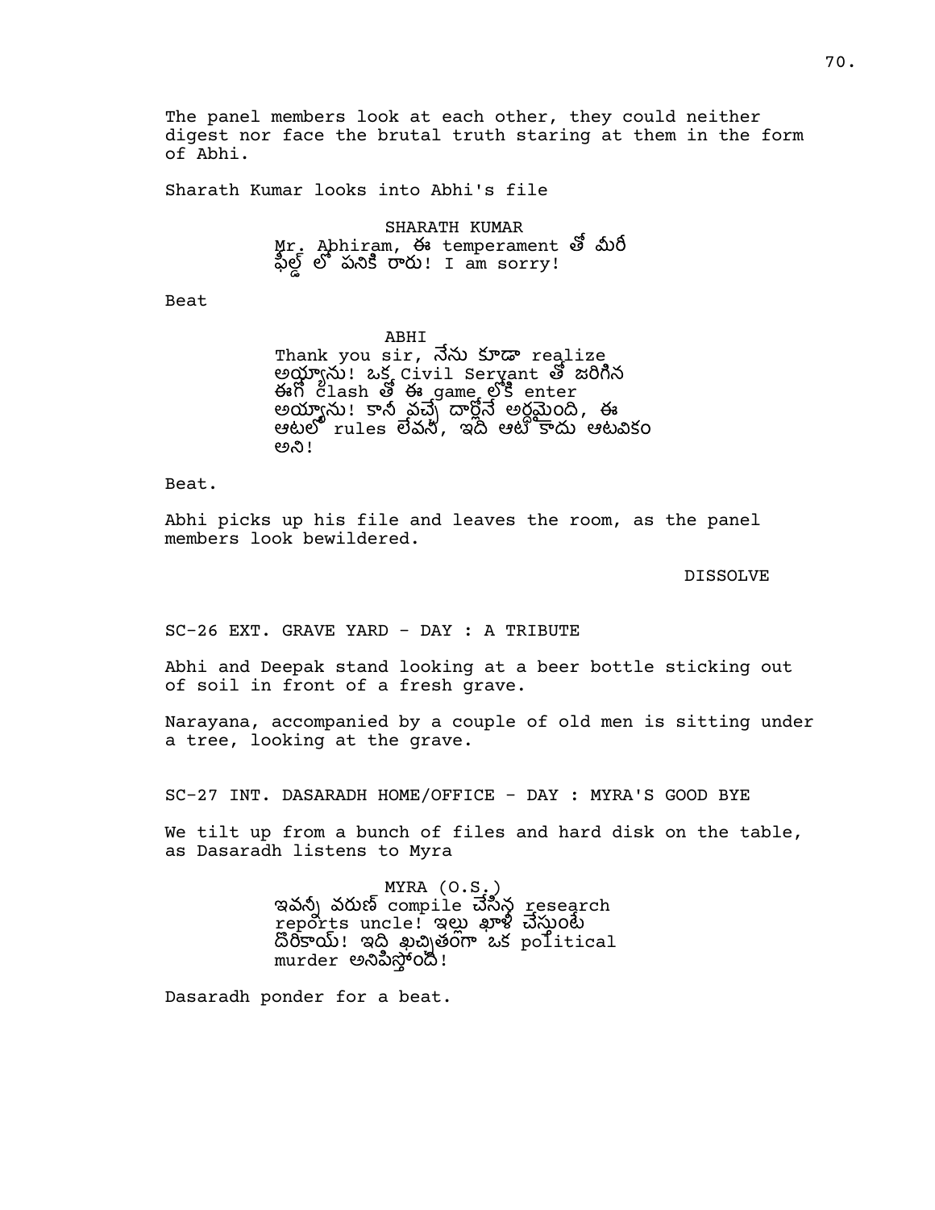The panel members look at each other, they could neither digest nor face the brutal truth staring at them in the form of Abhi.

Sharath Kumar looks into Abhi's file

SHARATH KUMAR
Mr. Abhiram, ఈ temperament తో మీరీ ఫీల్డ్ లో పనికి రారు! I am sorry!

Beat

ABHI
Thank you sir, నేను కూడా realize అయ్యాను! ఒక్క Civil Servant తో జరిగిన ఈగో clash తో ఈ game లోకి enter అయ్యాను! కానీ వచ్చే దార్లోనే అర్థమైంది, ఈ ఆటలో rules లేవని, ఇది ఆట కాదు ఆటవికం అని!

Beat.

Abhi picks up his file and leaves the room, as the panel members look bewildered.

DISSOLVE

SC-26 EXT. GRAVE YARD - DAY : A TRIBUTE

Abhi and Deepak stand looking at a beer bottle sticking out of soil in front of a fresh grave.

Narayana, accompanied by a couple of old men is sitting under a tree, looking at the grave.

SC-27 INT. DASARADH HOME/OFFICE - DAY : MYRA'S GOOD BYE

We tilt up from a bunch of files and hard disk on the table, as Dasaradh listens to Myra

MYRA (O.S.)
ఇవన్నీ వరుణ్ compile చేసిన research reports uncle! ఇల్లు ఖాళీ చేస్తుంటే దొరికాయ్! ఇది ఖచ్చితంగా ఒక political murder అనిపిస్తోంది!

Dasaradh ponder for a beat.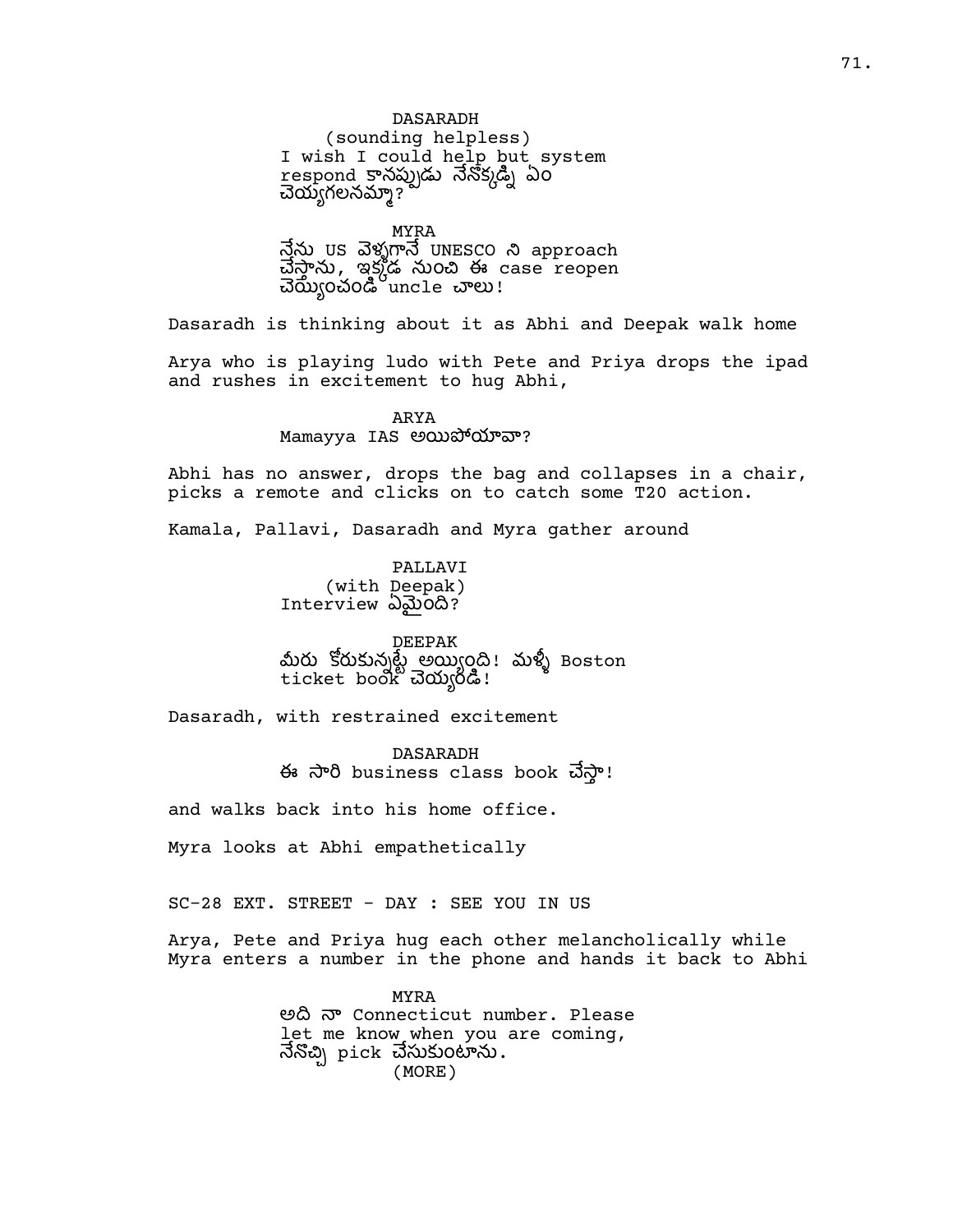DASARADH
(sounding helpless)
I wish I could help but system respond కానప్పుడు నేనొక్కడ్ని ఏం చెయ్యగలనమ్మా?

MYRA
నేను US వెళ్ళగానే UNESCO ని approach చేస్తాను, ఇక్కడ నుంచి ఈ case reopen చెయ్యించండి uncle చాలు!

Dasaradh is thinking about it as Abhi and Deepak walk home

Arya who is playing ludo with Pete and Priya drops the ipad and rushes in excitement to hug Abhi,

ARYA
Mamayya IAS అయిపోయావా?

Abhi has no answer, drops the bag and collapses in a chair, picks a remote and clicks on to catch some T20 action.

Kamala, Pallavi, Dasaradh and Myra gather around

PALLAVI
(with Deepak)
Interview ఏమైంది?

DEEPAK
మీరు కోరుకున్నట్టే అయ్యింది! మళ్ళీ Boston ticket book చెయ్యండి!

Dasaradh, with restrained excitement

DASARADH
ఈ సారి business class book చేస్తా!

and walks back into his home office.

Myra looks at Abhi empathetically

SC-28 EXT. STREET - DAY : SEE YOU IN US

Arya, Pete and Priya hug each other melancholically while Myra enters a number in the phone and hands it back to Abhi

MYRA
అది నా Connecticut number. Please let me know when you are coming, నేనొచ్చి pick చేసుకుంటాను.
(MORE)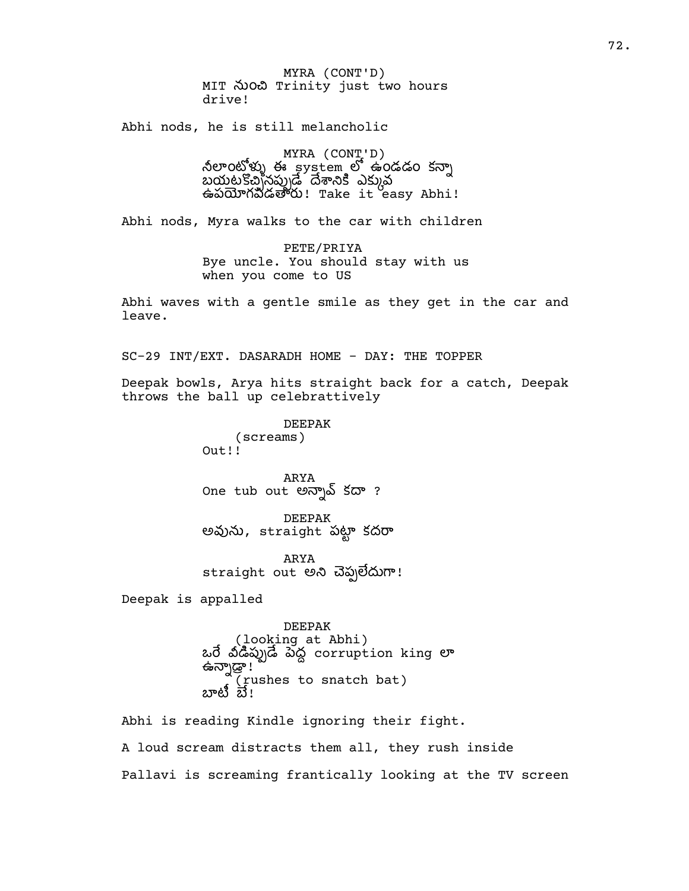MYRA (CONT'D)
MIT నుంచి Trinity just two hours drive!

Abhi nods, he is still melancholic

MYRA (CONT'D)
నీలాంటోళ్ళు ఈ system లో ఉండడం కన్నా బయటకొచ్చినప్పుడే దేశానికి ఎక్కువ ఉపయోగపడతారు! Take it easy Abhi!

Abhi nods, Myra walks to the car with children

PETE/PRIYA
Bye uncle. You should stay with us when you come to US

Abhi waves with a gentle smile as they get in the car and leave.

SC-29 INT/EXT. DASARADH HOME - DAY: THE TOPPER

Deepak bowls, Arya hits straight back for a catch, Deepak throws the ball up celebrattively

DEEPAK
(screams)
Out!!

ARYA
One tub out అన్నావ్ కదా ?

DEEPAK
అవును, straight పట్టా కదరా

ARYA
straight out అని చెప్పలేదుగా!

Deepak is appalled

DEEPAK
(looking at Abhi)
ఒరే వీడిప్పుడే పెద్ద corruption king లా ఉన్నాడ్రా!
(rushes to snatch bat)
బాటీ బే!

Abhi is reading Kindle ignoring their fight.

A loud scream distracts them all, they rush inside

Pallavi is screaming frantically looking at the TV screen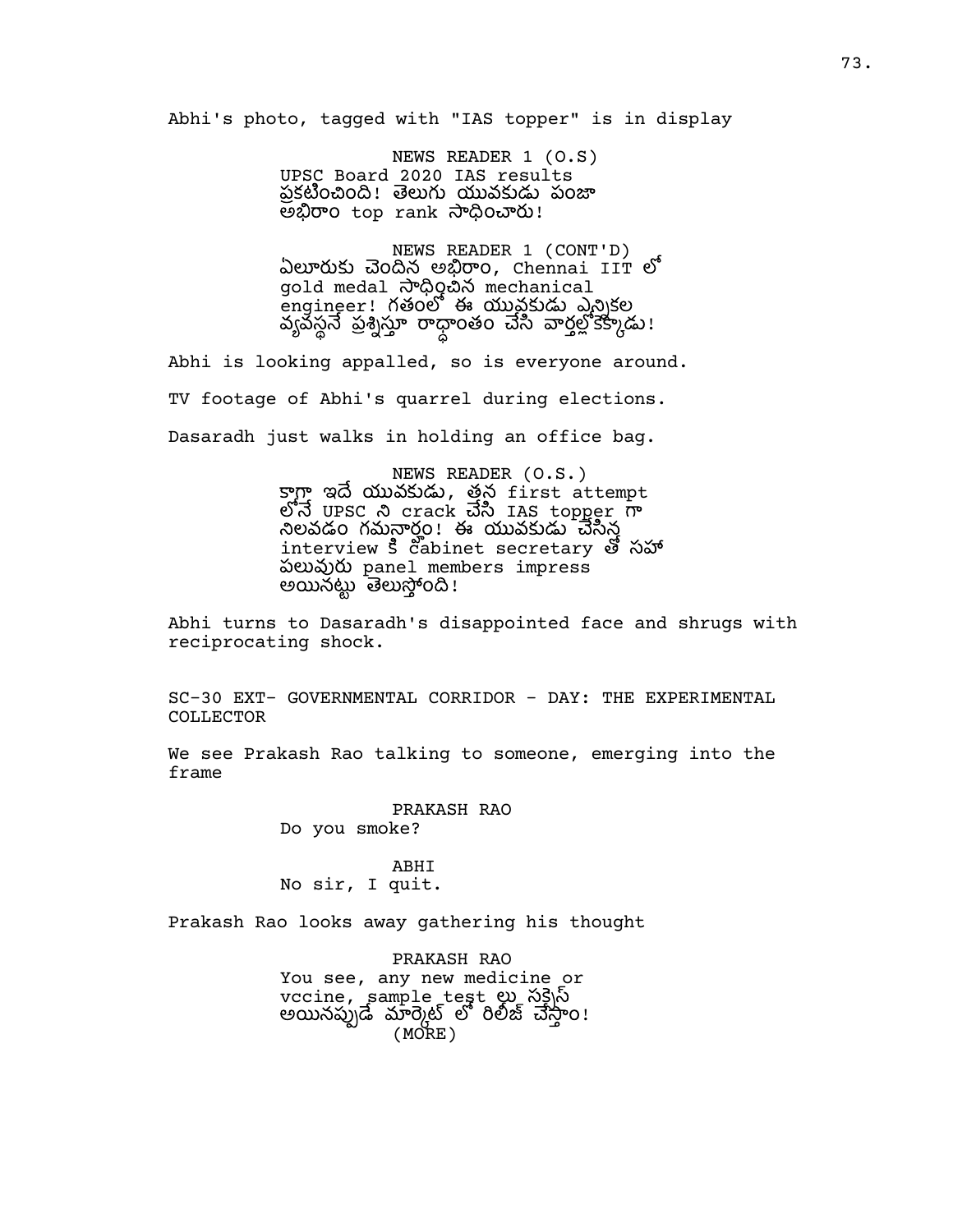Abhi's photo, tagged with "IAS topper" is in display

NEWS READER 1 (O.S)
UPSC Board 2020 IAS results ప్రకటించింది! తెలుగు యువకుడు పంజా అభిరాం top rank సాధించారు!

NEWS READER 1 (CONT'D)
ఏలూరుకు చెందిన అభిరాం, Chennai IIT లో gold medal సాధించిన mechanical engineer! గతంలో ఈ యువకుడు ఎన్నికల వ్యవస్థనే ప్రశ్నిస్తూ రాద్ధాంతం చేసి వార్తల్లోకెక్కాడు!

Abhi is looking appalled, so is everyone around.

TV footage of Abhi's quarrel during elections.

Dasaradh just walks in holding an office bag.

NEWS READER (O.S.)
కాగా ఇదే యువకుడు, తన first attempt లోనే UPSC ని crack చేసి IAS topper గా నిలవడం గమనార్హం! ఈ యువకుడు చేసిన interview కి cabinet secretary తో సహా పలువురు panel members impress అయినట్టు తెలుస్తోంది!

Abhi turns to Dasaradh's disappointed face and shrugs with reciprocating shock.

SC-30 EXT- GOVERNMENTAL CORRIDOR - DAY: THE EXPERIMENTAL COLLECTOR

We see Prakash Rao talking to someone, emerging into the frame

PRAKASH RAO
Do you smoke?

ABHI
No sir, I quit.

Prakash Rao looks away gathering his thought

PRAKASH RAO
You see, any new medicine or vccine, sample test లు సక్సెస్ అయినప్పుడే మార్కెట్ లో రిలీజ్ చేస్తాం!
(MORE)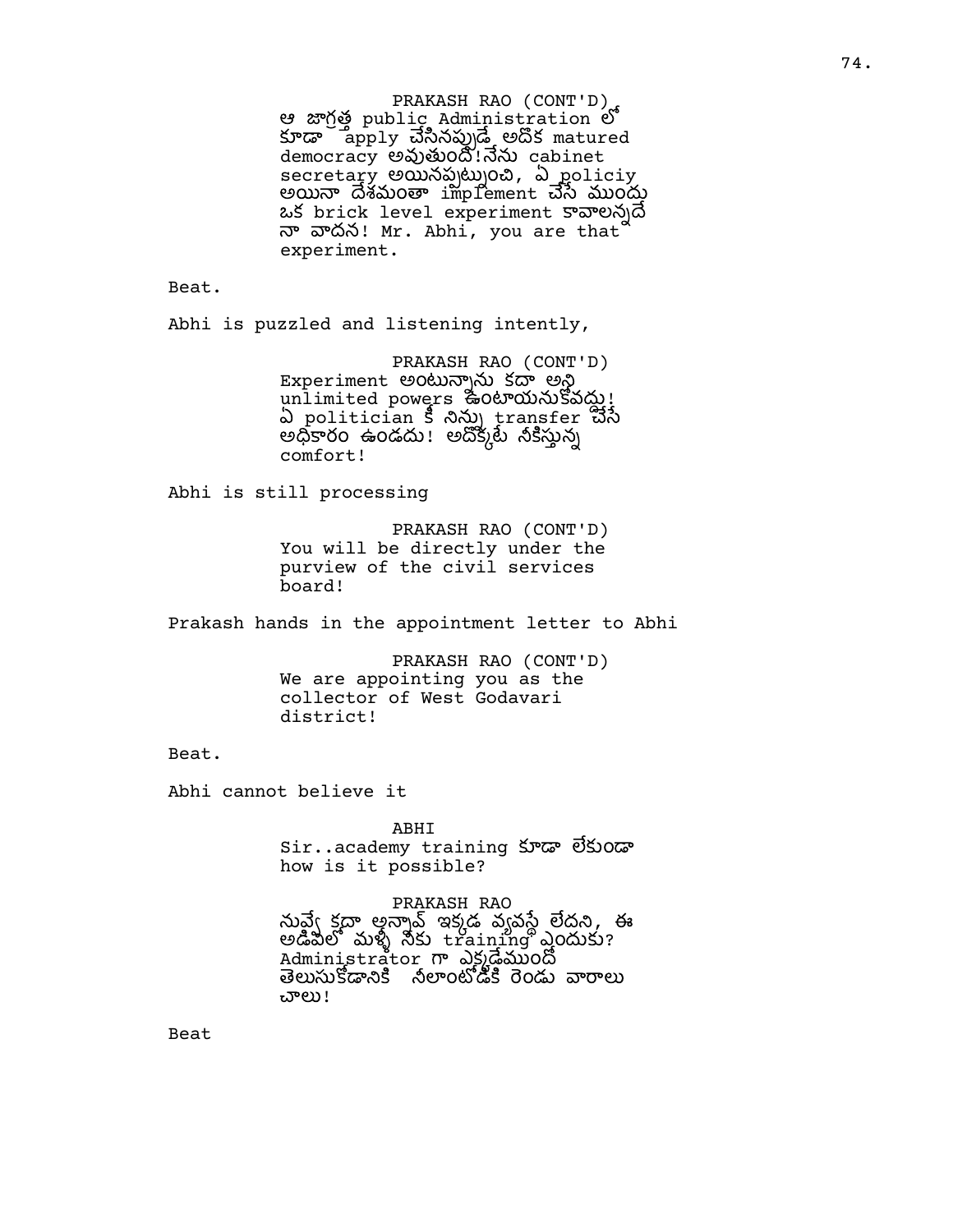PRAKASH RAO (CONT'D)
ఆ జాగ్రత్త public Administration లో కూడా apply చేసినప్పుడే అదొక matured democracy అవుతుంది!నేను cabinet secretary అయినప్పట్నుంచి, ఏ policiy అయినా దేశమంతా implement చేసే ముందు ఒక brick level experiment కావాలన్నదే నా వాదన! Mr. Abhi, you are that experiment.

Beat.

Abhi is puzzled and listening intently,

PRAKASH RAO (CONT'D)
Experiment అంటున్నాను కదా అన్ని unlimited powers ఉంటాయనుకోవద్దు! ఏ politician కి నిన్ను transfer చేసే అధికారం ఉండదు! అదొక్కటే నీకిస్తున్న comfort!

Abhi is still processing

PRAKASH RAO (CONT'D)
You will be directly under the purview of the civil services board!

Prakash hands in the appointment letter to Abhi

PRAKASH RAO (CONT'D)
We are appointing you as the collector of West Godavari district!

Beat.

Abhi cannot believe it

ABHI
Sir..academy training కూడా లేకుండా how is it possible?

PRAKASH RAO
నువ్వే కదా అన్నావ్ ఇక్కడ వ్యవస్థే లేదని, ఈ అడివిలో మళ్ళీ నీకు training ఎందుకు? Administrator గా ఎక్కడేముందో తెలుసుకోడానికి నీలాంటోడికి రెండు వారాలు చాలు!

Beat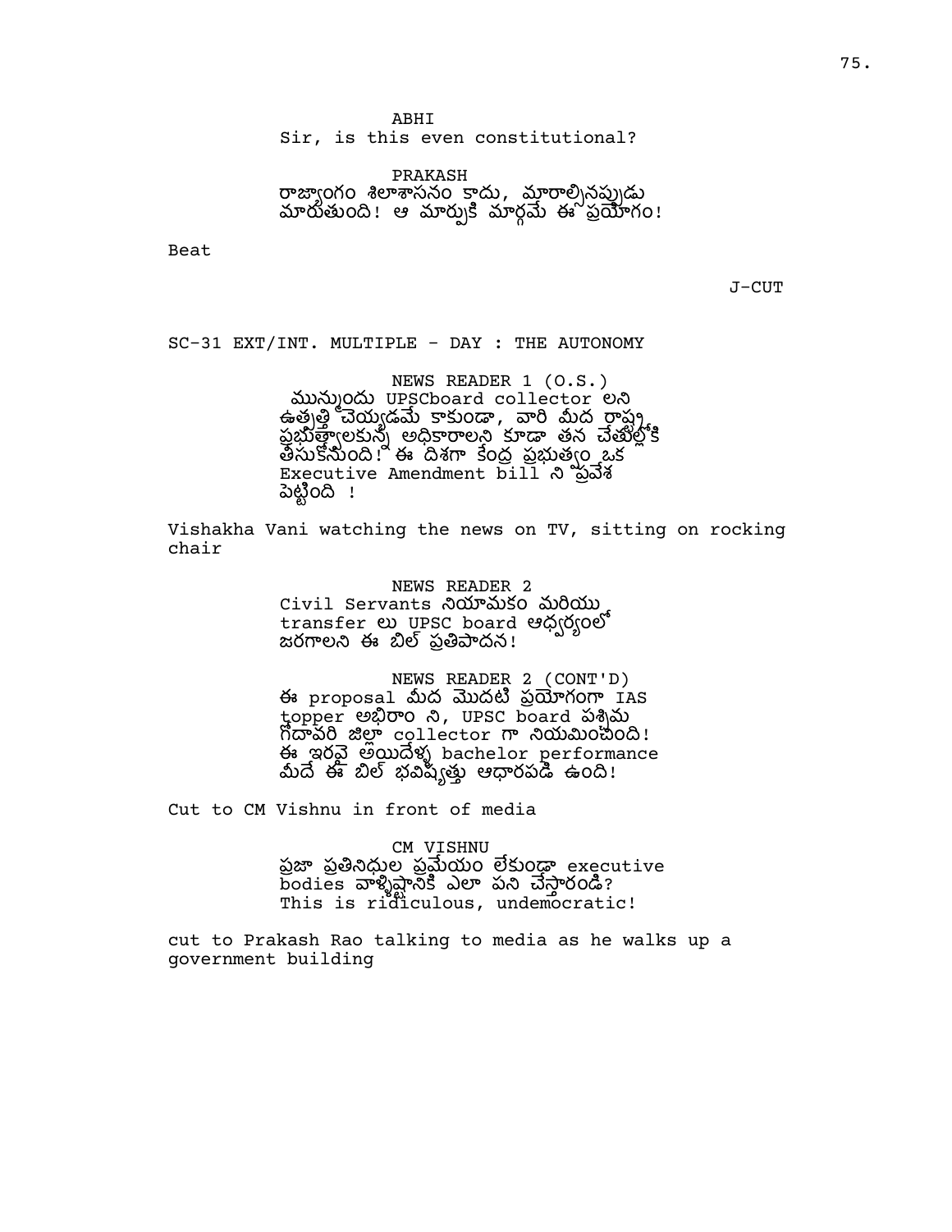ABHI
Sir, is this even constitutional?

PRAKASH
రాజ్యాంగం శిలాశాసనం కాదు, మారాల్సినప్పుడు మారుతుంది! ఆ మార్పుకి మార్గమే ఈ ప్రయోగం!

Beat

J-CUT

SC-31 EXT/INT. MULTIPLE - DAY : THE AUTONOMY

NEWS READER 1 (O.S.)
మున్ముందు UPSCboard collector లని ఉత్పత్తి చెయ్యడమే కాకుండా, వారి మీద రాష్ట్ర ప్రభుత్వాలకున్న అధికారాలని కూడా తన చేతుల్లోకి తీసుకోనుంది! ఈ దిశగా కేంద్ర ప్రభుత్వం ఒక Executive Amendment bill ని ప్రవేశ పెట్టింది !

Vishakha Vani watching the news on TV, sitting on rocking chair

NEWS READER 2
Civil Servants నియామకం మరియు transfer లు UPSC board ఆధ్వర్యంలో జరగాలని ఈ బిల్ ప్రతిపాదన!

NEWS READER 2 (CONT'D)
ఈ proposal మీద మొదటి ప్రయోగంగా IAS topper అభిరాం ని, UPSC board పశ్చిమ గోదావరి జిల్లా collector గా నియమించింది! ఈ ఇరవై అయిదేళ్ళ bachelor performance మీదే ఈ బిల్ భవిష్యత్తు ఆధారపడి ఉంది!

Cut to CM Vishnu in front of media

CM VISHNU
ప్రజా ప్రతినిధుల ప్రమేయం లేకుండా executive bodies వాళ్ళిష్టానికి ఎలా పని చేస్తారండి? This is ridiculous, undemocratic!

cut to Prakash Rao talking to media as he walks up a government building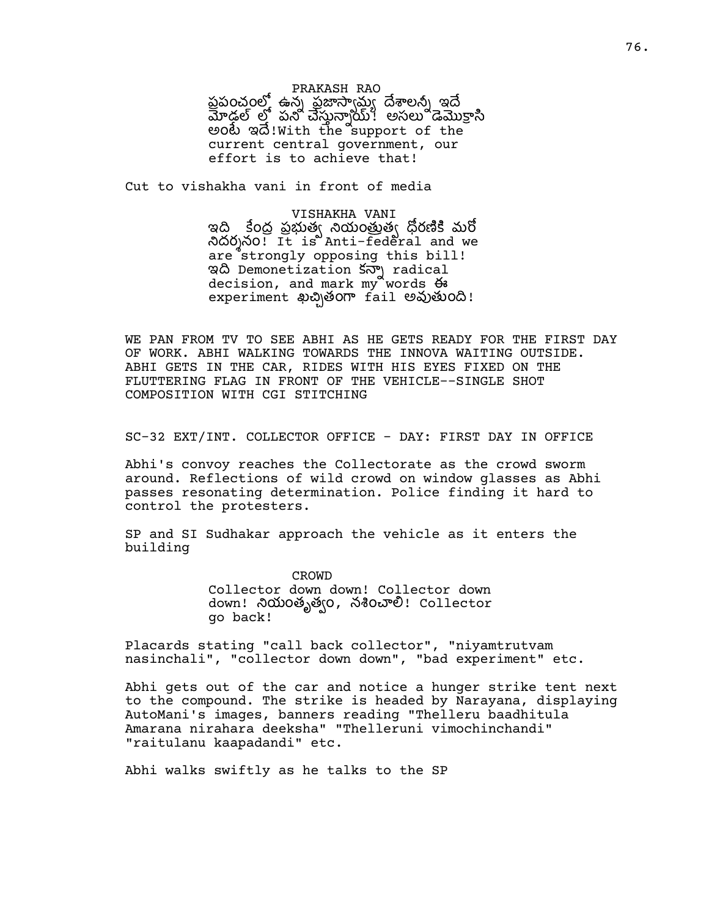PRAKASH RAO

ప్రపంచంలో ఉన్న ప్రజాస్వామ్య దేశాలన్నీ ఇదే మోడల్ లో పని చేస్తున్నాయ్! అసలు డెమొక్రాసి అంటే ఇదే!With the support of the current central government, our effort is to achieve that!

Cut to vishakha vani in front of media

VISHAKHA VANI

ఇది కేంద్ర ప్రభుత్వ నియంతృత్వ ధోరణికి మరో నిదర్శనం! It is Anti-federal and we are strongly opposing this bill! ఇది Demonetization కన్నా radical decision, and mark my words ఈ experiment ఖచ్చితంగా fail అవుతుంది!

WE PAN FROM TV TO SEE ABHI AS HE GETS READY FOR THE FIRST DAY OF WORK. ABHI WALKING TOWARDS THE INNOVA WAITING OUTSIDE. ABHI GETS IN THE CAR, RIDES WITH HIS EYES FIXED ON THE FLUTTERING FLAG IN FRONT OF THE VEHICLE--SINGLE SHOT COMPOSITION WITH CGI STITCHING

SC-32 EXT/INT. COLLECTOR OFFICE - DAY: FIRST DAY IN OFFICE

Abhi's convoy reaches the Collectorate as the crowd sworm around. Reflections of wild crowd on window glasses as Abhi passes resonating determination. Police finding it hard to control the protesters.

SP and SI Sudhakar approach the vehicle as it enters the building

CROWD

Collector down down! Collector down down! నియంతృత్వం, నశించాలి! Collector go back!

Placards stating "call back collector", "niyamtrutvam nasinchali", "collector down down", "bad experiment" etc.

Abhi gets out of the car and notice a hunger strike tent next to the compound. The strike is headed by Narayana, displaying AutoMani's images, banners reading "Thelleru baadhitula Amarana nirahara deeksha" "Thelleruni vimochinchandi" "raitulanu kaapadandi" etc.

Abhi walks swiftly as he talks to the SP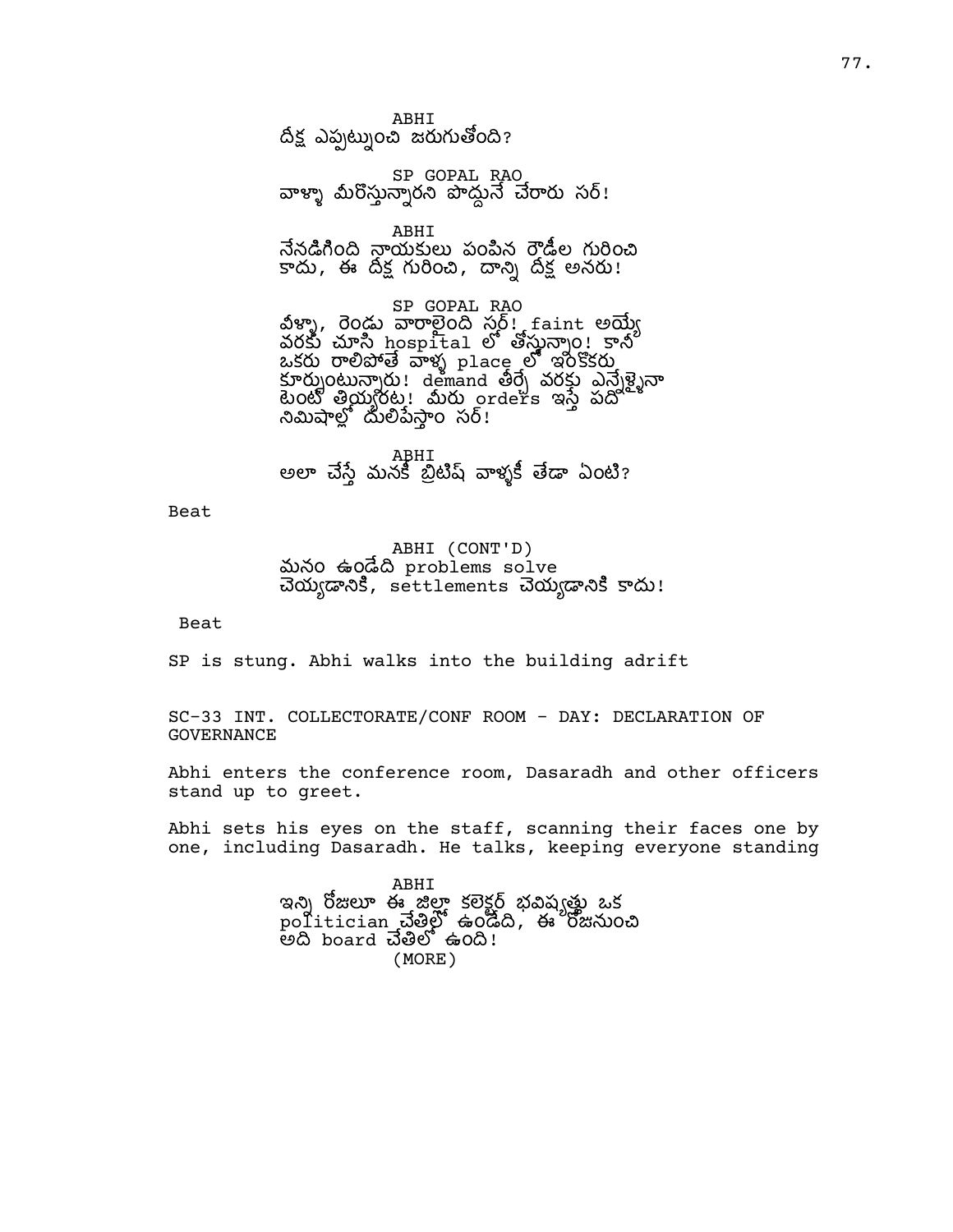ABHI
దీక్ష ఎప్పట్నుంచి జరుగుతోంది?

SP GOPAL RAO
వాళ్ళా మీరొస్తున్నారని పొద్దునే చేరారు సర్!

ABHI
నేనడిగింది నాయకులు పంపిన రౌడీల గురించి కాదు, ఈ దీక్ష గురించి, దాన్ని దీక్ష అనరు!

SP GOPAL RAO
వీళ్ళా, రెండు వారాలైంది సర్! faint అయ్యే వరకు చూసి hospital లో తోస్తున్నాం! కానీ ఒకరు రాలిపోతే వాళ్ళ place లో ఇంకొకరు కూర్చుంటున్నారు! demand తీర్చే వరకు ఎన్నేళ్ళైనా టెంట్ తియ్యరట! మీరు orders ఇస్తే పది నిమిషాల్లో దులిపేస్తాం సర్!

ABHI
అలా చేస్తే మనకీ బ్రిటిష్ వాళ్ళకీ తేడా ఏంటి?

Beat

ABHI (CONT'D)
మనం ఉండేది problems solve చెయ్యడానికి, settlements చెయ్యడానికి కాదు!

Beat

SP is stung. Abhi walks into the building adrift

SC-33 INT. COLLECTORATE/CONF ROOM - DAY: DECLARATION OF GOVERNANCE

Abhi enters the conference room, Dasaradh and other officers stand up to greet.

Abhi sets his eyes on the staff, scanning their faces one by one, including Dasaradh. He talks, keeping everyone standing

ABHI
ఇన్ని రోజులూ ఈ జిల్లా కలెక్టర్ భవిష్యత్తు ఒక politician చేతిలో ఉండేది, ఈ రోజునుంచి అది board చేతిలో ఉంది!
(MORE)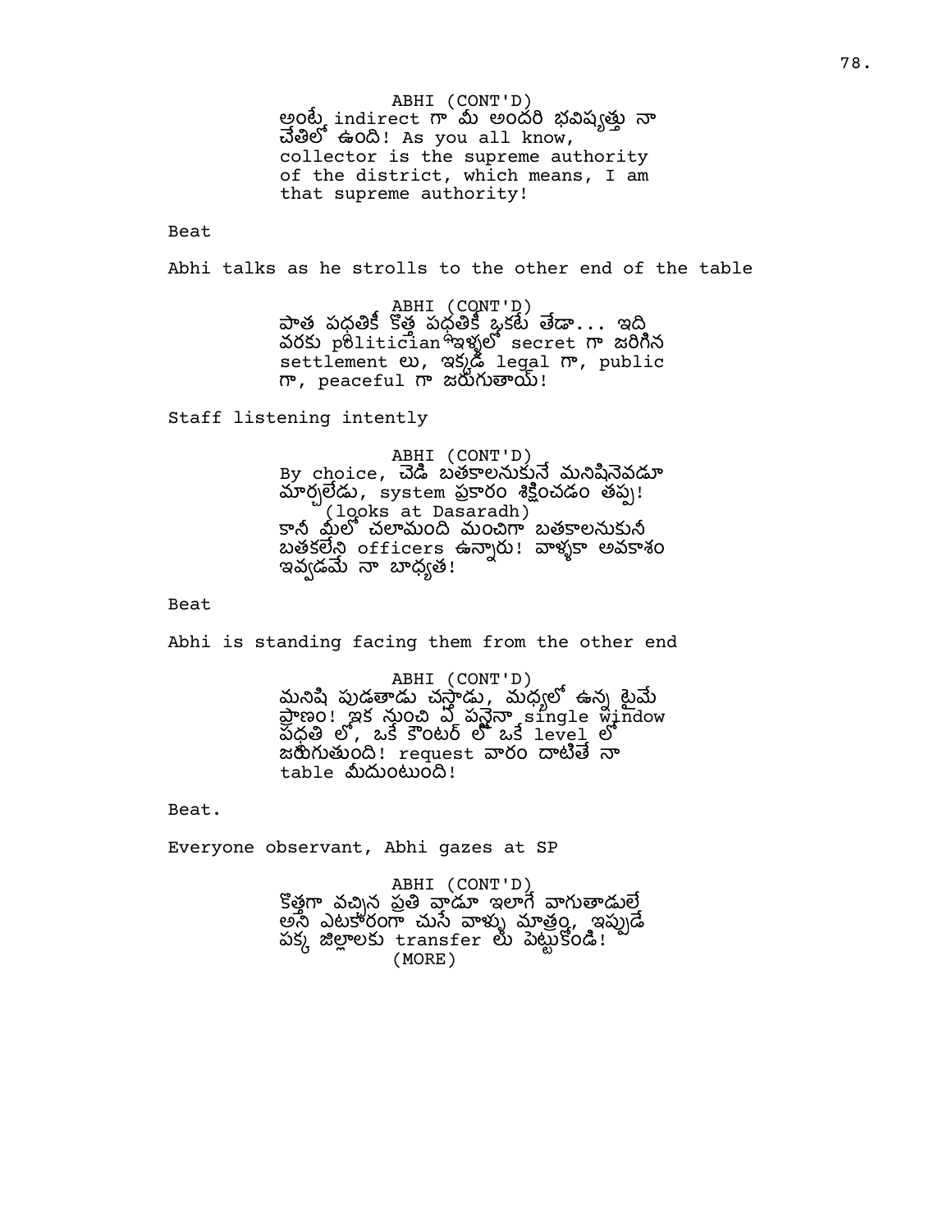ABHI (CONT'D)
అంటే indirect గా మీ అందరి భవిష్యత్తు నా చేతిలో ఉంది! As you all know, collector is the supreme authority of the district, which means, I am that supreme authority!

Beat

Abhi talks as he strolls to the other end of the table

ABHI (CONT'D)
పాత పద్ధతికీ కొత్త పద్ధతికీ ఒకటే తేడా... ఇది వరకు politician ఇళ్ళల్లో secret గా జరిగిన settlement లు, ఇక్కడ legal గా, public గా, peaceful గా జరుగుతాయ్!

Staff listening intently

ABHI (CONT'D)
By choice, చెడ్డ బతకాలనుకునే మనిషినెవడూ మార్చలేడు, system ప్రకారం శిక్షించడం తప్ప!
(looks at Dasaradh)
కానీ మీలో చలామంది మంచిగా బతకాలనుకునీ బతకలేని officers ఉన్నారు! వాళ్ళకా అవకాశం ఇవ్వడమే నా బాధ్యత!

Beat

Abhi is standing facing them from the other end

ABHI (CONT'D)
మనిషి పుడతాడు చస్తాడు, మధ్యలో ఉన్న టైమే ప్రాణం! ఇక నుంచి ఏ పనైనా single window పద్ధతి లో, ఒకే కౌంటర్ లో ఒకే level లో జరుగుతుంది! request వారం దాటితే నా table మీదుంటుంది!

Beat.

Everyone observant, Abhi gazes at SP

ABHI (CONT'D)
కొత్తగా వచ్చిన ప్రతి వాడూ ఇలాగే వాగుతాడులే అని ఎటకారంగా చూసే వాళ్ళు మాత్రం, ఇప్పుడే పక్క జిల్లాలకు transfer లు పెట్టుకోండి!
(MORE)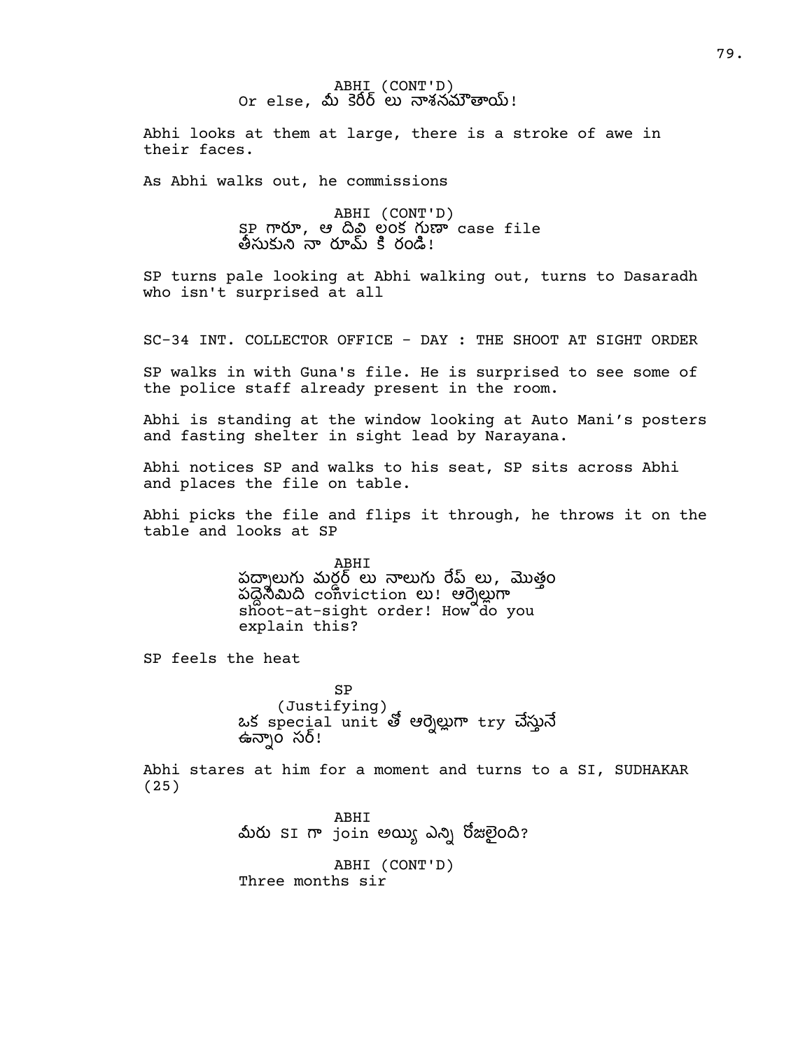ABHI (CONT'D)
Or else, మీ కెరీర్ లు నాశనమౌతాయ్!

Abhi looks at them at large, there is a stroke of awe in their faces.

As Abhi walks out, he commissions

ABHI (CONT'D)
SP గారూ, ఆ దివి లంక గుణా case file తీసుకుని నా రూమ్ కి రండి!

SP turns pale looking at Abhi walking out, turns to Dasaradh who isn't surprised at all

SC-34 INT. COLLECTOR OFFICE - DAY : THE SHOOT AT SIGHT ORDER

SP walks in with Guna's file. He is surprised to see some of the police staff already present in the room.

Abhi is standing at the window looking at Auto Mani's posters and fasting shelter in sight lead by Narayana.

Abhi notices SP and walks to his seat, SP sits across Abhi and places the file on table.

Abhi picks the file and flips it through, he throws it on the table and looks at SP

ABHI
పద్నాలుగు మర్డర్ లు నాలుగు రేప్ లు, మొత్తం పద్దెనిమిది conviction లు! ఆర్నెల్లుగా shoot-at-sight order! How do you explain this?

SP feels the heat

SP
(Justifying)
ఒక special unit తో ఆర్నెల్లుగా try చేస్తునే ఉన్నాం సర్!

Abhi stares at him for a moment and turns to a SI, SUDHAKAR (25)

ABHI
మీరు SI గా join అయ్యి ఎన్ని రోజులైంది?

ABHI (CONT'D)
Three months sir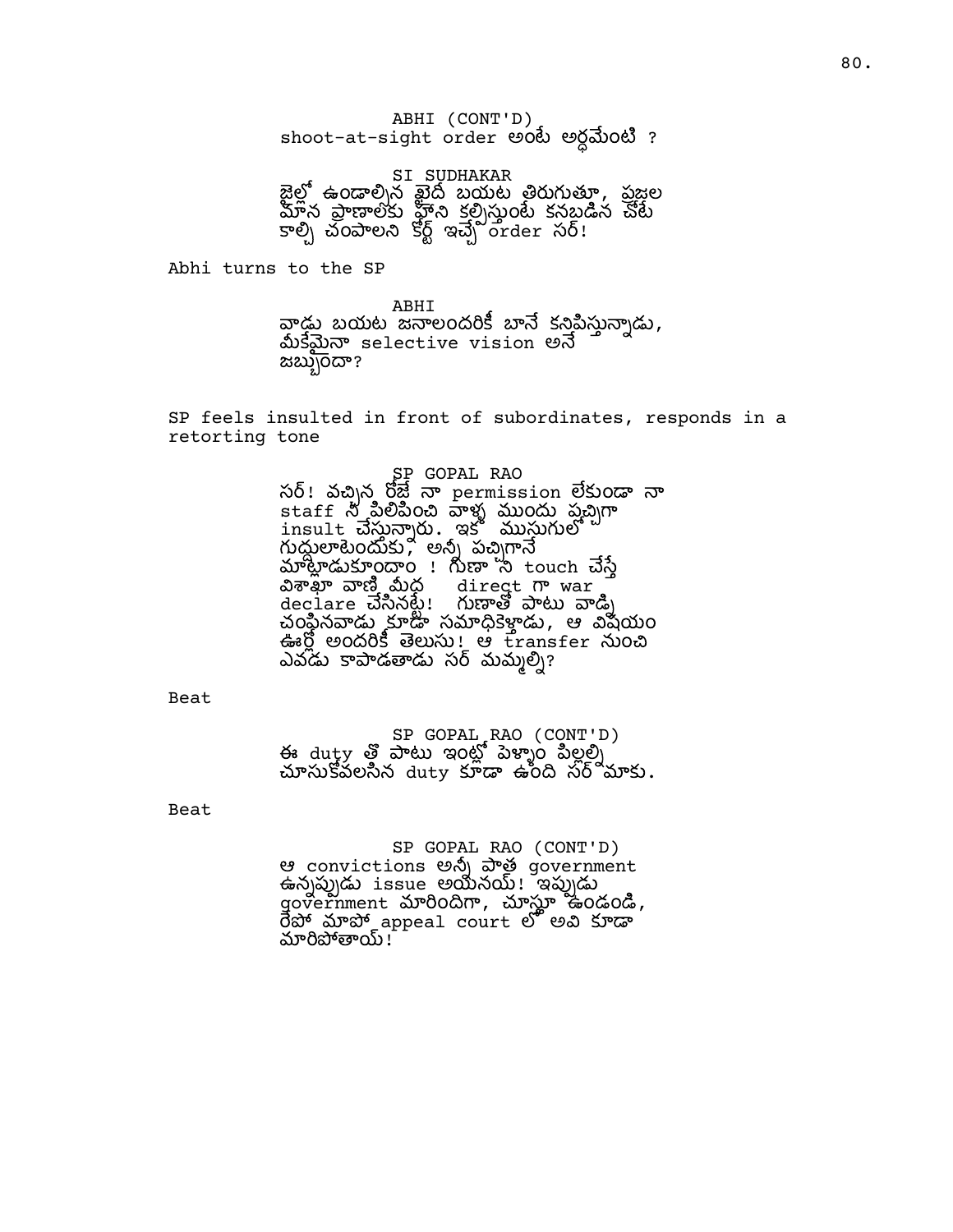ABHI (CONT'D)
shoot-at-sight order అంటే అర్థమేంటి ?

SI SUDHAKAR
జైల్లో ఉండాల్సిన ఖైదీ బయట తిరుగుతూ, ప్రజల మాన ప్రాణాలకు హాని కల్గిస్తుంటే కనబడిన చోట కాల్చి చంపాలని కోర్ట్ ఇచ్చే order సర్!

Abhi turns to the SP

ABHI
వాడు బయట జనాలందరికీ బానే కనిపిస్తున్నాడు, మీకేమైనా selective vision అనే జబ్బుందా?

SP feels insulted in front of subordinates, responds in a retorting tone

SP GOPAL RAO
సర్! వచ్చిన రోజే నా permission లేకుండా నా staff ని పిలిపించి వాళ్ళ ముందు పచ్చిగా insult చేస్తున్నారు. ఇక ముసుగులో గుద్దులాటెందుకు, అన్నీ పచ్చిగానే మాట్లాడుకుందాం ! గుణా ని touch చేస్తే విశాఖా వాణి మీద direct గా war declare చేసినట్టే! గుణాతో పాటు వాడ్ని చంపినవాడు కూడా సమాధికెళ్తాడు, ఆ విషయం ఊర్లో అందరికీ తెలుసు! ఆ transfer నుంచి ఎవడు కాపాడతాడు సర్ మమ్మల్ని?

Beat

SP GOPAL RAO (CONT'D)
ఈ duty తో పాటు ఇంట్లో పెళ్ళాం పిల్లల్ని చూసుకోవలసిన duty కూడా ఉంది సర్ మాకు.

Beat

SP GOPAL RAO (CONT'D)
ఆ convictions అన్నీ పాత government ఉన్నప్పుడు issue అయినయ్! ఇప్పుడు government మారిందిగా, చూస్తూ ఉండండి, రేపో మాపో appeal court లో అవి కూడా మారిపోతాయ్!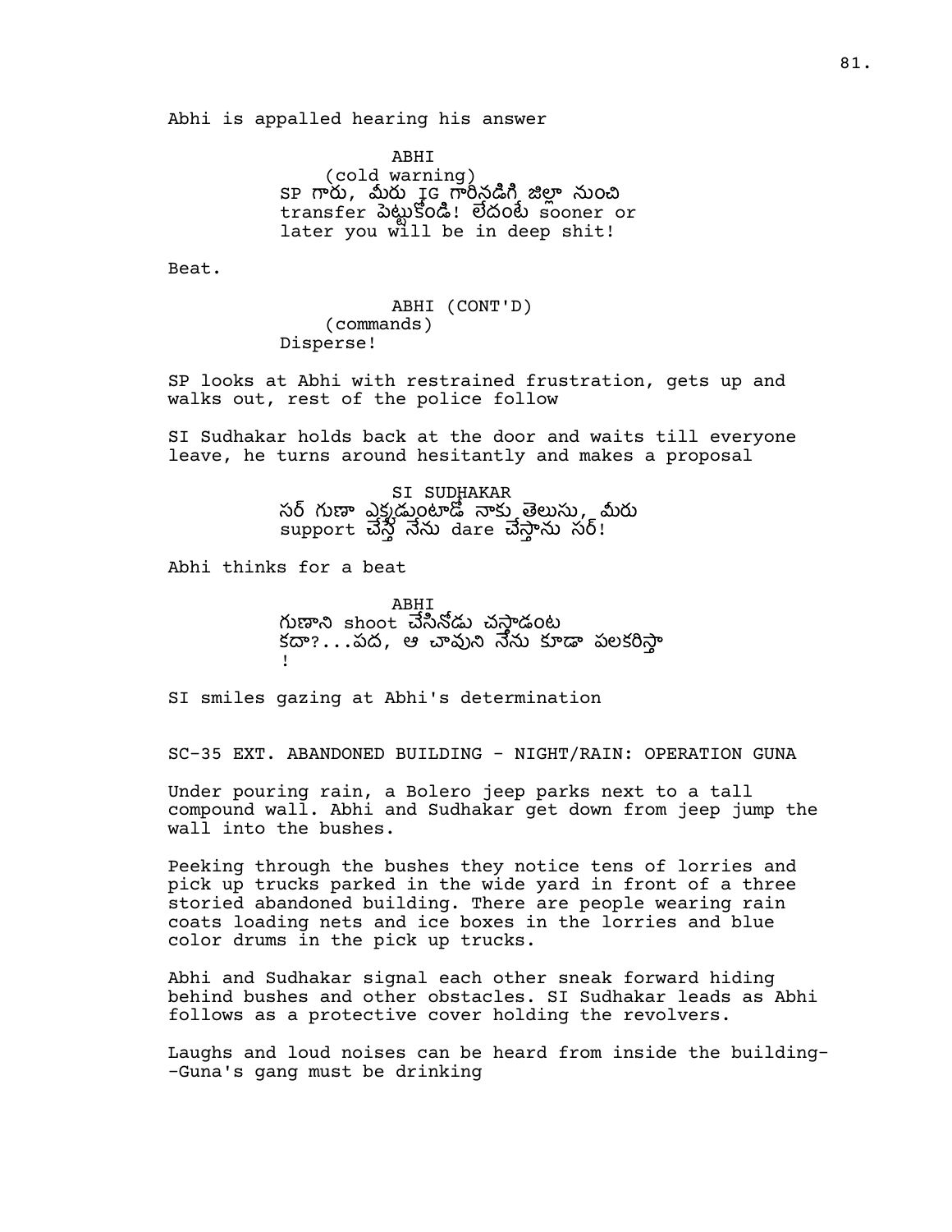Abhi is appalled hearing his answer

ABHI
(cold warning)
SP గారు, మీరు IG గారినడిగి జిల్లా నుంచి transfer పెట్టుకోండి! లేదంటే sooner or later you will be in deep shit!

Beat.

ABHI (CONT'D)
(commands)
Disperse!

SP looks at Abhi with restrained frustration, gets up and walks out, rest of the police follow

SI Sudhakar holds back at the door and waits till everyone leave, he turns around hesitantly and makes a proposal

SI SUDHAKAR
సర్ గుణా ఎక్కడుంటాడో నాకు తెలుసు, మీరు support చేస్తే నేను dare చేస్తాను సర్!

Abhi thinks for a beat

ABHI
గుణాని shoot చేసినోడు చస్తాడంట కదా?...పద, ఆ చావుని నేను కూడా పలకరిస్తా !

SI smiles gazing at Abhi's determination

SC-35 EXT. ABANDONED BUILDING - NIGHT/RAIN: OPERATION GUNA

Under pouring rain, a Bolero jeep parks next to a tall compound wall. Abhi and Sudhakar get down from jeep jump the wall into the bushes.

Peeking through the bushes they notice tens of lorries and pick up trucks parked in the wide yard in front of a three storied abandoned building. There are people wearing rain coats loading nets and ice boxes in the lorries and blue color drums in the pick up trucks.

Abhi and Sudhakar signal each other sneak forward hiding behind bushes and other obstacles. SI Sudhakar leads as Abhi follows as a protective cover holding the revolvers.

Laughs and loud noises can be heard from inside the building--Guna's gang must be drinking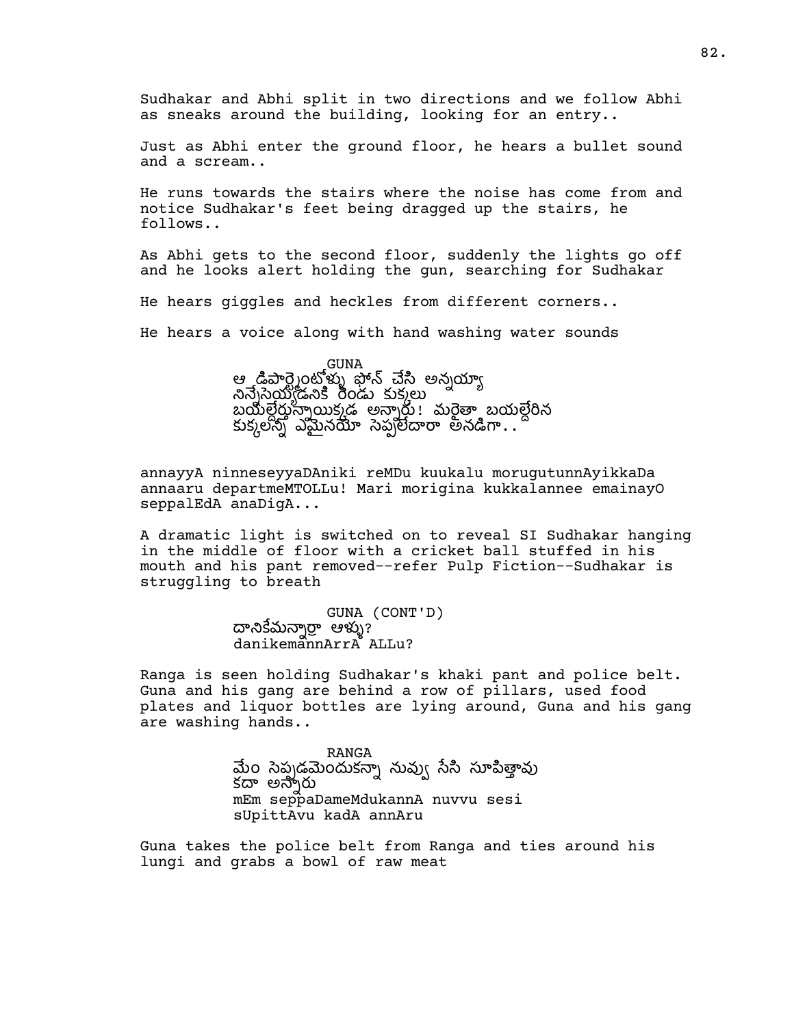Sudhakar and Abhi split in two directions and we follow Abhi as sneaks around the building, looking for an entry..

Just as Abhi enter the ground floor, he hears a bullet sound and a scream..

He runs towards the stairs where the noise has come from and notice Sudhakar's feet being dragged up the stairs, he follows..

As Abhi gets to the second floor, suddenly the lights go off and he looks alert holding the gun, searching for Sudhakar

He hears giggles and heckles from different corners..

He hears a voice along with hand washing water sounds

GUNA

ఆ డిపార్ట్మెంటోళ్ళు ఫోన్ చేసి అన్నయ్యా నిన్నేసెయ్యడనికి రెండు కుక్కలు బయల్దేరున్నాయిక్కడ అన్నారు! మరైతా బయల్దేరిన కుక్కలన్నీ ఎమైనయో సెప్పలేదారా అనడిగా..

annayyA ninneseyyaDAniki reMDu kuukalu morugutunnAyikkaDa annaaru departmeMTOLLu! Mari morigina kukkalannee emainayO seppalEdA anaDigA...

A dramatic light is switched on to reveal SI Sudhakar hanging in the middle of floor with a cricket ball stuffed in his mouth and his pant removed--refer Pulp Fiction--Sudhakar is struggling to breath

GUNA (CONT'D)

దానికేమన్నార్రా ఆళ్ళు?

danikemannArrA ALLu?

Ranga is seen holding Sudhakar's khaki pant and police belt. Guna and his gang are behind a row of pillars, used food plates and liquor bottles are lying around, Guna and his gang are washing hands..

RANGA

మేం సెప్పడమెందుకన్నా నువ్వు సేసి సూపిత్తావు కదా అన్నారు

mEm seppaDameMdukannA nuvvu sesi sUpittAvu kadA annAru

Guna takes the police belt from Ranga and ties around his lungi and grabs a bowl of raw meat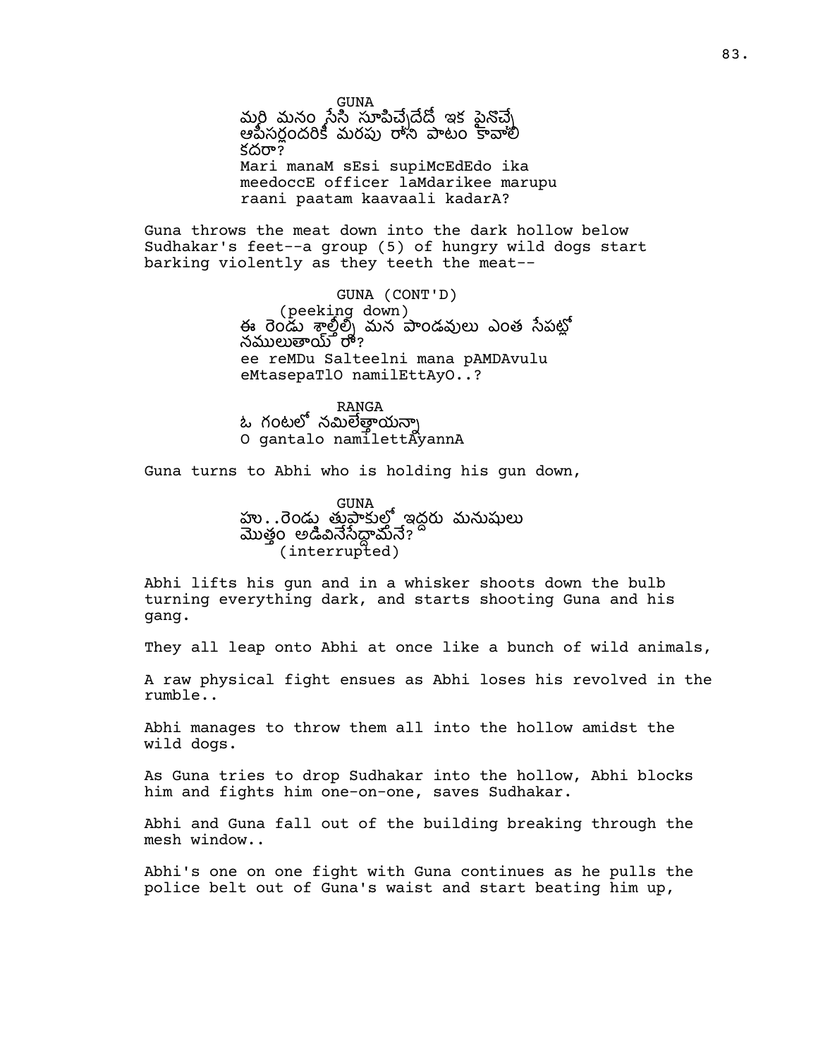GUNA
మరి మనం సేసి సూపిచ్చేదేదో ఇక పైనొచ్చే ఆపీసర్లందరికీ మరపు రాని పాటం కావాలి కదరా?
Mari manaM sEsi supiMcEdEdo ika meedoccE officer laMdarikee marupu raani paatam kaavaali kadarA?

Guna throws the meat down into the dark hollow below Sudhakar's feet--a group (5) of hungry wild dogs start barking violently as they teeth the meat--

GUNA (CONT'D)
(peeking down)
ఈ రెండు శాల్తీల్ని మన పాండవులు ఎంత సేపట్లో నములుతాయ్ రో?
ee reMDu Salteelni mana pAMDAvulu eMtasepaTlO namilEttAyO..?

RANGA
ఓ గంటలో నమిలేత్తాయన్నా
O gantalo namilettAyannA

Guna turns to Abhi who is holding his gun down,

GUNA
హు..రెండు తుపాకుల్తో ఇద్దరు మనుషులు మొత్తం అడివినేసేద్దామనే?
(interrupted)

Abhi lifts his gun and in a whisker shoots down the bulb turning everything dark, and starts shooting Guna and his gang.

They all leap onto Abhi at once like a bunch of wild animals,

A raw physical fight ensues as Abhi loses his revolved in the rumble..

Abhi manages to throw them all into the hollow amidst the wild dogs.

As Guna tries to drop Sudhakar into the hollow, Abhi blocks him and fights him one-on-one, saves Sudhakar.

Abhi and Guna fall out of the building breaking through the mesh window..

Abhi's one on one fight with Guna continues as he pulls the police belt out of Guna's waist and start beating him up,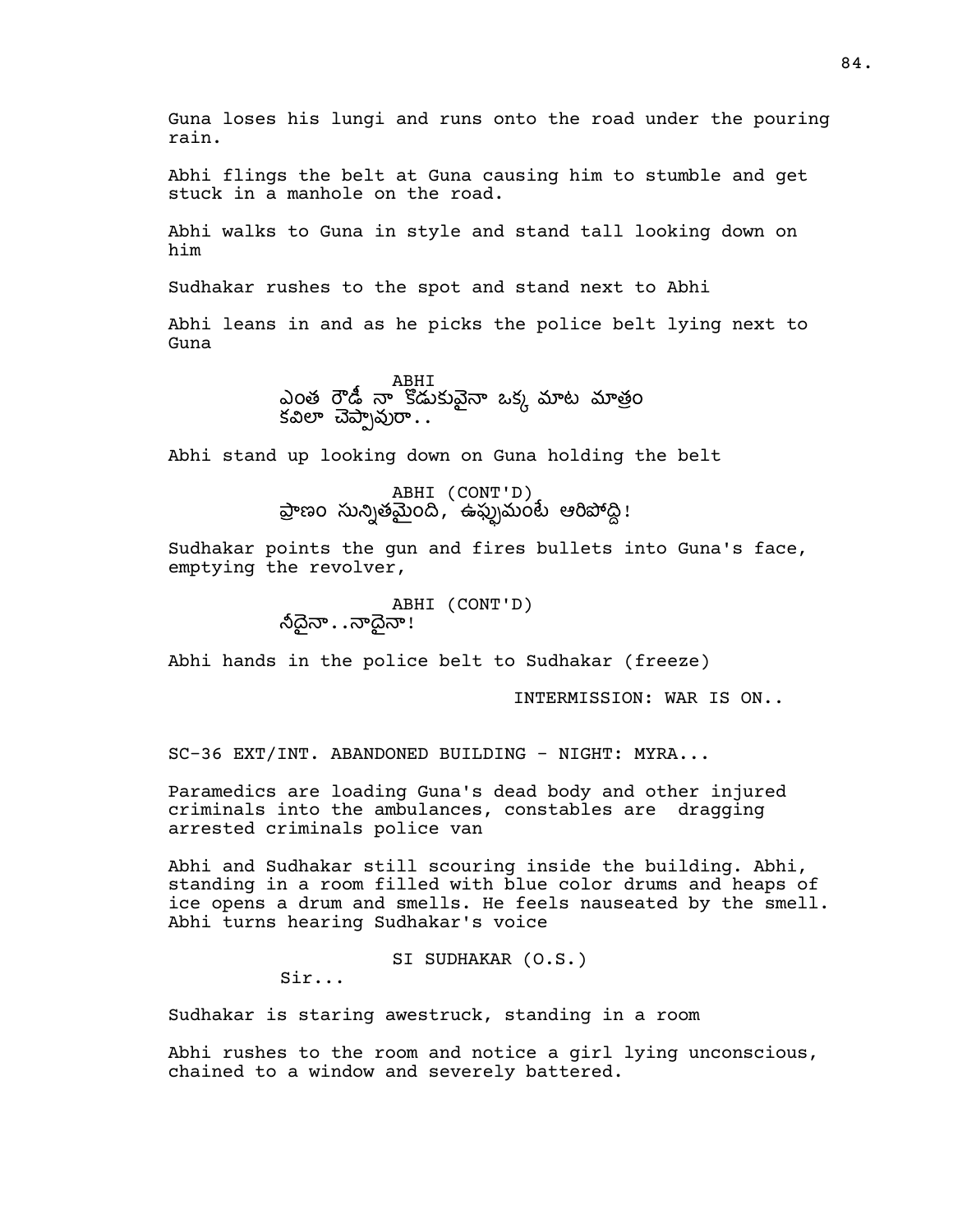Guna loses his lungi and runs onto the road under the pouring rain.

Abhi flings the belt at Guna causing him to stumble and get stuck in a manhole on the road.

Abhi walks to Guna in style and stand tall looking down on him

Sudhakar rushes to the spot and stand next to Abhi

Abhi leans in and as he picks the police belt lying next to Guna

ABHI
ఎంత రౌడీ నా కొడుకువైనా ఒక్క మాట మాత్రం కవిలా చెప్పావురా..

Abhi stand up looking down on Guna holding the belt

ABHI (CONT'D)
ప్రాణం సున్నితమైంది, ఉష్ణమంటే ఆరిపోద్ది!

Sudhakar points the gun and fires bullets into Guna's face, emptying the revolver,

ABHI (CONT'D)
నీదైనా..నాదైనా!

Abhi hands in the police belt to Sudhakar (freeze)

INTERMISSION: WAR IS ON..

SC-36 EXT/INT. ABANDONED BUILDING - NIGHT: MYRA...

Paramedics are loading Guna's dead body and other injured criminals into the ambulances, constables are dragging arrested criminals police van

Abhi and Sudhakar still scouring inside the building. Abhi, standing in a room filled with blue color drums and heaps of ice opens a drum and smells. He feels nauseated by the smell. Abhi turns hearing Sudhakar's voice

SI SUDHAKAR (O.S.)
Sir...

Sudhakar is staring awestruck, standing in a room

Abhi rushes to the room and notice a girl lying unconscious, chained to a window and severely battered.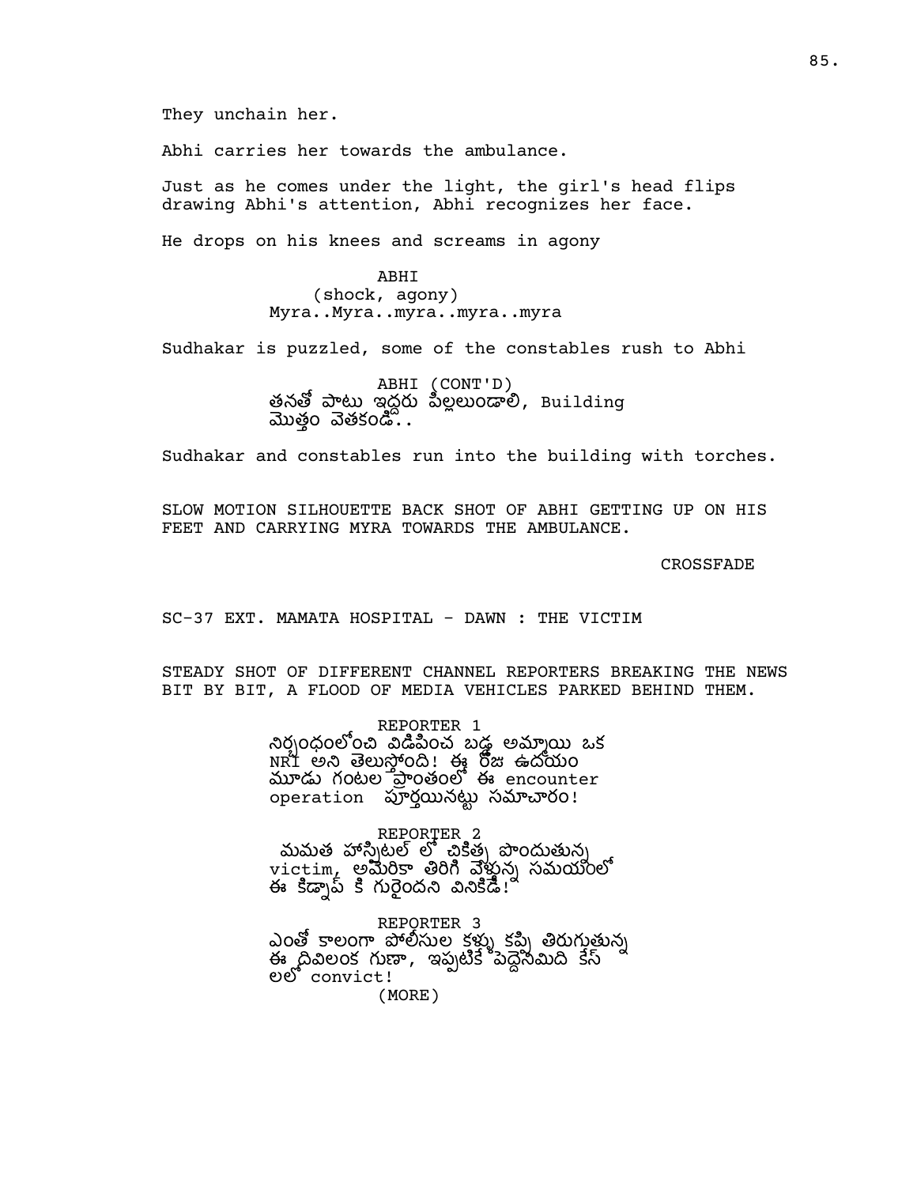They unchain her.

Abhi carries her towards the ambulance.

Just as he comes under the light, the girl's head flips drawing Abhi's attention, Abhi recognizes her face.

He drops on his knees and screams in agony

ABHI
(shock, agony)
Myra..Myra..myra..myra..myra

Sudhakar is puzzled, some of the constables rush to Abhi

ABHI (CONT'D)
తనతో పాటు ఇద్దరు పిల్లలుండాలి, Building మొత్తం వెతకండి..

Sudhakar and constables run into the building with torches.

SLOW MOTION SILHOUETTE BACK SHOT OF ABHI GETTING UP ON HIS FEET AND CARRYING MYRA TOWARDS THE AMBULANCE.

CROSSFADE

SC-37 EXT. MAMATA HOSPITAL - DAWN : THE VICTIM

STEADY SHOT OF DIFFERENT CHANNEL REPORTERS BREAKING THE NEWS BIT BY BIT, A FLOOD OF MEDIA VEHICLES PARKED BEHIND THEM.

REPORTER 1
నిర్బంధంలోంచి విడిపించ బడ్డ అమ్మాయి ఒక NRI అని తెలుస్తోంది! ఈ రోజు ఉదయం మూడు గంటల ప్రాంతంలో ఈ encounter operation పూర్తయినట్టు సమాచారం!

REPORTER 2
మమత హాస్పిటల్ లో చికిత్స పొందుతున్న victim, అమెరికా తిరిగి వెళ్తున్న సమయంలో ఈ కిడ్నాప్ కి గురైందని వినికిడి!

REPORTER 3
ఎంతో కాలంగా పోలీసుల కళ్ళు కప్పి తిరుగుతున్న ఈ దివిలంక గుణా, ఇప్పటికే పద్దెనిమిది కేస్ లలో convict!
(MORE)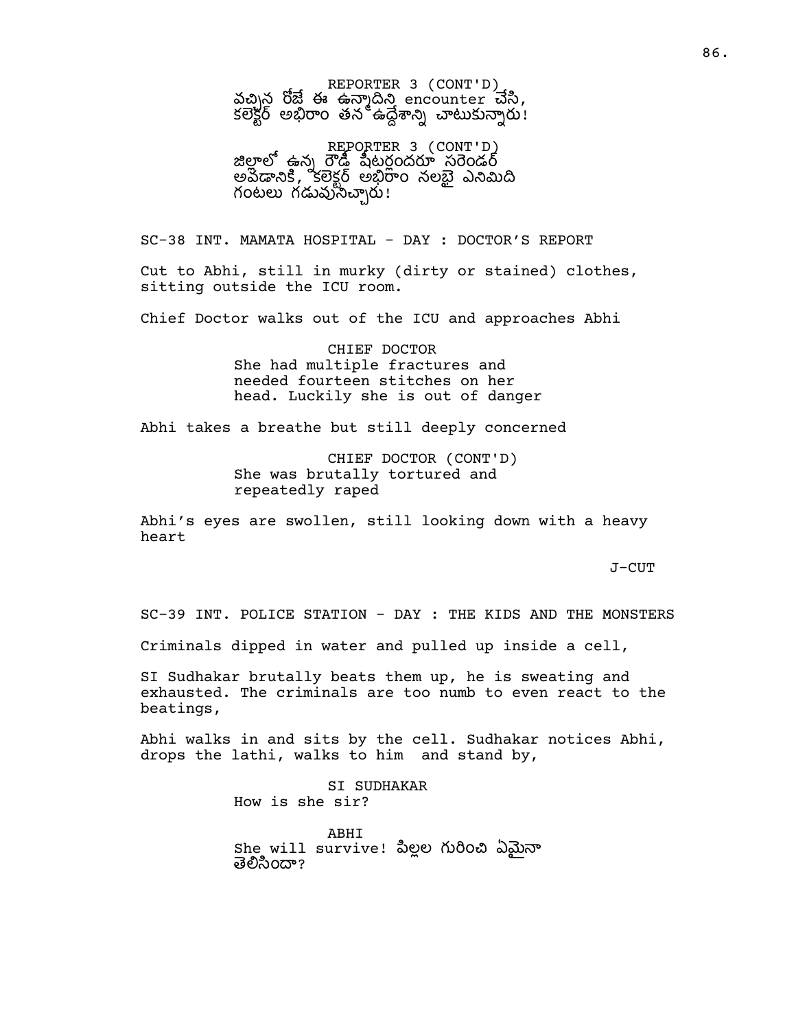REPORTER 3 (CONT'D)
వచ్చిన రోజే ఈ ఉన్మాదిని encounter చేసి, కలెక్టర్ అభిరాం తన ఉద్దేశాన్ని చాటుకున్నారు!

REPORTER 3 (CONT'D)
జిల్లాలో ఉన్న రౌడీ షీటర్లందరూ సరెండర్ అవడానికి, కలెక్టర్ అభిరాం నలభై ఎనిమిది గంటలు గడువునిచ్చారు!

SC-38 INT. MAMATA HOSPITAL - DAY : DOCTOR'S REPORT

Cut to Abhi, still in murky (dirty or stained) clothes, sitting outside the ICU room.

Chief Doctor walks out of the ICU and approaches Abhi

CHIEF DOCTOR
She had multiple fractures and needed fourteen stitches on her head. Luckily she is out of danger

Abhi takes a breathe but still deeply concerned

CHIEF DOCTOR (CONT'D)
She was brutally tortured and repeatedly raped

Abhi's eyes are swollen, still looking down with a heavy heart

J-CUT

SC-39 INT. POLICE STATION - DAY : THE KIDS AND THE MONSTERS

Criminals dipped in water and pulled up inside a cell,

SI Sudhakar brutally beats them up, he is sweating and exhausted. The criminals are too numb to even react to the beatings,

Abhi walks in and sits by the cell. Sudhakar notices Abhi, drops the lathi, walks to him and stand by,

SI SUDHAKAR
How is she sir?

ABHI
She will survive! పిల్లల గురించి ఏమైనా తెలిసిందా?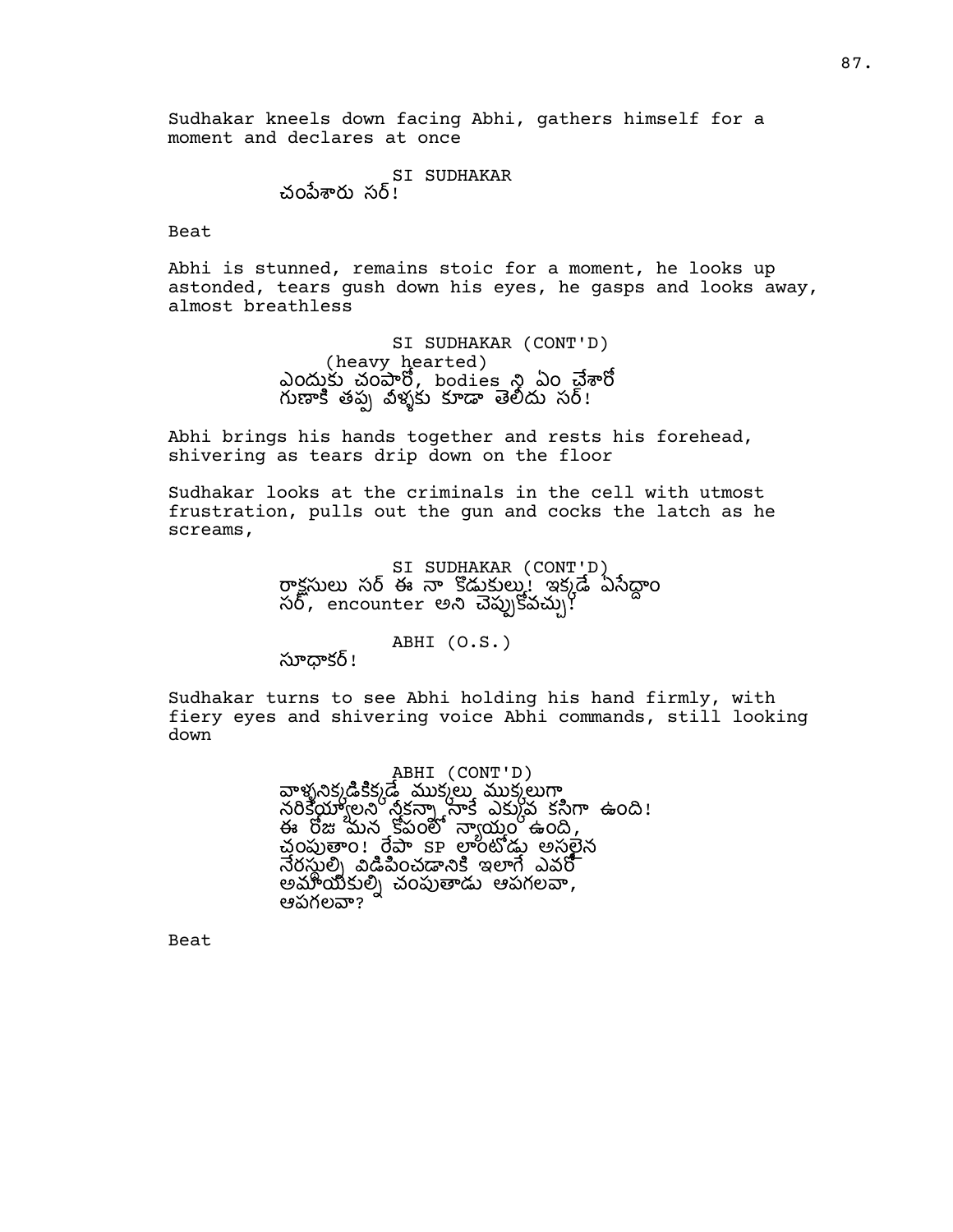Sudhakar kneels down facing Abhi, gathers himself for a moment and declares at once

SI SUDHAKAR
చంపేశారు సర్!

Beat

Abhi is stunned, remains stoic for a moment, he looks up astonded, tears gush down his eyes, he gasps and looks away, almost breathless

SI SUDHAKAR (CONT'D)
(heavy hearted)
ఎందుకు చంపారో, bodies ని ఏం చేశారో గుణాకి తప్ప వీళ్ళకు కూడా తెలీదు సర్!

Abhi brings his hands together and rests his forehead, shivering as tears drip down on the floor

Sudhakar looks at the criminals in the cell with utmost frustration, pulls out the gun and cocks the latch as he screams,

SI SUDHAKAR (CONT'D)
రాక్షసులు సర్ ఈ నా కొడుకుల్ని! ఇక్కడే ఏసేద్దాం సర్, encounter అని చెప్పుకోవచ్చు!

ABHI (O.S.)
సూధాకర్!

Sudhakar turns to see Abhi holding his hand firmly, with fiery eyes and shivering voice Abhi commands, still looking down

ABHI (CONT'D)
వాళ్ళనిక్కడికిక్కడే ముక్కలు ముక్కలుగా నరికెయ్యాలని నీకన్నా నాకే ఎక్కువ కసిగా ఉంది! ఈ రోజు మన కోపంలో న్యాయం ఉంది, చంపుతాం! రేపొ SP లాంటోడు అసలైన నేరస్తుల్ని విడిపించడానికి ఇలాగే ఎవరో అమాయకుల్ని చంపుతాడు ఆపగలవా, ఆపగలవా?

Beat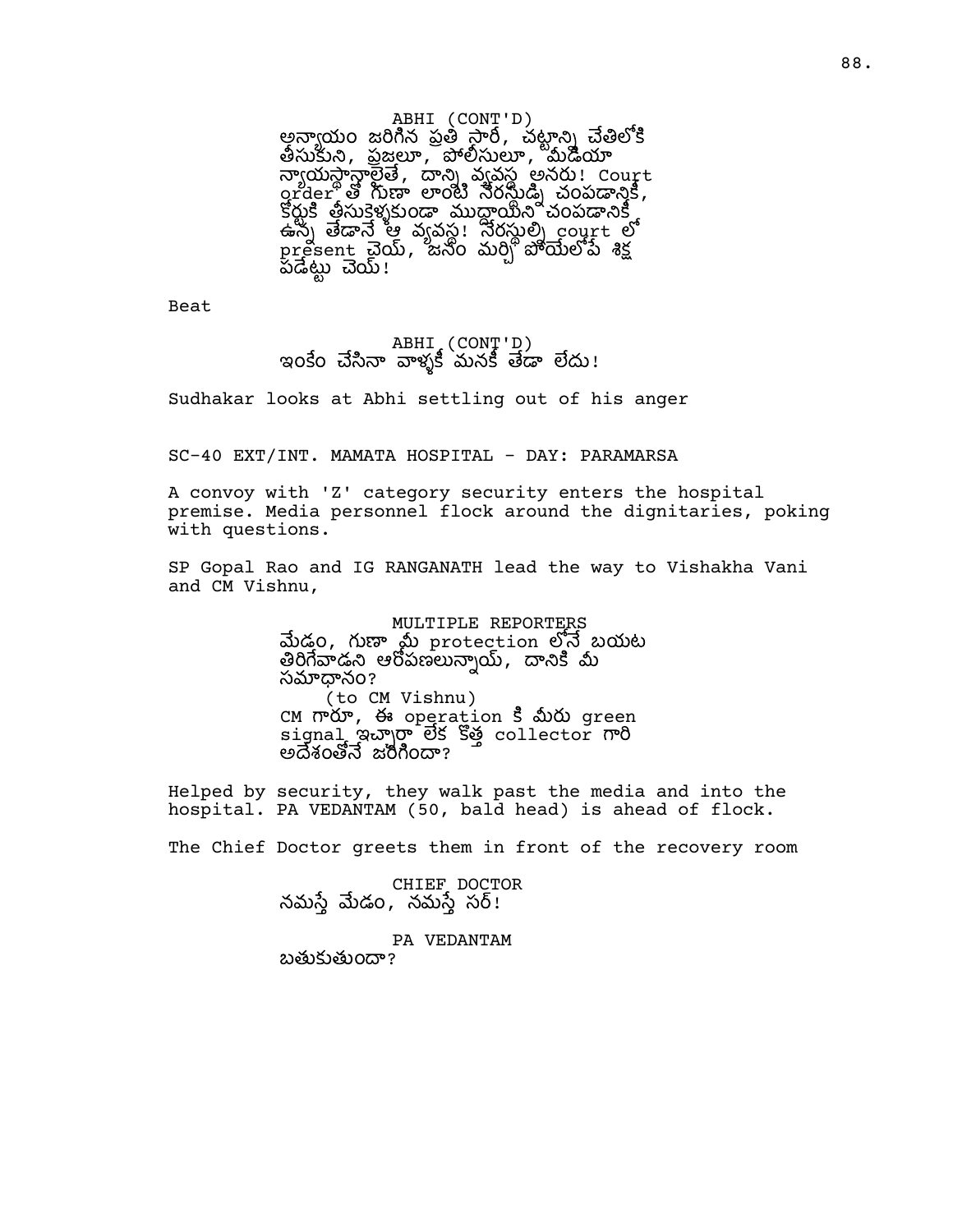ABHI (CONT'D)
అన్యాయం జరిగిన ప్రతి సారీ, చట్టాన్ని చేతిలోకి తీసుకుని, ప్రజలూ, పోలీసులూ, మీడియా న్యాయస్థానాలైతే, దాన్ని వ్యవస్థ అనరు! Court order తో గుణా లాంటి నేరస్థుడ్ని చంపడానికీ, కోర్టుకి తీసుకెళ్ళకుండా ముద్దాయిని చంపడానికీ ఉన్న తేడానే ఆ వ్యవస్థ! నేరస్థుల్ని court లో present చెయ్, జనం మర్చి పోయేలోపే శిక్ష పడేట్టు చెయ్!

Beat

ABHI (CONT'D)
ఇంకేం చేసినా వాళ్ళకీ మనకీ తేడా లేదు!

Sudhakar looks at Abhi settling out of his anger

SC-40 EXT/INT. MAMATA HOSPITAL - DAY: PARAMARSA

A convoy with 'Z' category security enters the hospital premise. Media personnel flock around the dignitaries, poking with questions.

SP Gopal Rao and IG RANGANATH lead the way to Vishakha Vani and CM Vishnu,

MULTIPLE REPORTERS
మేడం, గుణా మీ protection లోనే బయట తిరిగేవాడని ఆరోపణలున్నాయ్, దానికి మీ సమాధానం?
(to CM Vishnu)
CM గారూ, ఈ operation కి మీరు green signal ఇచ్చారా లేక కొత్త collector గారి ఆదేశంతోనే జరిగిందా?

Helped by security, they walk past the media and into the hospital. PA VEDANTAM (50, bald head) is ahead of flock.

The Chief Doctor greets them in front of the recovery room

CHIEF DOCTOR
నమస్తే మేడం, నమస్తే సర్!

PA VEDANTAM
బతుకుతుందా?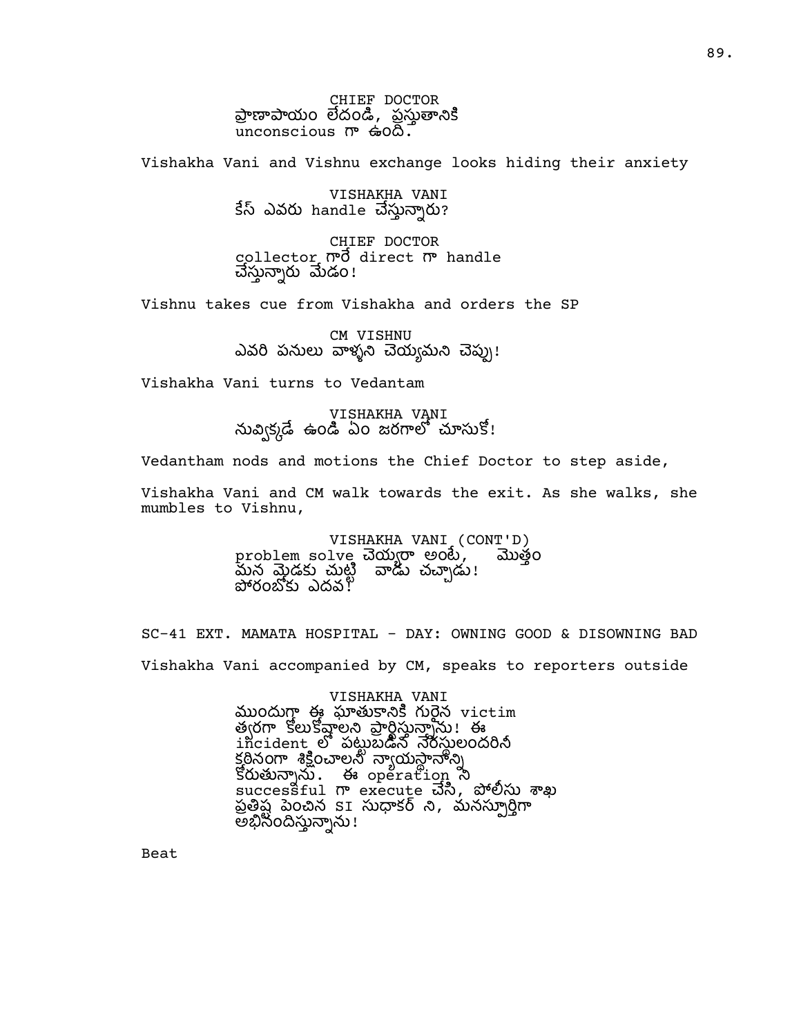CHIEF DOCTOR
ప్రాణాపాయం లేదండి, ప్రస్తుతానికి unconscious గా ఉంది.

Vishakha Vani and Vishnu exchange looks hiding their anxiety

VISHAKHA VANI
కేస్ ఎవరు handle చేస్తున్నారు?

CHIEF DOCTOR
collector గారే direct గా handle చేస్తున్నారు మేడం!

Vishnu takes cue from Vishakha and orders the SP

CM VISHNU
ఎవరి పనులు వాళ్ళని చెయ్యమని చెప్పు!

Vishakha Vani turns to Vedantam

VISHAKHA VANI
నువ్విక్కడే ఉండి ఏం జరగాలో చూసుకో!

Vedantham nods and motions the Chief Doctor to step aside,

Vishakha Vani and CM walk towards the exit. As she walks, she mumbles to Vishnu,

VISHAKHA VANI (CONT'D)
problem solve చెయ్యరా అంటే, మొత్తం మన మెడకు చుట్టి వాడు చచ్చాడు! పోరంబోకు ఎదవ!

SC-41 EXT. MAMATA HOSPITAL - DAY: OWNING GOOD & DISOWNING BAD

Vishakha Vani accompanied by CM, speaks to reporters outside

VISHAKHA VANI
ముందుగా ఈ ఘాతుకానికి గురైన victim త్వరగా కోలుకోవాలని ప్రార్థిస్తున్నాను! ఈ incident లో పట్టుబడిన నేరస్తులందరినీ కఠినంగా శిక్షించాలని న్యాయస్థానాన్ని కోరుతున్నాను. ఈ operation ని successful గా execute చేసి, పోలీసు శాఖ ప్రతిష్ఠ పెంచిన SI సుధాకర్ ని, మనస్ఫూర్తిగా అభినందిస్తున్నాను!

Beat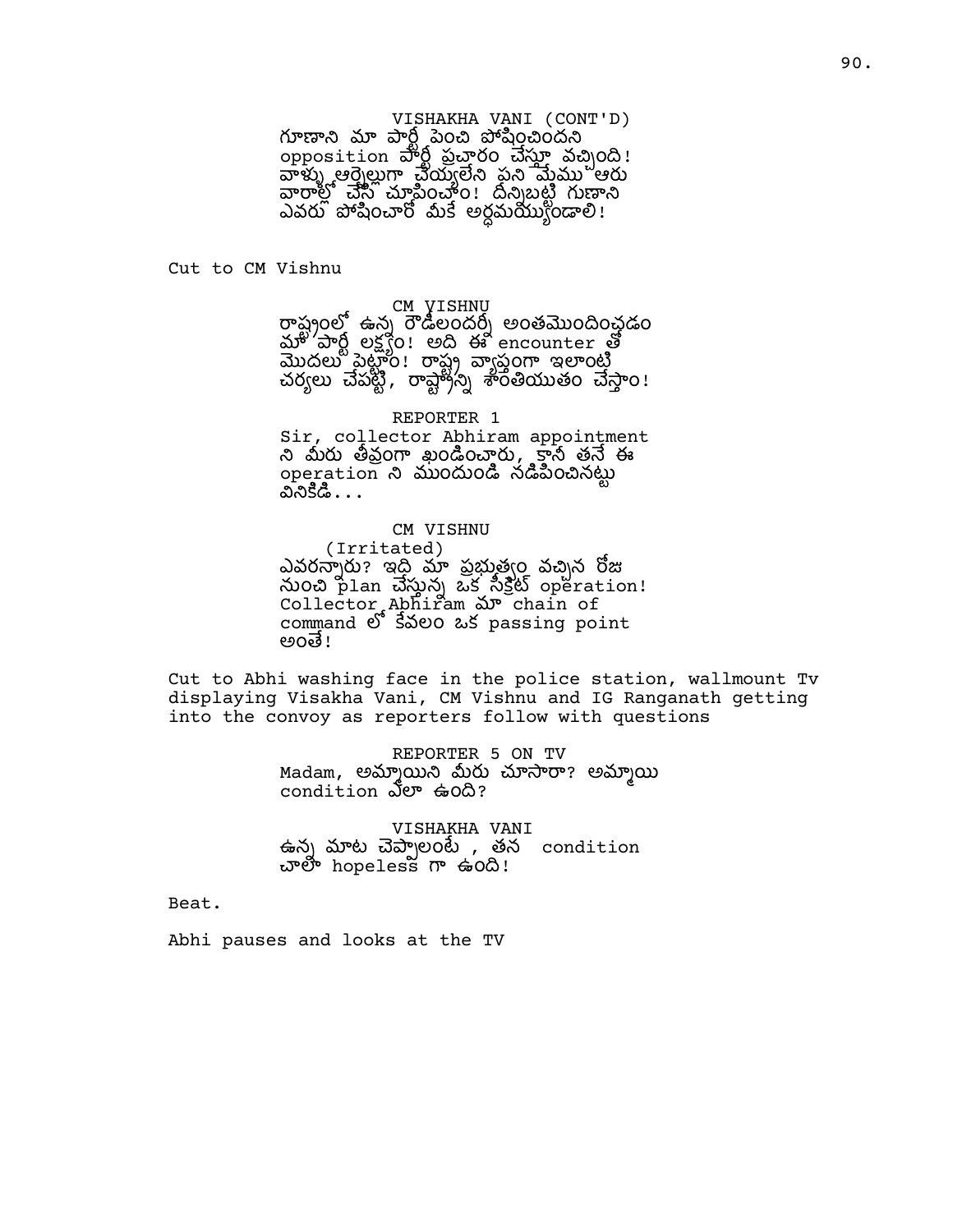VISHAKHA VANI (CONT'D)
గూణాని మా పార్టీ పెంచి పోషించిందని opposition పార్టీ ప్రచారం చేస్తూ వచ్చింది! వాళ్ళు ఆర్నెల్లుగా చెయ్యలేని పని మేము ఆరు వారాల్లో చేసి చూపించాం! దీన్నిబట్టి గుణాని ఎవరు పోషించారో మీకే అర్థమయ్యుండాలి!

Cut to CM Vishnu

CM VISHNU
రాష్ట్రంలో ఉన్న రౌడీలందర్నీ అంతమొందించడం మా పార్టీ లక్ష్యం! అది ఈ encounter తో మొదలు పెట్టాం! రాష్ట్ర వ్యాప్తంగా ఇలాంటి చర్యలు చేపట్టి, రాష్ట్రాన్ని శాంతియుతం చేస్తాం!

REPORTER 1
Sir, collector Abhiram appointment ని మీరు తీవ్రంగా ఖండించారు, కానీ తనే ఈ operation ని ముందుండి నడిపించినట్టు వినికిడి...

CM VISHNU
(Irritated)
ఎవరన్నారు? ఇది మా ప్రభుత్వం వచ్చిన రోజు నుంచి plan చేస్తున్న ఒక సీక్రెట్ operation! Collector Abhiram మా chain of command లో కేవలం ఒక passing point అంతే!

Cut to Abhi washing face in the police station, wallmount Tv displaying Visakha Vani, CM Vishnu and IG Ranganath getting into the convoy as reporters follow with questions

REPORTER 5 ON TV
Madam, అమ్మాయిని మీరు చూసారా? అమ్మాయి condition ఎలా ఉంది?

VISHAKHA VANI
ఉన్న మాట చెప్పాలంటే , తన condition చాలా hopeless గా ఉంది!

Beat.

Abhi pauses and looks at the TV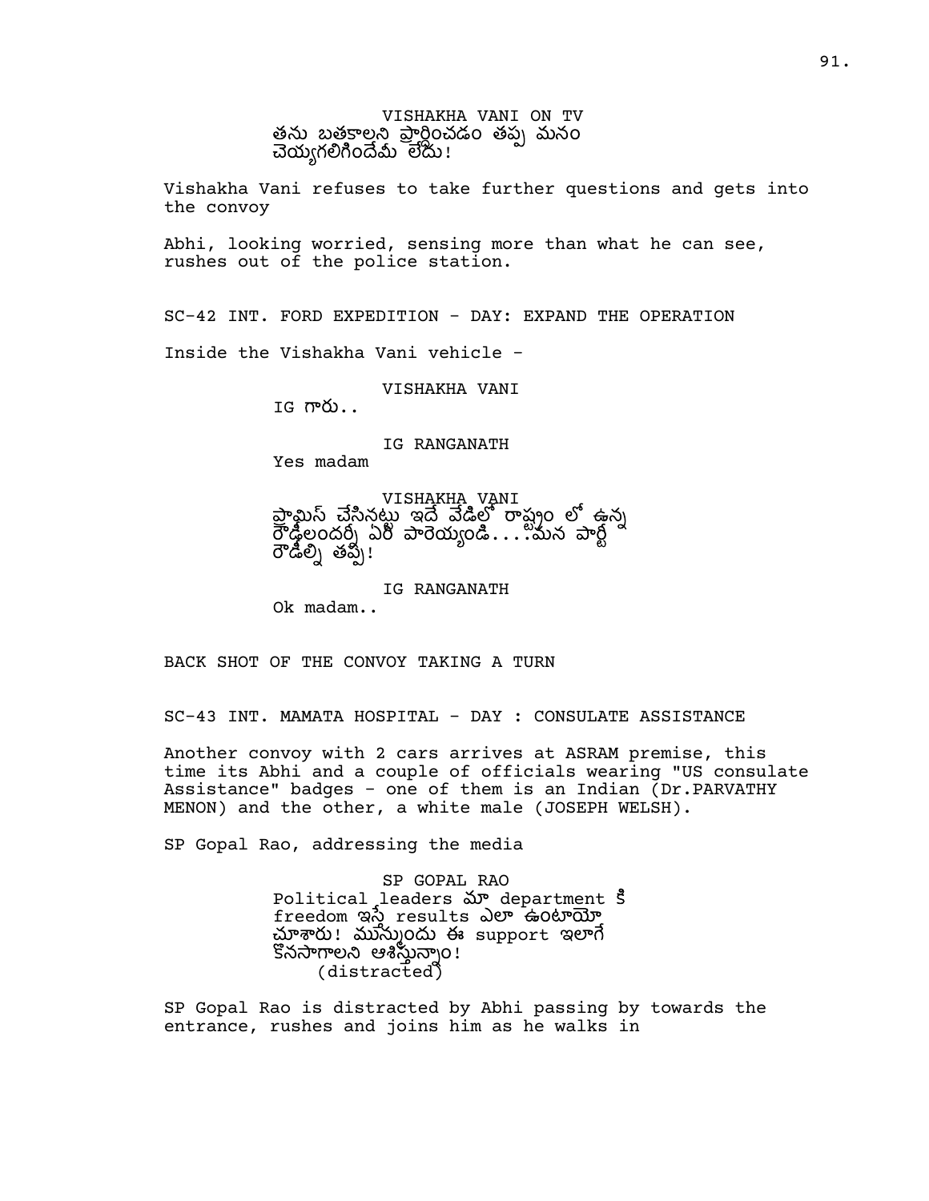VISHAKHA VANI ON TV

తను బతకాలని ప్రార్థించడం తప్ప మనం చెయ్యగలిగిందేమీ లేదు!

Vishakha Vani refuses to take further questions and gets into the convoy

Abhi, looking worried, sensing more than what he can see, rushes out of the police station.

SC-42 INT. FORD EXPEDITION - DAY: EXPAND THE OPERATION

Inside the Vishakha Vani vehicle -

VISHAKHA VANI

IG గారు..

IG RANGANATH

Yes madam

VISHAKHA VANI

ప్రామిస్ చేసినట్టు ఇదే వేడిలో రాష్ట్రం లో ఉన్న రౌడీలందర్నీ ఏరి పారెయ్యండి.....మన పార్టీ రౌడీల్ని తప్ప!

IG RANGANATH

Ok madam..

BACK SHOT OF THE CONVOY TAKING A TURN

SC-43 INT. MAMATA HOSPITAL - DAY : CONSULATE ASSISTANCE

Another convoy with 2 cars arrives at ASRAM premise, this time its Abhi and a couple of officials wearing "US consulate Assistance" badges - one of them is an Indian (Dr.PARVATHY MENON) and the other, a white male (JOSEPH WELSH).

SP Gopal Rao, addressing the media

SP GOPAL RAO

Political leaders మా department కి freedom ఇస్తే results ఎలా ఉంటాయో చూశారు! మున్ముందు ఈ support ఇలాగే కొనసాగాలని ఆశిస్తున్నాం!

(distracted)

SP Gopal Rao is distracted by Abhi passing by towards the entrance, rushes and joins him as he walks in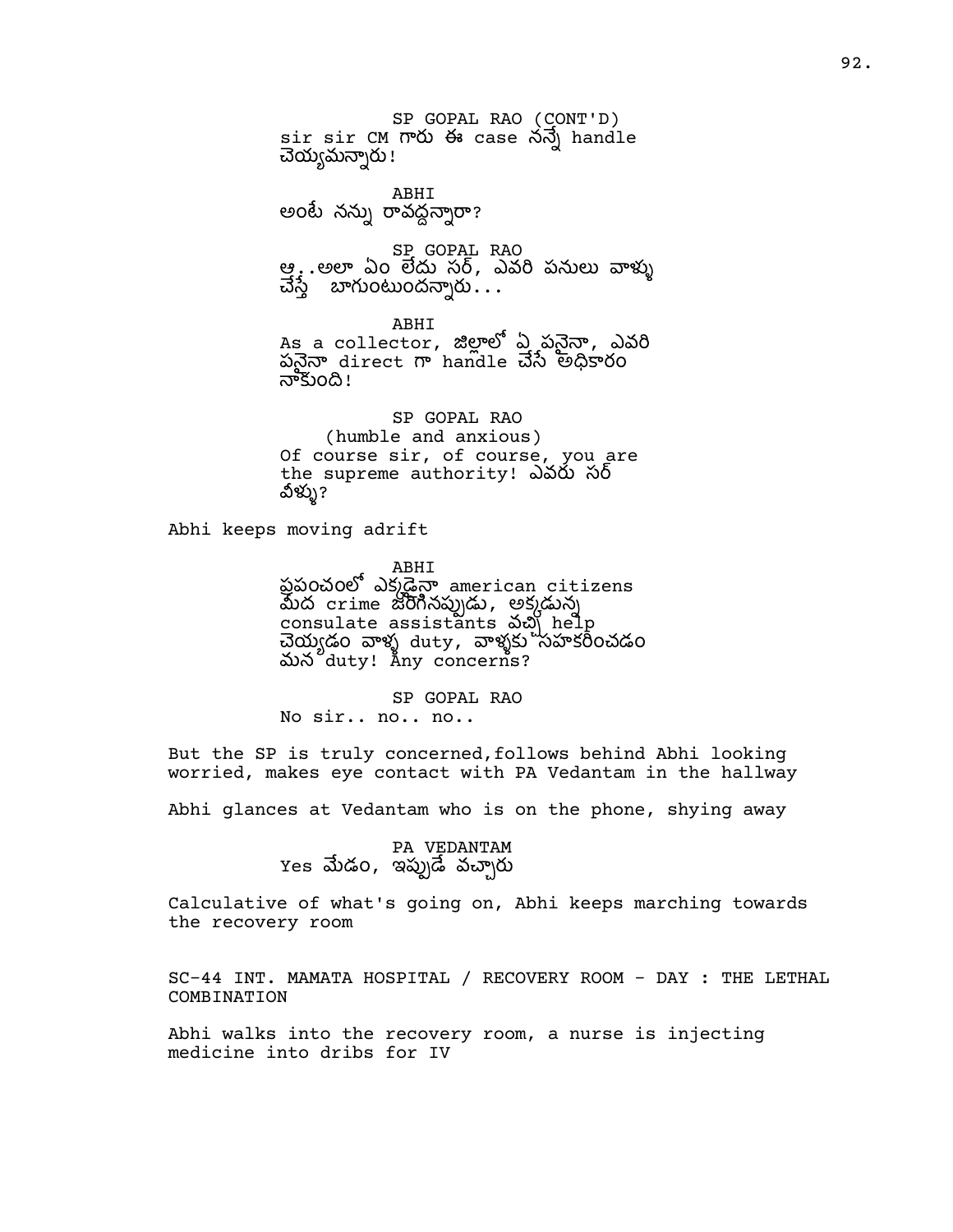SP GOPAL RAO (CONT'D)
sir sir CM గారు ఈ case నన్నే handle చెయ్యమన్నారు!

ABHI
అంటే నన్ను రావద్దన్నారా?

SP GOPAL RAO
ఆ..అలా ఏం లేదు సర్, ఎవరి పనులు వాళ్ళు చేస్తే బాగుంటుందన్నారు...

ABHI
As a collector, జిల్లాలో ఏ పనైనా, ఎవరి పనైనా direct గా handle చేసే అధికారం నాకుంది!

SP GOPAL RAO
(humble and anxious)
Of course sir, of course, you are the supreme authority! ఎవరు సర్ వీళ్ళు?

Abhi keeps moving adrift

ABHI
ప్రపంచంలో ఎక్కడైనా american citizens మీద crime జరిగినప్పుడు, అక్కడున్న consulate assistants వచ్చి help చెయ్యడం వాళ్ళ duty, వాళ్ళకు సహకరించడం మన duty! Any concerns?

SP GOPAL RAO
No sir.. no.. no..

But the SP is truly concerned,follows behind Abhi looking worried, makes eye contact with PA Vedantam in the hallway

Abhi glances at Vedantam who is on the phone, shying away

PA VEDANTAM
Yes మేడం, ఇప్పుడే వచ్చారు

Calculative of what's going on, Abhi keeps marching towards the recovery room

SC-44 INT. MAMATA HOSPITAL / RECOVERY ROOM - DAY : THE LETHAL COMBINATION

Abhi walks into the recovery room, a nurse is injecting medicine into dribs for IV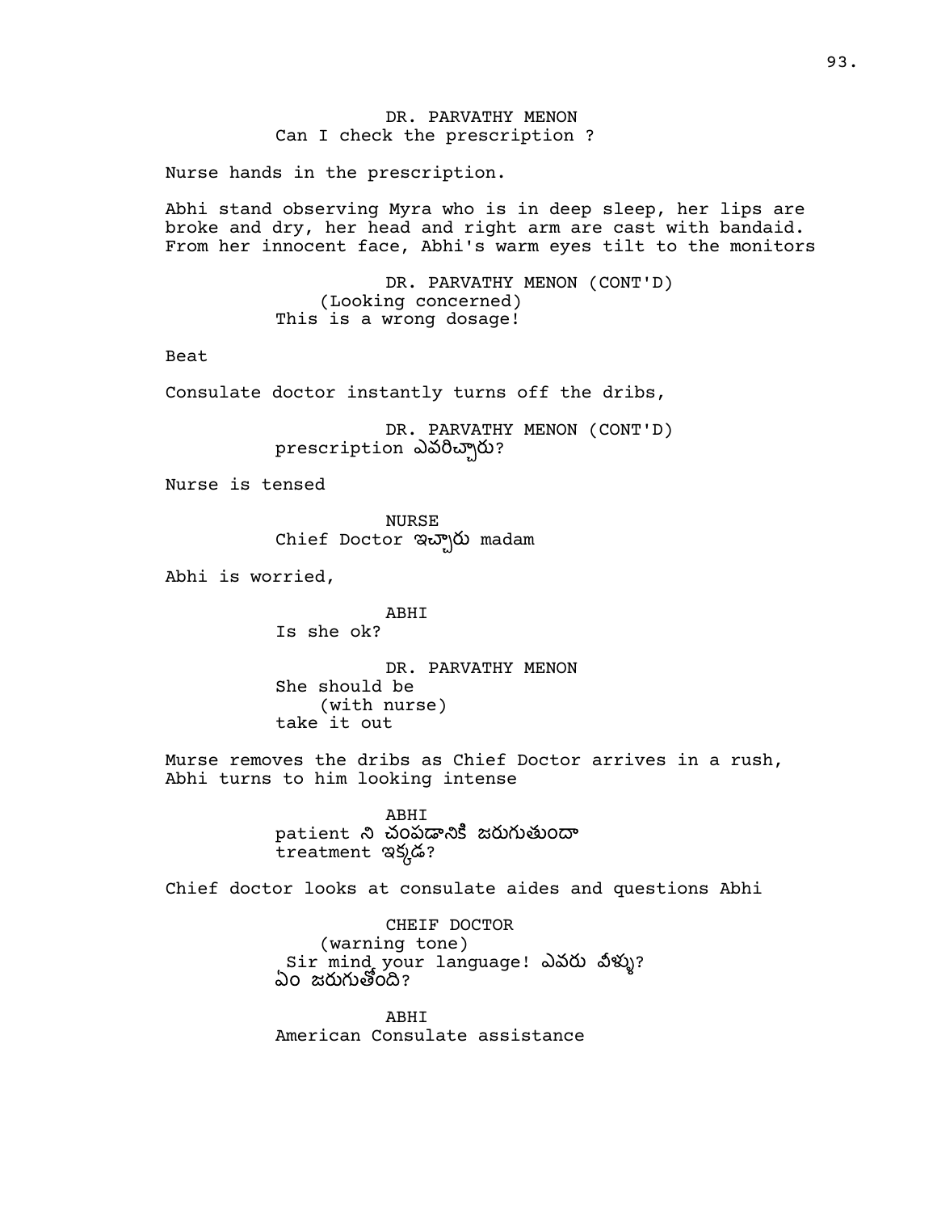DR. PARVATHY MENON
Can I check the prescription ?

Nurse hands in the prescription.

Abhi stand observing Myra who is in deep sleep, her lips are broke and dry, her head and right arm are cast with bandaid. From her innocent face, Abhi's warm eyes tilt to the monitors

DR. PARVATHY MENON (CONT'D)
(Looking concerned)
This is a wrong dosage!

Beat

Consulate doctor instantly turns off the dribs,

DR. PARVATHY MENON (CONT'D)
prescription ఎవరిచ్చారు?

Nurse is tensed

NURSE
Chief Doctor ఇచ్చారు madam

Abhi is worried,

ABHI
Is she ok?

DR. PARVATHY MENON
She should be
(with nurse)
take it out

Murse removes the dribs as Chief Doctor arrives in a rush, Abhi turns to him looking intense

ABHI
patient ని చంపడానికి జరుగుతుందా
treatment ఇక్కడ?

Chief doctor looks at consulate aides and questions Abhi

CHEIF DOCTOR
(warning tone)
Sir mind your language! ఎవరు వీళ్ళు?
ఏం జరుగుతోంది?

ABHI
American Consulate assistance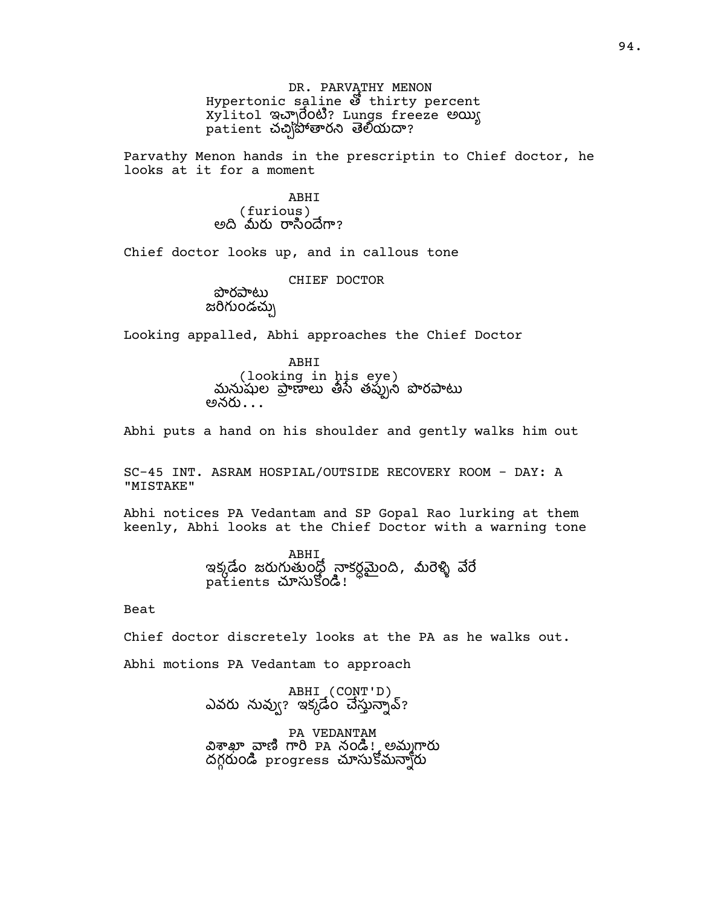DR. PARVATHY MENON
Hypertonic saline తో thirty percent Xylitol ఇచ్చారేంటి? Lungs freeze అయ్యి patient చచ్చిపోతారని తెలియదా?

Parvathy Menon hands in the prescriptin to Chief doctor, he looks at it for a moment

ABHI
(furious)
అది మీరు రాసిందేగా?

Chief doctor looks up, and in callous tone

CHIEF DOCTOR
పొరపాటు జరిగుండచ్చు

Looking appalled, Abhi approaches the Chief Doctor

ABHI
(looking in his eye)
మనుషుల ప్రాణాలు తీసే తప్పుని పొరపాటు అనరు...

Abhi puts a hand on his shoulder and gently walks him out

SC-45 INT. ASRAM HOSPIAL/OUTSIDE RECOVERY ROOM - DAY: A "MISTAKE"

Abhi notices PA Vedantam and SP Gopal Rao lurking at them keenly, Abhi looks at the Chief Doctor with a warning tone

ABHI
ఇక్కడేం జరుగుతుందో నాకర్థమైంది, మీరెళ్ళి వేరే patients చూసుకోండి!

Beat

Chief doctor discretely looks at the PA as he walks out.

Abhi motions PA Vedantam to approach

ABHI (CONT'D)
ఎవరు నువ్వు? ఇక్కడేం చేస్తున్నావ్?

PA VEDANTAM
విశాఖా వాణి గారి PA నండి! అమ్మగారు దగ్గరుండి progress చూసుకోమన్నారు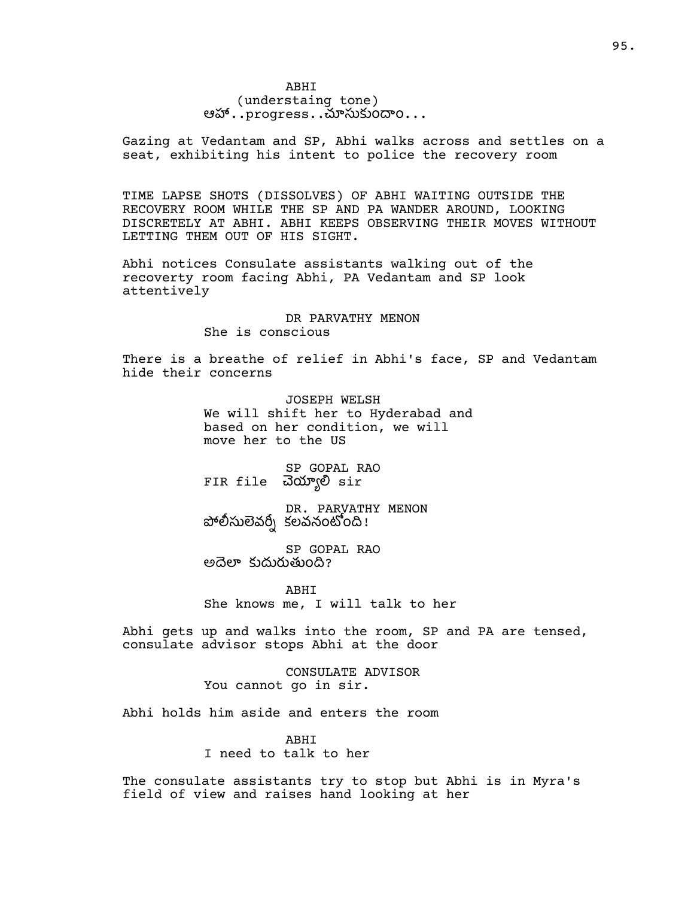ABHI
(understaing tone)
ఆహా..progress..చూసుకుందాం...

Gazing at Vedantam and SP, Abhi walks across and settles on a seat, exhibiting his intent to police the recovery room

TIME LAPSE SHOTS (DISSOLVES) OF ABHI WAITING OUTSIDE THE RECOVERY ROOM WHILE THE SP AND PA WANDER AROUND, LOOKING DISCRETELY AT ABHI. ABHI KEEPS OBSERVING THEIR MOVES WITHOUT LETTING THEM OUT OF HIS SIGHT.

Abhi notices Consulate assistants walking out of the recoverty room facing Abhi, PA Vedantam and SP look attentively

DR PARVATHY MENON
She is conscious

There is a breathe of relief in Abhi's face, SP and Vedantam hide their concerns

JOSEPH WELSH
We will shift her to Hyderabad and based on her condition, we will move her to the US

SP GOPAL RAO
FIR file చెయ్యాలి sir

DR. PARVATHY MENON
పోలీసులెవర్నీ కలవనంటోంది!

SP GOPAL RAO
అదెలా కుదురుతుంది?

ABHI
She knows me, I will talk to her

Abhi gets up and walks into the room, SP and PA are tensed, consulate advisor stops Abhi at the door

CONSULATE ADVISOR
You cannot go in sir.

Abhi holds him aside and enters the room

ABHI
I need to talk to her

The consulate assistants try to stop but Abhi is in Myra's field of view and raises hand looking at her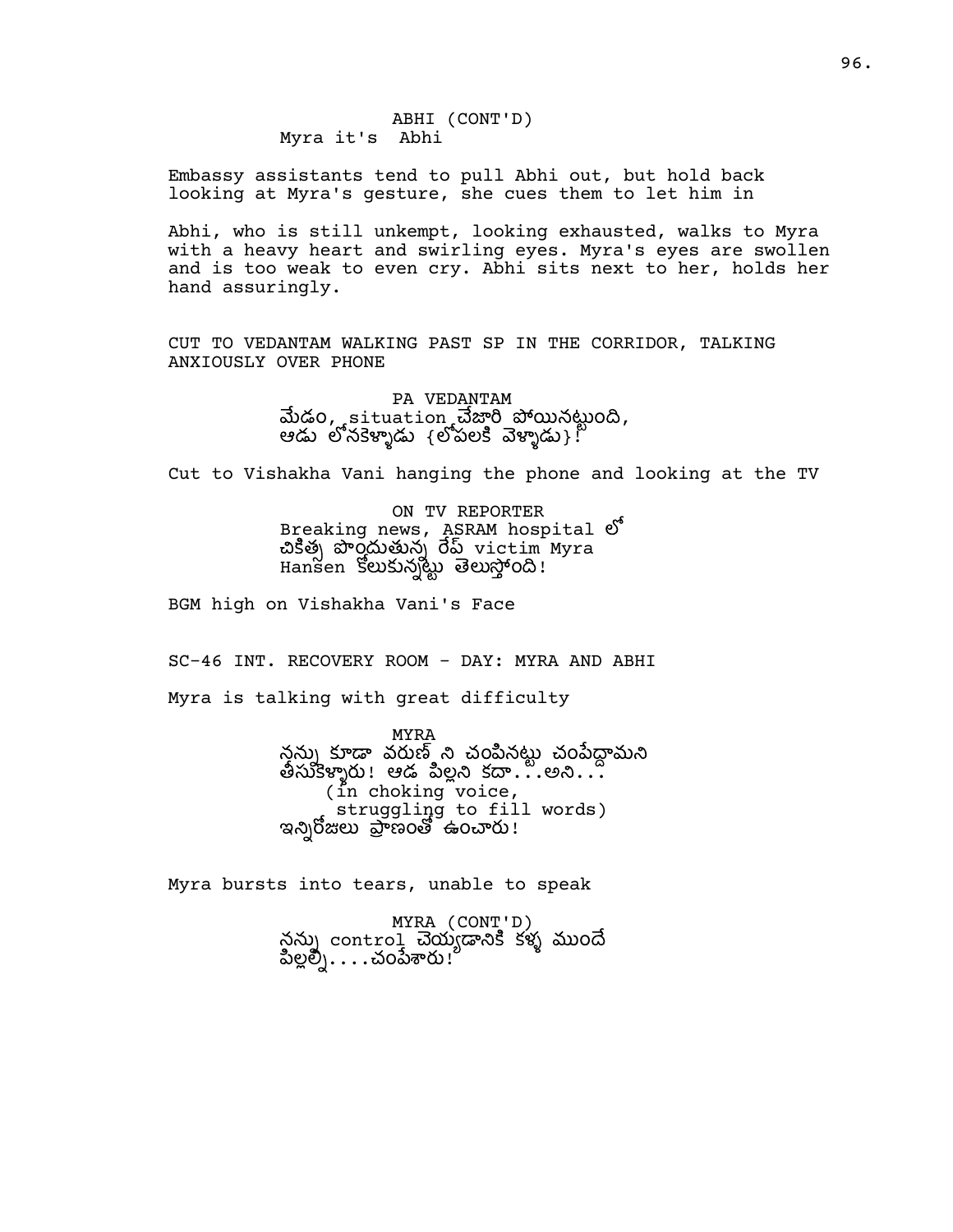ABHI (CONT'D)
Myra it's  Abhi

Embassy assistants tend to pull Abhi out, but hold back looking at Myra's gesture, she cues them to let him in

Abhi, who is still unkempt, looking exhausted, walks to Myra with a heavy heart and swirling eyes. Myra's eyes are swollen and is too weak to even cry. Abhi sits next to her, holds her hand assuringly.

CUT TO VEDANTAM WALKING PAST SP IN THE CORRIDOR, TALKING ANXIOUSLY OVER PHONE

PA VEDANTAM
మేడం, situation చేజారి పోయినట్టుంది, ఆడు లోనకెళ్ళాడు {లోపలకి వెళ్ళాడు}!

Cut to Vishakha Vani hanging the phone and looking at the TV

ON TV REPORTER
Breaking news, ASRAM hospital లో చికిత్స పొందుతున్న రేప్ victim Myra Hansen కోలుకున్నట్టు తెలుస్తోంది!

BGM high on Vishakha Vani's Face

SC-46 INT. RECOVERY ROOM - DAY: MYRA AND ABHI

Myra is talking with great difficulty

MYRA
నన్ను కూడా వరుణ్ ని చంపినట్టు చంపేద్దామని తీసుకెళ్ళారు! ఆడ పిల్లని కదా...అని...
(in choking voice, struggling to fill words)
ఇన్నిరోజులు ప్రాణంతో ఉంచారు!

Myra bursts into tears, unable to speak

MYRA (CONT'D)
నన్ను control చెయ్యడానికి కళ్ళ ముందే పిల్లల్ని....చంపేశారు!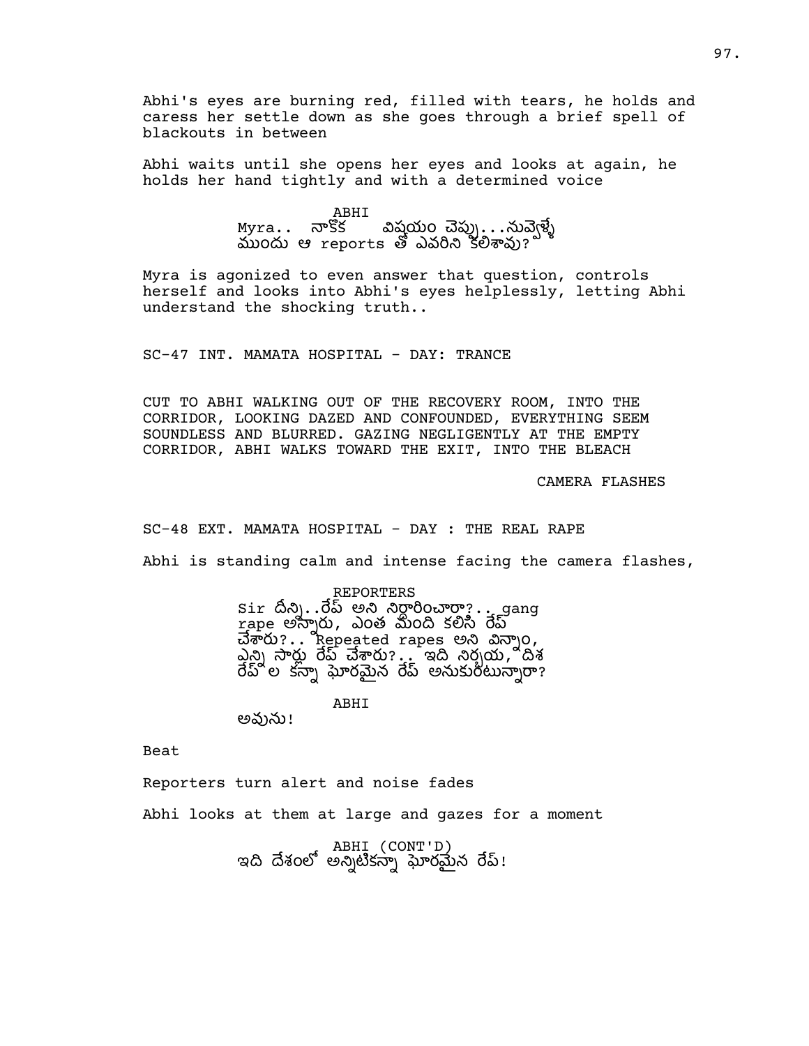Abhi's eyes are burning red, filled with tears, he holds and caress her settle down as she goes through a brief spell of blackouts in between

Abhi waits until she opens her eyes and looks at again, he holds her hand tightly and with a determined voice

ABHI

Myra.. నాకొక విషయం చెప్పు...నువ్వెళ్ళే ముందు ఆ reports తో ఎవరిని కలిశావు?

Myra is agonized to even answer that question, controls herself and looks into Abhi's eyes helplessly, letting Abhi understand the shocking truth..

SC-47 INT. MAMATA HOSPITAL - DAY: TRANCE

CUT TO ABHI WALKING OUT OF THE RECOVERY ROOM, INTO THE CORRIDOR, LOOKING DAZED AND CONFOUNDED, EVERYTHING SEEM SOUNDLESS AND BLURRED. GAZING NEGLIGENTLY AT THE EMPTY CORRIDOR, ABHI WALKS TOWARD THE EXIT, INTO THE BLEACH

CAMERA FLASHES

SC-48 EXT. MAMATA HOSPITAL - DAY : THE REAL RAPE

Abhi is standing calm and intense facing the camera flashes,

REPORTERS

Sir దీన్ని..రేప్ అని నిర్ధారించారా?.. gang rape అన్నారు, ఎంత మంది కలిసి రేప్ చేశారు?.. Repeated rapes అని విన్నాం, ఎన్ని సార్లు రేప్ చేశారు?.. ఇది నిర్భయ, దిశ రేప్ ల కన్నా ఘోరమైన రేప్ అనుకుంటున్నారా?

ABHI

అవును!

Beat

Reporters turn alert and noise fades

Abhi looks at them at large and gazes for a moment

ABHI (CONT'D)

ఇది దేశంలో అన్నిటికన్నా ఘోరమైన రేప్!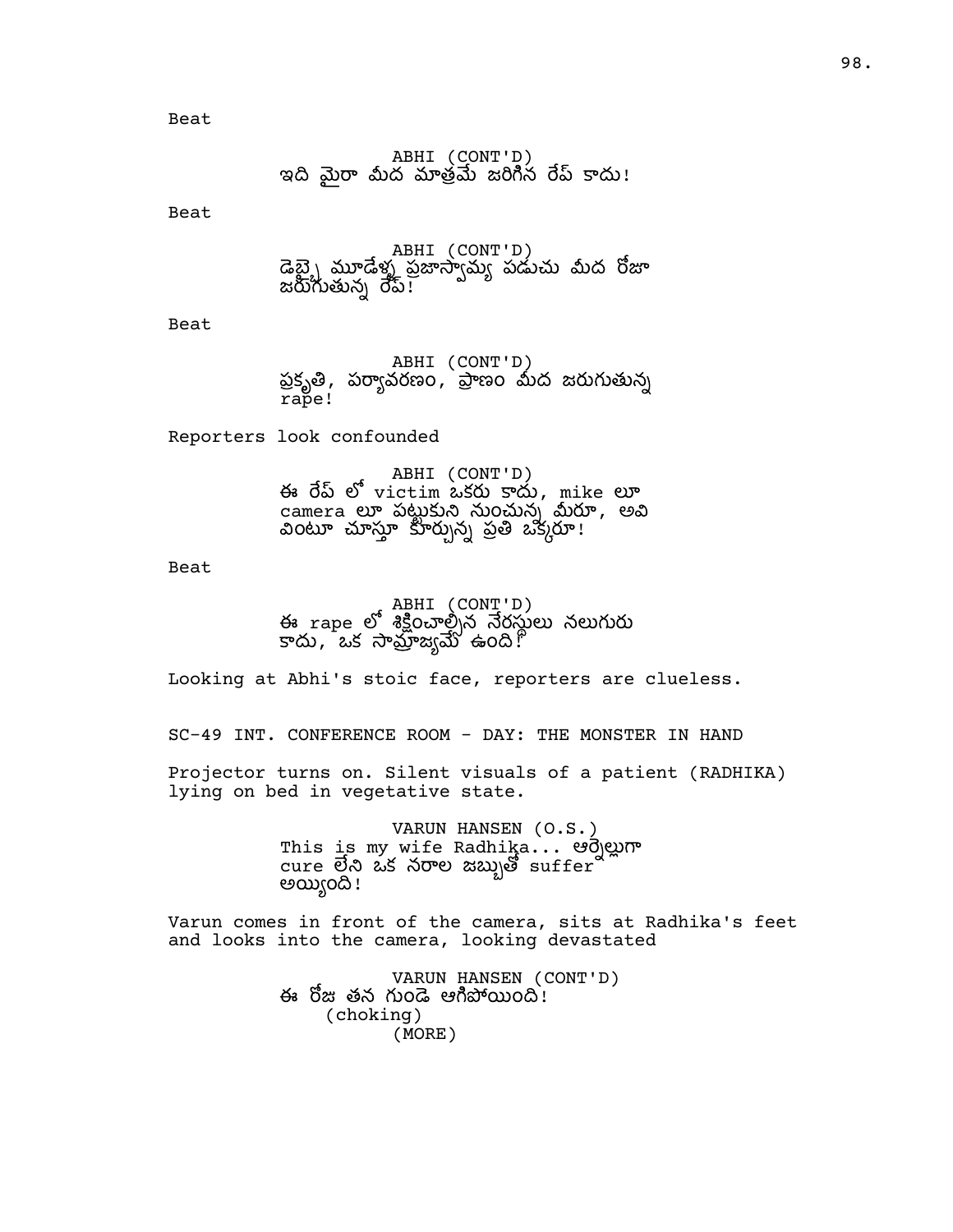Beat

ABHI (CONT'D)
ఇది మైరా మీద మాత్రమే జరిగిన రేప్ కాదు!

Beat

ABHI (CONT'D)
డెబ్బై మూడేళ్ళ ప్రజాస్వామ్య పడుచు మీద రోజూ జరుగుతున్న రేప్!

Beat

ABHI (CONT'D)
ప్రకృతి, పర్యావరణం, ప్రాణం మీద జరుగుతున్న rape!

Reporters look confounded

ABHI (CONT'D)
ఈ రేప్ లో victim ఒకరు కాదు, mike లూ camera లూ పట్టుకుని నుంచున్న మీరూ, అవి వింటూ చూస్తూ కూర్చున్న ప్రతి ఒక్కరూ!

Beat

ABHI (CONT'D)
ఈ rape లో శిక్షించాల్సిన నేరస్థులు నలుగురు కాదు, ఒక సామ్రాజ్యమే ఉంది!

Looking at Abhi's stoic face, reporters are clueless.

SC-49 INT. CONFERENCE ROOM - DAY: THE MONSTER IN HAND

Projector turns on. Silent visuals of a patient (RADHIKA) lying on bed in vegetative state.

VARUN HANSEN (O.S.)
This is my wife Radhika... ఆర్నెల్లుగా cure లేని ఒక నరాల జబ్బుతో suffer అయ్యింది!

Varun comes in front of the camera, sits at Radhika's feet and looks into the camera, looking devastated

VARUN HANSEN (CONT'D)
ఈ రోజు తన గుండె ఆగిపోయింది!
(choking)
(MORE)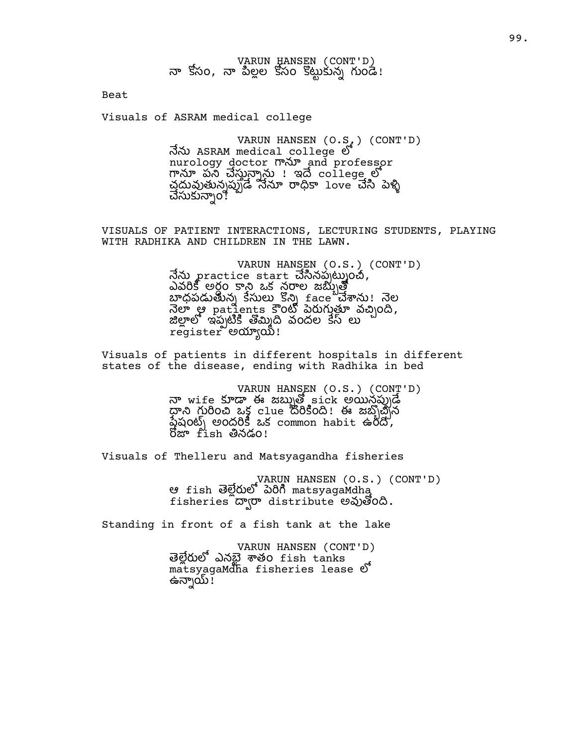VARUN HANSEN (CONT'D)
నా కోసం, నా పిల్లల కోసం కొట్టుకున్న గుండె!

Beat

Visuals of ASRAM medical college

VARUN HANSEN (O.S.) (CONT'D)
నేను ASRAM medical college లో nurology doctor గానూ and professor గానూ పని చేస్తున్నాను ! ఇదే college లో చదువుతున్నప్పుడే నేనూ రాధికా love చేసి పెళ్ళి చేసుకున్నాం!

VISUALS OF PATIENT INTERACTIONS, LECTURING STUDENTS, PLAYING WITH RADHIKA AND CHILDREN IN THE LAWN.

VARUN HANSEN (O.S.) (CONT'D)
నేను practice start చేసినప్పట్నుంచీ, ఎవరికీ అర్థం కాని ఒక నరాల జబ్బుతో బాధపడుతున్న కేసులు కొన్ని face చేశాను! నెల నెలా ఆ patients కౌంట్ పెరుగుతూ వచ్చింది, జిల్లాలో ఇప్పటికి తొమ్మిది వందల కేస్ లు register అయ్యాయి!

Visuals of patients in different hospitals in different states of the disease, ending with Radhika in bed

VARUN HANSEN (O.S.) (CONT'D)
నా wife కూడా ఈ జబ్బుతో sick అయినప్పుడే దాని గురించి ఒక్క clue దొరికింది! ఈ జబ్బొచ్చిన పేషంట్స్ అందరికీ ఒక common habit ఉంది, రోజూ fish తినడం!

Visuals of Thelleru and Matsyagandha fisheries

VARUN HANSEN (O.S.) (CONT'D)
ఆ fish తెల్లేరులో పెరిగి matsyagaMdha fisheries ద్వారా distribute అవుతోంది.

Standing in front of a fish tank at the lake

VARUN HANSEN (CONT'D)
తెల్లేరులో ఎనభై శాతం fish tanks matsyagaMdha fisheries lease లో ఉన్నాయ్!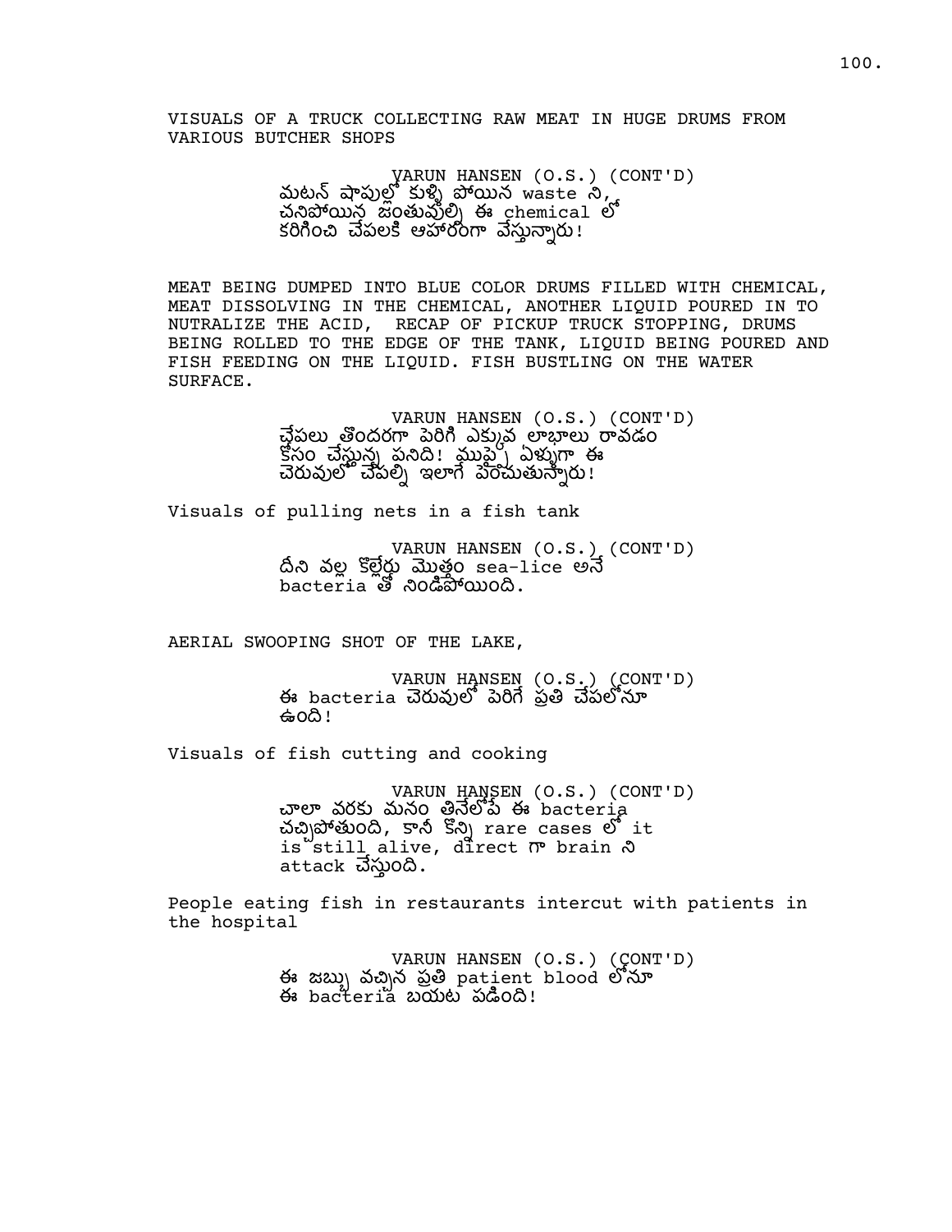VISUALS OF A TRUCK COLLECTING RAW MEAT IN HUGE DRUMS FROM VARIOUS BUTCHER SHOPS

VARUN HANSEN (O.S.) (CONT'D)
మటన్ షాపుల్లో కుళ్ళి పోయిన waste ని, చనిపోయిన జంతువుల్ని ఈ chemical లో కరిగించి చేపలకి ఆహారంగా వేస్తున్నారు!

MEAT BEING DUMPED INTO BLUE COLOR DRUMS FILLED WITH CHEMICAL, MEAT DISSOLVING IN THE CHEMICAL, ANOTHER LIQUID POURED IN TO NUTRALIZE THE ACID, RECAP OF PICKUP TRUCK STOPPING, DRUMS BEING ROLLED TO THE EDGE OF THE TANK, LIQUID BEING POURED AND FISH FEEDING ON THE LIQUID. FISH BUSTLING ON THE WATER SURFACE.

VARUN HANSEN (O.S.) (CONT'D)
చేపలు తొందరగా పెరిగి ఎక్కువ లాభాలు రావడం కోసం చేస్తున్న పనిది! ముప్పై ఏళ్ళుగా ఈ చెరువులో చేపల్ని ఇలాగే పెంచుతున్నారు!

Visuals of pulling nets in a fish tank

VARUN HANSEN (O.S.) (CONT'D)
దీని వల్ల కొల్లేరు మొత్తం sea-lice అనే bacteria తో నిండిపోయింది.

AERIAL SWOOPING SHOT OF THE LAKE,

VARUN HANSEN (O.S.) (CONT'D)
ఈ bacteria చెరువులో పెరిగే ప్రతి చేపలోనూ ఉంది!

Visuals of fish cutting and cooking

VARUN HANSEN (O.S.) (CONT'D)
చాలా వరకు మనం తినేలోపే ఈ bacteria చచ్చిపోతుంది, కానీ కొన్ని rare cases లో it is still alive, direct గా brain ని attack చేస్తుంది.

People eating fish in restaurants intercut with patients in the hospital

VARUN HANSEN (O.S.) (CONT'D)
ఈ జబ్బు వచ్చిన ప్రతి patient blood లోనూ ఈ bacteria బయట పడింది!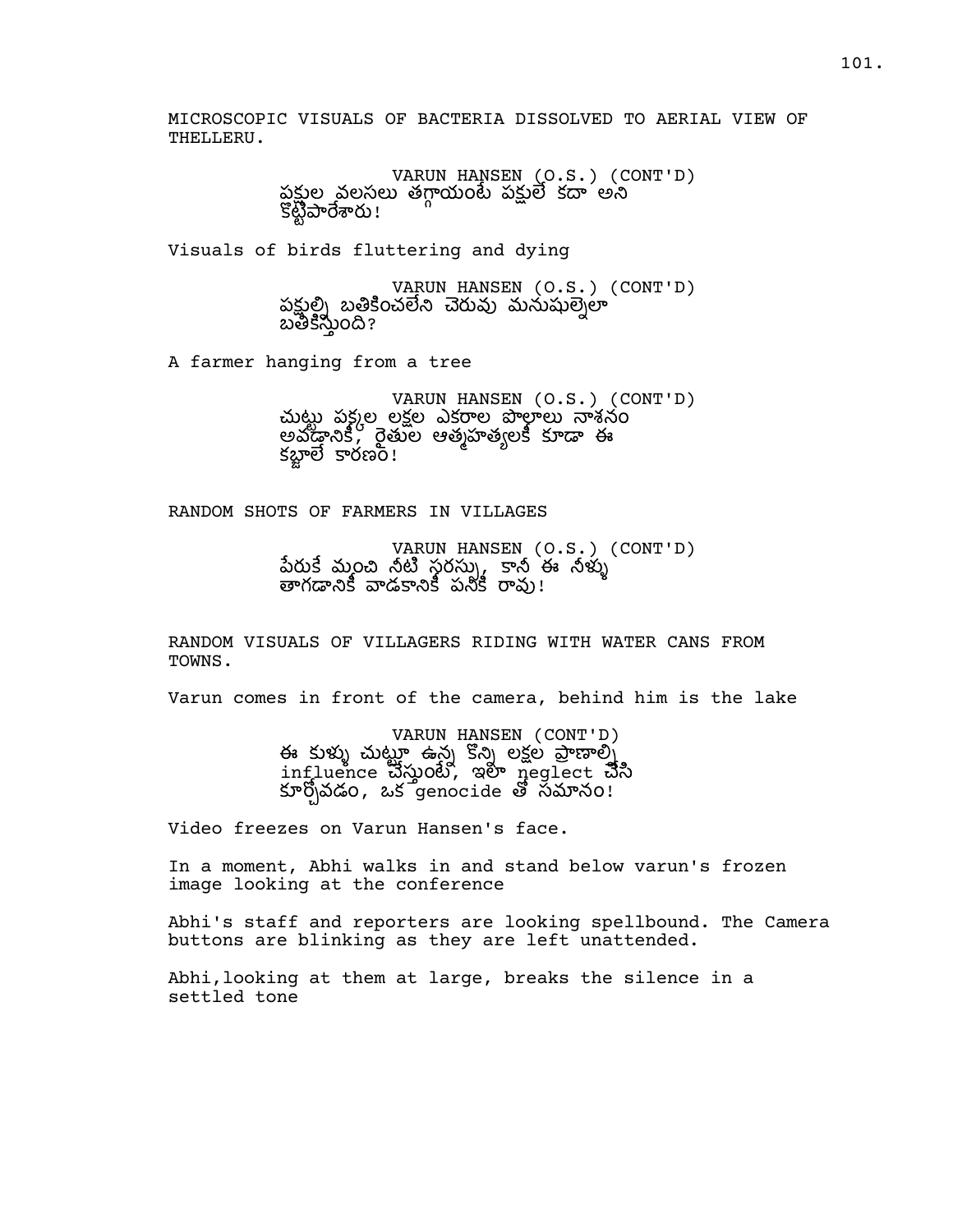MICROSCOPIC VISUALS OF BACTERIA DISSOLVED TO AERIAL VIEW OF THELLERU.

VARUN HANSEN (O.S.) (CONT'D)
పక్షుల వలసలు తగ్గాయంటే పక్షులే కదా అని కొట్టిపారేశారు!

Visuals of birds fluttering and dying

VARUN HANSEN (O.S.) (CONT'D)
పక్షుల్ని బతికించలేని చెరువు మనుషుల్నెలా బతికిస్తుంది?

A farmer hanging from a tree

VARUN HANSEN (O.S.) (CONT'D)
చుట్టు పక్కల లక్షల ఎకరాల పొలాలు నాశనం అవడానికి, రైతుల ఆత్మహత్యలకి కూడా ఈ కబ్జాలే కారణం!

RANDOM SHOTS OF FARMERS IN VILLAGES

VARUN HANSEN (O.S.) (CONT'D)
పేరుకే మంచి నీటి సరస్సు, కానీ ఈ నీళ్ళు తాగడానికి వాడకానికి పనికి రావు!

RANDOM VISUALS OF VILLAGERS RIDING WITH WATER CANS FROM TOWNS.

Varun comes in front of the camera, behind him is the lake

VARUN HANSEN (CONT'D)
ఈ కుళ్ళు చుట్టూ ఉన్న కొన్ని లక్షల ప్రాణాల్ని influence చేస్తుంటే, ఇలా neglect చేసి కూర్చోవడం, ఒక genocide తో సమానం!

Video freezes on Varun Hansen's face.

In a moment, Abhi walks in and stand below varun's frozen image looking at the conference

Abhi's staff and reporters are looking spellbound. The Camera buttons are blinking as they are left unattended.

Abhi,looking at them at large, breaks the silence in a settled tone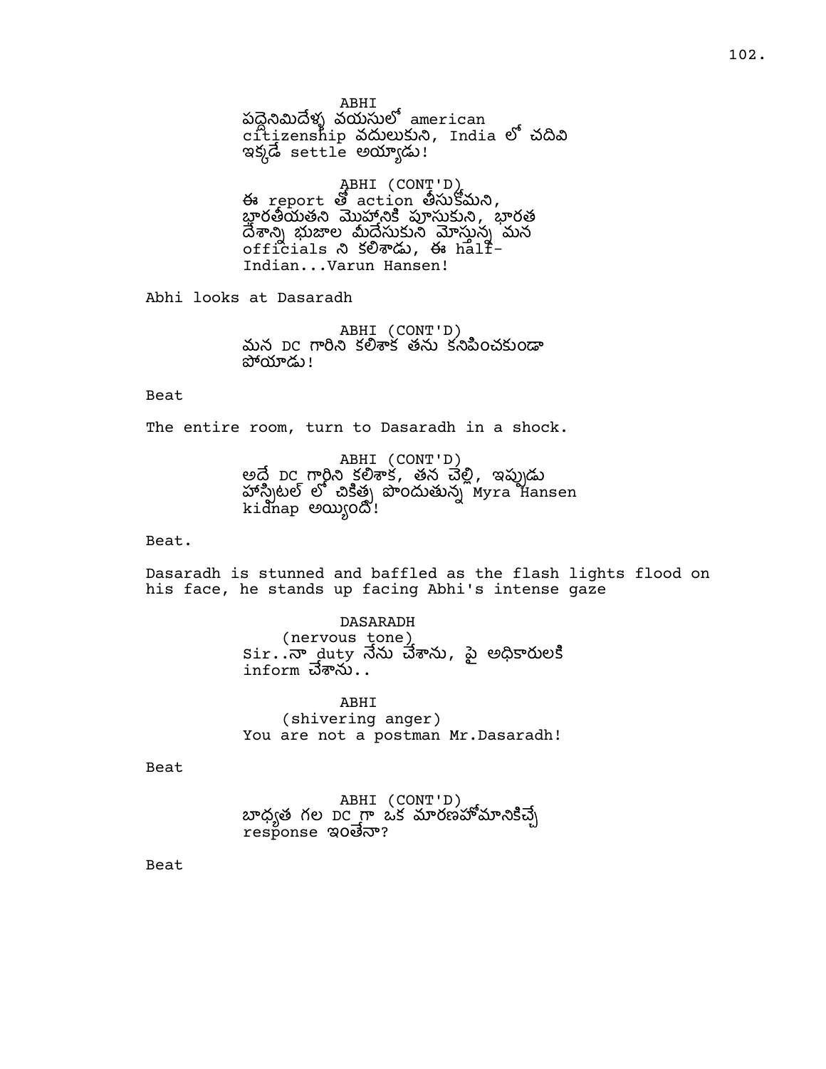ABHI
పద్దెనిమిదేళ్ళ వయసులో american citizenship వదులుకుని, India లో చదివి ఇక్కడే settle అయ్యాడు!

ABHI (CONT'D)
ఈ report తో action తీసుకోమని, భారతీయతని మొహానికి పూసుకుని, భారత దేశాన్ని భుజాల మీదేసుకుని మోస్తున్న మన officials ని కలిశాడు, ఈ half-Indian...Varun Hansen!

Abhi looks at Dasaradh

ABHI (CONT'D)
మన DC గారిని కలిశాక తను కనిపించకుండా పోయాడు!

Beat

The entire room, turn to Dasaradh in a shock.

ABHI (CONT'D)
అదే DC గారిని కలిశాక, తన చెల్లి, ఇప్పుడు హాస్పిటల్ లో చికిత్స పొందుతున్న Myra Hansen kidnap అయ్యింది!

Beat.

Dasaradh is stunned and baffled as the flash lights flood on his face, he stands up facing Abhi's intense gaze

DASARADH
(nervous tone)
Sir..నా duty నేను చేశాను, పై అధికారులకి inform చేశాను..

ABHI
(shivering anger)
You are not a postman Mr.Dasaradh!

Beat

ABHI (CONT'D)
బాధ్యత గల DC గా ఒక మారణహోమానికిచ్చే response ఇంతేనా?

Beat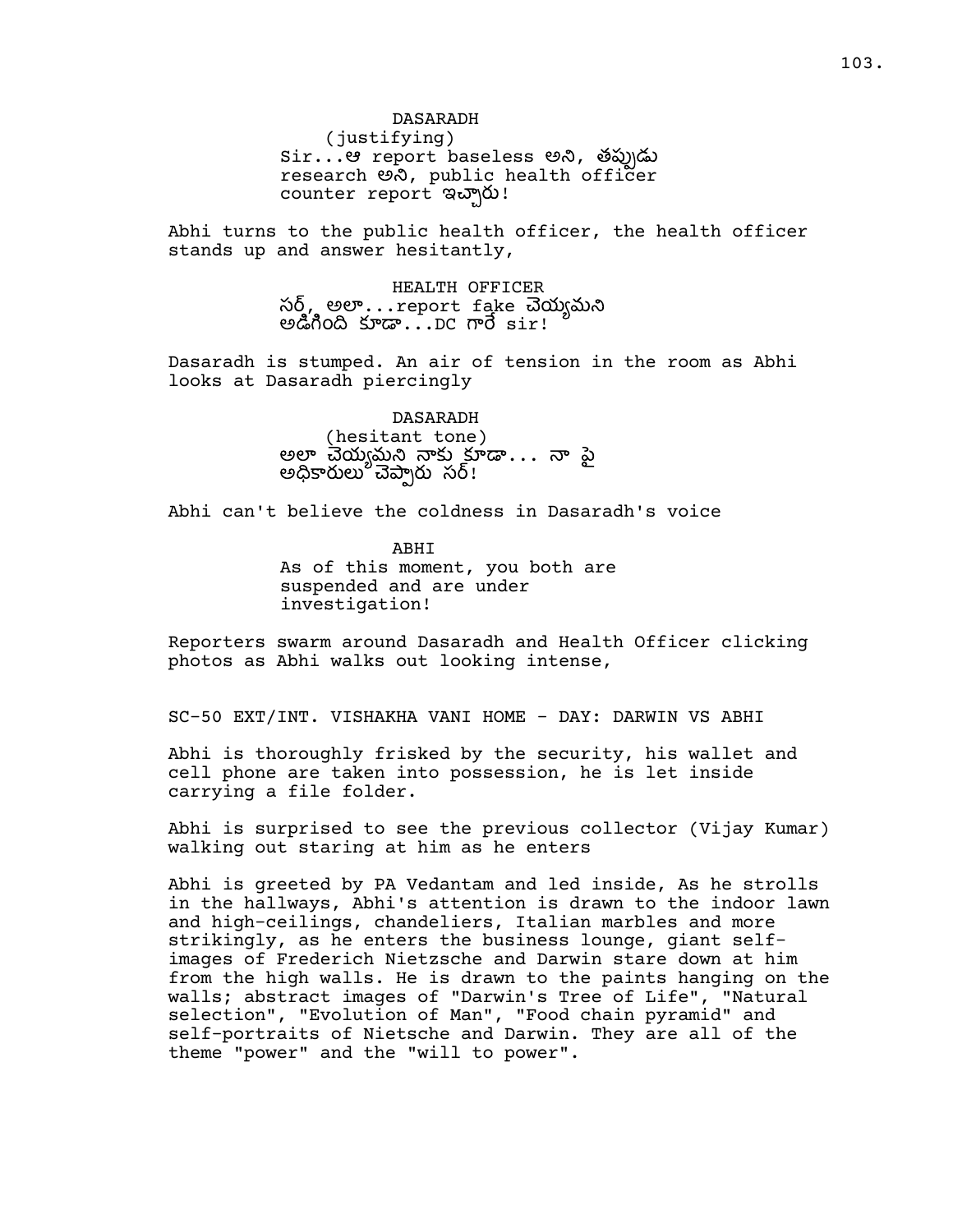DASARADH
(justifying)
Sir...ఆ report baseless అని, తప్పుడు research అని, public health officer counter report ఇచ్చారు!

Abhi turns to the public health officer, the health officer stands up and answer hesitantly,

HEALTH OFFICER
సర్, అలా...report fake చెయ్యమని అడిగింది కూడా...DC గారే sir!

Dasaradh is stumped. An air of tension in the room as Abhi looks at Dasaradh piercingly

DASARADH
(hesitant tone)
అలా చెయ్యమని నాకు కూడా... నా పై అధికారులు చెప్పారు సర్!

Abhi can't believe the coldness in Dasaradh's voice

ABHI
As of this moment, you both are suspended and are under investigation!

Reporters swarm around Dasaradh and Health Officer clicking photos as Abhi walks out looking intense,

SC-50 EXT/INT. VISHAKHA VANI HOME - DAY: DARWIN VS ABHI

Abhi is thoroughly frisked by the security, his wallet and cell phone are taken into possession, he is let inside carrying a file folder.

Abhi is surprised to see the previous collector (Vijay Kumar) walking out staring at him as he enters

Abhi is greeted by PA Vedantam and led inside, As he strolls in the hallways, Abhi's attention is drawn to the indoor lawn and high-ceilings, chandeliers, Italian marbles and more strikingly, as he enters the business lounge, giant self-images of Frederich Nietzsche and Darwin stare down at him from the high walls. He is drawn to the paints hanging on the walls; abstract images of "Darwin's Tree of Life", "Natural selection", "Evolution of Man", "Food chain pyramid" and self-portraits of Nietsche and Darwin. They are all of the theme "power" and the "will to power".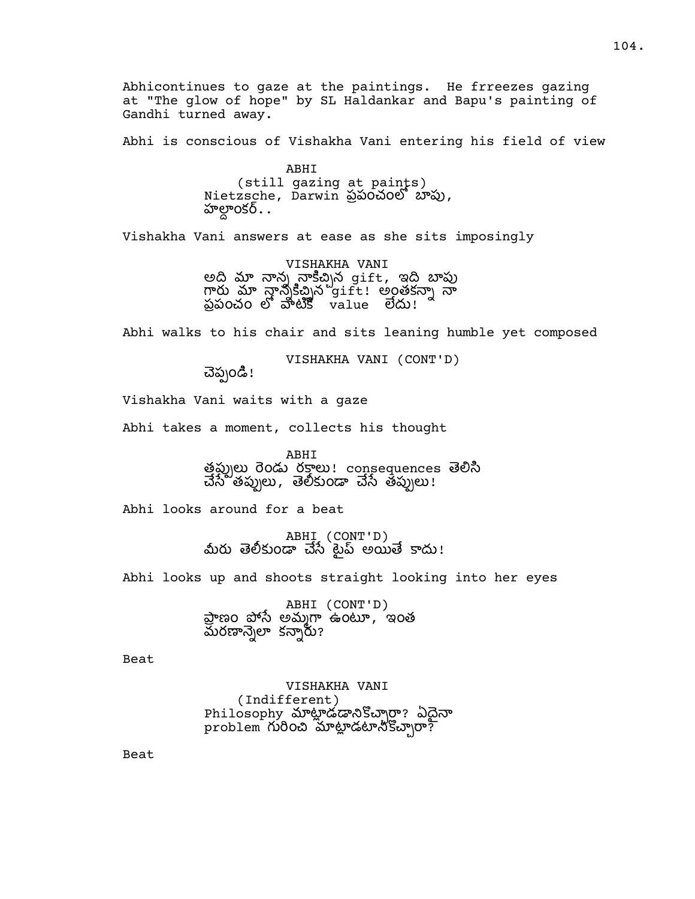Abhicontinues to gaze at the paintings. He frreezes gazing at "The glow of hope" by SL Haldankar and Bapu's painting of Gandhi turned away.

Abhi is conscious of Vishakha Vani entering his field of view

ABHI
(still gazing at paints)
Nietzsche, Darwin ప్రపంచంలో బాపు, హల్దాంకర్..

Vishakha Vani answers at ease as she sits imposingly

VISHAKHA VANI
అది మా నాన్న నాకిచ్చిన gift, ఇది బాపు గారు మా నాన్నకిచ్చిన gift! అంతకన్నా నా ప్రపంచం లో వాటికి value లేదు!

Abhi walks to his chair and sits leaning humble yet composed

VISHAKHA VANI (CONT'D)
చెప్పండి!

Vishakha Vani waits with a gaze

Abhi takes a moment, collects his thought

ABHI
తప్పులు రెండు రకాలు! consequences తెలిసి చేసే తప్పులు, తెలీకుండా చేసే తప్పులు!

Abhi looks around for a beat

ABHI (CONT'D)
మీరు తెలీకుండా చేసే టైప్ అయితే కాదు!

Abhi looks up and shoots straight looking into her eyes

ABHI (CONT'D)
ప్రాణం పోసే అమ్మగా ఉంటూ, ఇంత మరణాన్నెలా కన్నారు?

Beat

VISHAKHA VANI
(Indifferent)
Philosophy మాట్లాడడానికొచ్చారా? ఏదైనా problem గురించి మాట్లాడటానికొచ్చారా?

Beat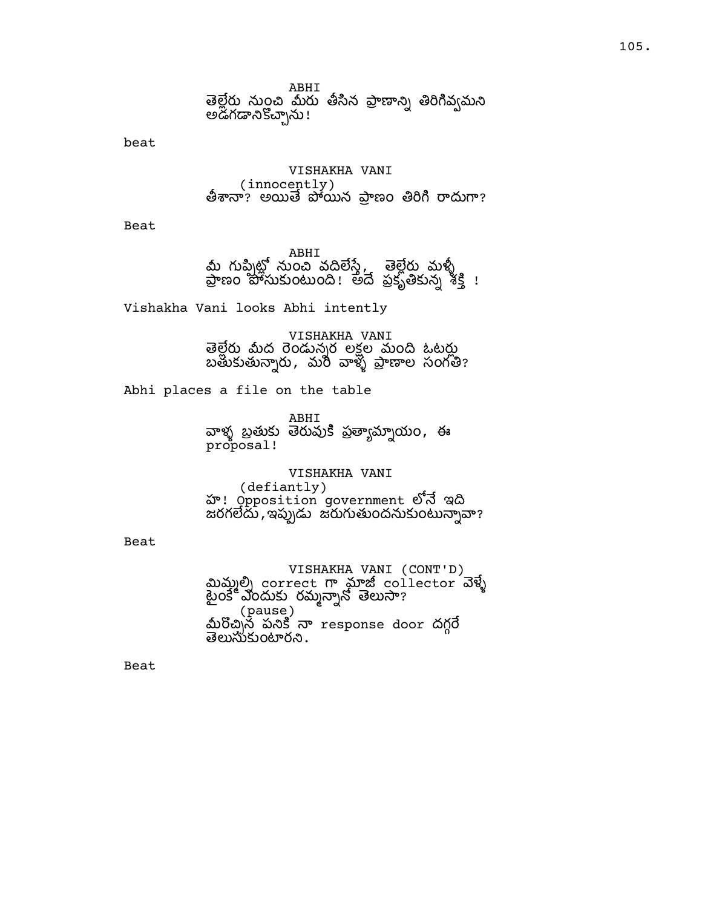ABHI
తెల్లేరు నుంచి మీరు తీసిన ప్రాణాన్ని తిరిగివ్వమని అడగడానికొచ్చాను!

beat

VISHAKHA VANI
(innocently)
తీశానా? అయితే పోయిన ప్రాణం తిరిగి రాదుగా?

Beat

ABHI
మీ గుప్పిట్లో నుంచి వదిలేస్తే, తెల్లేరు మళ్ళీ ప్రాణం పోసుకుంటుంది! అదే ప్రకృతికున్న శక్తి !

Vishakha Vani looks Abhi intently

VISHAKHA VANI
తెల్లేరు మీద రెండున్నర లక్షల మంది ఓటర్లు బతుకుతున్నారు, మరి వాళ్ళ ప్రాణాల సంగతి?

Abhi places a file on the table

ABHI
వాళ్ళ బ్రతుకు తెరువుకి ప్రత్యామ్నాయం, ఈ proposal!

VISHAKHA VANI
(defiantly)
హా! Opposition government లోనే ఇది జరగలేదు,ఇప్పుడు జరుగుతుందనుకుంటున్నావా?

Beat

VISHAKHA VANI (CONT'D)
మిమ్మల్ని correct గా మాజీ collector వెళ్ళే టైంకే ఎందుకు రమ్మన్నానో తెలుసా?
(pause)
మీరొచ్చిన పనికి నా response door దగ్గరే తెలుసుకుంటారని.

Beat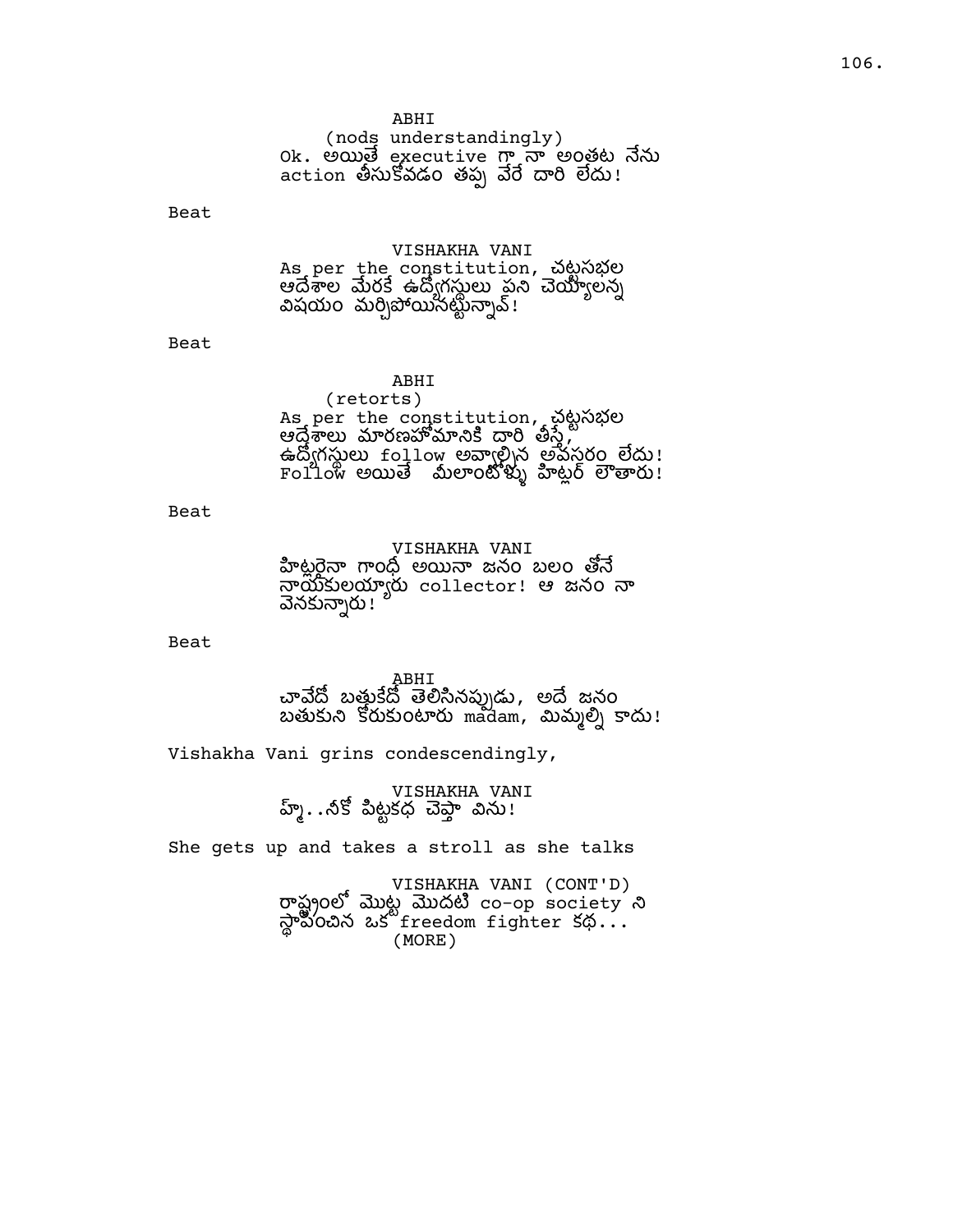ABHI
(nods understandingly)
Ok. అయితే executive గా నా అంతట నేను action తీసుకోవడం తప్ప వేరే దారి లేదు!

Beat

VISHAKHA VANI
As per the constitution, చట్టసభల ఆదేశాల మేరకే ఉద్యోగస్తులు పని చెయ్యాలన్న విషయం మర్చిపోయినట్టున్నావ్!

Beat

ABHI
(retorts)
As per the constitution, చట్టసభల ఆదేశాలు మారణహోమానికి దారి తీస్తే, ఉద్యోగస్థులు follow అవ్వాల్సిన అవసరం లేదు! Follow అయితే మీలాంటోళ్ళు హిట్లర్ లౌతారు!

Beat

VISHAKHA VANI
హిట్లరైనా గాంధీ అయినా జనం బలం తోనే నాయకులయ్యారు collector! ఆ జనం నా వెనకున్నారు!

Beat

ABHI
చావేదో బత్తుకేదో తెలిసినప్పుడు, అదే జనం బతుకుని కోరుకుంటారు madam, మిమ్మల్ని కాదు!

Vishakha Vani grins condescendingly,

VISHAKHA VANI
హ్మ్..నీకో పిట్టకథ చెప్తా విను!

She gets up and takes a stroll as she talks

VISHAKHA VANI (CONT'D)
రాష్ట్రంలో మొట్ట మొదటి co-op society ని స్థాపించిన ఒక freedom fighter కథ...
(MORE)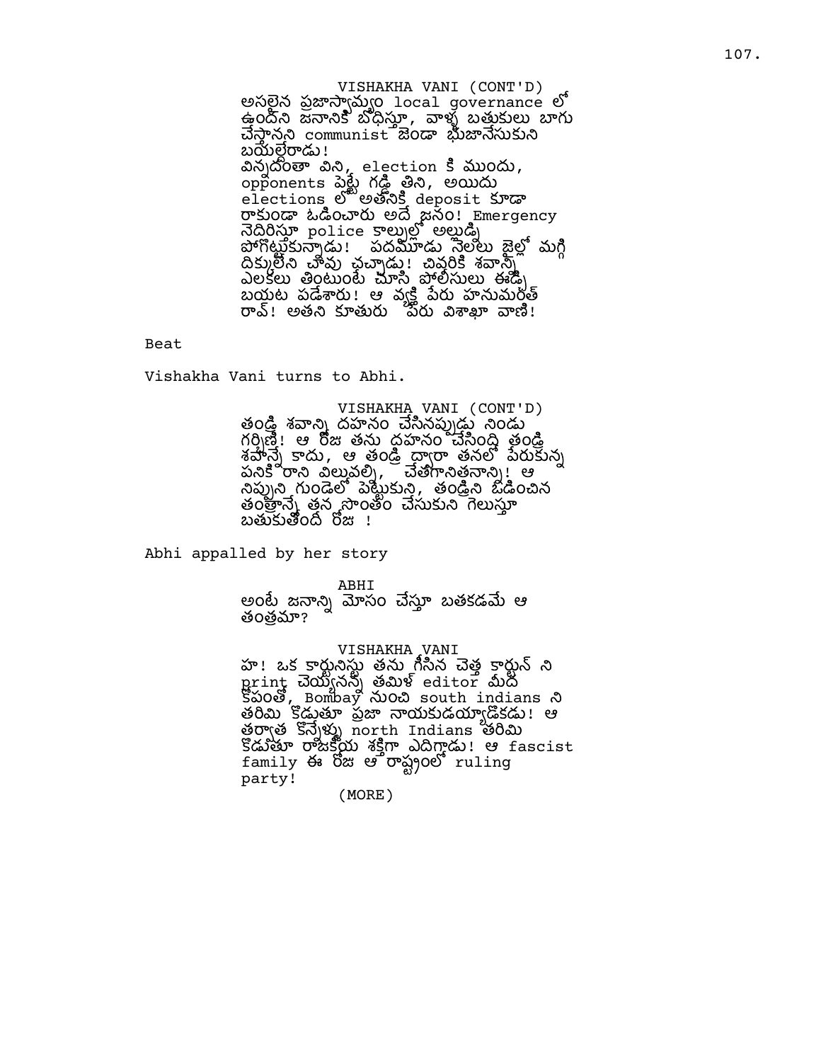VISHAKHA VANI (CONT'D)
అసలైన ప్రజాస్వామ్యం local governance లో ఉందని జనానికి బోధిస్తూ, వాళ్ళ బతుకులు బాగు చేస్తానని communist జెండా భుజానేసుకుని బయల్దేరాడు!
విన్నదంతా విని, election కి ముందు, opponents పెట్టే గడ్డి తిని, అయిదు elections లో అతనికి deposit కూడా రాకుండా ఓడించారు అదే జనం! Emergency నెదిరిస్తూ police కాళ్ళల్లో అల్లుడ్ని పోగొట్టుకున్నాడు! పదమూడు నెలలు జైల్లో మగ్గి దిక్కులేని చావు చచ్చాడు! చివరికి శవాన్ని ఎలకలు తింటుంటే చూసి పోలీసులు ఈడ్చి బయట పడేశారు! ఆ వ్యక్తి పేరు హనుమంత్ రావ్! అతని కూతురు పేరు విశాఖా వాణి!

Beat

Vishakha Vani turns to Abhi.

VISHAKHA VANI (CONT'D)
తండ్రి శవాన్ని దహనం చేసినప్పుడు నిండు గర్భిణి! ఆ రోజు తను దహనం చేసింది తండ్రి శవాన్నే కాదు, ఆ తండ్రి ద్వారా తనలో పేరుకున్న పనికి రాని విలువల్ని, చేతగానితనాన్ని! ఆ నిప్పుని గుండెలో పెట్టుకుని, తండ్రిని ఓడించిన తంత్రాన్నే తన సొంతం చేసుకుని గెలుస్తూ బతుకుతోంది రోజు !

Abhi appalled by her story

ABHI
అంటే జనాన్ని మోసం చేస్తూ బతకడమే ఆ తంత్రమా?

VISHAKHA VANI
హ! ఒక కార్టూనిస్టు తను గీసిన చెత్త కార్టూన్ ని print చెయ్యనన్న తమిళ్ editor మీద కోపంతో, Bombay నుంచి south indians ని తరిమి కొడుతూ ప్రజా నాయకుడయ్యాడొకడు! ఆ తర్వాత కొన్నేళ్ళు north Indians తరిమి కొడుతూ రాజకీయ శక్తిగా ఎదిగాడు! ఆ fascist family ఈ రోజు ఆ రాష్ట్రంలో ruling party!
(MORE)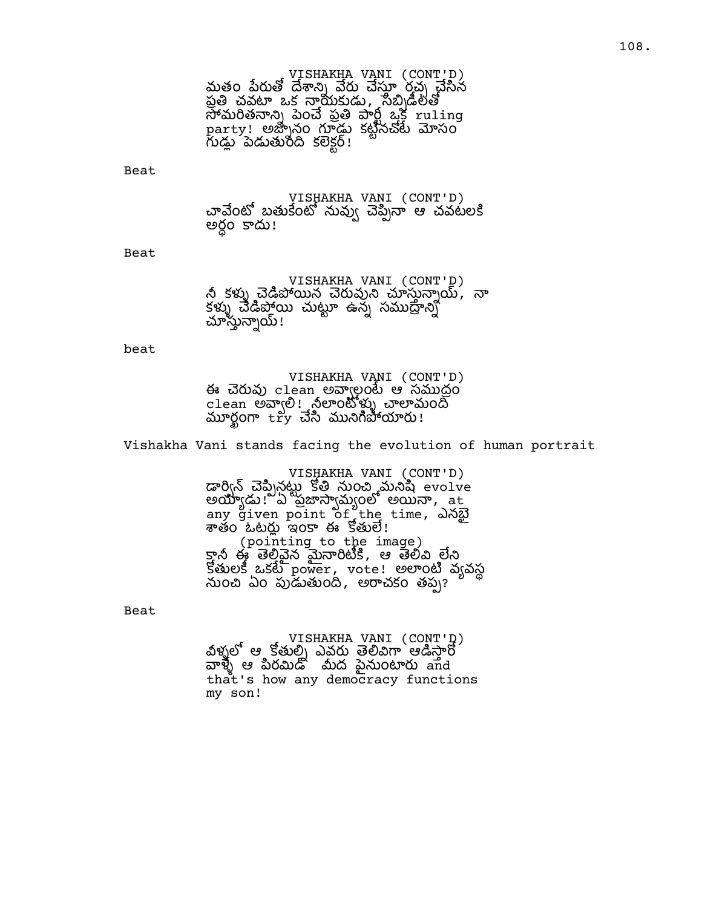VISHAKHA VANI (CONT'D)
మతం పేరుతో దేశాన్ని వేరు చేస్తూ రచ్చ చేసిన ప్రతి చవటా ఒక నాయకుడు, సబ్సిడీలతో సోమరితనాన్ని పెంచే ప్రతి పార్టీ ఒక ruling party! అజ్ఞానం గూడు కట్టినచోట మోసం గుడ్లు పెడుతుంది కలెక్టర్!

Beat

VISHAKHA VANI (CONT'D)
చావేంటో బతుకేంటో నువ్వు చెప్పినా ఆ చవటలకి అర్థం కాదు!

Beat

VISHAKHA VANI (CONT'D)
నీ కళ్ళు చెడిపోయిన చెరువుని చూస్తున్నాయ్, నా కళ్ళు చెడిపోయి చుట్టూ ఉన్న సముద్రాన్ని చూస్తున్నాయ్!

beat

VISHAKHA VANI (CONT'D)
ఈ చెరువు clean అవ్వాలంటే ఆ సముద్రం clean అవ్వాలి! నీలాంటోళ్ళు చాలామంది మూర్ఖంగా try చేసి మునిగిపోయారు!

Vishakha Vani stands facing the evolution of human portrait

VISHAKHA VANI (CONT'D)
డార్విన్ చెప్పినట్టు కోతి నుంచి మనిషి evolve అయ్యాడు! ఏ ప్రజాస్వామ్యంలో అయినా, at any given point of the time, ఎనభై శాతం ఓటర్లు ఇంకా ఈ కోతులే!
(pointing to the image)
కానీ ఈ తెలివైన మైనారిటీకి, ఆ తెలివి లేని కోతులకి ఒకటే power, vote! అలాంటి వ్యవస్థ నుంచి ఏం పుడుతుంది, అరాచకం తప్ప?

Beat

VISHAKHA VANI (CONT'D)
వీళ్ళలో ఆ కోతుల్ని ఎవరు తెలివిగా ఆడిస్తారో వాళ్ళే ఆ పిరమిడ్ మీద పైనుంటారు and that's how any democracy functions my son!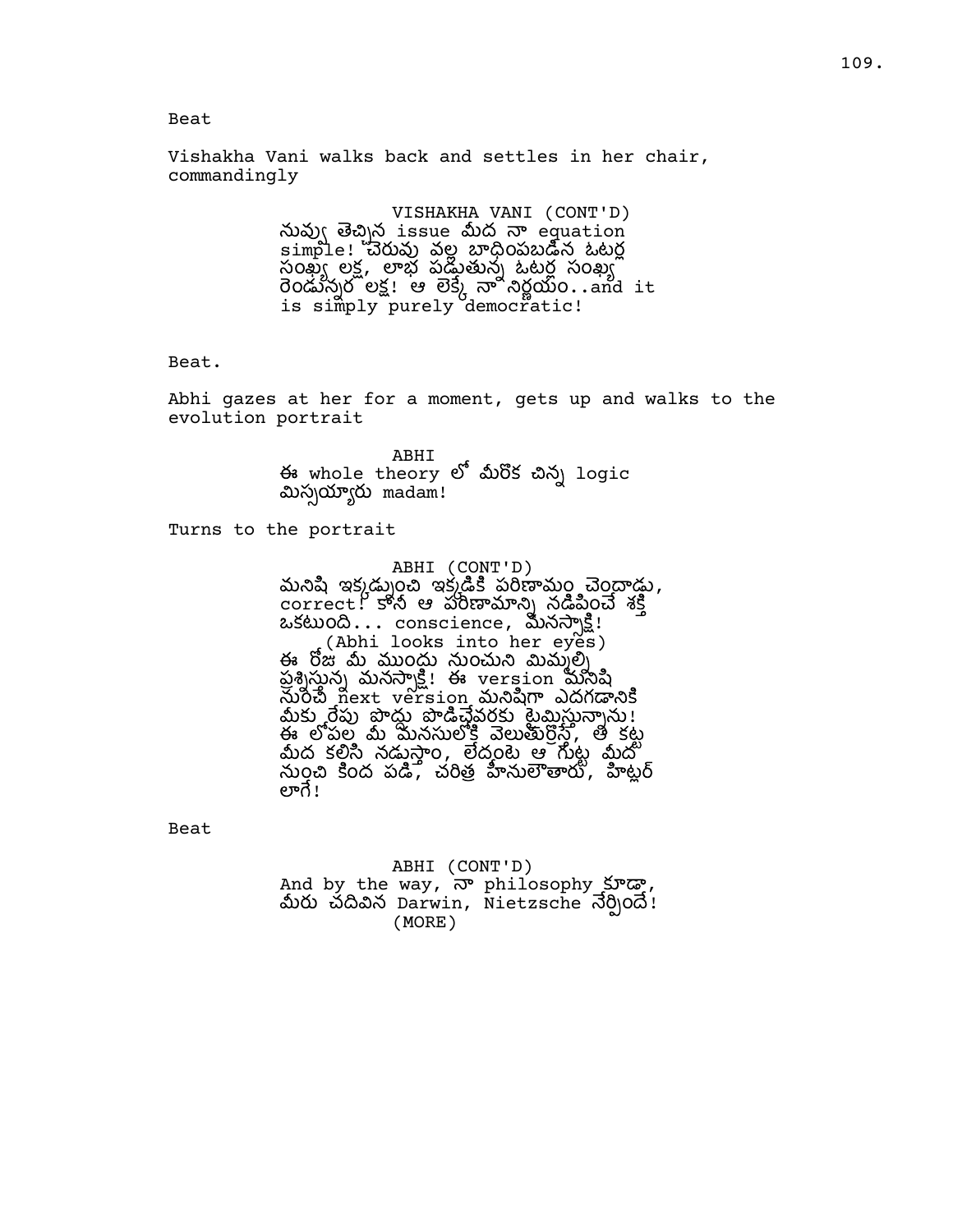Beat

Vishakha Vani walks back and settles in her chair, commandingly

VISHAKHA VANI (CONT'D)
నువ్వు తెచ్చిన issue మీద నా equation simple! చెరువు వల్ల బాధింపబడిన ఓటర్ల సంఖ్య లక్ష, లాభ పడుతున్న ఓటర్ల సంఖ్య రెండున్నర లక్ష! ఆ లెక్కే నా నిర్ణయం..and it is simply purely democratic!

Beat.

Abhi gazes at her for a moment, gets up and walks to the evolution portrait

ABHI
ఈ whole theory లో మీరొక చిన్న logic మిస్సయ్యారు madam!

Turns to the portrait

ABHI (CONT'D)
మనిషి ఇక్కడ్నుంచి ఇక్కడికి పరిణామం చెందాడు, correct! కానీ ఆ పరిణామాన్ని నడిపించే శక్తి ఒకటుంది... conscience, మనస్సాక్షి!
(Abhi looks into her eyes)
ఈ రోజు మీ ముందు నుంచుని మిమ్మల్ని ప్రశ్నిస్తున్న మనస్సాక్షి! ఈ version మనిషి నుంచి next version మనిషిగా ఎదగడానికి మీకు రేపు పొద్దు పొడిచేవరకు టైమిస్తున్నాను! ఈ లోపల మీ మనసులోకి వెలుతురొస్తే, ఆ కట్ట మీద కలిసి నడుస్తాం, లేదంటె ఆ గుట్ట మీద నుంచి కింద పడి, చరిత్ర హీనులౌతారు, హిట్లర్ లాగే!

Beat

ABHI (CONT'D)
And by the way, నా philosophy కూడా, మీరు చదివిన Darwin, Nietzsche నేర్పిందే!
(MORE)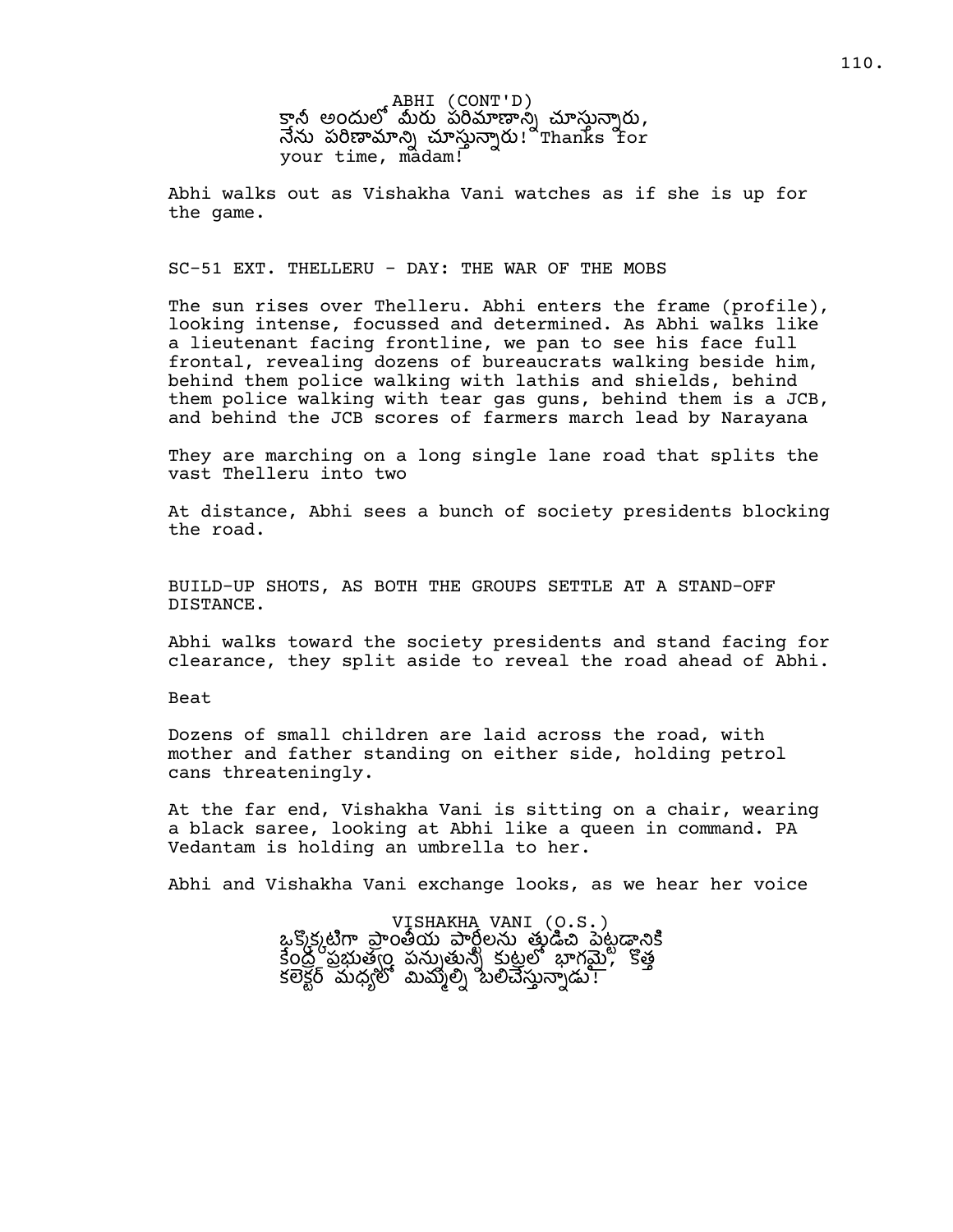ABHI (CONT'D)
కానీ అందులో మీరు పరిమాణాన్ని చూస్తున్నారు, నేను పరిణామాన్ని చూస్తున్నారు! Thanks for your time, madam!

Abhi walks out as Vishakha Vani watches as if she is up for the game.

SC-51 EXT. THELLERU - DAY: THE WAR OF THE MOBS

The sun rises over Thelleru. Abhi enters the frame (profile), looking intense, focussed and determined. As Abhi walks like a lieutenant facing frontline, we pan to see his face full frontal, revealing dozens of bureaucrats walking beside him, behind them police walking with lathis and shields, behind them police walking with tear gas guns, behind them is a JCB, and behind the JCB scores of farmers march lead by Narayana

They are marching on a long single lane road that splits the vast Thelleru into two

At distance, Abhi sees a bunch of society presidents blocking the road.

BUILD-UP SHOTS, AS BOTH THE GROUPS SETTLE AT A STAND-OFF DISTANCE.

Abhi walks toward the society presidents and stand facing for clearance, they split aside to reveal the road ahead of Abhi.

Beat

Dozens of small children are laid across the road, with mother and father standing on either side, holding petrol cans threateningly.

At the far end, Vishakha Vani is sitting on a chair, wearing a black saree, looking at Abhi like a queen in command. PA Vedantam is holding an umbrella to her.

Abhi and Vishakha Vani exchange looks, as we hear her voice

VISHAKHA VANI (O.S.)
ఒక్కొక్కటిగా ప్రాంతీయ పార్టీలను తుడిచి పెట్టడానికి కేంద్ర ప్రభుత్వం పన్నుతున్న కుట్రలో భాగమై, కొత్త కలెక్టర్ మధ్యలో మిమ్మల్ని బలిచేస్తున్నాడు!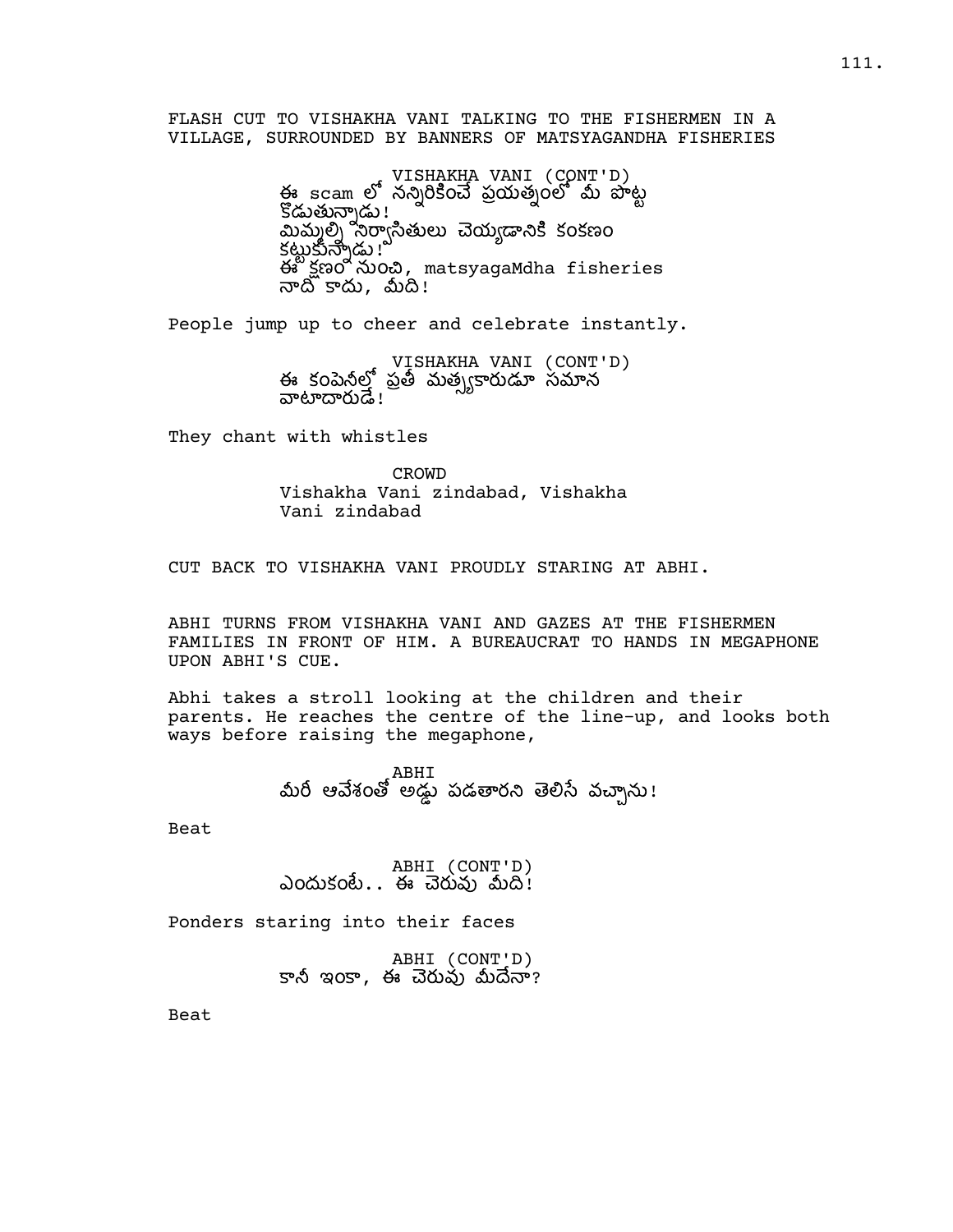FLASH CUT TO VISHAKHA VANI TALKING TO THE FISHERMEN IN A VILLAGE, SURROUNDED BY BANNERS OF MATSYAGANDHA FISHERIES

VISHAKHA VANI (CONT'D)
ఈ scam లో నన్నిరికించే ప్రయత్నంలో మీ పొట్ట కొడుతున్నాడు!
మిమ్మల్ని నిర్వాసితులు చెయ్యడానికి కంకణం కట్టుకున్నాడు!
ఈ క్షణం నుంచి, matsyagaMdha fisheries నాది కాదు, మీది!

People jump up to cheer and celebrate instantly.

VISHAKHA VANI (CONT'D)
ఈ కంపెనీల్లో ప్రతీ మత్స్యకారుడూ సమాన వాటాదారుడే!

They chant with whistles

CROWD
Vishakha Vani zindabad, Vishakha Vani zindabad

CUT BACK TO VISHAKHA VANI PROUDLY STARING AT ABHI.

ABHI TURNS FROM VISHAKHA VANI AND GAZES AT THE FISHERMEN FAMILIES IN FRONT OF HIM. A BUREAUCRAT TO HANDS IN MEGAPHONE UPON ABHI'S CUE.

Abhi takes a stroll looking at the children and their parents. He reaches the centre of the line-up, and looks both ways before raising the megaphone,

ABHI
మీరే ఆవేశంతో అడ్డు పడతారని తెలిసే వచ్చాను!

Beat

ABHI (CONT'D)
ఎందుకంటే.. ఈ చెరువు మీది!

Ponders staring into their faces

ABHI (CONT'D)
కానీ ఇంకా, ఈ చెరువు మీదేనా?

Beat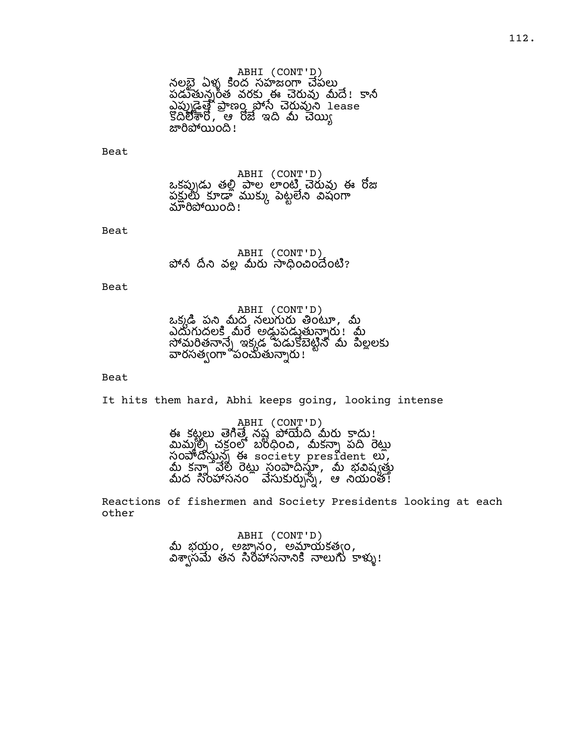ABHI (CONT'D)
నలభై ఏళ్ళ కింద సహజంగా చేపలు పడుతున్నంత వరకు ఈ చెరువు మీదే! కానీ ఎప్పుడైతే ప్రాణం పోసే చెరువుని lease కొదిలేశారో, ఆ రోజే ఇది మీ చెయ్యి జారిపోయింది!

Beat

ABHI (CONT'D)
ఒకప్పుడు తల్లి పాల లాంటి చెరువు ఈ రోజు పక్షులు కూడా ముక్కు పెట్టలేని విషంగా మారిపోయింది!

Beat

ABHI (CONT'D)
పోనీ దీని వల్ల మీరు సాధించిందేంటి?

Beat

ABHI (CONT'D)
ఒక్కడి పని మీద నలుగురు తింటూ, మీ ఎదుగుదలకి మీరే అడ్డుపడుతున్నారు! మీ సోమరితనాన్నే ఇక్కడ పడుకోబెట్టిన మీ పిల్లలకు వారసత్వంగా పంచుతున్నారు!

Beat

It hits them hard, Abhi keeps going, looking intense

ABHI (CONT'D)
ఈ కట్టలు తెగితే నష్ట పోయేది మీరు కాదు! మిమ్మల్ని చక్రంలో బంధించి, మీకన్నా పది రెట్లు సంపాదిస్తున్న ఈ society president లు, మీ కన్నా వేల రెట్లు సంపాదిస్తూ, మీ భవిష్యత్తు మీద సింహాసనం వేసుకుర్చున్న, ఆ నియంత!

Reactions of fishermen and Society Presidents looking at each other

ABHI (CONT'D)
మీ భయం, అజ్ఞానం, అమాయకత్వం, విశ్వాసమే తన సింహాసనానికి నాలుగు కాళ్ళు!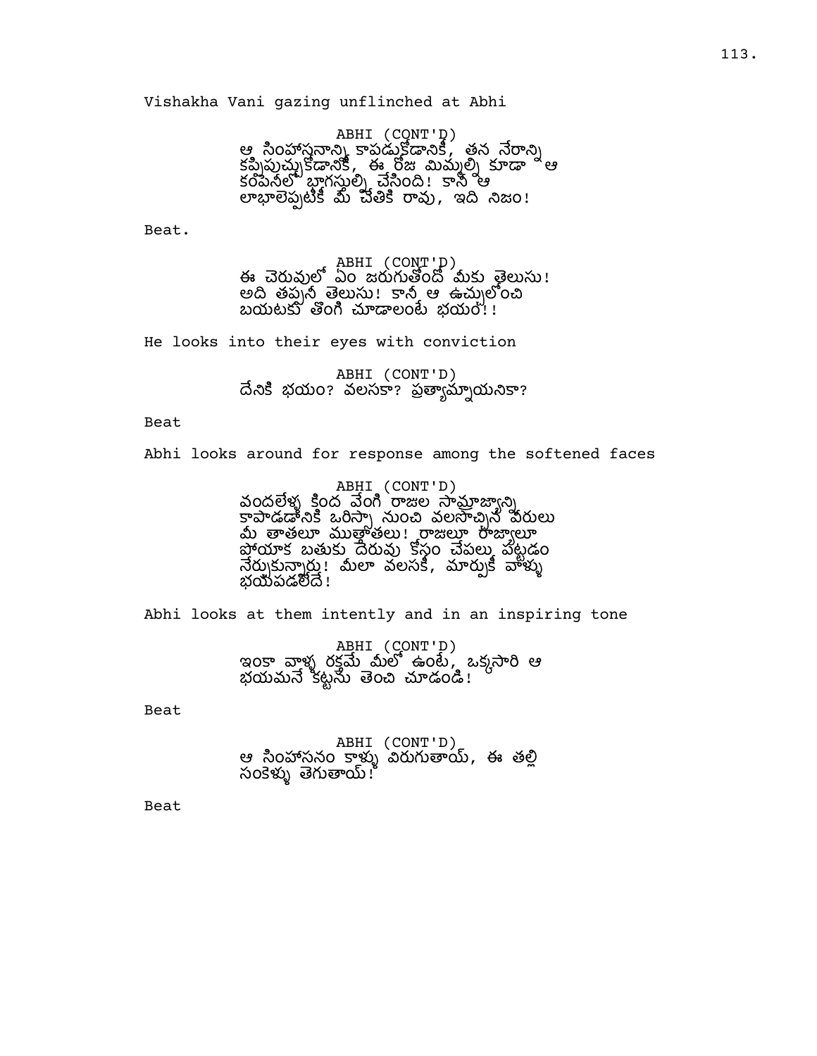Vishakha Vani gazing unflinched at Abhi

ABHI (CONT'D)
ఆ సింహాసనాన్ని కాపడుకోడానికి, తన నేరాన్ని కప్పిపుచ్చుకోడానికి, ఈ రోజు మిమ్మల్ని కూడా ఆ కంపెనీలో భాగస్తుల్ని చేసింది! కానీ ఆ లాభాలెప్పటికీ మీ చేతికి రావు, ఇది నిజం!

Beat.

ABHI (CONT'D)
ఈ చెరువులో ఏం జరుగుతోందో మీకు తెలుసు! అది తప్పనీ తెలుసు! కానీ ఆ ఉచ్చులోంచి బయటకు తొంగి చూడాలంటే భయం!!

He looks into their eyes with conviction

ABHI (CONT'D)
దేనికి భయం? వలసకా? ప్రత్యామ్నాయనికా?

Beat

Abhi looks around for response among the softened faces

ABHI (CONT'D)
వందలేళ్ళ కింద వేంగి రాజుల సామ్రాజ్యాన్ని కాపాడడానికి ఒరిస్సా నుంచి వలసొచ్చిన వీరులు మీ తాతలూ ముత్తాతలు! రాజులూ రాజ్యాలూ పోయాక బతుకు దెరువు కోసం చేపలు పట్టడం నేర్చుకున్నారు! మీలా వలసకీ, మార్పుకీ వాళ్ళు భయపడలేదే!

Abhi looks at them intently and in an inspiring tone

ABHI (CONT'D)
ఇంకా వాళ్ళ రక్తమే మీలో ఉంటే, ఒక్కసారి ఆ భయమనే కట్టను తెంచి చూడండి!

Beat

ABHI (CONT'D)
ఆ సింహాసనం కాళ్ళు విరుగుతాయ్, ఈ తల్లి సంకెళ్ళు తెగుతాయ్!

Beat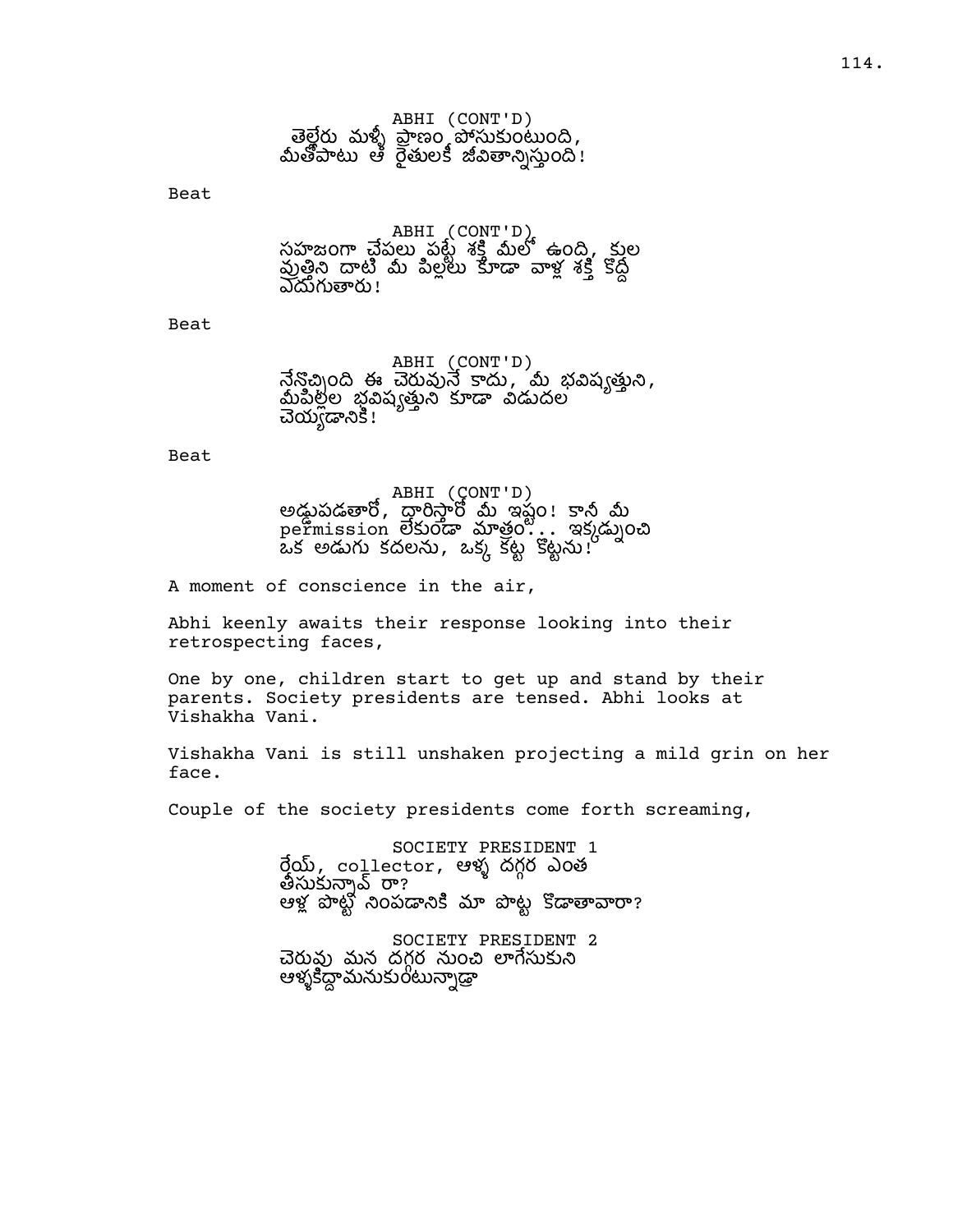ABHI (CONT'D)
తెల్లేరు మళ్ళీ ప్రాణం పోసుకుంటుంది, మీతోపాటు ఆ రైతులకీ జీవితాన్నిస్తుంది!

Beat

ABHI (CONT'D)
సహజంగా చేపలు పట్టే శక్తి మీలో ఉంది, కుల వృత్తిని దాటి మీ పిల్లలు కూడా వాళ్ల శక్తి కొద్దీ ఎదుగుతారు!

Beat

ABHI (CONT'D)
నేనొచ్చింది ఈ చెరువునే కాదు, మీ భవిష్యత్తుని, మీపిల్లల భవిష్యత్తుని కూడా విడుదల చెయ్యడానికి!

Beat

ABHI (CONT'D)
అడ్డుపడతారో, ద్గారిస్తారో మీ ఇష్టం! కానీ మీ permission లేకుండా మాత్రం... ఇక్కడ్నుంచి ఒక అడుగు కదలను, ఒక్క కట్ట కొట్టను!

A moment of conscience in the air,

Abhi keenly awaits their response looking into their retrospecting faces,

One by one, children start to get up and stand by their parents. Society presidents are tensed. Abhi looks at Vishakha Vani.

Vishakha Vani is still unshaken projecting a mild grin on her face.

Couple of the society presidents come forth screaming,

SOCIETY PRESIDENT 1
రేయ్, collector, ఆళ్ళ దగ్గర ఎంత తీసుకున్నావ్ రా?
ఆళ్ల పొట్ట నింపడానికి మా పొట్ట కొడతావారా?

SOCIETY PRESIDENT 2
చెరువు మన దగ్గర నుంచి లాగేసుకుని ఆళ్ళకిద్దామనుకుంటున్నాడ్రా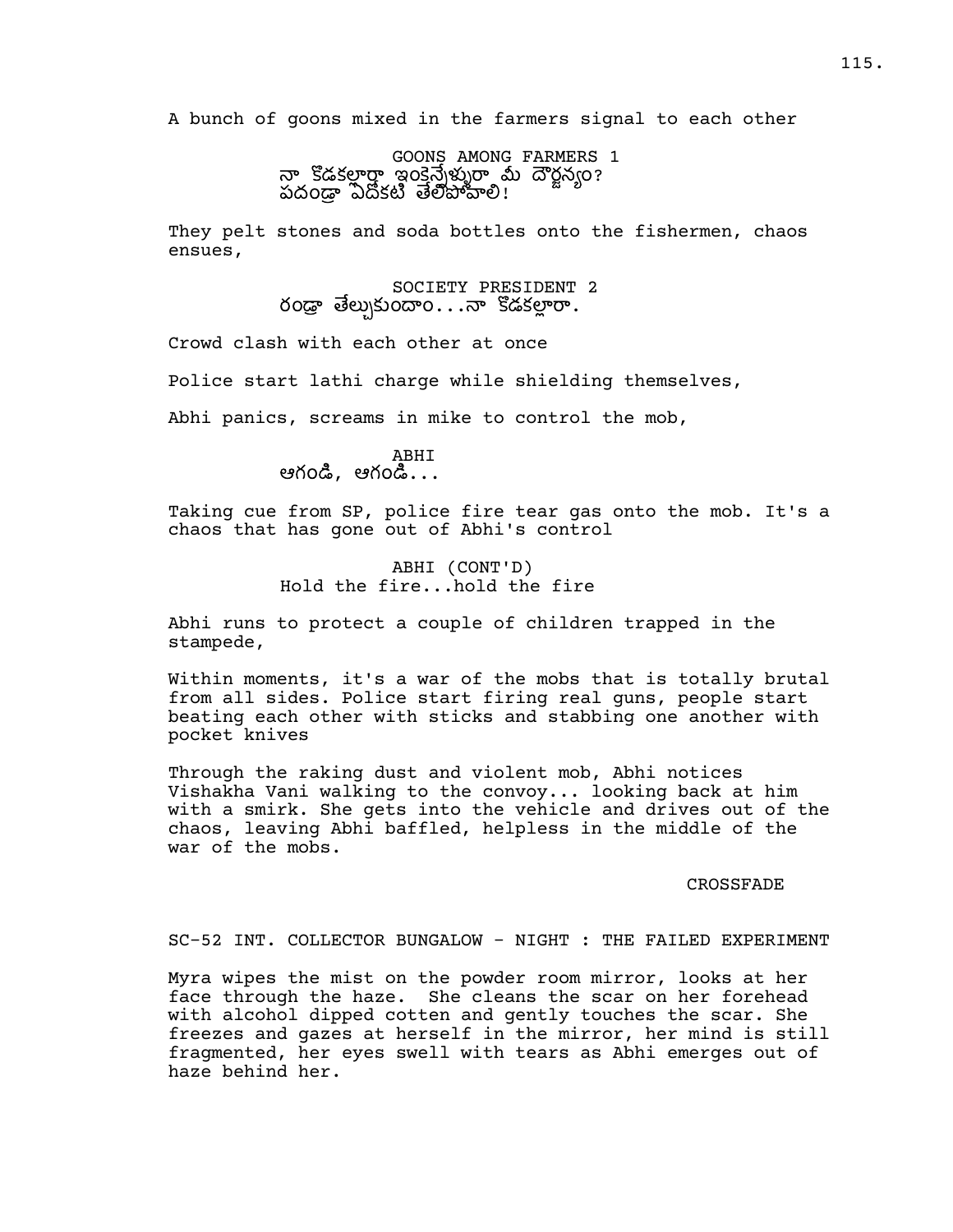A bunch of goons mixed in the farmers signal to each other

GOONS AMONG FARMERS 1
నా కొడకల్లారా ఇంకెన్నేళ్ళురా మీ దౌర్జన్యం?
పదండ్రా ఏదోకటి తేలిపోవాలి!

They pelt stones and soda bottles onto the fishermen, chaos ensues,

SOCIETY PRESIDENT 2
రండ్రా తేల్చుకుందాం...నా కొడకల్లారా.

Crowd clash with each other at once

Police start lathi charge while shielding themselves,

Abhi panics, screams in mike to control the mob,

ABHI
ఆగండి, ఆగండి...

Taking cue from SP, police fire tear gas onto the mob. It's a chaos that has gone out of Abhi's control

ABHI (CONT'D)
Hold the fire...hold the fire

Abhi runs to protect a couple of children trapped in the stampede,

Within moments, it's a war of the mobs that is totally brutal from all sides. Police start firing real guns, people start beating each other with sticks and stabbing one another with pocket knives

Through the raking dust and violent mob, Abhi notices Vishakha Vani walking to the convoy... looking back at him with a smirk. She gets into the vehicle and drives out of the chaos, leaving Abhi baffled, helpless in the middle of the war of the mobs.

CROSSFADE

SC-52 INT. COLLECTOR BUNGALOW - NIGHT : THE FAILED EXPERIMENT

Myra wipes the mist on the powder room mirror, looks at her face through the haze. She cleans the scar on her forehead with alcohol dipped cotten and gently touches the scar. She freezes and gazes at herself in the mirror, her mind is still fragmented, her eyes swell with tears as Abhi emerges out of haze behind her.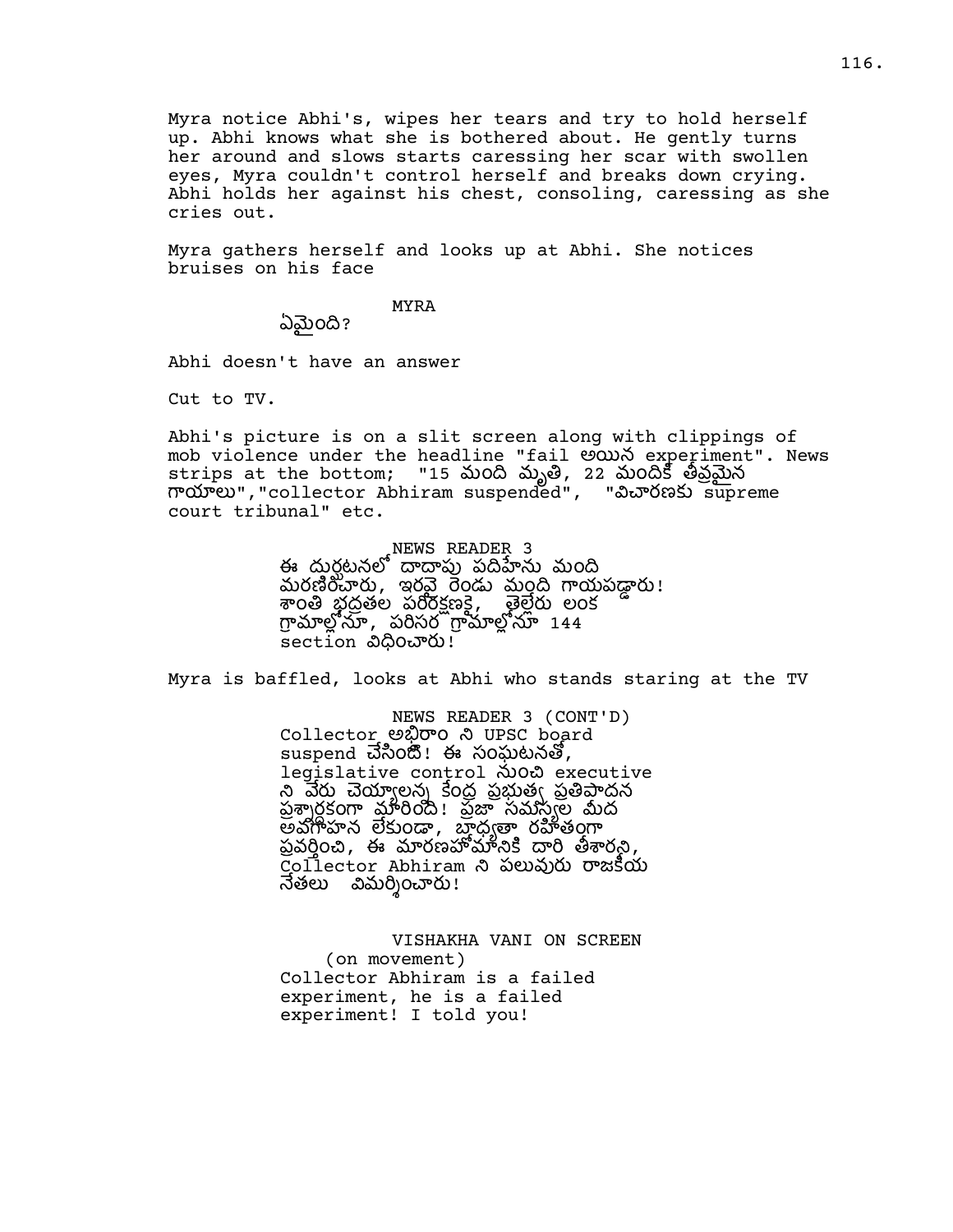Myra notice Abhi's, wipes her tears and try to hold herself up. Abhi knows what she is bothered about. He gently turns her around and slows starts caressing her scar with swollen eyes, Myra couldn't control herself and breaks down crying. Abhi holds her against his chest, consoling, caressing as she cries out.

Myra gathers herself and looks up at Abhi. She notices bruises on his face

MYRA

ఏమైంది?

Abhi doesn't have an answer

Cut to TV.

Abhi's picture is on a slit screen along with clippings of mob violence under the headline "fail అయిన experiment". News strips at the bottom; "15 మంది మృతి, 22 మందికి తీవ్రమైన గాయాలు","collector Abhiram suspended", "విచారణకు supreme court tribunal" etc.

NEWS READER 3

ఈ దుర్ఘటనలో దాదాపు పదిహేను మంది మరణించారు, ఇరవై రెండు మంది గాయపడ్డారు! శాంతి భద్రతల పరిరక్షణకై, తెల్లేరు లంక గ్రామాల్లోనూ, పరిసర గ్రామాల్లోనూ 144 section విధించారు!

Myra is baffled, looks at Abhi who stands staring at the TV

NEWS READER 3 (CONT'D)

Collector అభిరాం ని UPSC board suspend చేసింది! ఈ సంఘటనతో, legislative control నుంచి executive ని వేరు చెయ్యాలన్న కేంద్ర ప్రభుత్వ ప్రతిపాదన ప్రశ్నార్థకంగా మారింది! ప్రజా సమస్యల మీద అవగాహన లేకుండా, బాధ్యతా రహితంగా ప్రవర్తించి, ఈ మారణహోమానికి దారి తీశారని, Collector Abhiram ని పలువురు రాజకీయ నేతలు విమర్శించారు!

VISHAKHA VANI ON SCREEN

(on movement)

Collector Abhiram is a failed experiment, he is a failed experiment! I told you!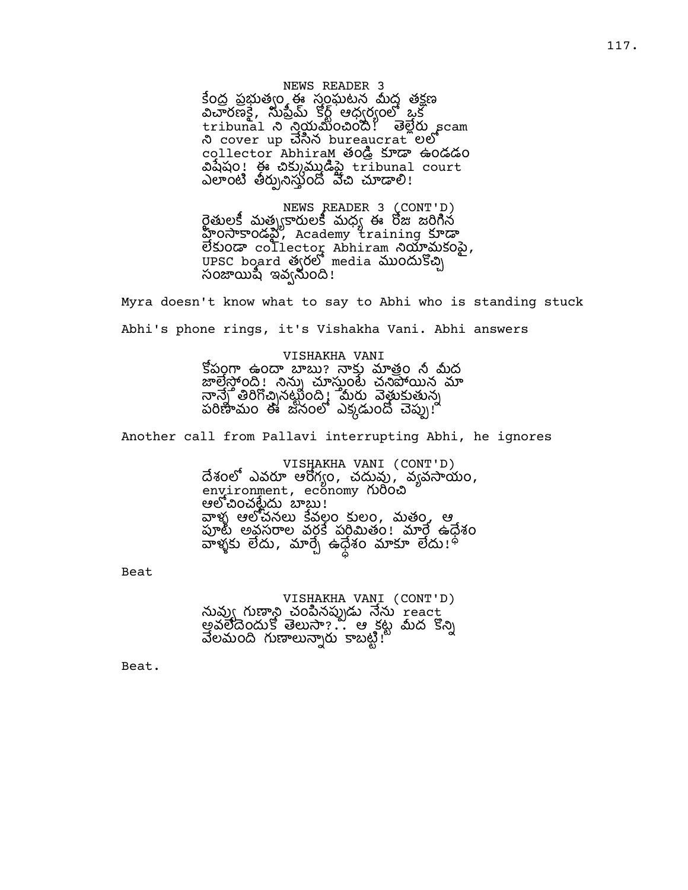NEWS READER 3

కేంద్ర ప్రభుత్వం ఈ సంఘటన మీద తక్షణ విచారణకై, సుప్రీమ్ కోర్ట్ ఆధ్వర్యంలో ఒక tribunal ని నియమించింది! తెల్లేరు scam ని cover up చేసిన bureaucrat లలో collector AbhiraM తండ్రి కూడా ఉండడం విషేషం! ఈ చిక్కుముడిపై tribunal court ఎలాంటి తీర్పునిస్తుందో వేచి చూడాలి!

NEWS READER 3 (CONT'D)

రైతులకీ మత్స్యకారులకీ మధ్య ఈ రోజ జరిగిన హింసాకాండపై, Academy training కూడా లేకుండా collector Abhiram నియామకంపై, UPSC board త్వరలో media ముందుకొచ్చి సంజాయిషీ ఇవ్వనుంది!

Myra doesn't know what to say to Abhi who is standing stuck

Abhi's phone rings, it's Vishakha Vani. Abhi answers

VISHAKHA VANI

కోపంగా ఉందా బాబు? నాకు మాత్రం నీ మీద జాలేస్తోంది! నిన్ను చూస్తుంటే చనిపోయిన మా నాన్నే తిరిగొచ్చినట్టుంది! మీరు వెతుకుతున్న పరిణామం ఈ జనంలో ఎక్కడుంది చెప్పు!

Another call from Pallavi interrupting Abhi, he ignores

VISHAKHA VANI (CONT'D)

దేశంలో ఎవరూ ఆరోగ్యం, చదువు, వ్యవసాయం, environment, economy గురించి ఆలోచించట్లేదు బాబు!
వాళ్ళ ఆలోచనలు కేవలం కులం, మతం, ఆ పూట అవసరాల వరకే పరిమితం! మారే ఉధేశం వాళ్ళకు లేదు, మార్చే ఉద్ధేశం మాకూ లేదు!

Beat

VISHAKHA VANI (CONT'D)

నువ్వు గుణాన్ని చంపినప్పుడు నేను react అవలేదెందుకో తెలుసా?.. ఆ కట్ట మీద కొన్ని వేలమంది గుణాలున్నారు కాబట్టి!

Beat.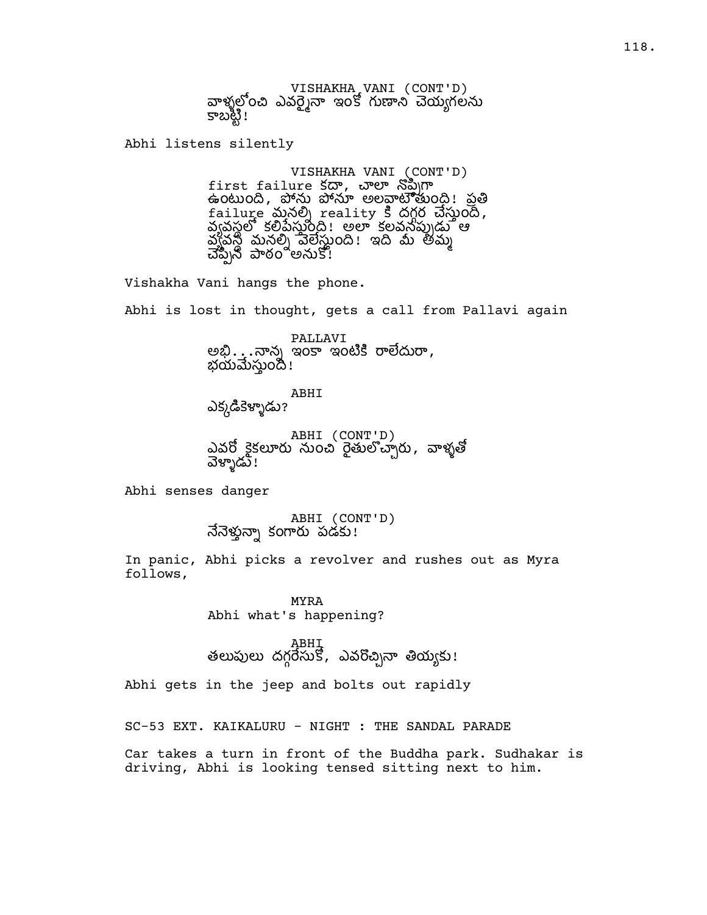VISHAKHA VANI (CONT'D)
వాళ్ళలోంచి ఎవరైనా ఇంకో గుణాని చెయ్యగలను కాబట్టి!

Abhi listens silently

VISHAKHA VANI (CONT'D)
first failure కదా, చాలా నొప్పిగా ఉంటుంది, పోను పోనూ అలవాటౌతుంది! ప్రతి failure మనల్ని reality కి దగ్గర చేస్తుంది, వ్యవస్థలో కలిపేస్తుంది! అలా కలవనప్పుడు ఆ వ్యవస్థ మనల్ని వెలేస్తుంది! ఇది మీ తమ్ముడు చెప్పిన పాఠం అనుకో!

Vishakha Vani hangs the phone.

Abhi is lost in thought, gets a call from Pallavi again

PALLAVI
అభి...నాన్న ఇంకా ఇంటికి రాలేదురా, భయమేస్తుంది!

ABHI
ఎక్కడికెళ్ళాడు?

ABHI (CONT'D)
ఎవరో కైకలూరు నుంచి రైతులొచ్చారు, వాళ్ళతో వెళ్ళాడు!

Abhi senses danger

ABHI (CONT'D)
నేనెళ్తున్నా కంగారు పడకు!

In panic, Abhi picks a revolver and rushes out as Myra follows,

MYRA
Abhi what's happening?

ABHI
తలుపులు దగ్గరేసుకో, ఎవరొచ్చినా తియ్యకు!

Abhi gets in the jeep and bolts out rapidly

SC-53 EXT. KAIKALURU - NIGHT : THE SANDAL PARADE

Car takes a turn in front of the Buddha park. Sudhakar is driving, Abhi is looking tensed sitting next to him.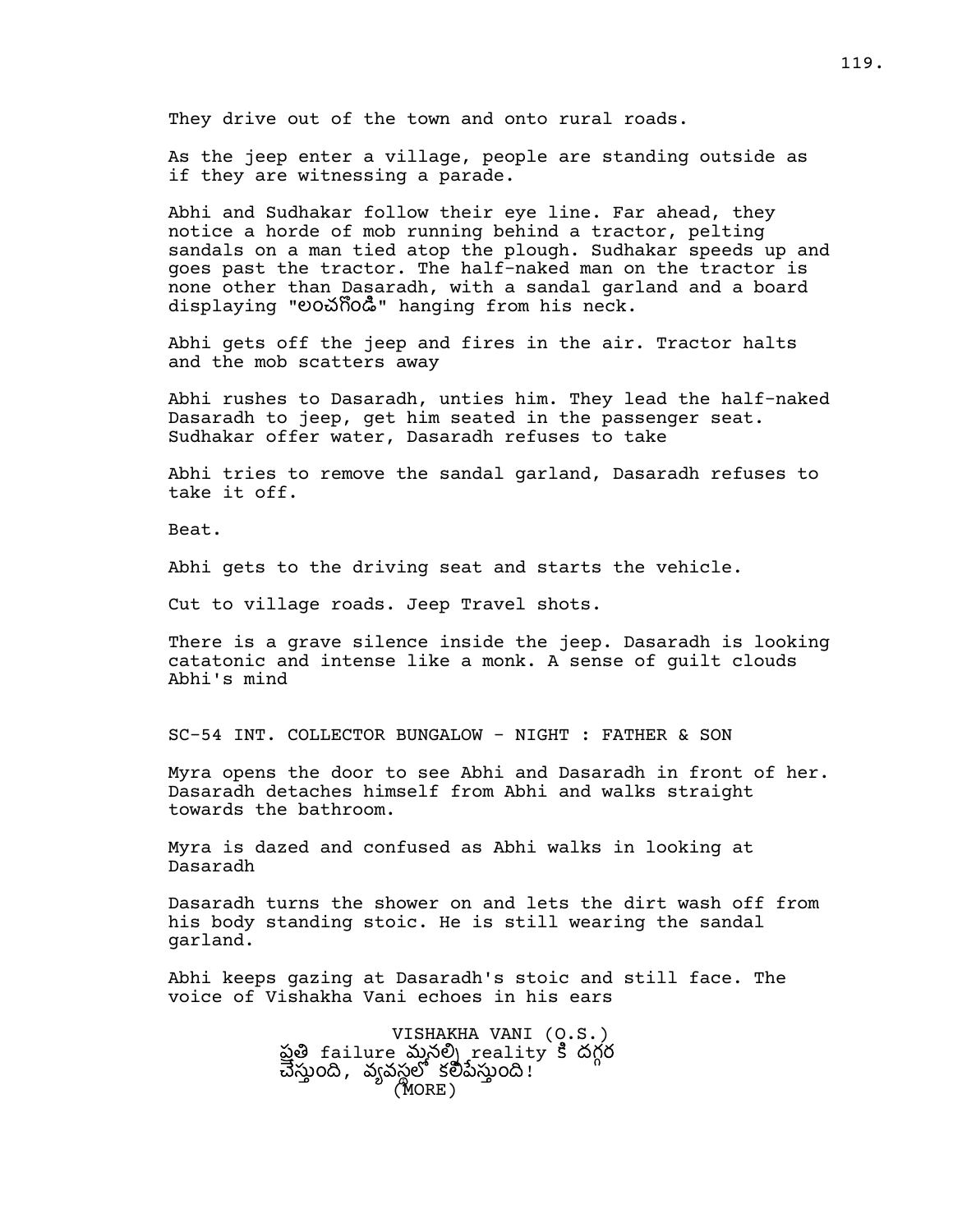They drive out of the town and onto rural roads.

As the jeep enter a village, people are standing outside as if they are witnessing a parade.

Abhi and Sudhakar follow their eye line. Far ahead, they notice a horde of mob running behind a tractor, pelting sandals on a man tied atop the plough. Sudhakar speeds up and goes past the tractor. The half-naked man on the tractor is none other than Dasaradh, with a sandal garland and a board displaying "లంచగొండి" hanging from his neck.

Abhi gets off the jeep and fires in the air. Tractor halts and the mob scatters away

Abhi rushes to Dasaradh, unties him. They lead the half-naked Dasaradh to jeep, get him seated in the passenger seat. Sudhakar offer water, Dasaradh refuses to take

Abhi tries to remove the sandal garland, Dasaradh refuses to take it off.

Beat.

Abhi gets to the driving seat and starts the vehicle.

Cut to village roads. Jeep Travel shots.

There is a grave silence inside the jeep. Dasaradh is looking catatonic and intense like a monk. A sense of guilt clouds Abhi's mind

SC-54 INT. COLLECTOR BUNGALOW - NIGHT : FATHER & SON

Myra opens the door to see Abhi and Dasaradh in front of her. Dasaradh detaches himself from Abhi and walks straight towards the bathroom.

Myra is dazed and confused as Abhi walks in looking at Dasaradh

Dasaradh turns the shower on and lets the dirt wash off from his body standing stoic. He is still wearing the sandal garland.

Abhi keeps gazing at Dasaradh's stoic and still face. The voice of Vishakha Vani echoes in his ears

VISHAKHA VANI (O.S.)
ప్రతి failure మనల్ని reality కి దగ్గర చేస్తుంది, వ్యవస్థలో కలిపేస్తుంది!
(MORE)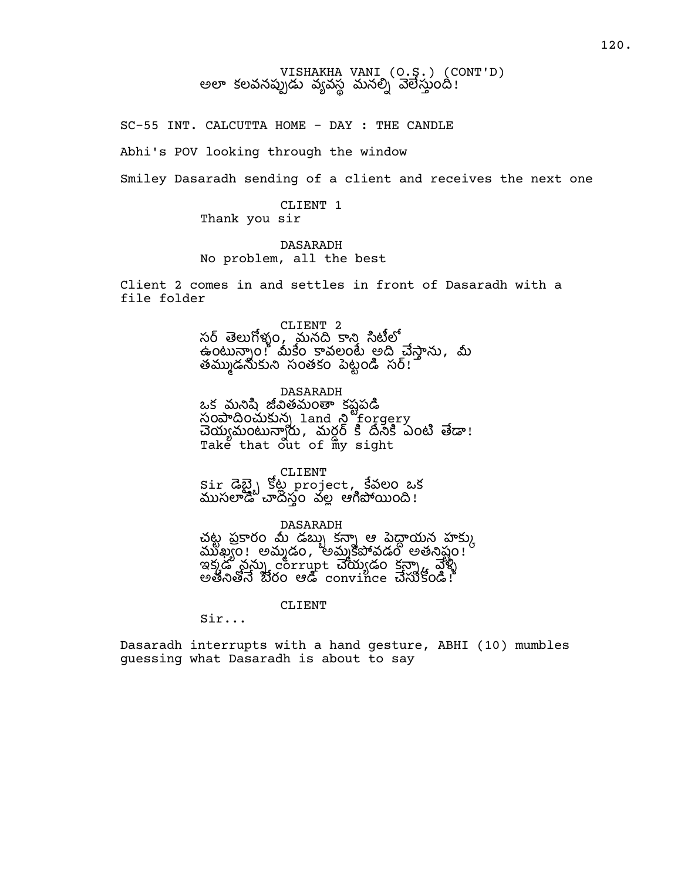VISHAKHA VANI (O.S.) (CONT'D)
అలా కలవనప్పుడు వ్యవస్థ మనల్ని వెలేస్తుంది!

SC-55 INT. CALCUTTA HOME - DAY : THE CANDLE

Abhi's POV looking through the window

Smiley Dasaradh sending of a client and receives the next one

CLIENT 1
Thank you sir

DASARADH
No problem, all the best

Client 2 comes in and settles in front of Dasaradh with a file folder

CLIENT 2
సర్ తెలుగోళ్ళం, మనది కాని సిటీలో ఉంటున్నాం! మీకేం కావలంటే అది చేస్తాను, మీ తమ్ముడనుకుని సంతకం పెట్టండి సర్!

DASARADH
ఒక మనిషి జీవితమంతా కష్టపడి సంపాదించుకున్న land ని forgery చెయ్యమంటున్నారు, మర్డర్ కి దీనికి ఏంటి తేడా!
Take that out of my sight

CLIENT
Sir డెబ్బై కోట్ల project, కేవలం ఒక ముసలాడి చాదస్తం వల్ల ఆగిపోయింది!

DASARADH
చట్ట ప్రకారం మీ డబ్బు కన్నా ఆ పెద్దాయన హక్కు ముఖ్యం! అమ్మడం, అమ్మకపోవడం అతనిష్టం! ఇక్కడ నన్ను corrupt చెయ్యడం కన్నా, వెళ్ళి అతనితోనే బేరం ఆడి convince చేసుకోండి!

CLIENT
Sir...

Dasaradh interrupts with a hand gesture, ABHI (10) mumbles guessing what Dasaradh is about to say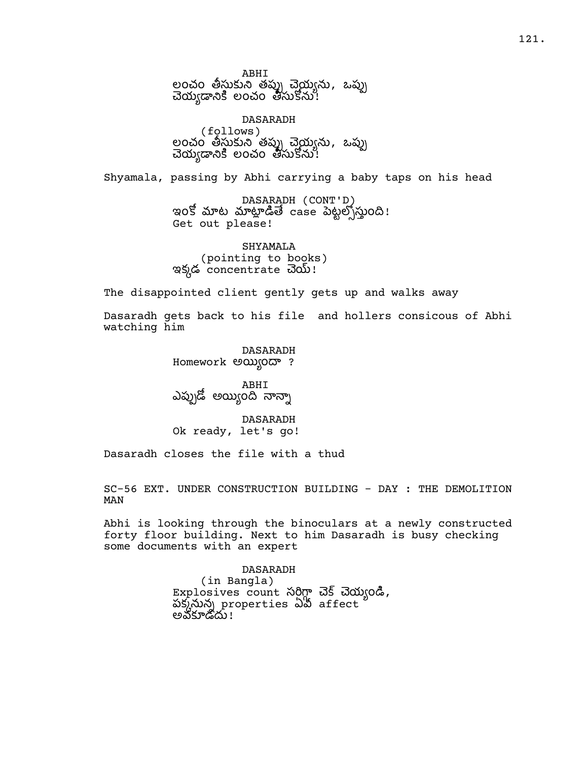ABHI
లంచం తీసుకుని తప్పు చెయ్యను, ఒప్పు
చెయ్యడానికి లంచం తీసుకోను!

DASARADH
(follows)
లంచం తీసుకుని తప్పు చెయ్యను, ఒప్పు
చెయ్యడానికి లంచం తీసుకోను!

Shyamala, passing by Abhi carrying a baby taps on his head

DASARADH (CONT'D)
ఇంకో మాట మాట్లాడితే case పెట్టల్సొస్తుంది!
Get out please!

SHYAMALA
(pointing to books)
ఇక్కడ concentrate చెయ్!

The disappointed client gently gets up and walks away

Dasaradh gets back to his file  and hollers consicous of Abhi watching him

DASARADH
Homework అయ్యిందా ?

ABHI
ఎప్పుడో అయ్యింది నాన్నా

DASARADH
Ok ready, let's go!

Dasaradh closes the file with a thud

SC-56 EXT. UNDER CONSTRUCTION BUILDING - DAY : THE DEMOLITION MAN

Abhi is looking through the binoculars at a newly constructed forty floor building. Next to him Dasaradh is busy checking some documents with an expert

DASARADH
(in Bangla)
Explosives count సరిగ్గా చెక్ చెయ్యండి,
పక్కనున్న properties ఏవీ affect
అవకూడదు!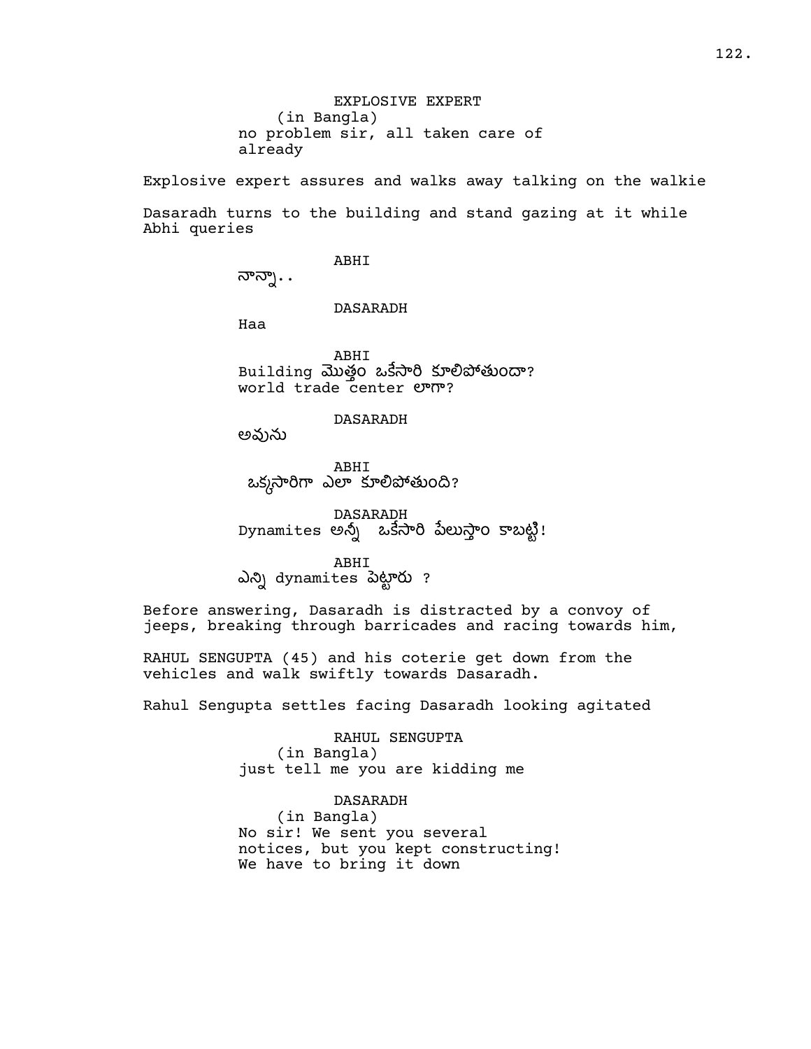EXPLOSIVE EXPERT
(in Bangla)
no problem sir, all taken care of already

Explosive expert assures and walks away talking on the walkie

Dasaradh turns to the building and stand gazing at it while Abhi queries

ABHI
నాన్నా..

DASARADH
Haa

ABHI
Building మొత్తం ఒకేసారి కూలిపోతుందా? world trade center లాగా?

DASARADH
అవును

ABHI
ఒక్కసారిగా ఎలా కూలిపోతుంది?

DASARADH
Dynamites అన్నీ ఒకేసారి పేలుస్తాం కాబట్టి!

ABHI
ఎన్ని dynamites పెట్టారు ?

Before answering, Dasaradh is distracted by a convoy of jeeps, breaking through barricades and racing towards him,

RAHUL SENGUPTA (45) and his coterie get down from the vehicles and walk swiftly towards Dasaradh.

Rahul Sengupta settles facing Dasaradh looking agitated

RAHUL SENGUPTA
(in Bangla)
just tell me you are kidding me

DASARADH
(in Bangla)
No sir! We sent you several notices, but you kept constructing! We have to bring it down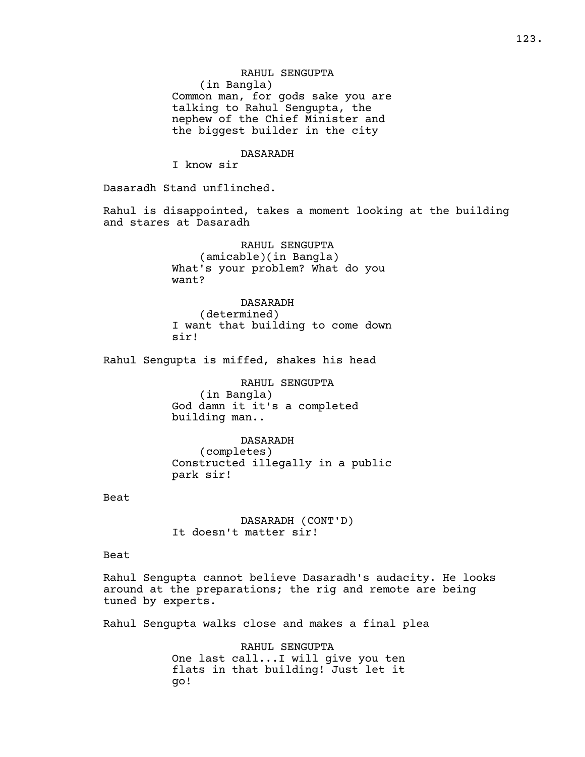RAHUL SENGUPTA
(in Bangla)
Common man, for gods sake you are talking to Rahul Sengupta, the nephew of the Chief Minister and the biggest builder in the city

DASARADH
I know sir

Dasaradh Stand unflinched.

Rahul is disappointed, takes a moment looking at the building and stares at Dasaradh

RAHUL SENGUPTA
(amicable)(in Bangla)
What's your problem? What do you want?

DASARADH
(determined)
I want that building to come down sir!

Rahul Sengupta is miffed, shakes his head

RAHUL SENGUPTA
(in Bangla)
God damn it it's a completed building man..

DASARADH
(completes)
Constructed illegally in a public park sir!

Beat

DASARADH (CONT'D)
It doesn't matter sir!

Beat

Rahul Sengupta cannot believe Dasaradh's audacity. He looks around at the preparations; the rig and remote are being tuned by experts.

Rahul Sengupta walks close and makes a final plea

RAHUL SENGUPTA
One last call...I will give you ten flats in that building! Just let it go!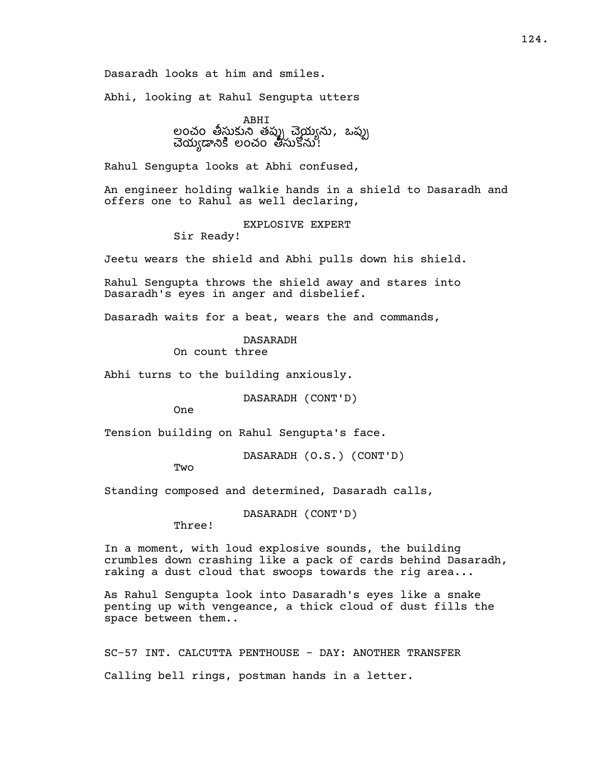Dasaradh looks at him and smiles.

Abhi, looking at Rahul Sengupta utters

ABHI
లంచం తీసుకుని తప్పు చెయ్యను, ఒప్పు చెయ్యడానికి లంచం తీసుకోను!

Rahul Sengupta looks at Abhi confused,

An engineer holding walkie hands in a shield to Dasaradh and offers one to Rahul as well declaring,

EXPLOSIVE EXPERT
Sir Ready!

Jeetu wears the shield and Abhi pulls down his shield.

Rahul Sengupta throws the shield away and stares into Dasaradh's eyes in anger and disbelief.

Dasaradh waits for a beat, wears the and commands,

DASARADH
On count three

Abhi turns to the building anxiously.

DASARADH (CONT'D)
One

Tension building on Rahul Sengupta's face.

DASARADH (O.S.) (CONT'D)
Two

Standing composed and determined, Dasaradh calls,

DASARADH (CONT'D)
Three!

In a moment, with loud explosive sounds, the building crumbles down crashing like a pack of cards behind Dasaradh, raking a dust cloud that swoops towards the rig area...

As Rahul Sengupta look into Dasaradh's eyes like a snake penting up with vengeance, a thick cloud of dust fills the space between them..

SC-57 INT. CALCUTTA PENTHOUSE - DAY: ANOTHER TRANSFER

Calling bell rings, postman hands in a letter.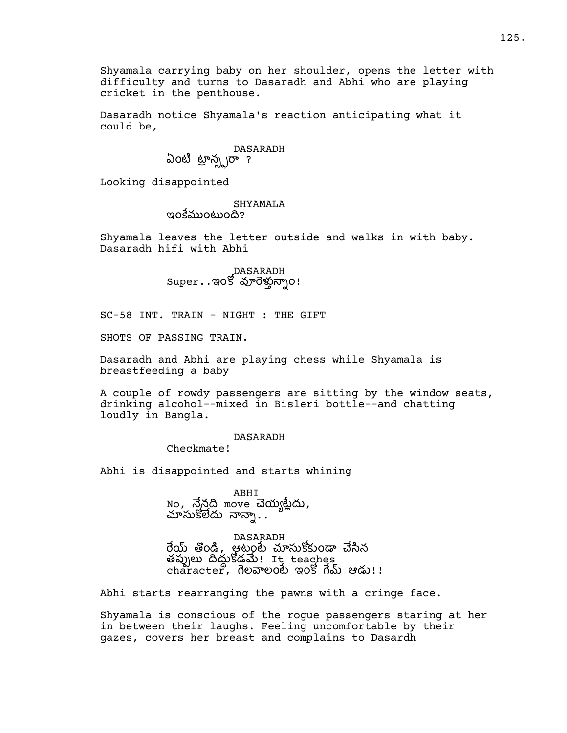Shyamala carrying baby on her shoulder, opens the letter with difficulty and turns to Dasaradh and Abhi who are playing cricket in the penthouse.

Dasaradh notice Shyamala's reaction anticipating what it could be,

DASARADH
ఏంటి ట్రాన్స్ఫరా ?

Looking disappointed

SHYAMALA
ఇంకేముంటుంది?

Shyamala leaves the letter outside and walks in with baby. Dasaradh hifi with Abhi

DASARADH
Super..ఇంకో వూరెళ్తున్నాం!

SC-58 INT. TRAIN - NIGHT : THE GIFT

SHOTS OF PASSING TRAIN.

Dasaradh and Abhi are playing chess while Shyamala is breastfeeding a baby

A couple of rowdy passengers are sitting by the window seats, drinking alcohol--mixed in Bisleri bottle--and chatting loudly in Bangla.

DASARADH
Checkmate!

Abhi is disappointed and starts whining

ABHI
No, నేనది move చెయ్యట్లేదు, చూసుకోలేదు నాన్నా..

DASARADH
రేయ్ తొండి, ఆటంటే చూసుకోకుండా చేసిన తప్పులు దిద్దుకోడమే! It teaches character, గెలవాలంటే ఇంకో గేమ్ ఆడు!!

Abhi starts rearranging the pawns with a cringe face.

Shyamala is conscious of the rogue passengers staring at her in between their laughs. Feeling uncomfortable by their gazes, covers her breast and complains to Dasardh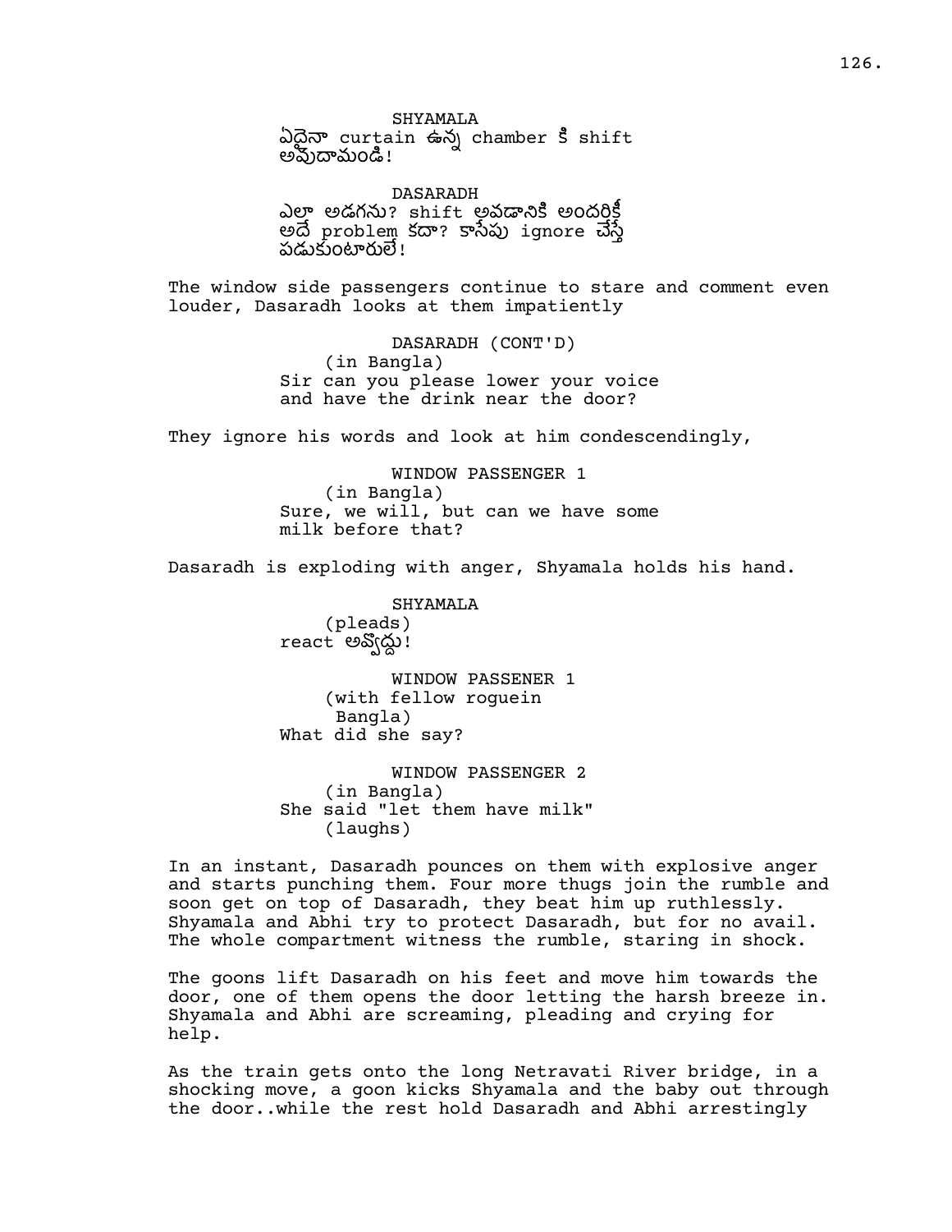SHYAMALA
ఏదైనా curtain ఉన్న chamber కి shift అవుదామండి!

DASARADH
ఎలా అడగను? shift అవడానికి అందరికీ అదే problem కదా? కాసేపు ignore చేస్తే పడుకుంటారులే!

The window side passengers continue to stare and comment even louder, Dasaradh looks at them impatiently

DASARADH (CONT'D)
(in Bangla)
Sir can you please lower your voice and have the drink near the door?

They ignore his words and look at him condescendingly,

WINDOW PASSENGER 1
(in Bangla)
Sure, we will, but can we have some milk before that?

Dasaradh is exploding with anger, Shyamala holds his hand.

SHYAMALA
(pleads)
react అవ్వొద్దు!

WINDOW PASSENER 1
(with fellow roguein Bangla)
What did she say?

WINDOW PASSENGER 2
(in Bangla)
She said "let them have milk"
(laughs)

In an instant, Dasaradh pounces on them with explosive anger and starts punching them. Four more thugs join the rumble and soon get on top of Dasaradh, they beat him up ruthlessly. Shyamala and Abhi try to protect Dasaradh, but for no avail. The whole compartment witness the rumble, staring in shock.

The goons lift Dasaradh on his feet and move him towards the door, one of them opens the door letting the harsh breeze in. Shyamala and Abhi are screaming, pleading and crying for help.

As the train gets onto the long Netravati River bridge, in a shocking move, a goon kicks Shyamala and the baby out through the door..while the rest hold Dasaradh and Abhi arrestingly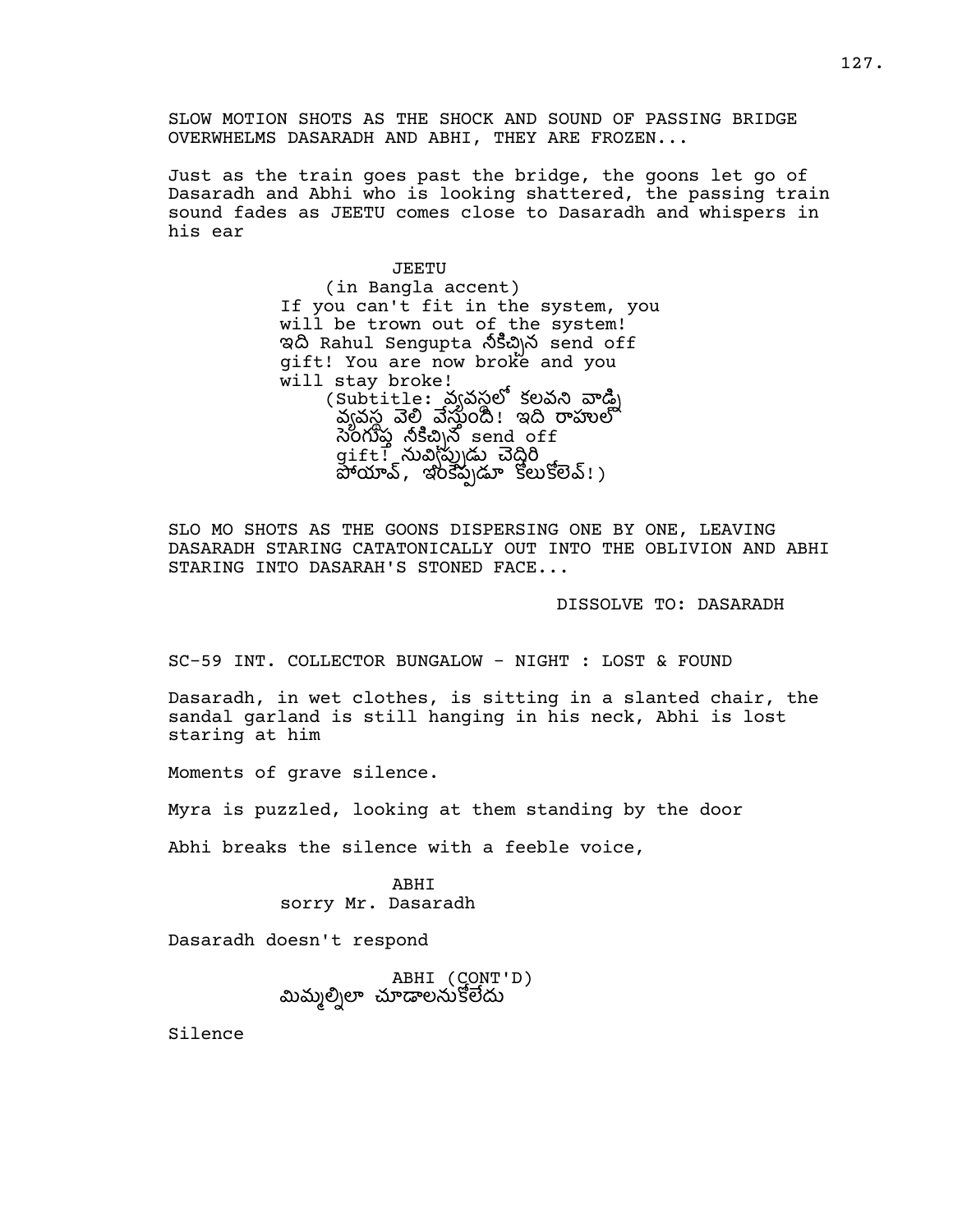SLOW MOTION SHOTS AS THE SHOCK AND SOUND OF PASSING BRIDGE OVERWHELMS DASARADH AND ABHI, THEY ARE FROZEN...

Just as the train goes past the bridge, the goons let go of Dasaradh and Abhi who is looking shattered, the passing train sound fades as JEETU comes close to Dasaradh and whispers in his ear

JEETU
(in Bangla accent)
If you can't fit in the system, you will be trown out of the system! ఇది Rahul Sengupta నీకిచ్చిన send off gift! You are now broke and you will stay broke!
(Subtitle: వ్యవస్థలో కలవని వాడ్ని వ్యవస్థ వెలి వేస్తుంది! ఇది రాహుల్ సెంగుప్త నీకిచ్చిన send off gift! నువిప్పుడు చెద్దిరి పోయావ్, ఇంకెప్పుడూ కోలుకోలేవ్!)

SLO MO SHOTS AS THE GOONS DISPERSING ONE BY ONE, LEAVING DASARADH STARING CATATONICALLY OUT INTO THE OBLIVION AND ABHI STARING INTO DASARAH'S STONED FACE...

DISSOLVE TO: DASARADH

SC-59 INT. COLLECTOR BUNGALOW - NIGHT : LOST & FOUND

Dasaradh, in wet clothes, is sitting in a slanted chair, the sandal garland is still hanging in his neck, Abhi is lost staring at him

Moments of grave silence.

Myra is puzzled, looking at them standing by the door

Abhi breaks the silence with a feeble voice,

ABHI
sorry Mr. Dasaradh

Dasaradh doesn't respond

ABHI (CONT'D)
మిమ్మల్నిలా చూడాలనుకోలేదు

Silence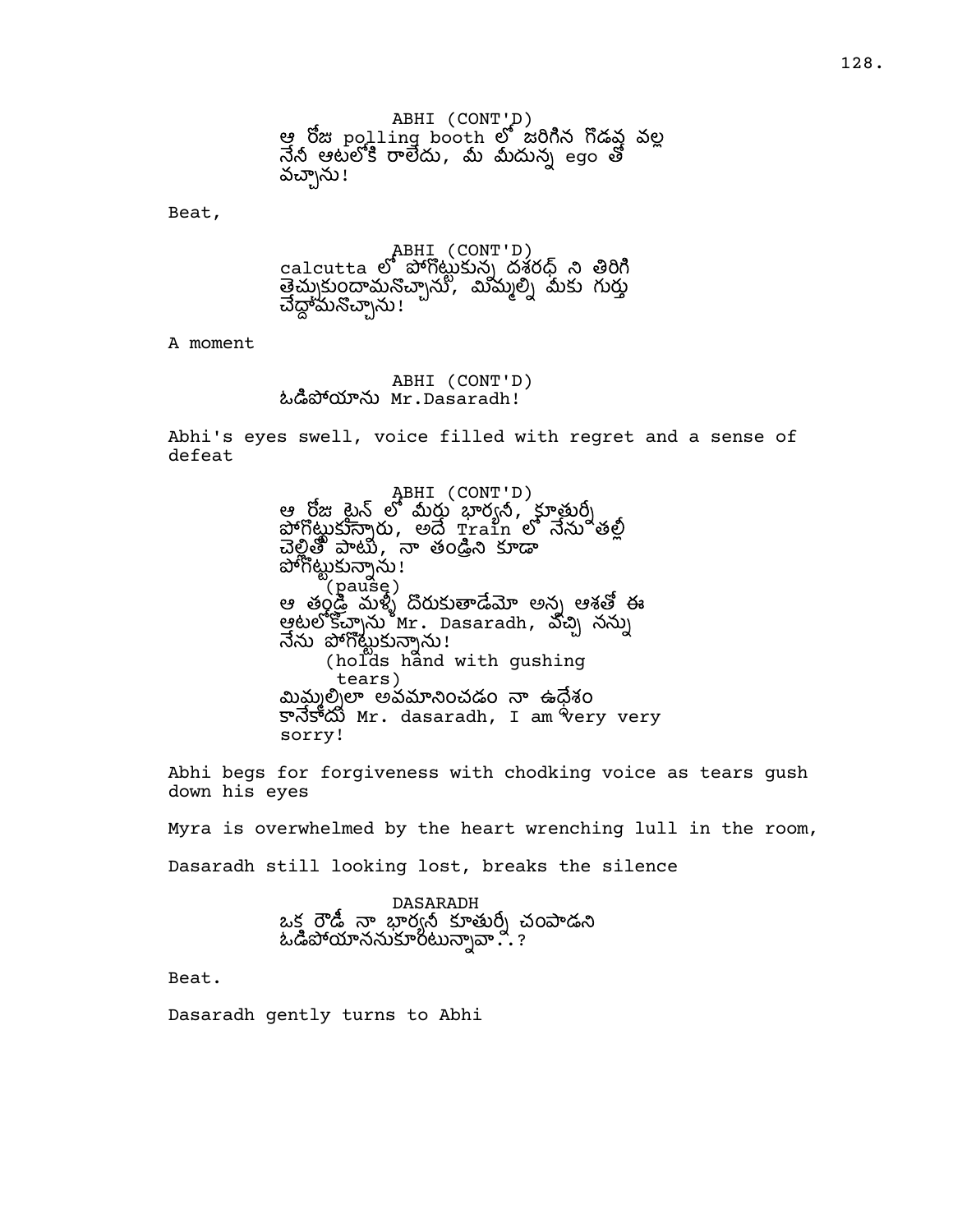ABHI (CONT'D)
ఆ రోజు polling booth లో జరిగిన గొడవ వల్ల నేనీ ఆటలోకి రాలేదు, మీ మీదున్న ego తో వచ్చాను!

Beat,

ABHI (CONT'D)
calcutta లో పోగొట్టుకున్న దశరధ్ ని తిరిగి తెచ్చుకుందామనొచ్చాను, మిమ్మల్ని మీకు గుర్తు చేద్దామనొచ్చాను!

A moment

ABHI (CONT'D)
ఓడిపోయాను Mr.Dasaradh!

Abhi's eyes swell, voice filled with regret and a sense of defeat

ABHI (CONT'D)
ఆ రోజు ట్రైన్ లో మీరు భార్యనీ, కూతుర్నీ పోగొట్టుకున్నారు, అదే Train లో నేను తల్లీ చెల్లితో పాటు, నా తండ్రిని కూడా పోగొట్టుకున్నాను!
(pause)
ఆ తండ్రి మళ్ళీ దొరుకుతాడేమో అన్న ఆశతో ఈ ఆటలోకొచ్చాను Mr. Dasaradh, వచ్చి నన్ను నేను పోగొట్టుకున్నాను!
(holds hand with gushing tears)
మిమ్మల్నిలా అవమానించడం నా ఉద్దేశం కానేకాదు Mr. dasaradh, I am very very sorry!

Abhi begs for forgiveness with chodking voice as tears gush down his eyes

Myra is overwhelmed by the heart wrenching lull in the room,

Dasaradh still looking lost, breaks the silence

DASARADH
ఒక రౌడీ నా భార్యనీ కూతుర్నీ చంపాడని ఓడిపోయాననుకూంటున్నావా..?

Beat.

Dasaradh gently turns to Abhi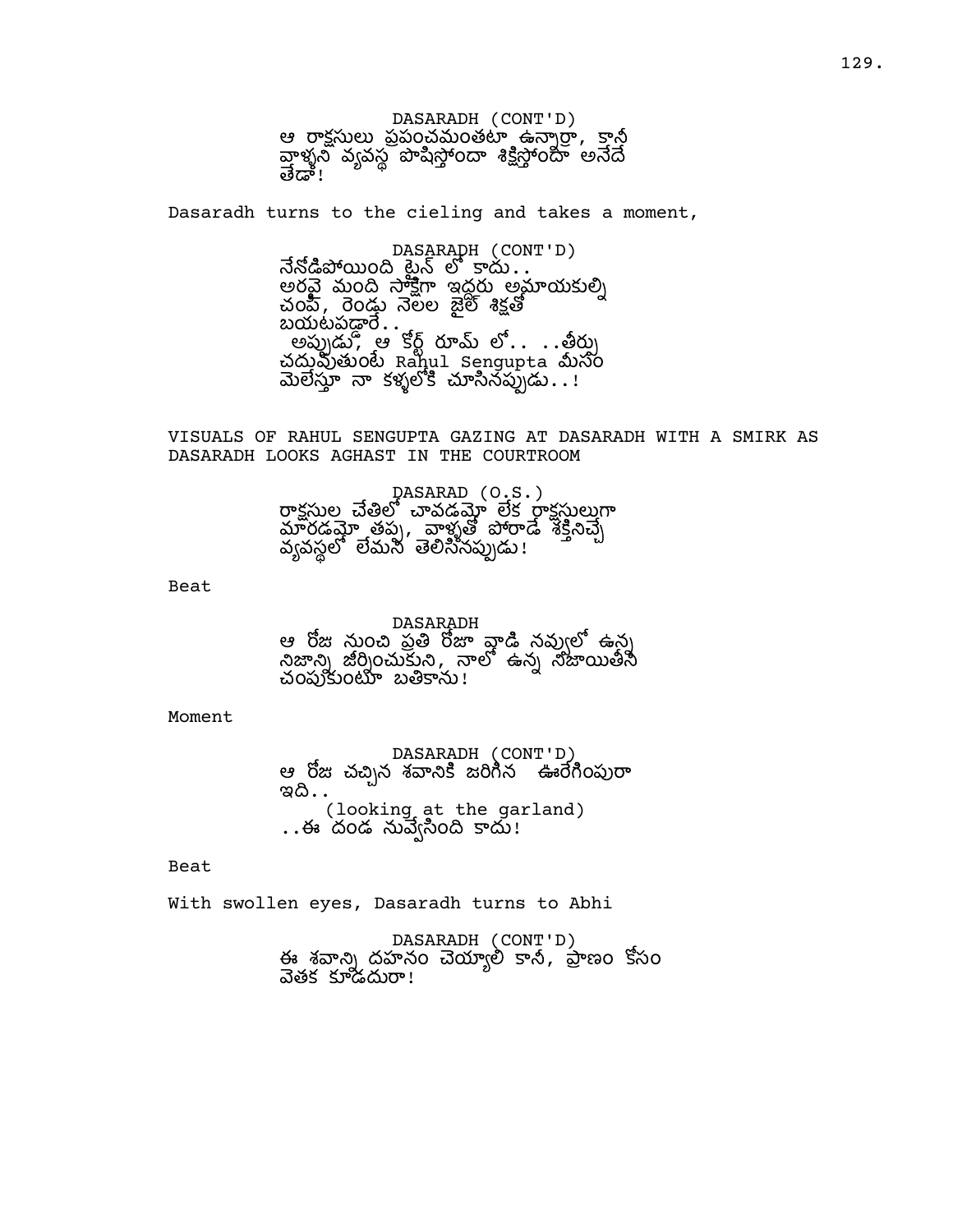DASARADH (CONT'D)
ఆ రాక్షసులు ప్రపంచమంతటా ఉన్నార్రా, కానీ వాళ్ళని వ్యవస్థ పోషిస్తోందా శిక్షిస్తోందా అనేదే తేడా!

Dasaradh turns to the cieling and takes a moment,

DASARADH (CONT'D)
నేనోడిపోయింది ట్రైన్ లో కాదు..
అరవై మంది సాక్షిగా ఇద్దరు అమ్మాయకుల్ని చంపి, రెండు నెలల జైల్ శిక్షతో బయటపడ్డారే..
అప్పుడు, ఆ కోర్ట్ రూమ్ లో.. ..తీర్పు చదువుతుంటే Rahul Sengupta మీసం మెలేస్తూ నా కళ్ళలోకి చూసినప్పుడు..!

VISUALS OF RAHUL SENGUPTA GAZING AT DASARADH WITH A SMIRK AS DASARADH LOOKS AGHAST IN THE COURTROOM

DASARAD (O.S.)
రాక్షసుల చేతిలో చావడమో లేక రాక్షసులుగా మారడమో తప్ప, వాళ్ళతో పోరాడే శక్తినిచ్చే వ్యవస్థలో లేమని తెలిసినప్పుడు!

Beat

DASARADH
ఆ రోజు నుంచి ప్రతి రోజూ వాడి నవ్వులో ఉన్న నిజాన్ని జీర్ణించుకుని, నాలో ఉన్న నిజాయితీని చంపుకుంటూ బతికాను!

Moment

DASARADH (CONT'D)
ఆ రోజు చచ్చిన శవానికి జరిగిన ఊరేగింపురా ఇది..
(looking at the garland)
..ఈ దండ నువ్వేసింది కాదు!

Beat

With swollen eyes, Dasaradh turns to Abhi

DASARADH (CONT'D)
ఈ శవాన్ని దహనం చెయ్యాలి కానీ, ప్రాణం కోసం వెతక కూడదురా!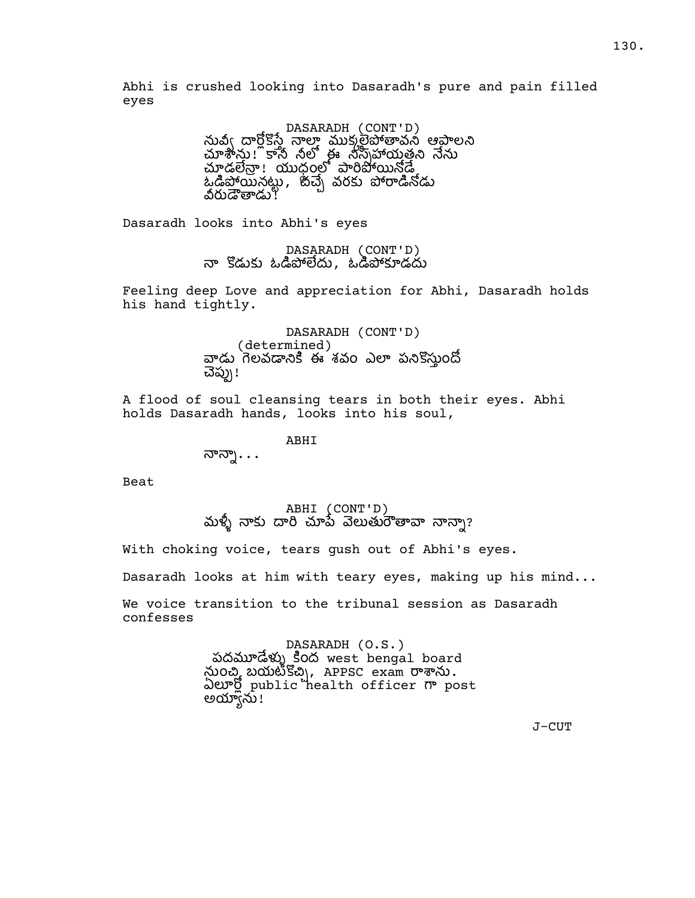Abhi is crushed looking into Dasaradh's pure and pain filled eyes

DASARADH (CONT'D)
నువ్వే దార్లోకొస్తే నాలా ముక్కలైపోతావని ఆపాలని చూశాను! కానీ నీలో ఈ నిస్సహాయతని నేను చూడలేనా! యుద్ధంలో పారిపోయినోడే ఓడిపోయినట్లు, ఓచ్చే వరకు పోరాడినోడు వీరుడౌతాడు!

Dasaradh looks into Abhi's eyes

DASARADH (CONT'D)
నా కొడుకు ఓడిపోలేదు, ఓడిపోకూడదు

Feeling deep Love and appreciation for Abhi, Dasaradh holds his hand tightly.

DASARADH (CONT'D)
(determined)
వాడు గెలవడానికి ఈ శవం ఎలా పనికొస్తుందో చెప్పు!

A flood of soul cleansing tears in both their eyes. Abhi holds Dasaradh hands, looks into his soul,

ABHI
నాన్నా...

Beat

ABHI (CONT'D)
మళ్ళీ నాకు దారి చూపే వెలుతురౌతావా నాన్నా?

With choking voice, tears gush out of Abhi's eyes.

Dasaradh looks at him with teary eyes, making up his mind...

We voice transition to the tribunal session as Dasaradh confesses

DASARADH (O.S.)
పదమూడేళ్ళు కింద west bengal board నుంచి బయటకొచ్చి, APPSC exam రాశాను. ఏలూర్లో public health officer గా post అయ్యాను!

J-CUT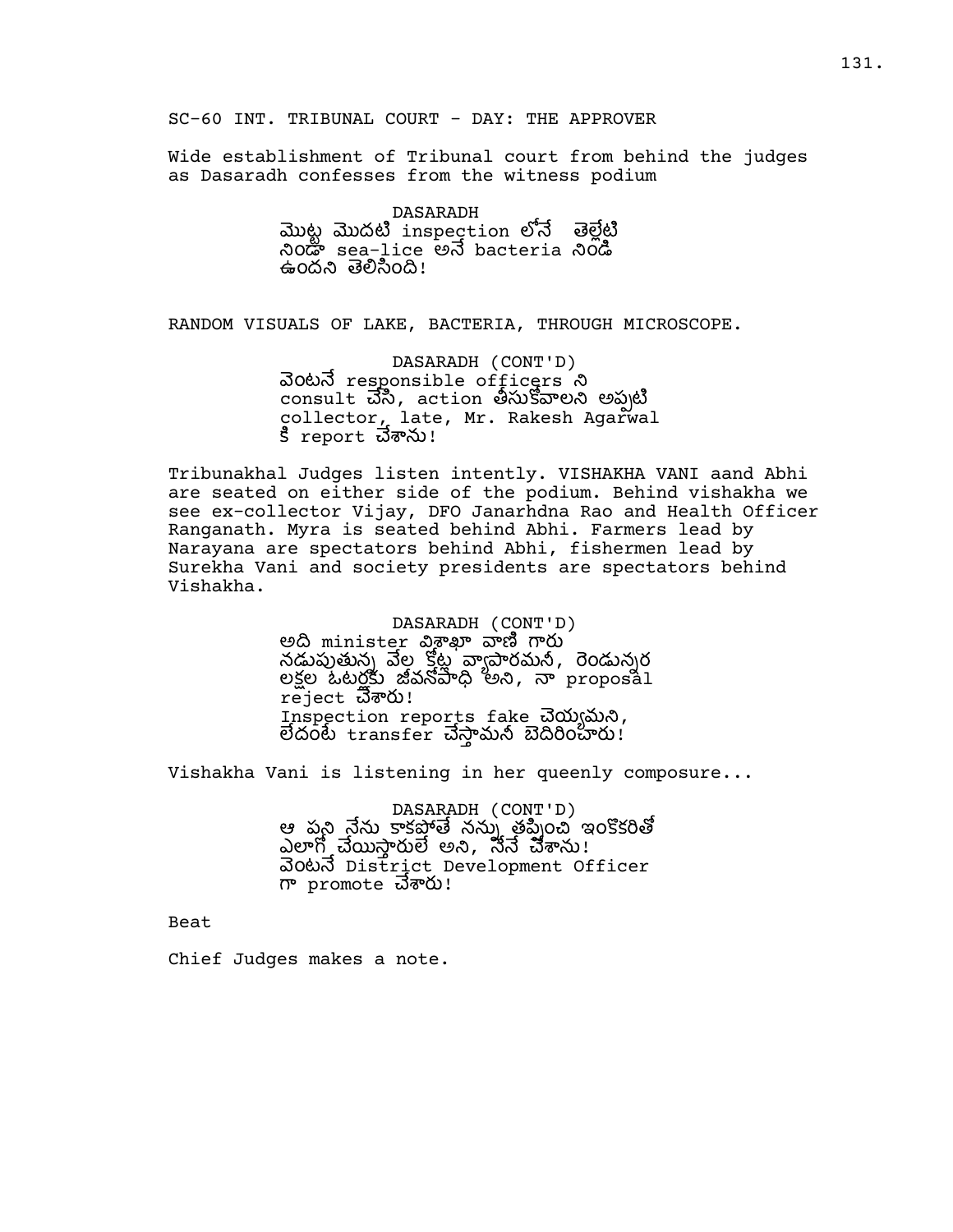SC-60 INT. TRIBUNAL COURT - DAY: THE APPROVER

Wide establishment of Tribunal court from behind the judges as Dasaradh confesses from the witness podium

DASARADH
మొట్ట మొదటి inspection లోనే తెల్లేటి నిండా sea-lice అనే bacteria నిండి ఉందని తెలిసింది!

RANDOM VISUALS OF LAKE, BACTERIA, THROUGH MICROSCOPE.

DASARADH (CONT'D)
వెంటనే responsible officers ని consult చేసి, action తీసుకోవాలని అప్పటి collector, late, Mr. Rakesh Agarwal కి report చేశాను!

Tribunakhal Judges listen intently. VISHAKHA VANI aand Abhi are seated on either side of the podium. Behind vishakha we see ex-collector Vijay, DFO Janarhdna Rao and Health Officer Ranganath. Myra is seated behind Abhi. Farmers lead by Narayana are spectators behind Abhi, fishermen lead by Surekha Vani and society presidents are spectators behind Vishakha.

DASARADH (CONT'D)
అది minister విశాఖా వాణి గారు నడుపుతున్న వేల కోట్ల వ్యాపారమనీ, రెండున్నర లక్షల ఓటర్లకు జీవనోపాధి అని, నా proposal reject చేశారు!
Inspection reports fake చెయ్యమని, లేదంటే transfer చేస్తామనీ బెదిరించారు!

Vishakha Vani is listening in her queenly composure...

DASARADH (CONT'D)
ఆ పని నేను కాకపోతే నన్ను తప్పించి ఇంకొకరితో ఎలాగో చేయిస్తారులే అని, నేనే చేశాను!
వెంటనే District Development Officer గా promote చేశారు!

Beat

Chief Judges makes a note.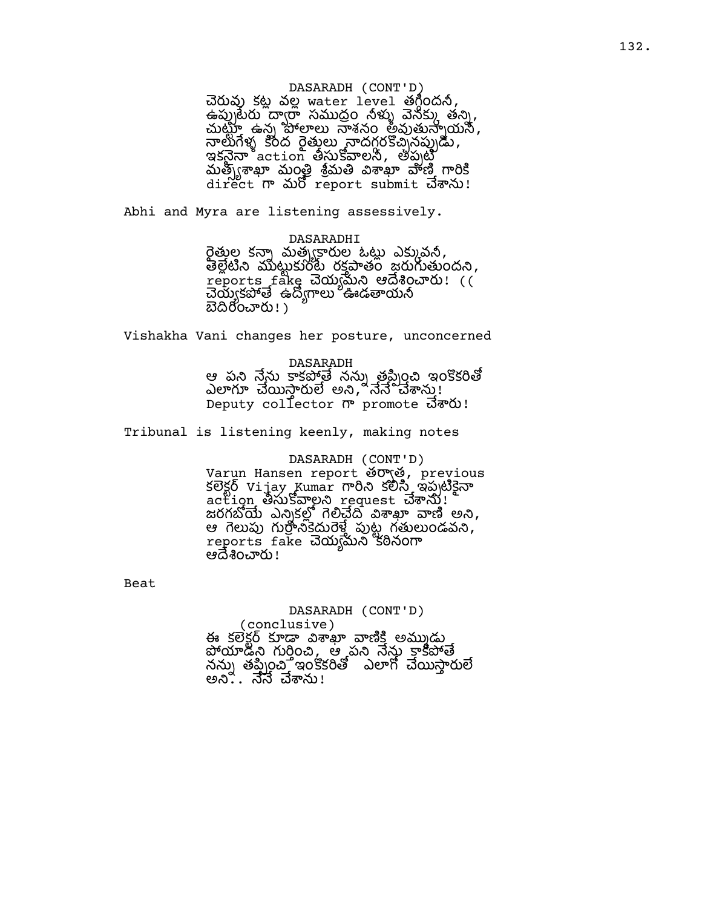DASARADH (CONT'D)
చెరువు కట్ల వల్ల water level తగ్గిందనీ,
ఉప్పుటేరు ద్వారా సముద్రం నీళ్ళు వెనక్కు తన్ని,
చుట్టూ ఉన్న పొలాలు నాశనం అవుతున్నాయనీ,
నాలుగేళ్ళ కింద రైతులు నాదగ్గరకొచ్చినప్పుడు,
ఇకనైనా action తీసుకోవాలనీ, అప్పటి
మత్స్యశాఖా మంత్రి శ్రీమతి విశాఖా వాణి గారికి
direct గా మరో report submit చేశాను!

Abhi and Myra are listening assessively.

DASARADHI
రైతుల కన్నా మత్స్యకారుల ఓట్లు ఎక్కువనీ,
తెల్లేటిని ముట్టుకుంటే రక్తపాతం జరుగుతుందని,
reports fake చెయ్యమని ఆదేశించారు! ((
చెయ్యకపోతే ఉద్యోగాలు ఊడతాయనీ
బెదిరించారు!)

Vishakha Vani changes her posture, unconcerned

DASARADH
ఆ పని నేను కాకపోతే నన్ను తప్పించి ఇంకొకరితో
ఎలాగూ చేయిస్తారులే అని, నేనే చేశాను!
Deputy collector గా promote చేశారు!

Tribunal is listening keenly, making notes

DASARADH (CONT'D)
Varun Hansen report తర్వాత, previous
కలెక్టర్ Vijay Kumar గారిని కలిసి ఇప్పటికైనా
action తీసుకోవాలని request చేశాను!
జరగబోయే ఎన్నికల్లో గెలిచేది విశాఖా వాణి అని,
ఆ గెలుపు గుర్రానికెదురెళ్తే పుట్ట గతులుండవని,
reports fake చెయ్యమని కఠినంగా
ఆదేశించారు!

Beat

DASARADH (CONT'D)
(conclusive)
ఈ కలెక్టర్ కూడా విశాఖా వాణికి అమ్ముడు
పోయాడని గుర్తించి, ఆ పని నేను కాకపోతే
నన్ను తప్పించి ఇంకొకరితో ఎలాగో చేయిస్తారులే
అని.. నేనే చేశాను!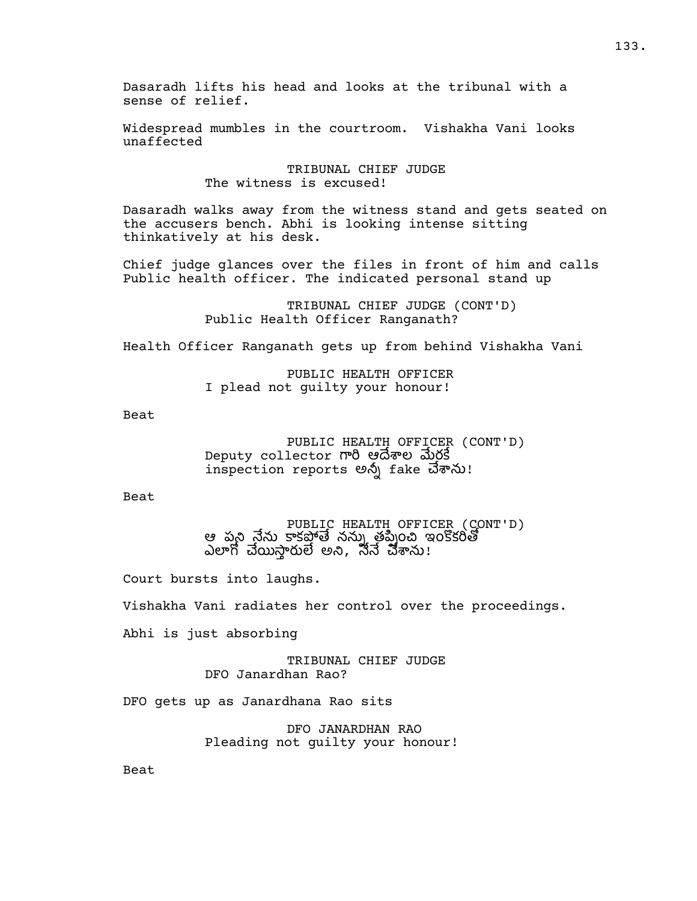Dasaradh lifts his head and looks at the tribunal with a sense of relief.

Widespread mumbles in the courtroom. Vishakha Vani looks unaffected

TRIBUNAL CHIEF JUDGE
The witness is excused!

Dasaradh walks away from the witness stand and gets seated on the accusers bench. Abhi is looking intense sitting thinkatively at his desk.

Chief judge glances over the files in front of him and calls Public health officer. The indicated personal stand up

TRIBUNAL CHIEF JUDGE (CONT'D)
Public Health Officer Ranganath?

Health Officer Ranganath gets up from behind Vishakha Vani

PUBLIC HEALTH OFFICER
I plead not guilty your honour!

Beat

PUBLIC HEALTH OFFICER (CONT'D)
Deputy collector గారి ఆదేశాల మేరకే inspection reports అన్నీ fake చేశాను!

Beat

PUBLIC HEALTH OFFICER (CONT'D)
ఆ పని నేను కాకపోతే నన్ను తప్పించి ఇంకొకరితో ఎలాగో చేయిస్తారులే అని, నేనే చేశాను!

Court bursts into laughs.

Vishakha Vani radiates her control over the proceedings.

Abhi is just absorbing

TRIBUNAL CHIEF JUDGE
DFO Janardhan Rao?

DFO gets up as Janardhana Rao sits

DFO JANARDHAN RAO
Pleading not guilty your honour!

Beat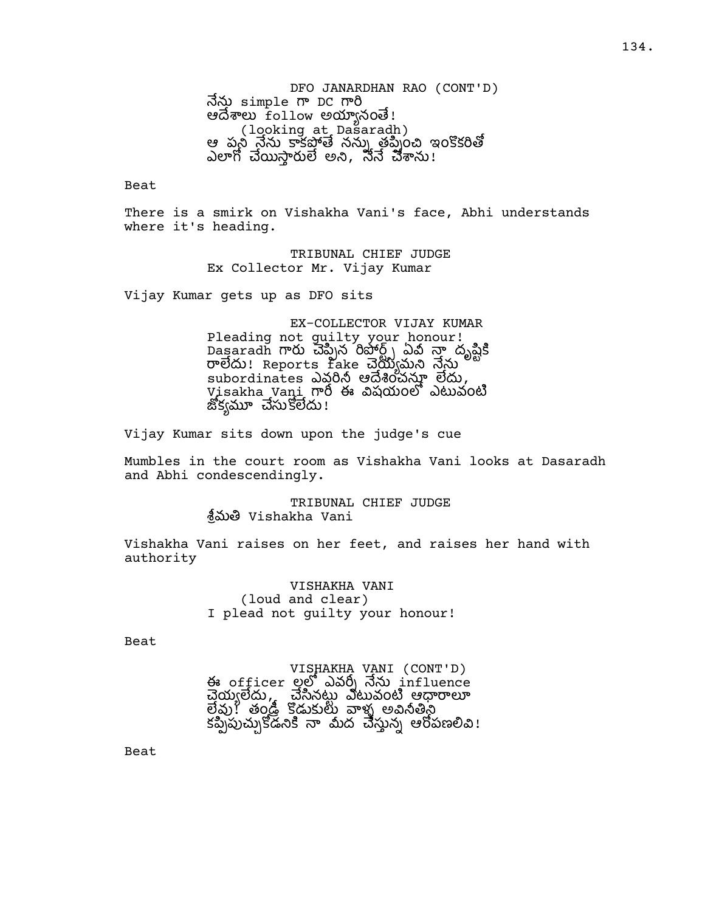DFO JANARDHAN RAO (CONT'D)
నేను simple గా DC గారి ఆదేశాలు follow అయ్యానంతే!
(looking at Dasaradh)
ఆ పని నేను కాకపోతే నన్ను తప్పించి ఇంకొకరితో ఎలాగో చేయిస్తారులే అని, నేనే చేశాను!

Beat

There is a smirk on Vishakha Vani's face, Abhi understands where it's heading.

TRIBUNAL CHIEF JUDGE
Ex Collector Mr. Vijay Kumar

Vijay Kumar gets up as DFO sits

EX-COLLECTOR VIJAY KUMAR
Pleading not guilty your honour! Dasaradh గారు చెప్పిన రిపోర్ట్స్ ఏవీ నా దృష్టికి రాలేదు! Reports fake చెయ్యమని నేను subordinates ఎవరినీ ఆదేశించనూ లేదు, Visakha Vani గారి ఈ విషయంలో ఎటువంటి జోక్యమూ చేసుకోలేదు!

Vijay Kumar sits down upon the judge's cue

Mumbles in the court room as Vishakha Vani looks at Dasaradh and Abhi condescendingly.

TRIBUNAL CHIEF JUDGE
శ్రీమతి Vishakha Vani

Vishakha Vani raises on her feet, and raises her hand with authority

VISHAKHA VANI
(loud and clear)
I plead not guilty your honour!

Beat

VISHAKHA VANI (CONT'D)
ఈ officer ల్లో ఎవర్నీ నేను influence చెయ్యలేదు, చేసినట్లు ఎటువంటి ఆధారాలూ లేవు! తండ్రీ కొడుకులు వాళ్ళ అవినీతిని కప్పిపుచ్చుకోడనికి నా మీద చేస్తున్న ఆరోపణలివి!

Beat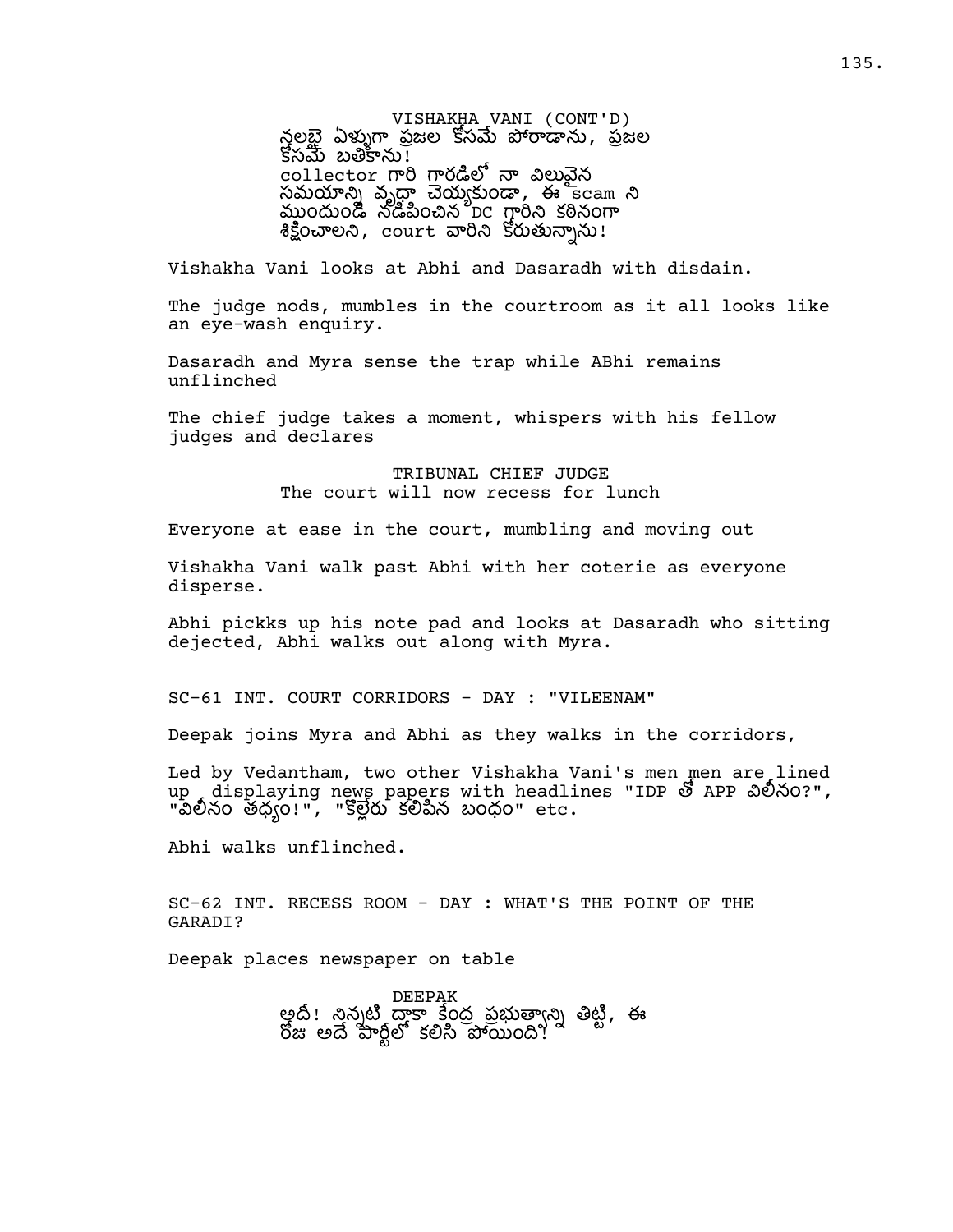VISHAKHA VANI (CONT'D)
నలభై ఏళ్ళుగా ప్రజల కోసమే పోరాడాను, ప్రజల కోసమే బతికాను!
collector గారి గారడిలో నా విలువైన సమయాన్ని వృధా చెయ్యకుండా, ఈ scam ని ముందుండి నడిపించిన DC గారిని కఠినంగా శిక్షించాలని, court వారిని కోరుతున్నాను!

Vishakha Vani looks at Abhi and Dasaradh with disdain.

The judge nods, mumbles in the courtroom as it all looks like an eye-wash enquiry.

Dasaradh and Myra sense the trap while ABhi remains unflinched

The chief judge takes a moment, whispers with his fellow judges and declares

TRIBUNAL CHIEF JUDGE
The court will now recess for lunch

Everyone at ease in the court, mumbling and moving out

Vishakha Vani walk past Abhi with her coterie as everyone disperse.

Abhi pickks up his note pad and looks at Dasaradh who sitting dejected, Abhi walks out along with Myra.

SC-61 INT. COURT CORRIDORS - DAY : "VILEENAM"

Deepak joins Myra and Abhi as they walks in the corridors,

Led by Vedantham, two other Vishakha Vani's men men are lined up , displaying news papers with headlines "IDP తో APP విలీనం?", "విలీనం తథ్యం!", "కొల్లేరు కలిపిన బంధం" etc.

Abhi walks unflinched.

SC-62 INT. RECESS ROOM - DAY : WHAT'S THE POINT OF THE GARADI?

Deepak places newspaper on table

DEEPAK
అదే! నిన్నటి దాకా కేంద్ర ప్రభుత్వాన్ని తిట్టి, ఈ రోజు అదే పార్టీలో కలిసి పోయింది!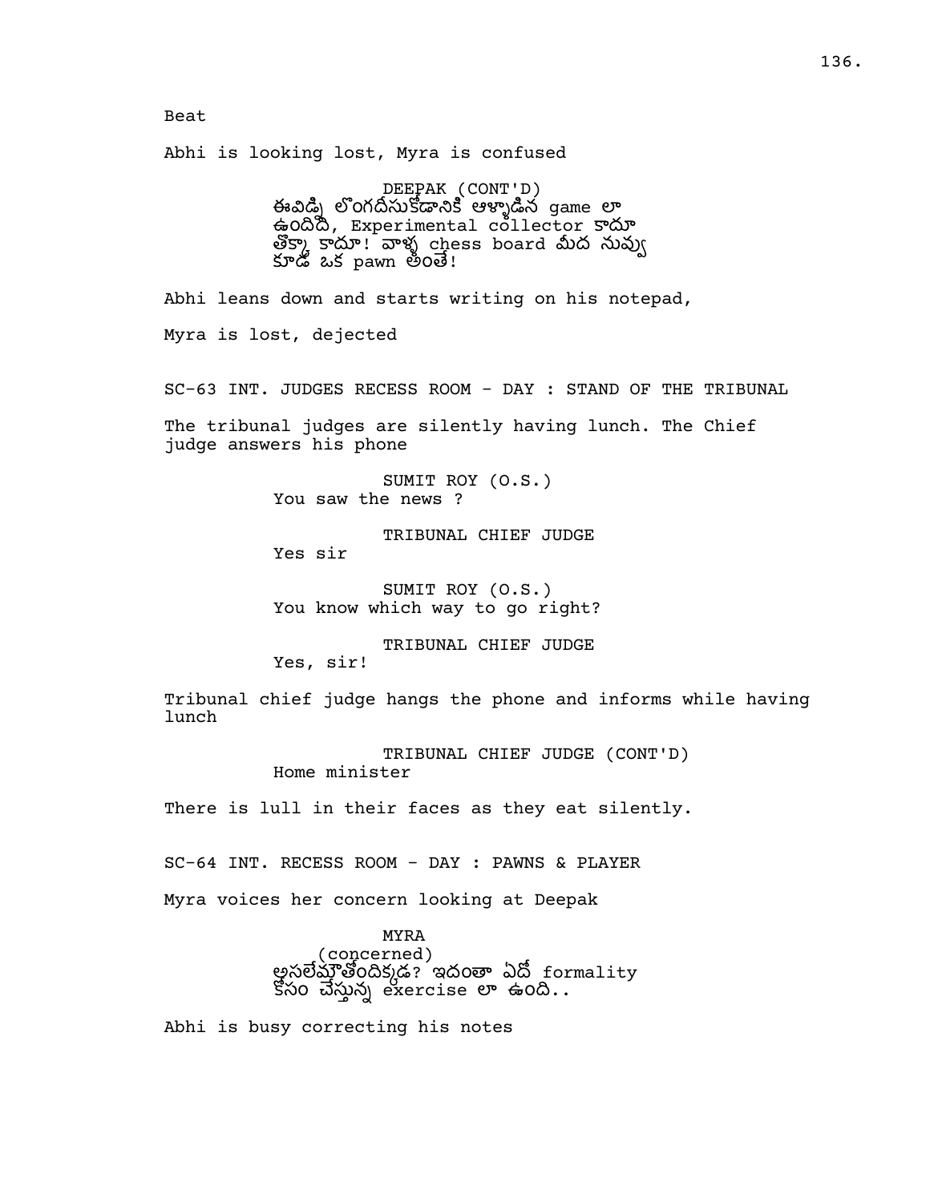Beat

Abhi is looking lost, Myra is confused

DEEPAK (CONT'D)
ఈవిడ్ని లొంగదీసుకోడానికి ఆళ్ళాడిన game లా ఉందిది, Experimental collector కాదూ తొక్కా కాదూ! వాళ్ళ chess board మీద నువ్వు కూడా ఒక pawn అంతే!

Abhi leans down and starts writing on his notepad,

Myra is lost, dejected

SC-63 INT. JUDGES RECESS ROOM - DAY : STAND OF THE TRIBUNAL

The tribunal judges are silently having lunch. The Chief judge answers his phone

SUMIT ROY (O.S.)
You saw the news ?

TRIBUNAL CHIEF JUDGE
Yes sir

SUMIT ROY (O.S.)
You know which way to go right?

TRIBUNAL CHIEF JUDGE
Yes, sir!

Tribunal chief judge hangs the phone and informs while having lunch

TRIBUNAL CHIEF JUDGE (CONT'D)
Home minister

There is lull in their faces as they eat silently.

SC-64 INT. RECESS ROOM - DAY : PAWNS & PLAYER

Myra voices her concern looking at Deepak

MYRA
(concerned)
అసలేమౌతోందిక్కడ? ఇదంతా ఏదో formality కోసం చేస్తున్న exercise లా ఉంది..

Abhi is busy correcting his notes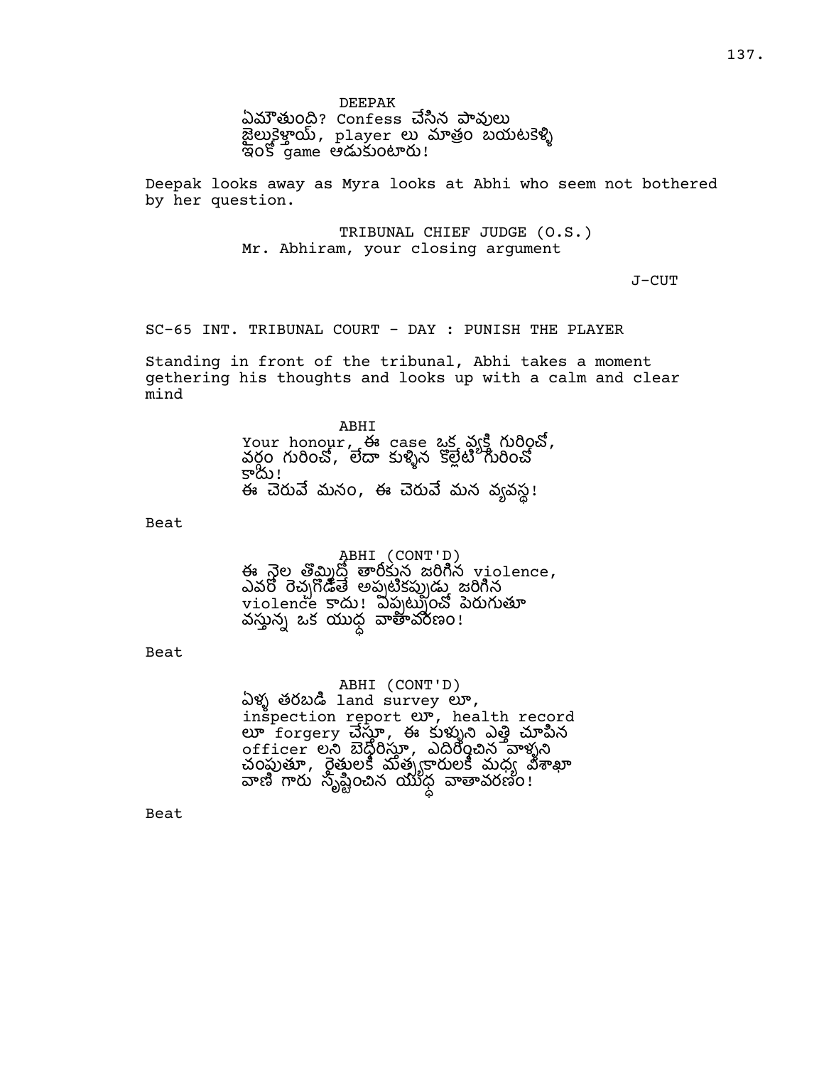DEEPAK
ఏమౌతుంది? Confess చేసిన పావులు
జైలుకెళ్తాయ్, player లు మాత్రం బయటకెళ్ళి
ఇంకో game ఆడుకుంటారు!

Deepak looks away as Myra looks at Abhi who seem not bothered by her question.

TRIBUNAL CHIEF JUDGE (O.S.)
Mr. Abhiram, your closing argument

J-CUT

SC-65 INT. TRIBUNAL COURT - DAY : PUNISH THE PLAYER

Standing in front of the tribunal, Abhi takes a moment gethering his thoughts and looks up with a calm and clear mind

ABHI
Your honour, ఈ case ఒక వ్యక్తి గురించో,
వర్గం గురించో, లేదా కుళ్ళిన కొల్లేటి గురించో
కాదు!
ఈ చెరువే మనం, ఈ చెరువే మన వ్యవస్థ!

Beat

ABHI (CONT'D)
ఈ నెల తొమ్మిదో తారీకున జరిగిన violence,
ఎవరో రెచ్చగొడితే అప్పటికప్పుడు జరిగిన
violence కాదు! ఎప్పట్నుంచో పెరుగుతూ
వస్తున్న ఒక యుద్ధ వాతావరణం!

Beat

ABHI (CONT'D)
ఏళ్ళ తరబడి land survey లూ,
inspection report లూ, health record
లూ forgery చేస్తూ, ఈ కుళ్ళుని ఎత్తి చూపిన
officer లని బెదిరిస్తూ, ఎదిరించిన వాళ్ళని
చంపుతూ, రైతులకి మత్స్యకారులకి మధ్య విశాఖా
వాణి గారు సృష్టించిన యుద్ధ వాతావరణం!

Beat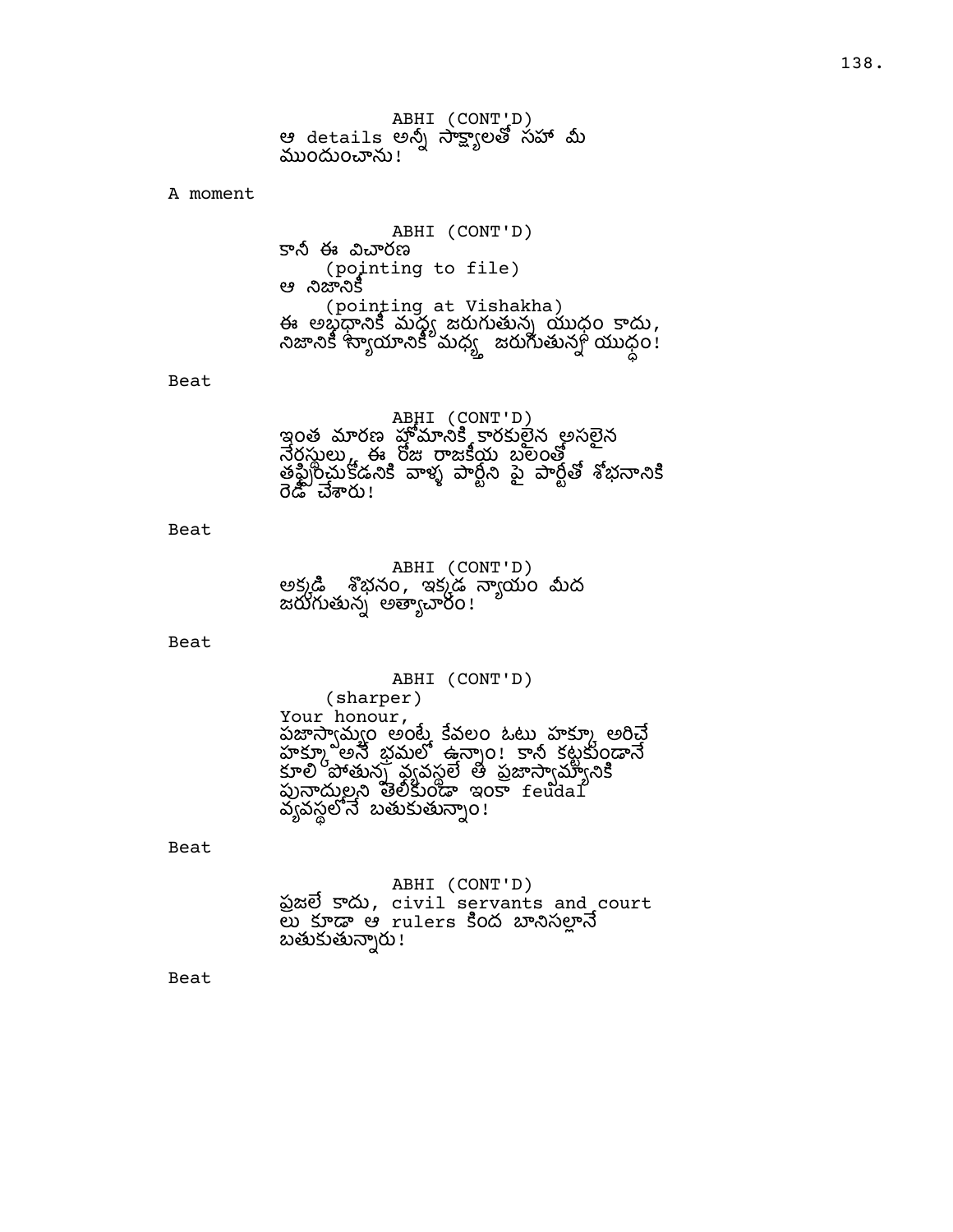ABHI (CONT'D)
ఆ details అన్నీ సాక్ష్యాలతో సహా మీ ముందుంచాను!

A moment

ABHI (CONT'D)
కానీ ఈ విచారణ
(pointing to file)
ఆ నిజానికి
(pointing at Vishakha)
ఈ అబద్ధానికి మధ్య జరుగుతున్న యుద్ధం కాదు, నిజానికి న్యాయానికి మధ్య జరుగుతున్న యుద్ధం!

Beat

ABHI (CONT'D)
ఇంత మారణ హోమానికి కారకులైన అసలైన నేరస్తులు, ఈ రోజు రాజకీయ బలంతో తప్పించుకోడనికి వాళ్ళ పార్టీని పై పార్టీతో శోభనానికి రెడీ చేశారు!

Beat

ABHI (CONT'D)
అక్కడి శోభనం, ఇక్కడ న్యాయం మీద జరుగుతున్న అత్యాచారం!

Beat

ABHI (CONT'D)
(sharper)
Your honour,
పజాస్వామ్యం అంటే కేవలం ఓటు హక్కూ అరిచే హక్కూ అనే భ్రమలో ఉన్నాం! కానీ కట్టకుండానే కూలి పోతున్న వ్యవస్థలే ఆ ప్రజాస్వామ్యానికి పునాదుల్లని తెలీకుండా ఇంకా feudal వ్యవస్థలోనే బతుకుతున్నాం!

Beat

ABHI (CONT'D)
ప్రజలే కాదు, civil servants and court లు కూడా ఆ rulers కింద బానిసల్లానే బతుకుతున్నారు!

Beat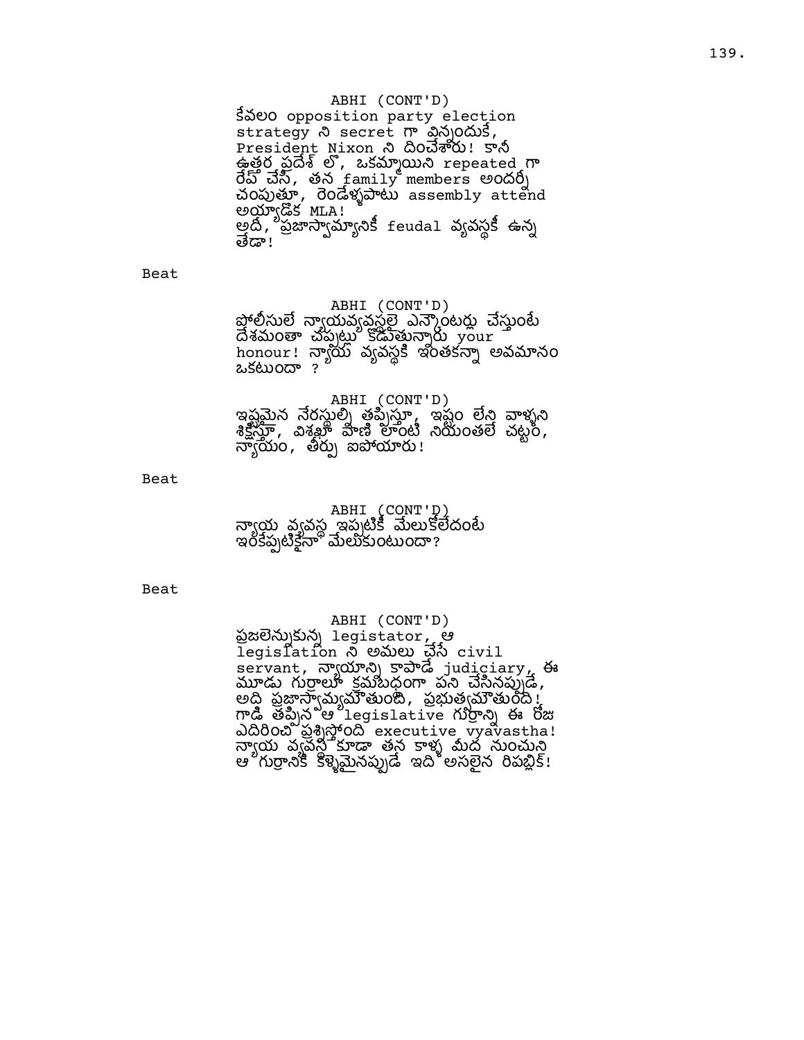ABHI (CONT'D)
కేవలం opposition party election strategy ని secret గా విన్నందుకే, President Nixon ని దించేశారు! కానీ ఉత్తర ప్రదేశ్ లో, ఒకమ్మాయిని repeated గా రేప్ చేసి, తన family members అందర్నీ చంపుతూ, రెండేళ్ళపాటు assembly attend అయ్యాడొక MLA!
అదీ, ప్రజాస్వామ్యానికీ feudal వ్యవస్థకీ ఉన్న తేడా!

Beat

ABHI (CONT'D)
పోలీసులే న్యాయవ్యవస్థలై ఎన్కౌంటర్లు చేస్తుంటే దేశమంతా చప్పట్లు కొడుతున్నారు your honour! న్యాయ వ్యవస్థకి ఇంతకన్నా అవమానం ఒకటుందా ?

ABHI (CONT'D)
ఇష్టమైన నేరస్తుల్ని తప్పిస్తూ, ఇష్టం లేని వాళ్ళని శిక్షిస్తూ, విశ్వక్ వాణి లాంటి నియంతలే చట్టం, న్యాయం, తీర్పు ఐపోయారు!

Beat

ABHI (CONT'D)
న్యాయ వ్యవస్థ ఇప్పటికీ మేలుకోలేదంటే ఇంకెప్పటికైనా మేలుకుంటుందా?

Beat

ABHI (CONT'D)
ప్రజలెన్నుకున్న legistator, ఆ legislation ని అమలు చేసే civil servant, న్యాయాన్ని కాపాడే judiciary, ఈ మూడు గుర్రాలూ క్రమబద్ధంగా పని చేసినప్పుడే, అది ప్రజాస్వామ్యమౌతుంది, ప్రభుత్వమౌతుంది!
గాడి తప్పిన ఆ legislative గుర్రాన్ని ఈ రోజు ఎదిరించి ప్రశ్నిస్తోంది executive vyavastha!
న్యాయ వ్యవస్థ కూడా తన కాళ్ళ మీద నుంచుని ఆ గుర్రానికి కళ్ళెమైనప్పుడే ఇది అసలైన రిపబ్లిక్!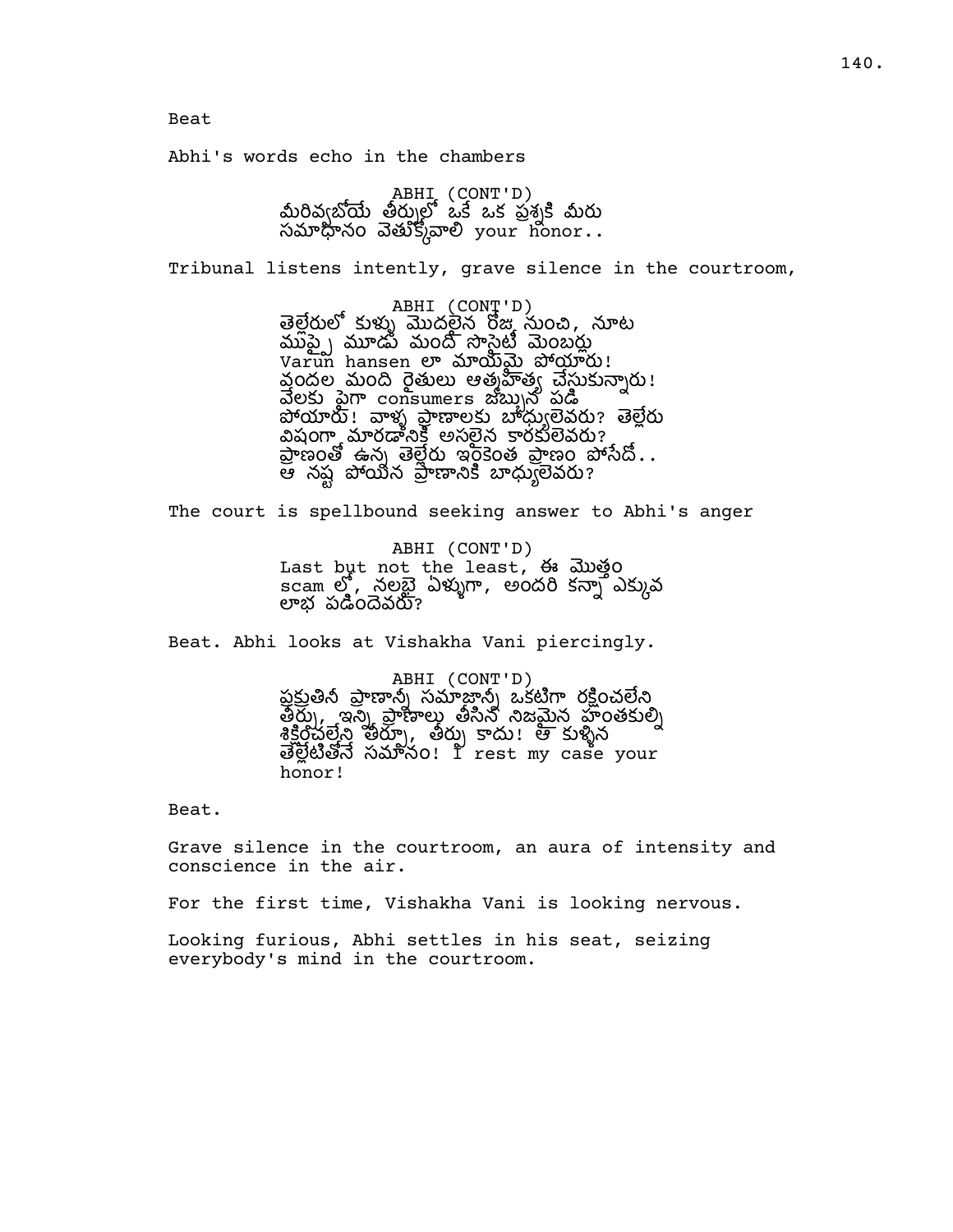Beat

Abhi's words echo in the chambers

ABHI (CONT'D)
మరివ్వబోయే తీర్పులో ఒకే ఒక ప్రశ్నకి మీరు
సమాధానం వెతుక్కోవాలి your honor..

Tribunal listens intently, grave silence in the courtroom,

ABHI (CONT'D)
తెల్లేరులో కుళ్ళు మొదలైన రోజు నుంచి, నూట
ముప్పై మూడు మంది సొసైటీ మెంబర్లు
Varun hansen లా మాయమై పోయారు!
వందల మంది రైతులు ఆత్మహత్య చేసుకున్నారు!
వేలకు పైగా consumers జబ్బున పడి
పోయారు! వాళ్ళ ప్రాణాలకు బాధ్యులెవరు? తెల్లేరు
విషంగా మారడానికి అసలైన కారకులెవరు?
ప్రాణంతో ఉన్న తెల్లేరు ఇంకెంత ప్రాణం పోసేదో..
ఆ నష్ట పోయిన ప్రాణానికి బాధ్యులెవరు?

The court is spellbound seeking answer to Abhi's anger

ABHI (CONT'D)
Last but not the least, ఈ మొత్తం
scam లో, నలభై ఏళ్ళుగా, అందరి కన్నా ఎక్కువ
లాభ పడిందెవరు?

Beat. Abhi looks at Vishakha Vani piercingly.

ABHI (CONT'D)
ప్రకృతినీ ప్రాణాన్నీ సమాజాన్నీ ఒకటిగా రక్షించలేని
తీర్పు, ఇన్ని ప్రాణాల్ని తీసిన నిజమైన హంతకుల్ని
శిక్షించలేని తీర్పు, తీర్పు కాదు! ఆ కుళ్ళిన
తెల్లేటితోనే సమానం! I rest my case your
honor!

Beat.

Grave silence in the courtroom, an aura of intensity and conscience in the air.

For the first time, Vishakha Vani is looking nervous.

Looking furious, Abhi settles in his seat, seizing everybody's mind in the courtroom.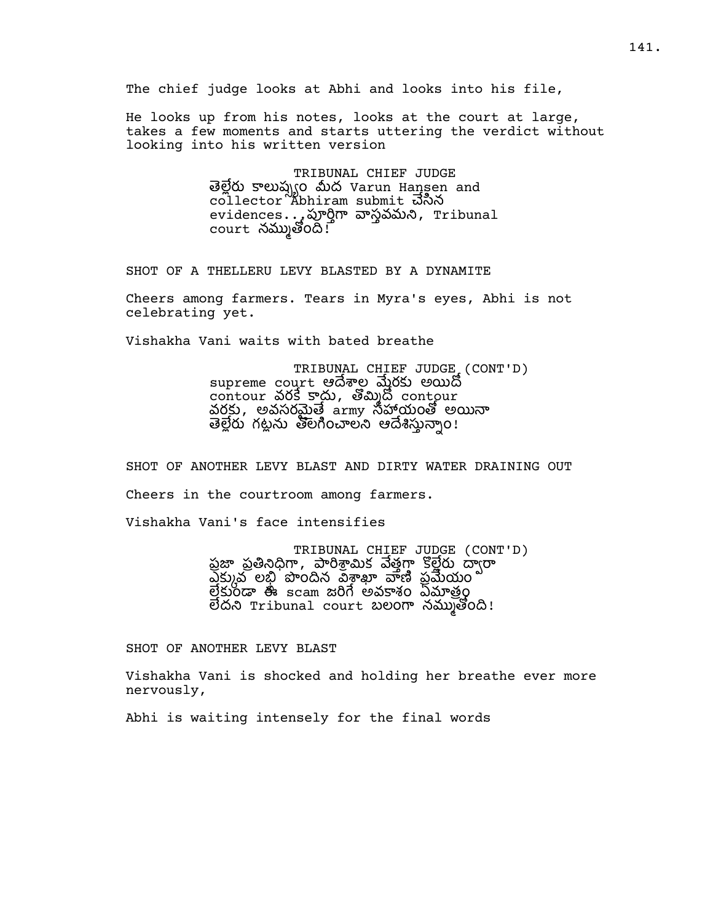The chief judge looks at Abhi and looks into his file,

He looks up from his notes, looks at the court at large, takes a few moments and starts uttering the verdict without looking into his written version

TRIBUNAL CHIEF JUDGE
తెల్లేరు కాలుష్యం మీద Varun Hansen and collector Abhiram submit చేసిన evidences... పూర్తిగా వాస్తవమని, Tribunal court నమ్ముతోంది!

SHOT OF A THELLERU LEVY BLASTED BY A DYNAMITE

Cheers among farmers. Tears in Myra's eyes, Abhi is not celebrating yet.

Vishakha Vani waits with bated breathe

TRIBUNAL CHIEF JUDGE (CONT'D)
supreme court ఆదేశాల మేరకు అయిదో contour వరకే కాదు, తొమ్మిదో contour వరకు, అవసరమైతే army సహాయంతో అయినా తెల్లేరు గట్లను తొలగించాలని ఆదేశిస్తున్నాం!

SHOT OF ANOTHER LEVY BLAST AND DIRTY WATER DRAINING OUT

Cheers in the courtroom among farmers.

Vishakha Vani's face intensifies

TRIBUNAL CHIEF JUDGE (CONT'D)
ప్రజా ప్రతినిధిగా, పారిశ్రామిక వేత్తగా కొల్లేరు ద్వారా ఎక్కువ లబ్ధి పొందిన విశాఖా వాణి ప్రమేయం లేకుండా ఈ scam జరిగే అవకాశం ఏమాత్రం లేదని Tribunal court బలంగా నమ్ముతోంది!

SHOT OF ANOTHER LEVY BLAST

Vishakha Vani is shocked and holding her breathe ever more nervously,

Abhi is waiting intensely for the final words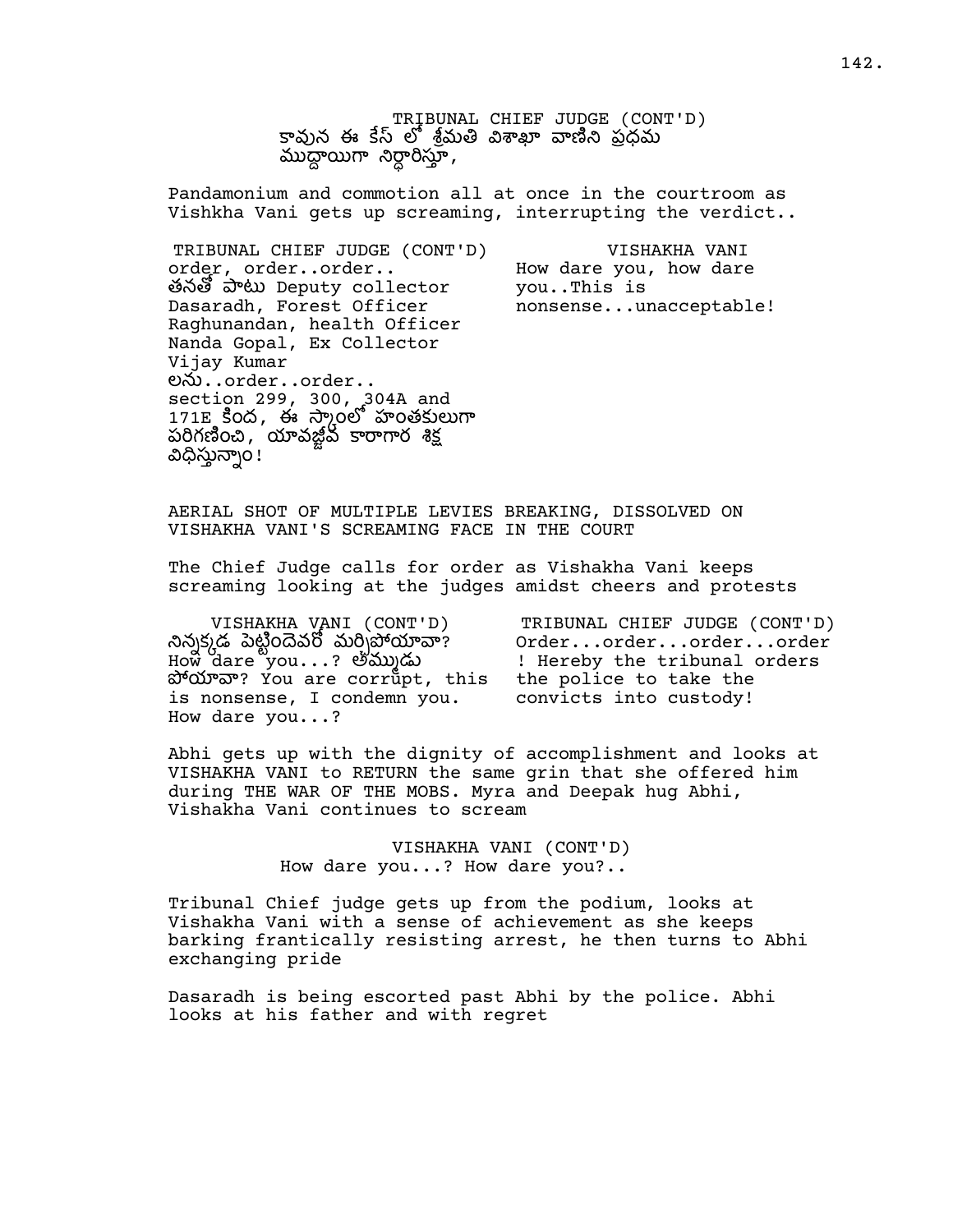TRIBUNAL CHIEF JUDGE (CONT'D)
కావున ఈ కేస్ లో శ్రీమతి విశాఖా వాణిని ప్రధమ ముద్దాయిగా నిర్ధారిస్తూ,

Pandamonium and commotion all at once in the courtroom as Vishkha Vani gets up screaming, interrupting the verdict..

TRIBUNAL CHIEF JUDGE (CONT'D)
order, order..order..
తనతో పాటు Deputy collector Dasaradh, Forest Officer Raghunandan, health Officer Nanda Gopal, Ex Collector Vijay Kumar లను..order..order..
section 299, 300, 304A and 171E కింద, ఈ స్కాంలో హంతకులుగా పరిగణించి, యావజ్జీవ కారాగార శిక్ష విధిస్తున్నాం!

VISHAKHA VANI
How dare you, how dare you..This is nonsense...unacceptable!

AERIAL SHOT OF MULTIPLE LEVIES BREAKING, DISSOLVED ON VISHAKHA VANI'S SCREAMING FACE IN THE COURT

The Chief Judge calls for order as Vishakha Vani keeps screaming looking at the judges amidst cheers and protests

VISHAKHA VANI (CONT'D)
నిన్నక్కడ పెట్టిందెవరో మర్చిపోయావా? How dare you...? అమ్ముడు పోయావా? You are corrupt, this is nonsense, I condemn you. How dare you...?

TRIBUNAL CHIEF JUDGE (CONT'D)
Order...order...order...order! Hereby the tribunal orders the police to take the convicts into custody!

Abhi gets up with the dignity of accomplishment and looks at VISHAKHA VANI to RETURN the same grin that she offered him during THE WAR OF THE MOBS. Myra and Deepak hug Abhi, Vishakha Vani continues to scream

VISHAKHA VANI (CONT'D)
How dare you...? How dare you?..

Tribunal Chief judge gets up from the podium, looks at Vishakha Vani with a sense of achievement as she keeps barking frantically resisting arrest, he then turns to Abhi exchanging pride

Dasaradh is being escorted past Abhi by the police. Abhi looks at his father and with regret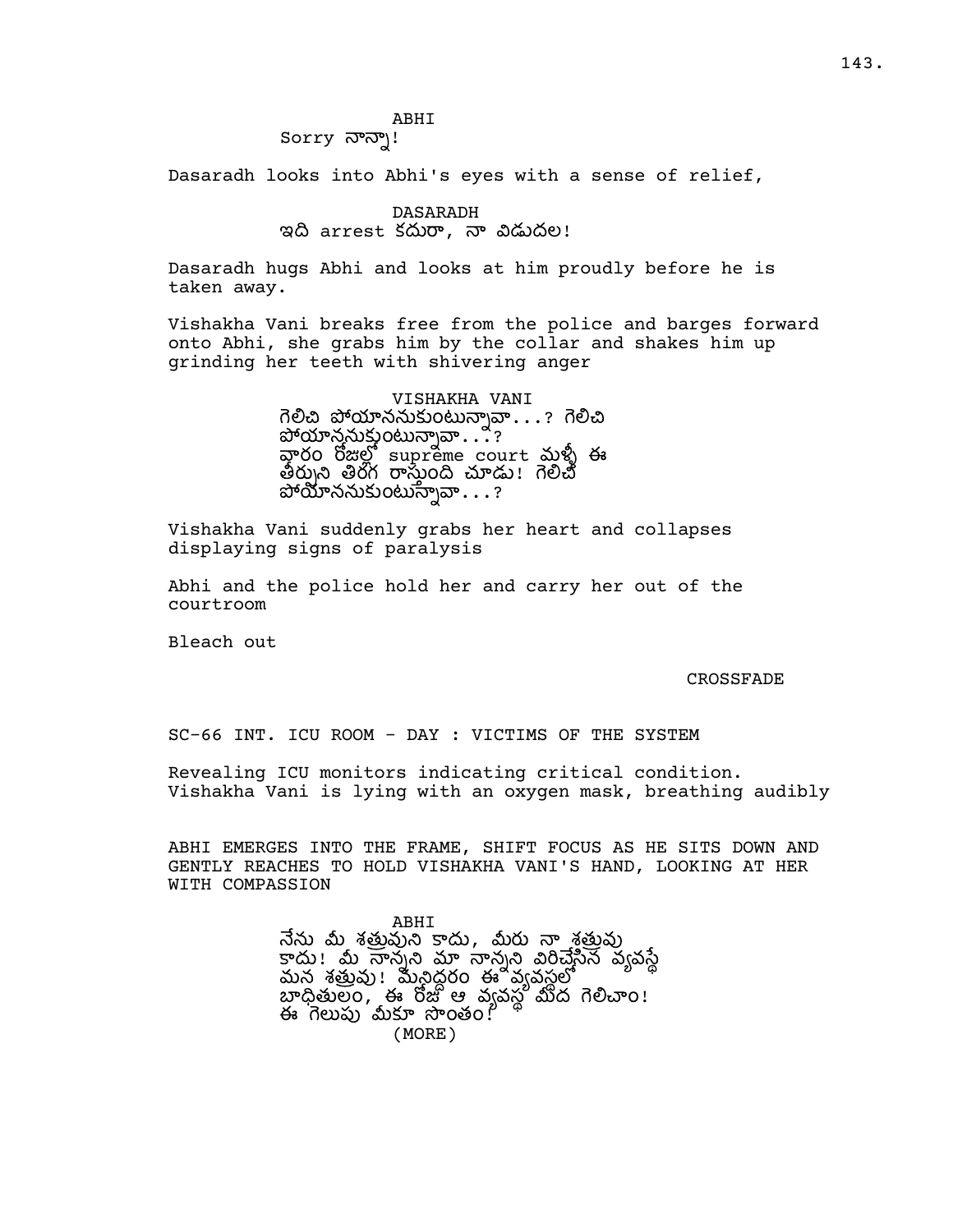ABHI

Sorry నాన్నా!

Dasaradh looks into Abhi's eyes with a sense of relief,

DASARADH

ఇది arrest కదురా, నా విడుదల!

Dasaradh hugs Abhi and looks at him proudly before he is taken away.

Vishakha Vani breaks free from the police and barges forward onto Abhi, she grabs him by the collar and shakes him up grinding her teeth with shivering anger

VISHAKHA VANI

గెలిచి పోయాననుకుంటున్నావా...? గెలిచి పోయాననుకుంటున్నావా...? వారం రోజుల్లో supreme court మళ్ళీ ఈ తీర్పుని తిరగ రాస్తుంది చూడు! గెలిచి పోయాననుకుంటున్నావా...?

Vishakha Vani suddenly grabs her heart and collapses displaying signs of paralysis

Abhi and the police hold her and carry her out of the courtroom

Bleach out

CROSSFADE

SC-66 INT. ICU ROOM - DAY : VICTIMS OF THE SYSTEM

Revealing ICU monitors indicating critical condition. Vishakha Vani is lying with an oxygen mask, breathing audibly

ABHI EMERGES INTO THE FRAME, SHIFT FOCUS AS HE SITS DOWN AND GENTLY REACHES TO HOLD VISHAKHA VANI'S HAND, LOOKING AT HER WITH COMPASSION

ABHI

నేను మీ శత్రువుని కాదు, మీరు నా శత్రువు కాదు! మీ నాన్నని మా నాన్నని విరిచేసిన వ్యవస్థే మన శత్రువు! మనిద్దరం ఈ వ్యవస్థలో బాధితులం, ఈ రోజు ఆ వ్యవస్థ మీద గెలిచాం! ఈ గెలుపు మీకూ సొంతం!

(MORE)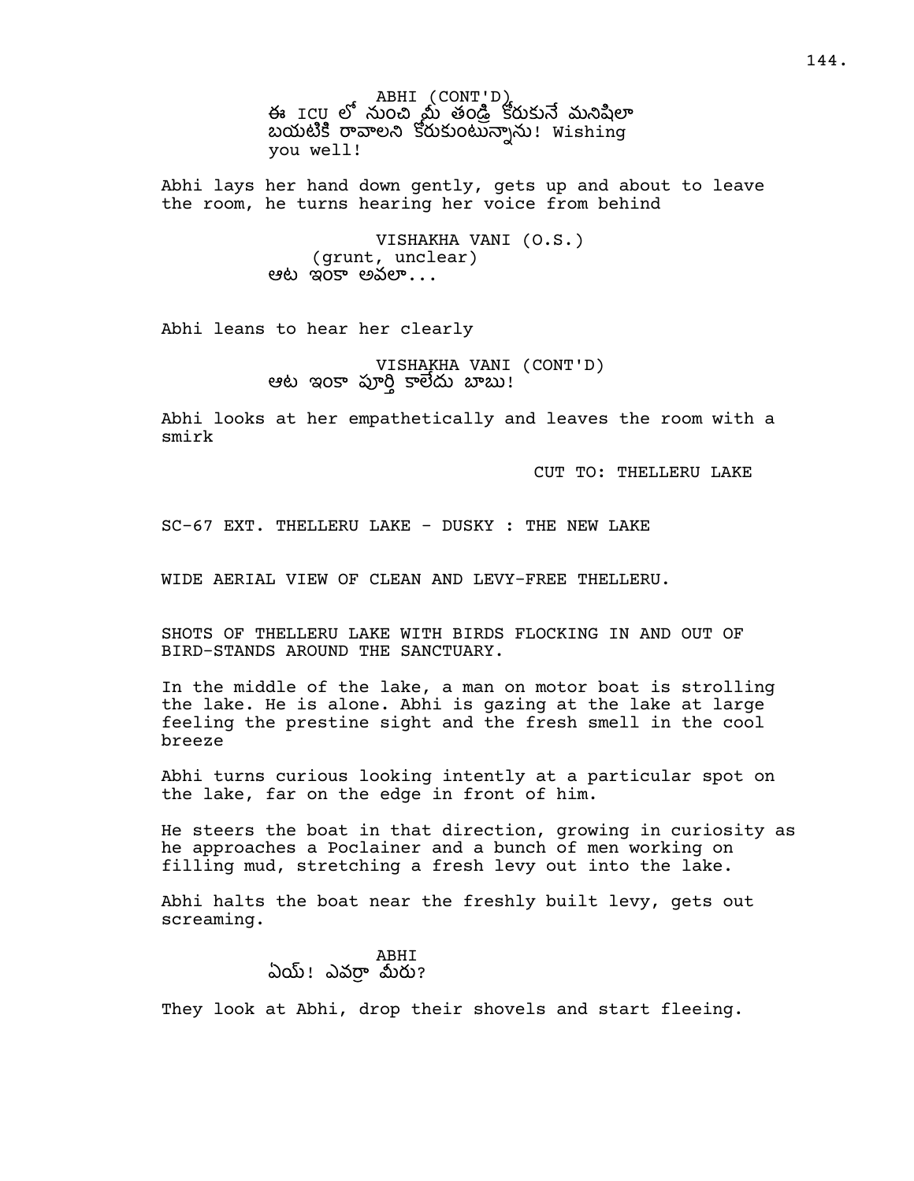ABHI (CONT'D)
ఈ ICU లో నుంచి మీ తండ్రి కోరుకునే మనిషిలా బయటికి రావాలని కోరుకుంటున్నాను! Wishing you well!

Abhi lays her hand down gently, gets up and about to leave the room, he turns hearing her voice from behind

VISHAKHA VANI (O.S.)
(grunt, unclear)
ఆట ఇంకా అవలా...

Abhi leans to hear her clearly

VISHAKHA VANI (CONT'D)
ఆట ఇంకా పూర్తి కాలేదు బాబు!

Abhi looks at her empathetically and leaves the room with a smirk

CUT TO: THELLERU LAKE

SC-67 EXT. THELLERU LAKE - DUSKY : THE NEW LAKE

WIDE AERIAL VIEW OF CLEAN AND LEVY-FREE THELLERU.

SHOTS OF THELLERU LAKE WITH BIRDS FLOCKING IN AND OUT OF BIRD-STANDS AROUND THE SANCTUARY.

In the middle of the lake, a man on motor boat is strolling the lake. He is alone. Abhi is gazing at the lake at large feeling the prestine sight and the fresh smell in the cool breeze

Abhi turns curious looking intently at a particular spot on the lake, far on the edge in front of him.

He steers the boat in that direction, growing in curiosity as he approaches a Poclainer and a bunch of men working on filling mud, stretching a fresh levy out into the lake.

Abhi halts the boat near the freshly built levy, gets out screaming.

ABHI
ఏయ్! ఎవర్రా మీరు?

They look at Abhi, drop their shovels and start fleeing.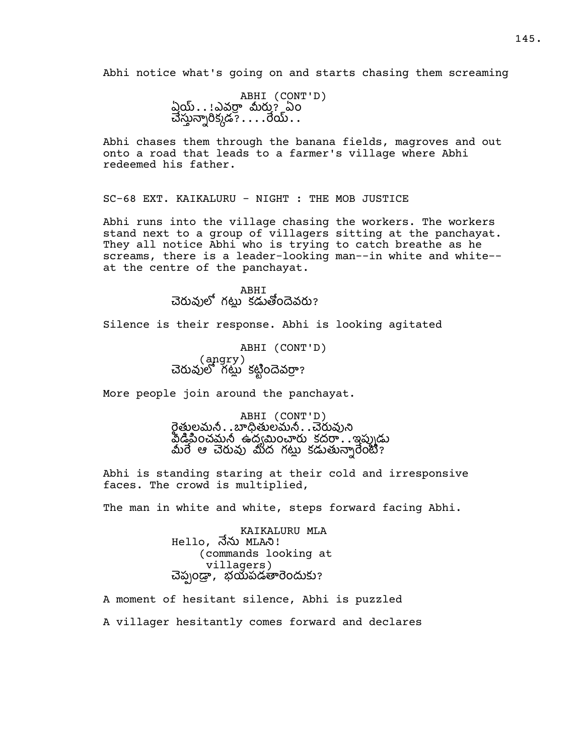Abhi notice what's going on and starts chasing them screaming

ABHI (CONT'D)
ఏయ్..!ఎవర్రా మీరు? ఏం చేస్తున్నారిక్కడ?....రేయ్..

Abhi chases them through the banana fields, magroves and out onto a road that leads to a farmer's village where Abhi redeemed his father.

SC-68 EXT. KAIKALURU - NIGHT : THE MOB JUSTICE

Abhi runs into the village chasing the workers. The workers stand next to a group of villagers sitting at the panchayat. They all notice Abhi who is trying to catch breathe as he screams, there is a leader-looking man--in white and white--at the centre of the panchayat.

ABHI
చెరువులో గట్లు కడుతోందెవరు?

Silence is their response. Abhi is looking agitated

ABHI (CONT'D)
(angry)
చెరువులో గట్లు కట్టిందెవర్రా?

More people join around the panchayat.

ABHI (CONT'D)
రైతులమనీ..బాధితులమనీ..చెరువుని విడిపించమనీ ఉద్యమించారు కదరా..ఇప్పుడు మీరే ఆ చెరువు మీద గట్లు కడుతున్నారేంటి?

Abhi is standing staring at their cold and irresponsive faces. The crowd is multiplied,

The man in white and white, steps forward facing Abhi.

KAIKALURU MLA
Hello, నేను MLAని!
(commands looking at villagers)
చెప్పండ్రా, భయపడతారెందుకు?

A moment of hesitant silence, Abhi is puzzled

A villager hesitantly comes forward and declares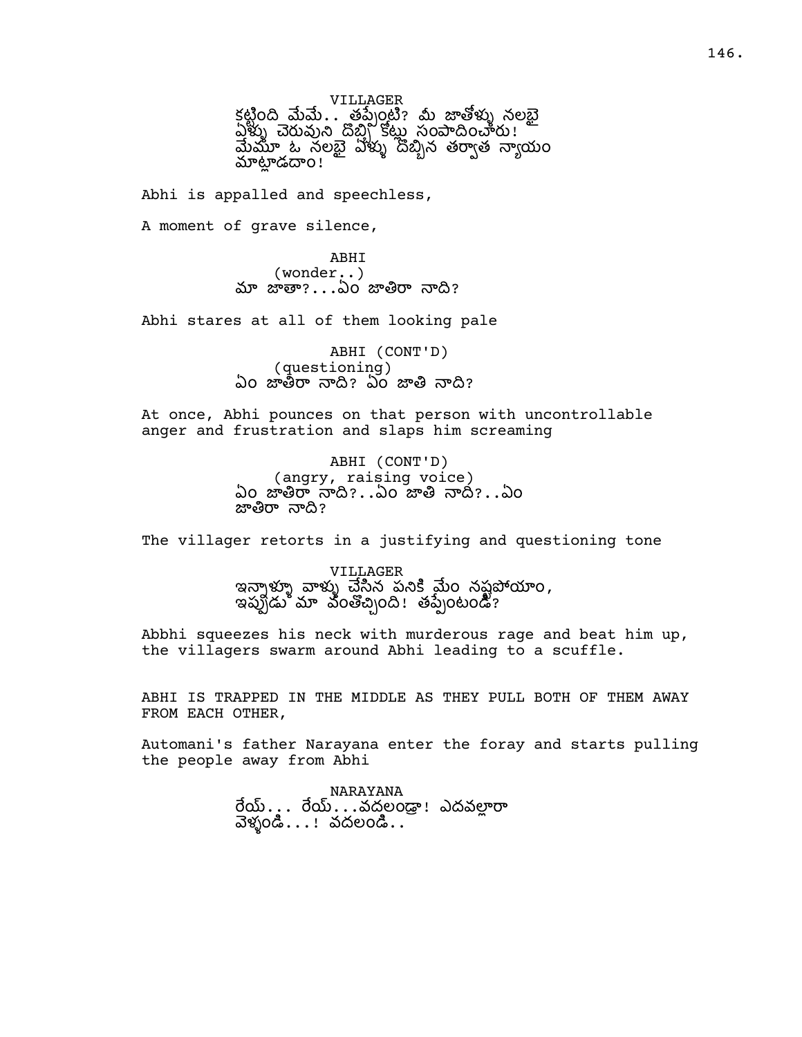VILLAGER

కట్టింది మేమే.. తప్పేంటి? మీ జాతోళ్ళు నలభై ఏళ్ళు చెరువుని దొబ్బి కట్టు సంపాదించారు! మేమూ ఓ నలభై ఏళ్ళు దొబ్బిన తర్వాత న్యాయం మాట్లాడదాం!

Abhi is appalled and speechless,

A moment of grave silence,

ABHI

(wonder..)

మా జాతా?...ఏం జాతిరా నాది?

Abhi stares at all of them looking pale

ABHI (CONT'D)

(questioning)

ఏం జాతిరా నాది? ఏం జాతి నాది?

At once, Abhi pounces on that person with uncontrollable anger and frustration and slaps him screaming

ABHI (CONT'D)

(angry, raising voice)

ఏం జాతిరా నాది?..ఏం జాతి నాది?..ఏం జాతిరా నాది?

The villager retorts in a justifying and questioning tone

VILLAGER

ఇన్నాళ్ళూ వాళ్ళు చేసిన పనికి మేం నష్టపోయాం, ఇప్పుడు మా వంతొచ్చింది! తప్పేంటండీ?

Abbhi squeezes his neck with murderous rage and beat him up, the villagers swarm around Abhi leading to a scuffle.

ABHI IS TRAPPED IN THE MIDDLE AS THEY PULL BOTH OF THEM AWAY FROM EACH OTHER,

Automani's father Narayana enter the foray and starts pulling the people away from Abhi

NARAYANA

రేయ్... రేయ్...వదలండ్రా! ఎదవల్లారా వెళ్ళండి...! వదలండి..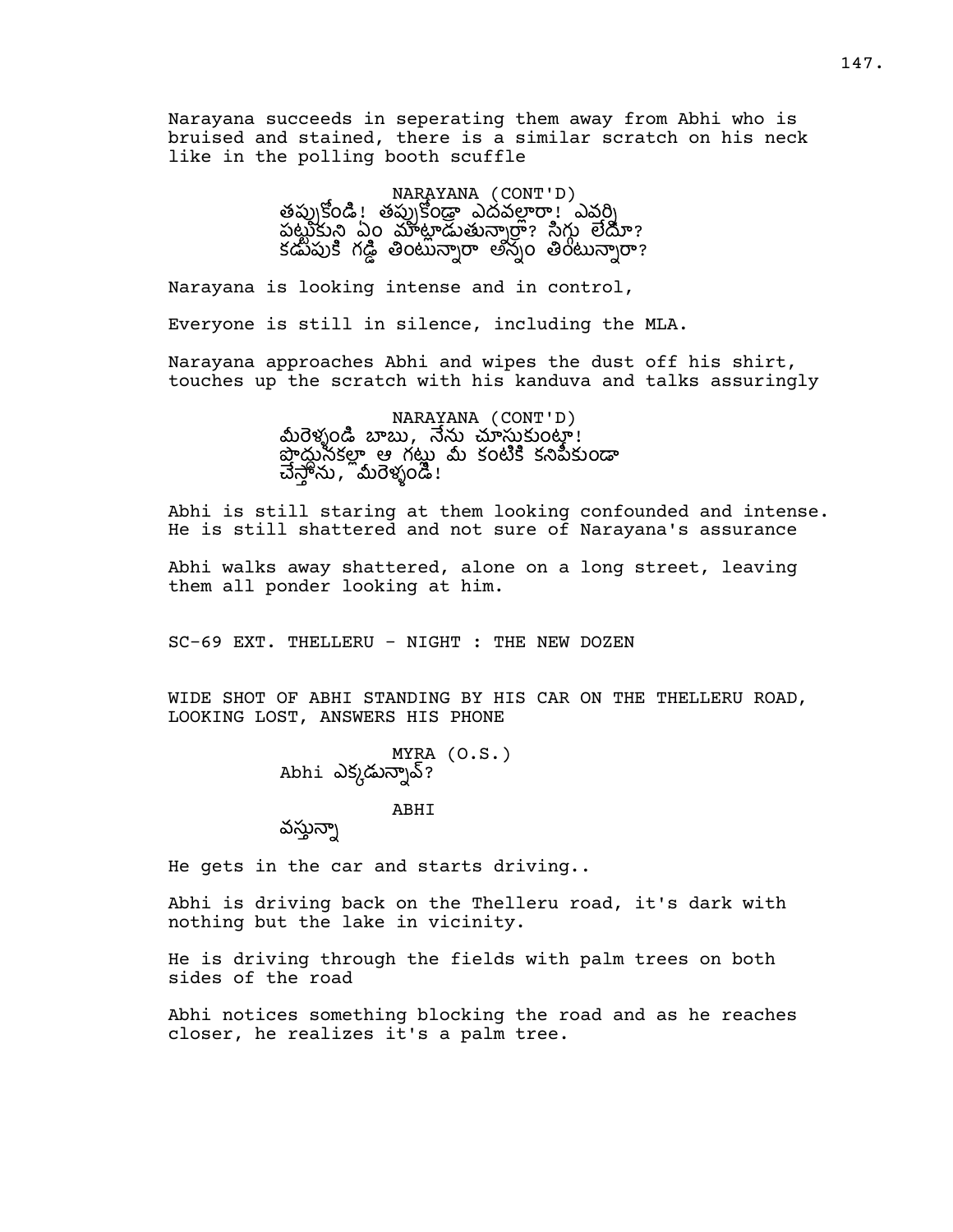Narayana succeeds in seperating them away from Abhi who is bruised and stained, there is a similar scratch on his neck like in the polling booth scuffle

NARAYANA (CONT'D)
తప్పుకోండి! తప్పుకోండ్రా ఎదవల్లారా! ఎవర్ని పట్టుకుని ఏం మాట్లాడుతున్నార్రా? సిగ్గు లేదూ? కడుపుకి గడ్డి తింటున్నారా అన్నం తింటున్నారా?

Narayana is looking intense and in control,

Everyone is still in silence, including the MLA.

Narayana approaches Abhi and wipes the dust off his shirt, touches up the scratch with his kanduva and talks assuringly

NARAYANA (CONT'D)
మీరెళ్ళండి బాబు, నేను చూసుకుంటా! పొద్దునకల్లా ఆ గట్టు మీ కంటికి కనిపించకుండా చేస్తాను, మీరెళ్ళండి!

Abhi is still staring at them looking confounded and intense. He is still shattered and not sure of Narayana's assurance

Abhi walks away shattered, alone on a long street, leaving them all ponder looking at him.

SC-69 EXT. THELLERU - NIGHT : THE NEW DOZEN

WIDE SHOT OF ABHI STANDING BY HIS CAR ON THE THELLERU ROAD, LOOKING LOST, ANSWERS HIS PHONE

MYRA (O.S.)
Abhi ఎక్కడున్నావ్?

ABHI
వస్తున్నా

He gets in the car and starts driving..

Abhi is driving back on the Thelleru road, it's dark with nothing but the lake in vicinity.

He is driving through the fields with palm trees on both sides of the road

Abhi notices something blocking the road and as he reaches closer, he realizes it's a palm tree.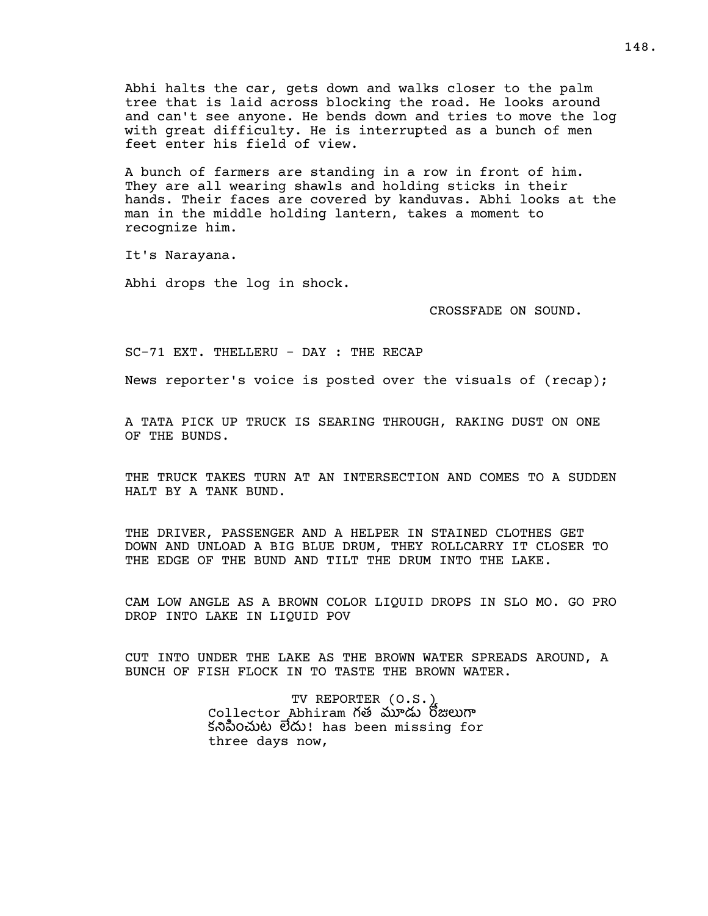Abhi halts the car, gets down and walks closer to the palm tree that is laid across blocking the road. He looks around and can't see anyone. He bends down and tries to move the log with great difficulty. He is interrupted as a bunch of men feet enter his field of view.

A bunch of farmers are standing in a row in front of him. They are all wearing shawls and holding sticks in their hands. Their faces are covered by kanduvas. Abhi looks at the man in the middle holding lantern, takes a moment to recognize him.

It's Narayana.

Abhi drops the log in shock.

CROSSFADE ON SOUND.

SC-71 EXT. THELLERU - DAY : THE RECAP

News reporter's voice is posted over the visuals of (recap);

A TATA PICK UP TRUCK IS SEARING THROUGH, RAKING DUST ON ONE OF THE BUNDS.

THE TRUCK TAKES TURN AT AN INTERSECTION AND COMES TO A SUDDEN HALT BY A TANK BUND.

THE DRIVER, PASSENGER AND A HELPER IN STAINED CLOTHES GET DOWN AND UNLOAD A BIG BLUE DRUM, THEY ROLLCARRY IT CLOSER TO THE EDGE OF THE BUND AND TILT THE DRUM INTO THE LAKE.

CAM LOW ANGLE AS A BROWN COLOR LIQUID DROPS IN SLO MO. GO PRO DROP INTO LAKE IN LIQUID POV

CUT INTO UNDER THE LAKE AS THE BROWN WATER SPREADS AROUND, A BUNCH OF FISH FLOCK IN TO TASTE THE BROWN WATER.

TV REPORTER (O.S.)
Collector Abhiram గత మూడు రోజులుగా కనిపించుట లేదు! has been missing for three days now,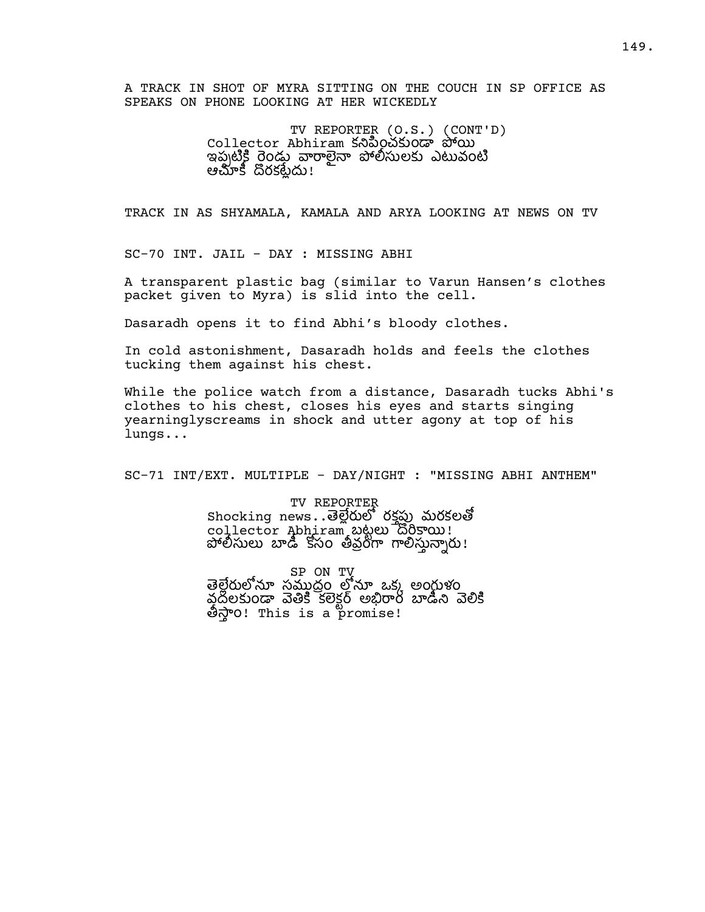A TRACK IN SHOT OF MYRA SITTING ON THE COUCH IN SP OFFICE AS SPEAKS ON PHONE LOOKING AT HER WICKEDLY

TV REPORTER (O.S.) (CONT'D)
Collector Abhiram కనిపించకుండా పోయి ఇప్పటికి రెండు వారాలైనా పోలీసులకు ఎటువంటి ఆచూకీ దొరకట్లేదు!

TRACK IN AS SHYAMALA, KAMALA AND ARYA LOOKING AT NEWS ON TV

SC-70 INT. JAIL - DAY : MISSING ABHI

A transparent plastic bag (similar to Varun Hansen's clothes packet given to Myra) is slid into the cell.

Dasaradh opens it to find Abhi's bloody clothes.

In cold astonishment, Dasaradh holds and feels the clothes tucking them against his chest.

While the police watch from a distance, Dasaradh tucks Abhi's clothes to his chest, closes his eyes and starts singing yearninglyscreams in shock and utter agony at top of his lungs...

SC-71 INT/EXT. MULTIPLE - DAY/NIGHT : "MISSING ABHI ANTHEM"

TV REPORTER
Shocking news..తెల్లేరులో రక్తపు మరకలతో collector Abhiram బట్టలు దొరికాయి! పోలీసులు బాడీ కోసం తీవ్రంగా గాలిస్తున్నారు!

SP ON TV
తెల్లేరులోనూ సముద్రం లోనూ ఒక్క అంగుళం వదలకుండా వెతికి కలెక్టర్ అభిరామ్ బాడీని వెలికి తీస్తాం! This is a promise!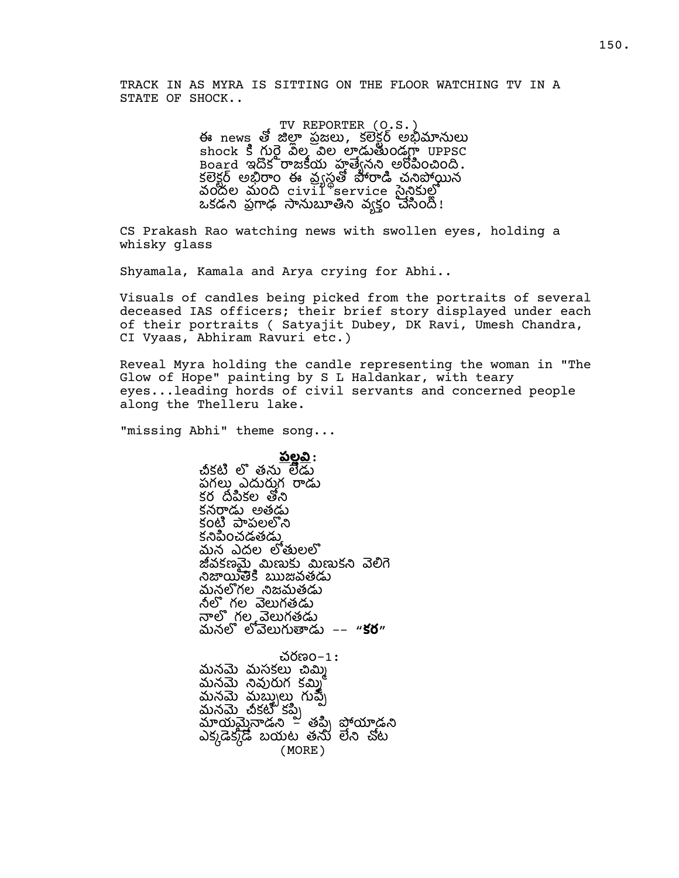TRACK IN AS MYRA IS SITTING ON THE FLOOR WATCHING TV IN A STATE OF SHOCK..

TV REPORTER (O.S.)
ఈ news తో జిల్లా ప్రజలు, కలెక్టర్ అభిమానులు shock కి గురై విల విల లాడుతుండగా UPPSC Board ఇదొక రాజకీయ హత్యేనని ఆరోపించింది. కలెక్టర్ అభిరాం ఈ వ్యవస్థతో పోరాడి చనిపోయిన వందల మంది civil service సైనికుల్లో ఒకడని ప్రగాఢ సానుభూతిని వ్యక్తం చేసింది!

CS Prakash Rao watching news with swollen eyes, holding a whisky glass

Shyamala, Kamala and Arya crying for Abhi..

Visuals of candles being picked from the portraits of several deceased IAS officers; their brief story displayed under each of their portraits ( Satyajit Dubey, DK Ravi, Umesh Chandra, CI Vyaas, Abhiram Ravuri etc.)

Reveal Myra holding the candle representing the woman in "The Glow of Hope" painting by S L Haldankar, with teary eyes...leading hords of civil servants and concerned people along the Thelleru lake.

"missing Abhi" theme song...

**పల్లవి:**
చీకటి లొ తను లేడు
పగలు ఎదురుగ రాడు
కర దీపికల తోని
కనరాడు అతడు
కంటి పాపలలోని
కనిపించడతడు
మన ఎదల లోతులలొ
జీవకణమై మిణుకు మిణుకని వెలిగె
నిజాయితికి ఋజువతడు
మనలొగల నిజమతడు
నీలొ గల వెలుగతడు
నాలొ గల వెలుగతడు
మనలొ లోవెలుగుతాడు -- "**కర**"

చరణం-1:
మనమె మసకలు చిమ్మి
మనమె నివురుగ కమ్మి
మనమె మబ్బులు గుప్పి
మనమె చీకటి కప్పి
మాయమైనాడని - తప్పి పోయాడని
ఎక్కడెక్కడొ బయట తను లేని చోట
(MORE)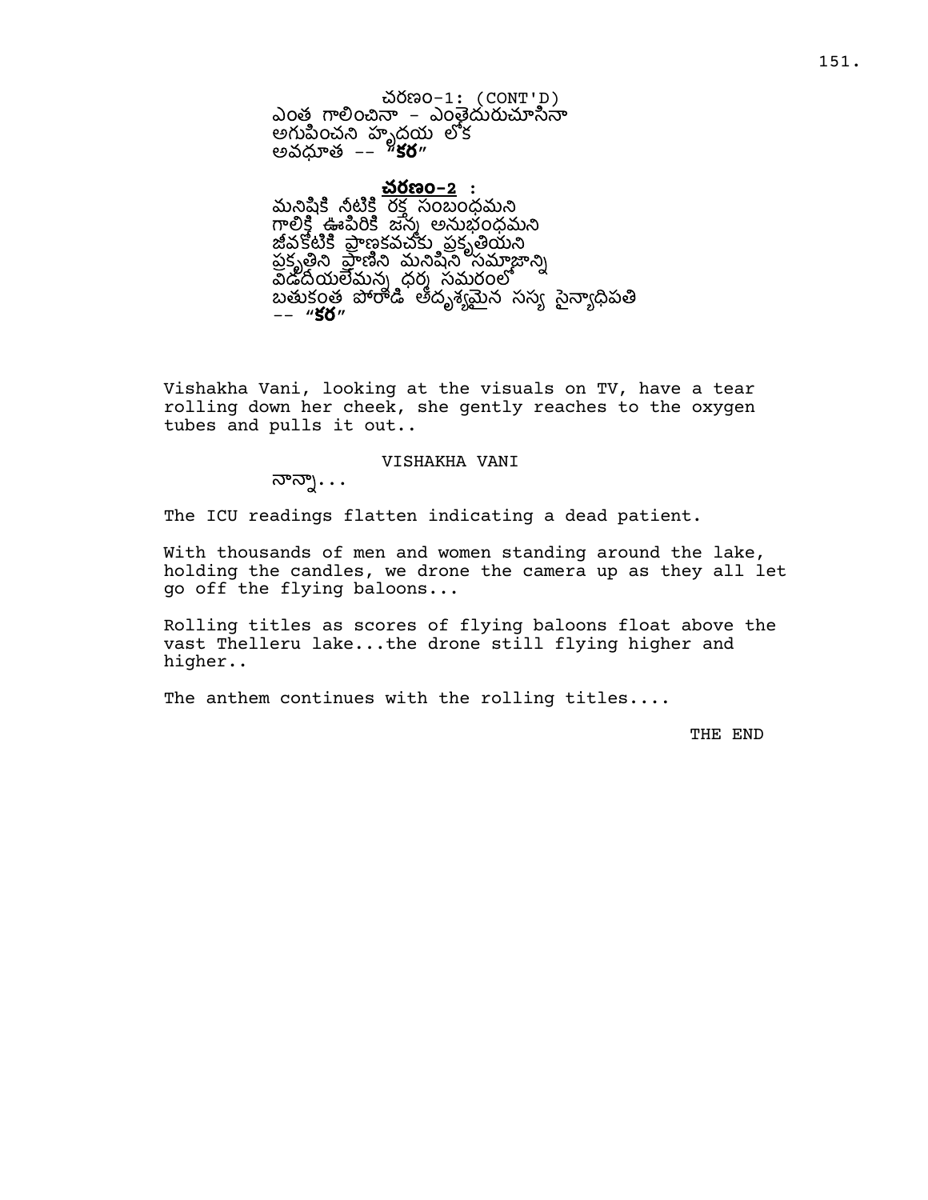చరణం-1: (CONT'D)
ఎంత గాలించినా - ఎంతైదురుచూసినా
అగుపించని హృదయ లోక
అవధూత -- "**కర**"

**<u>చరణం-2</u>** :
మనిషికి నీటికి రక్త సంబంధమని
గాలికి ఊపిరికి జన్మ అనుభంధమని
జీవకోటికి ప్రాణకవచకు ప్రకృతియని
ప్రకృతిని ప్రాణిని మనిషిని సమాజాన్ని
విడదీయలేమన్న ధర్మ సమరంలో
బతుకంత పోరాడి అదృశ్యమైన సస్య సైన్యాధిపతి
-- "**కర**"

Vishakha Vani, looking at the visuals on TV, have a tear rolling down her cheek, she gently reaches to the oxygen tubes and pulls it out..

VISHAKHA VANI
నాన్నా...

The ICU readings flatten indicating a dead patient.

With thousands of men and women standing around the lake, holding the candles, we drone the camera up as they all let go off the flying baloons...

Rolling titles as scores of flying baloons float above the vast Thelleru lake...the drone still flying higher and higher..

The anthem continues with the rolling titles....

THE END